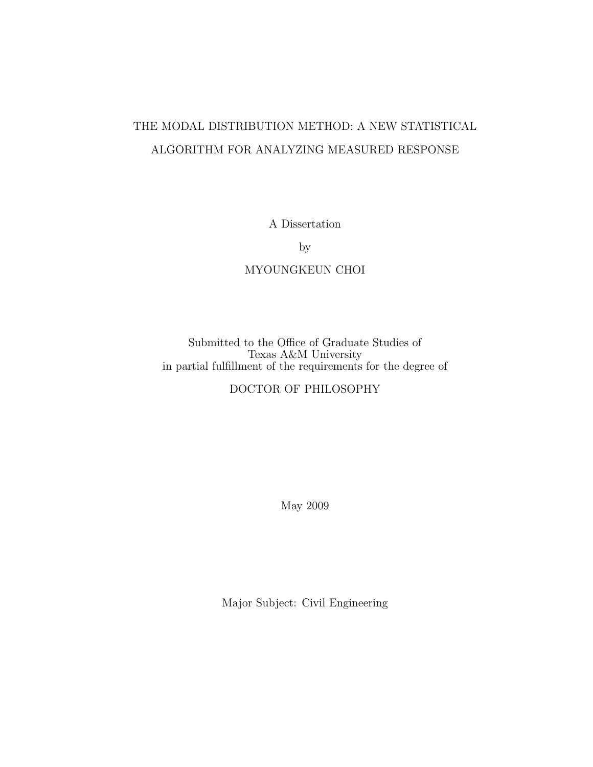# THE MODAL DISTRIBUTION METHOD: A NEW STATISTICAL ALGORITHM FOR ANALYZING MEASURED RESPONSE

A Dissertation

by

MYOUNGKEUN CHOI

Submitted to the Office of Graduate Studies of
Texas A&M University
in partial fulfillment of the requirements for the degree of

DOCTOR OF PHILOSOPHY

May 2009

Major Subject: Civil Engineering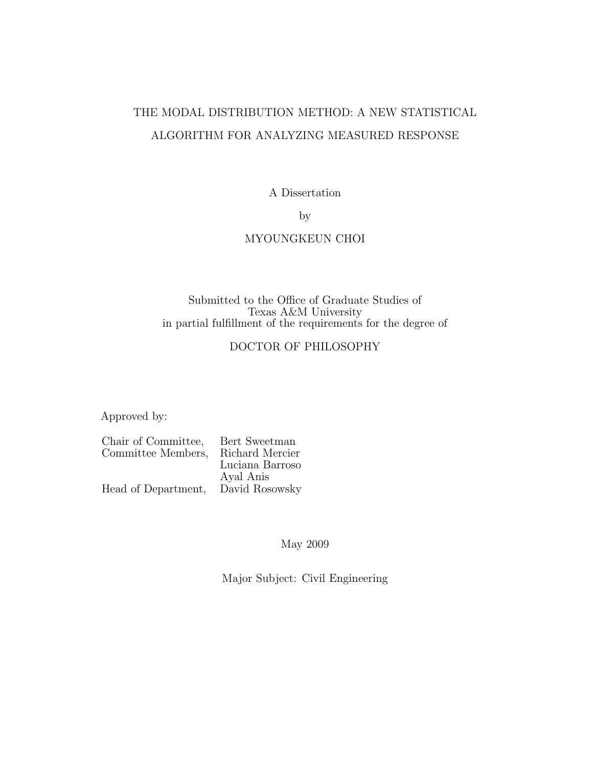# THE MODAL DISTRIBUTION METHOD: A NEW STATISTICAL ALGORITHM FOR ANALYZING MEASURED RESPONSE

A Dissertation

by

MYOUNGKEUN CHOI

Submitted to the Office of Graduate Studies of
Texas A&M University
in partial fulfillment of the requirements for the degree of

DOCTOR OF PHILOSOPHY

Approved by:

| | |
|---|---|
| Chair of Committee, | Bert Sweetman |
| Committee Members, | Richard Mercier |
| | Luciana Barroso |
| | Ayal Anis |
| Head of Department, | David Rosowsky |

May 2009

Major Subject: Civil Engineering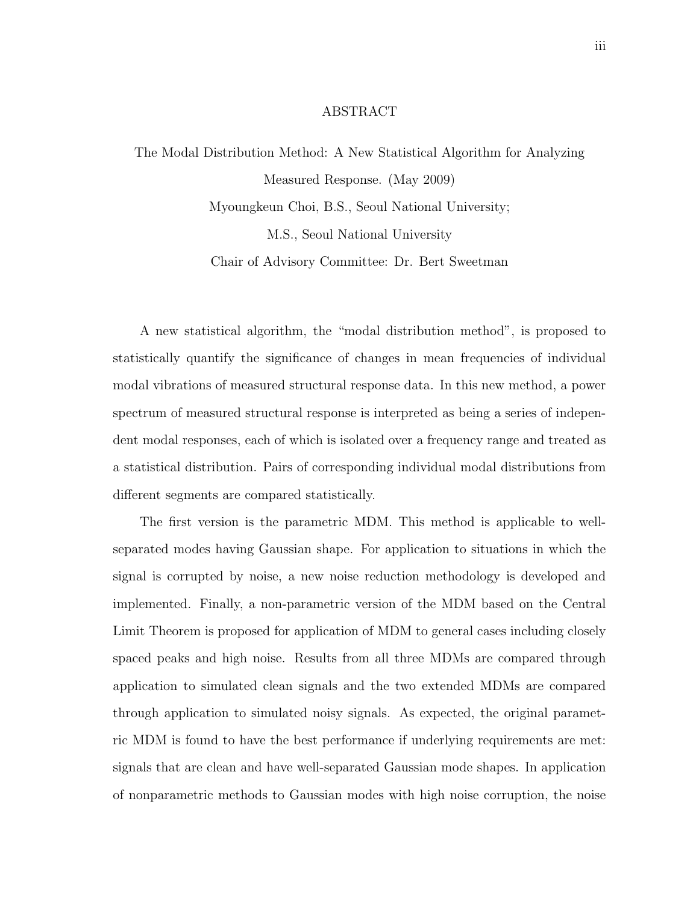# ABSTRACT

The Modal Distribution Method: A New Statistical Algorithm for Analyzing Measured Response. (May 2009)

Myoungkeun Choi, B.S., Seoul National University;

M.S., Seoul National University

Chair of Advisory Committee: Dr. Bert Sweetman

A new statistical algorithm, the "modal distribution method", is proposed to statistically quantify the significance of changes in mean frequencies of individual modal vibrations of measured structural response data. In this new method, a power spectrum of measured structural response is interpreted as being a series of independent modal responses, each of which is isolated over a frequency range and treated as a statistical distribution. Pairs of corresponding individual modal distributions from different segments are compared statistically.

The first version is the parametric MDM. This method is applicable to well-separated modes having Gaussian shape. For application to situations in which the signal is corrupted by noise, a new noise reduction methodology is developed and implemented. Finally, a non-parametric version of the MDM based on the Central Limit Theorem is proposed for application of MDM to general cases including closely spaced peaks and high noise. Results from all three MDMs are compared through application to simulated clean signals and the two extended MDMs are compared through application to simulated noisy signals. As expected, the original parametric MDM is found to have the best performance if underlying requirements are met: signals that are clean and have well-separated Gaussian mode shapes. In application of nonparametric methods to Gaussian modes with high noise corruption, the noise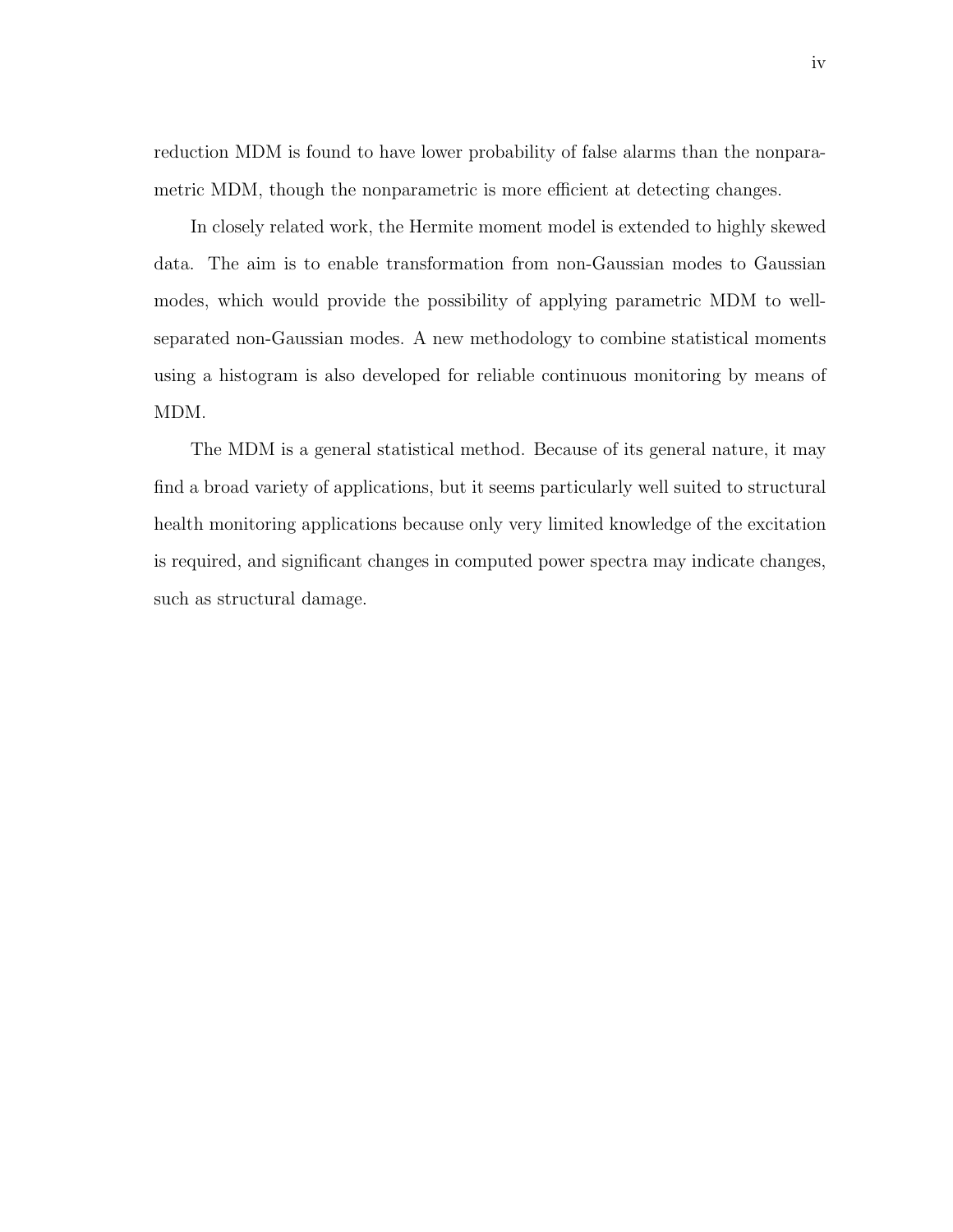reduction MDM is found to have lower probability of false alarms than the nonparametric MDM, though the nonparametric is more efficient at detecting changes.

In closely related work, the Hermite moment model is extended to highly skewed data. The aim is to enable transformation from non-Gaussian modes to Gaussian modes, which would provide the possibility of applying parametric MDM to well-separated non-Gaussian modes. A new methodology to combine statistical moments using a histogram is also developed for reliable continuous monitoring by means of MDM.

The MDM is a general statistical method. Because of its general nature, it may find a broad variety of applications, but it seems particularly well suited to structural health monitoring applications because only very limited knowledge of the excitation is required, and significant changes in computed power spectra may indicate changes, such as structural damage.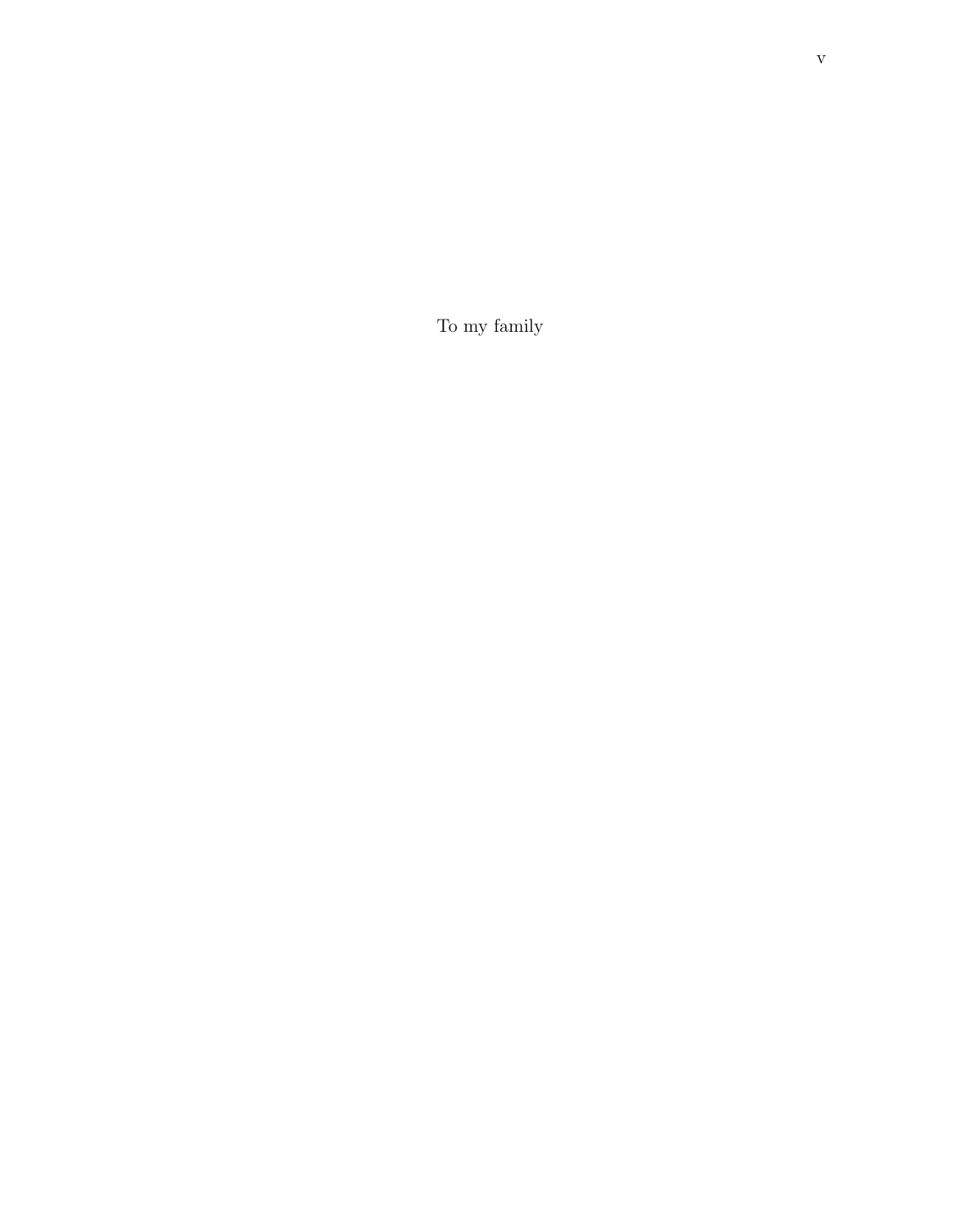To my family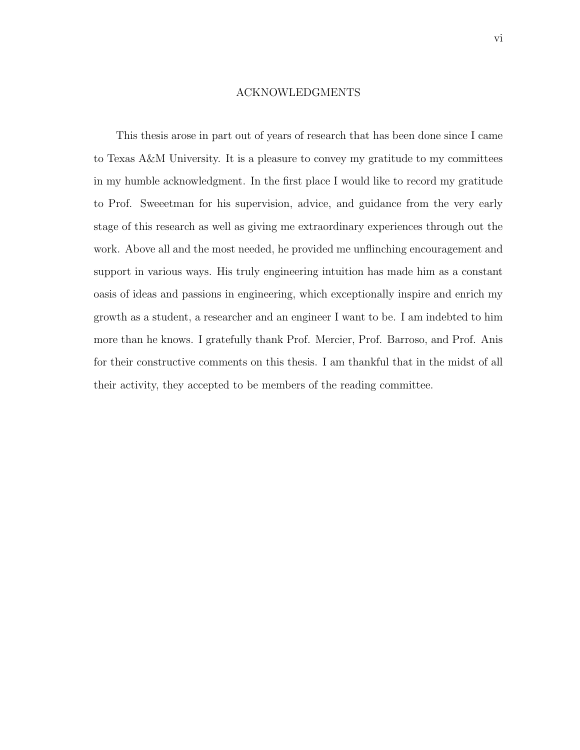# ACKNOWLEDGMENTS

This thesis arose in part out of years of research that has been done since I came to Texas A&M University. It is a pleasure to convey my gratitude to my committees in my humble acknowledgment. In the first place I would like to record my gratitude to Prof. Sweeetman for his supervision, advice, and guidance from the very early stage of this research as well as giving me extraordinary experiences through out the work. Above all and the most needed, he provided me unflinching encouragement and support in various ways. His truly engineering intuition has made him as a constant oasis of ideas and passions in engineering, which exceptionally inspire and enrich my growth as a student, a researcher and an engineer I want to be. I am indebted to him more than he knows. I gratefully thank Prof. Mercier, Prof. Barroso, and Prof. Anis for their constructive comments on this thesis. I am thankful that in the midst of all their activity, they accepted to be members of the reading committee.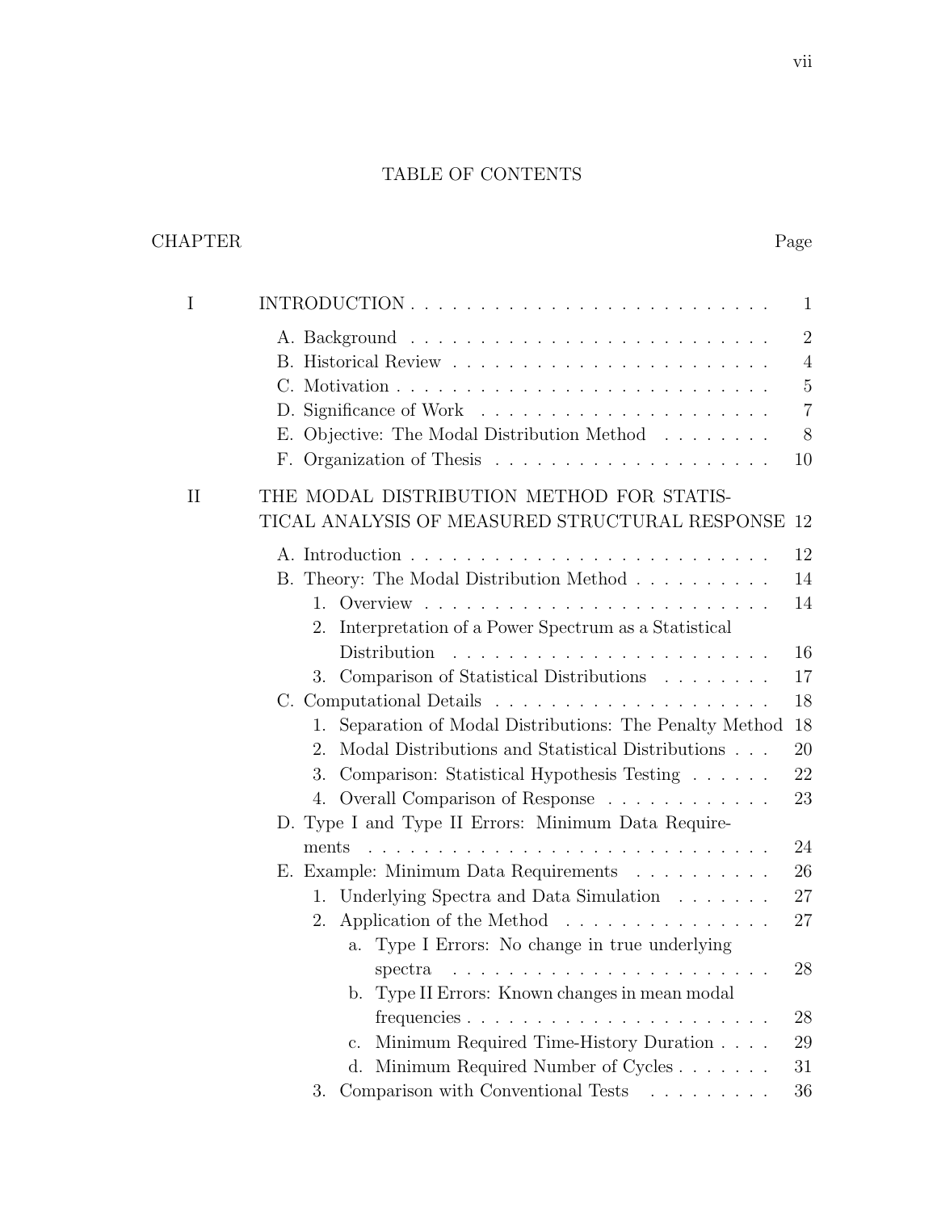# TABLE OF CONTENTS

| CHAPTER | | Page |
|---|---|---|
| I | INTRODUCTION | 1 |
| | A. Background | 2 |
| | B. Historical Review | 4 |
| | C. Motivation | 5 |
| | D. Significance of Work | 7 |
| | E. Objective: The Modal Distribution Method | 8 |
| | F. Organization of Thesis | 10 |
| II | THE MODAL DISTRIBUTION METHOD FOR STATISTICAL ANALYSIS OF MEASURED STRUCTURAL RESPONSE | 12 |
| | A. Introduction | 12 |
| | B. Theory: The Modal Distribution Method | 14 |
| | 1. Overview | 14 |
| | 2. Interpretation of a Power Spectrum as a Statistical Distribution | 16 |
| | 3. Comparison of Statistical Distributions | 17 |
| | C. Computational Details | 18 |
| | 1. Separation of Modal Distributions: The Penalty Method | 18 |
| | 2. Modal Distributions and Statistical Distributions | 20 |
| | 3. Comparison: Statistical Hypothesis Testing | 22 |
| | 4. Overall Comparison of Response | 23 |
| | D. Type I and Type II Errors: Minimum Data Requirements | 24 |
| | E. Example: Minimum Data Requirements | 26 |
| | 1. Underlying Spectra and Data Simulation | 27 |
| | 2. Application of the Method | 27 |
| | a. Type I Errors: No change in true underlying spectra | 28 |
| | b. Type II Errors: Known changes in mean modal frequencies | 28 |
| | c. Minimum Required Time-History Duration | 29 |
| | d. Minimum Required Number of Cycles | 31 |
| | 3. Comparison with Conventional Tests | 36 |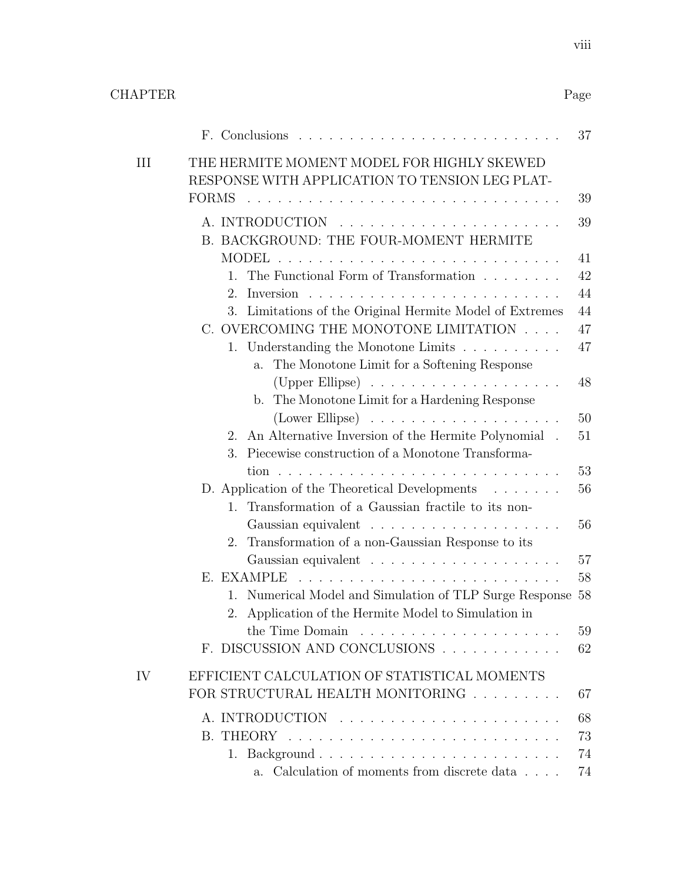| CHAPTER | | Page |
|---|---|---|
| | F. Conclusions | 37 |
| III | THE HERMITE MOMENT MODEL FOR HIGHLY SKEWED RESPONSE WITH APPLICATION TO TENSION LEG PLATFORMS | 39 |
| | A. INTRODUCTION | 39 |
| | B. BACKGROUND: THE FOUR-MOMENT HERMITE MODEL | 41 |
| | 1. The Functional Form of Transformation | 42 |
| | 2. Inversion | 44 |
| | 3. Limitations of the Original Hermite Model of Extremes | 44 |
| | C. OVERCOMING THE MONOTONE LIMITATION | 47 |
| | 1. Understanding the Monotone Limits | 47 |
| | a. The Monotone Limit for a Softening Response (Upper Ellipse) | 48 |
| | b. The Monotone Limit for a Hardening Response (Lower Ellipse) | 50 |
| | 2. An Alternative Inversion of the Hermite Polynomial | 51 |
| | 3. Piecewise construction of a Monotone Transformation | 53 |
| | D. Application of the Theoretical Developments | 56 |
| | 1. Transformation of a Gaussian fractile to its non-Gaussian equivalent | 56 |
| | 2. Transformation of a non-Gaussian Response to its Gaussian equivalent | 57 |
| | E. EXAMPLE | 58 |
| | 1. Numerical Model and Simulation of TLP Surge Response | 58 |
| | 2. Application of the Hermite Model to Simulation in the Time Domain | 59 |
| | F. DISCUSSION AND CONCLUSIONS | 62 |
| IV | EFFICIENT CALCULATION OF STATISTICAL MOMENTS FOR STRUCTURAL HEALTH MONITORING | 67 |
| | A. INTRODUCTION | 68 |
| | B. THEORY | 73 |
| | 1. Background | 74 |
| | a. Calculation of moments from discrete data | 74 |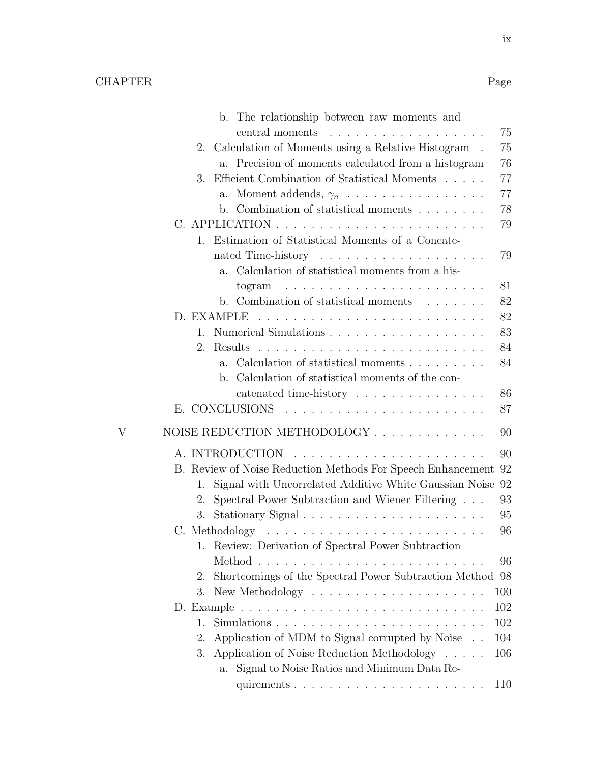| CHAPTER | | Page |
|---|---|---|
| | b. The relationship between raw moments and central moments | 75 |
| | 2. Calculation of Moments using a Relative Histogram | 75 |
| | a. Precision of moments calculated from a histogram | 76 |
| | 3. Efficient Combination of Statistical Moments | 77 |
| | a. Moment addends, $\gamma_n$ | 77 |
| | b. Combination of statistical moments | 78 |
| | C. APPLICATION | 79 |
| | 1. Estimation of Statistical Moments of a Concatenated Time-history | 79 |
| | a. Calculation of statistical moments from a histogram | 81 |
| | b. Combination of statistical moments | 82 |
| | D. EXAMPLE | 82 |
| | 1. Numerical Simulations | 83 |
| | 2. Results | 84 |
| | a. Calculation of statistical moments | 84 |
| | b. Calculation of statistical moments of the concatenated time-history | 86 |
| | E. CONCLUSIONS | 87 |
| V | NOISE REDUCTION METHODOLOGY | 90 |
| | A. INTRODUCTION | 90 |
| | B. Review of Noise Reduction Methods For Speech Enhancement | 92 |
| | 1. Signal with Uncorrelated Additive White Gaussian Noise | 92 |
| | 2. Spectral Power Subtraction and Wiener Filtering | 93 |
| | 3. Stationary Signal | 95 |
| | C. Methodology | 96 |
| | 1. Review: Derivation of Spectral Power Subtraction Method | 96 |
| | 2. Shortcomings of the Spectral Power Subtraction Method | 98 |
| | 3. New Methodology | 100 |
| | D. Example | 102 |
| | 1. Simulations | 102 |
| | 2. Application of MDM to Signal corrupted by Noise | 104 |
| | 3. Application of Noise Reduction Methodology | 106 |
| | a. Signal to Noise Ratios and Minimum Data Requirements | 110 |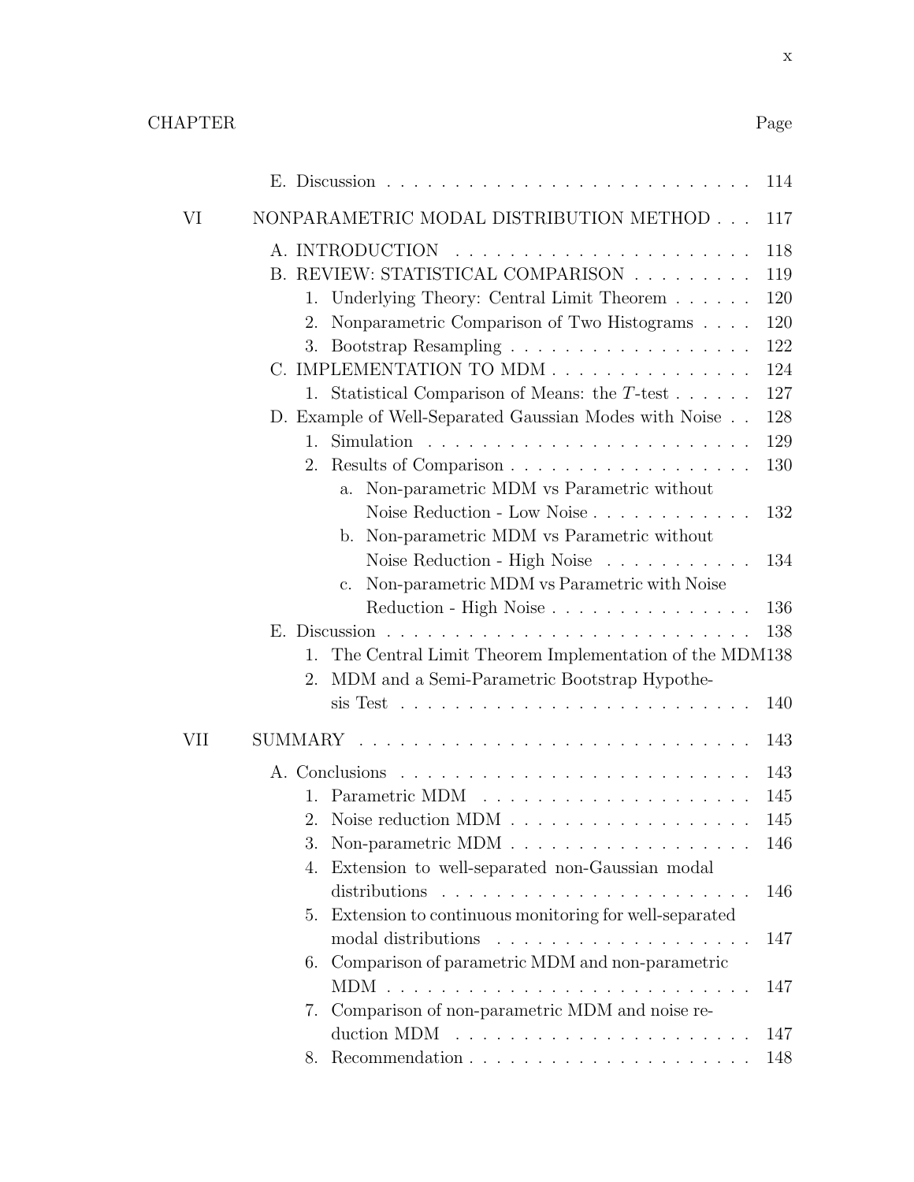| CHAPTER | | Page |
|---|---|---|
| | E. Discussion | 114 |
| VI | NONPARAMETRIC MODAL DISTRIBUTION METHOD | 117 |
| | A. INTRODUCTION | 118 |
| | B. REVIEW: STATISTICAL COMPARISON | 119 |
| | 1. Underlying Theory: Central Limit Theorem | 120 |
| | 2. Nonparametric Comparison of Two Histograms | 120 |
| | 3. Bootstrap Resampling | 122 |
| | C. IMPLEMENTATION TO MDM | 124 |
| | 1. Statistical Comparison of Means: the $T$-test | 127 |
| | D. Example of Well-Separated Gaussian Modes with Noise | 128 |
| | 1. Simulation | 129 |
| | 2. Results of Comparison | 130 |
| | a. Non-parametric MDM vs Parametric without Noise Reduction - Low Noise | 132 |
| | b. Non-parametric MDM vs Parametric without Noise Reduction - High Noise | 134 |
| | c. Non-parametric MDM vs Parametric with Noise Reduction - High Noise | 136 |
| | E. Discussion | 138 |
| | 1. The Central Limit Theorem Implementation of the MDM | 138 |
| | 2. MDM and a Semi-Parametric Bootstrap Hypothesis Test | 140 |
| VII | SUMMARY | 143 |
| | A. Conclusions | 143 |
| | 1. Parametric MDM | 145 |
| | 2. Noise reduction MDM | 145 |
| | 3. Non-parametric MDM | 146 |
| | 4. Extension to well-separated non-Gaussian modal distributions | 146 |
| | 5. Extension to continuous monitoring for well-separated modal distributions | 147 |
| | 6. Comparison of parametric MDM and non-parametric MDM | 147 |
| | 7. Comparison of non-parametric MDM and noise reduction MDM | 147 |
| | 8. Recommendation | 148 |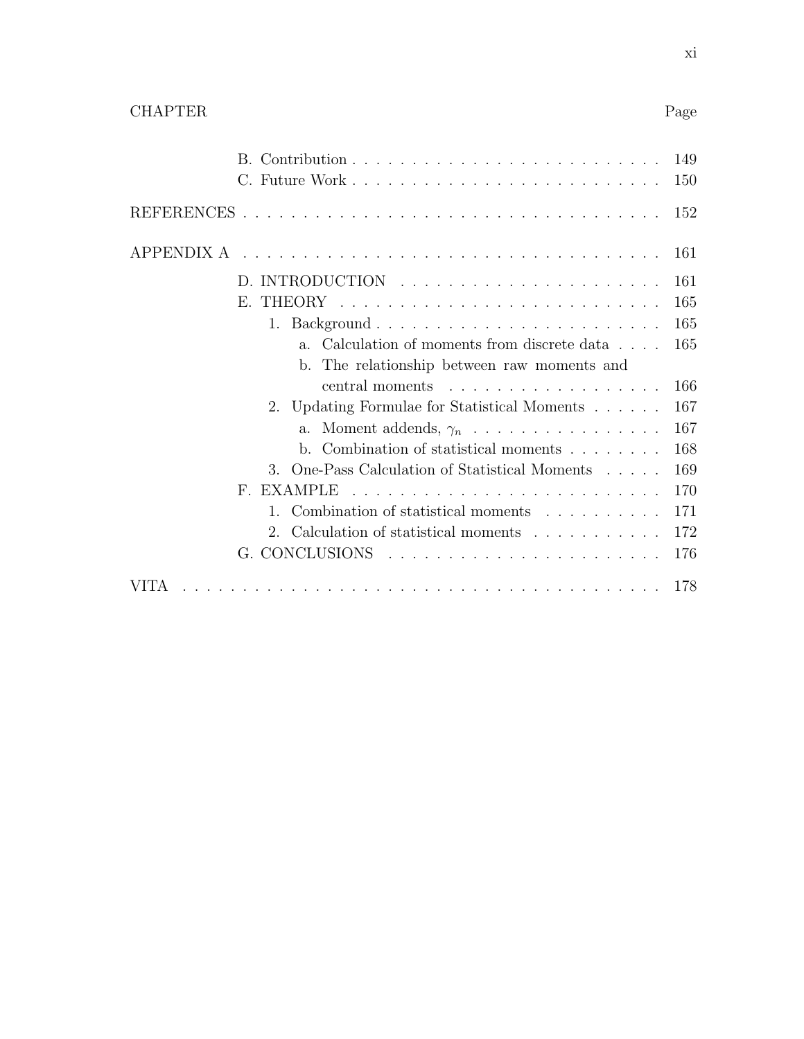| CHAPTER | Page |
|---|---|
| B. Contribution | 149 |
| C. Future Work | 150 |
| REFERENCES | 152 |
| APPENDIX A | 161 |
| D. INTRODUCTION | 161 |
| E. THEORY | 165 |
| 1. Background | 165 |
| a. Calculation of moments from discrete data | 165 |
| b. The relationship between raw moments and central moments | 166 |
| 2. Updating Formulae for Statistical Moments | 167 |
| a. Moment addends, $\gamma_n$ | 167 |
| b. Combination of statistical moments | 168 |
| 3. One-Pass Calculation of Statistical Moments | 169 |
| F. EXAMPLE | 170 |
| 1. Combination of statistical moments | 171 |
| 2. Calculation of statistical moments | 172 |
| G. CONCLUSIONS | 176 |
| VITA | 178 |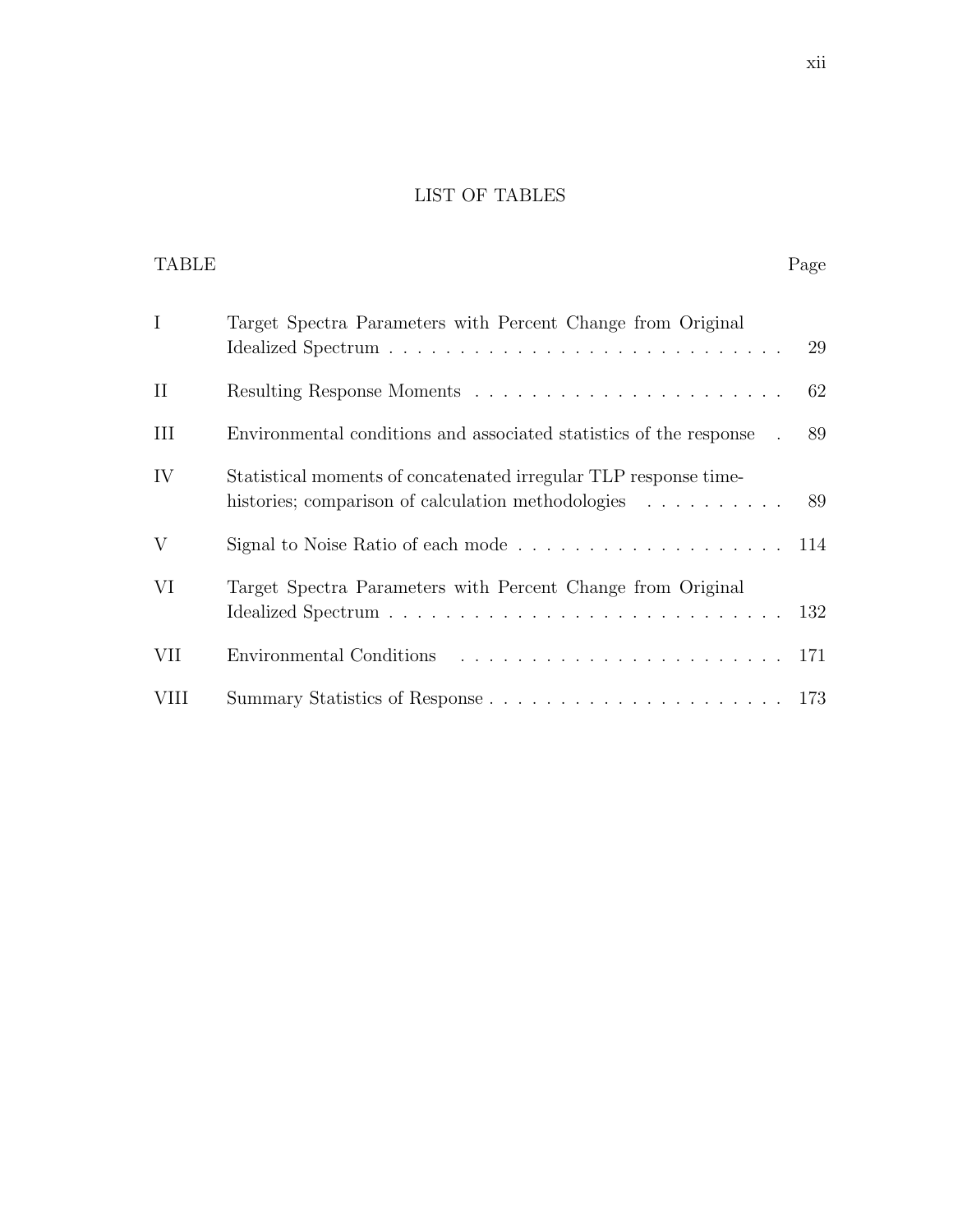# LIST OF TABLES

| TABLE | | Page |
|---|---|---|
| I | Target Spectra Parameters with Percent Change from Original Idealized Spectrum | 29 |
| II | Resulting Response Moments | 62 |
| III | Environmental conditions and associated statistics of the response | 89 |
| IV | Statistical moments of concatenated irregular TLP response time-histories; comparison of calculation methodologies | 89 |
| V | Signal to Noise Ratio of each mode | 114 |
| VI | Target Spectra Parameters with Percent Change from Original Idealized Spectrum | 132 |
| VII | Environmental Conditions | 171 |
| VIII | Summary Statistics of Response | 173 |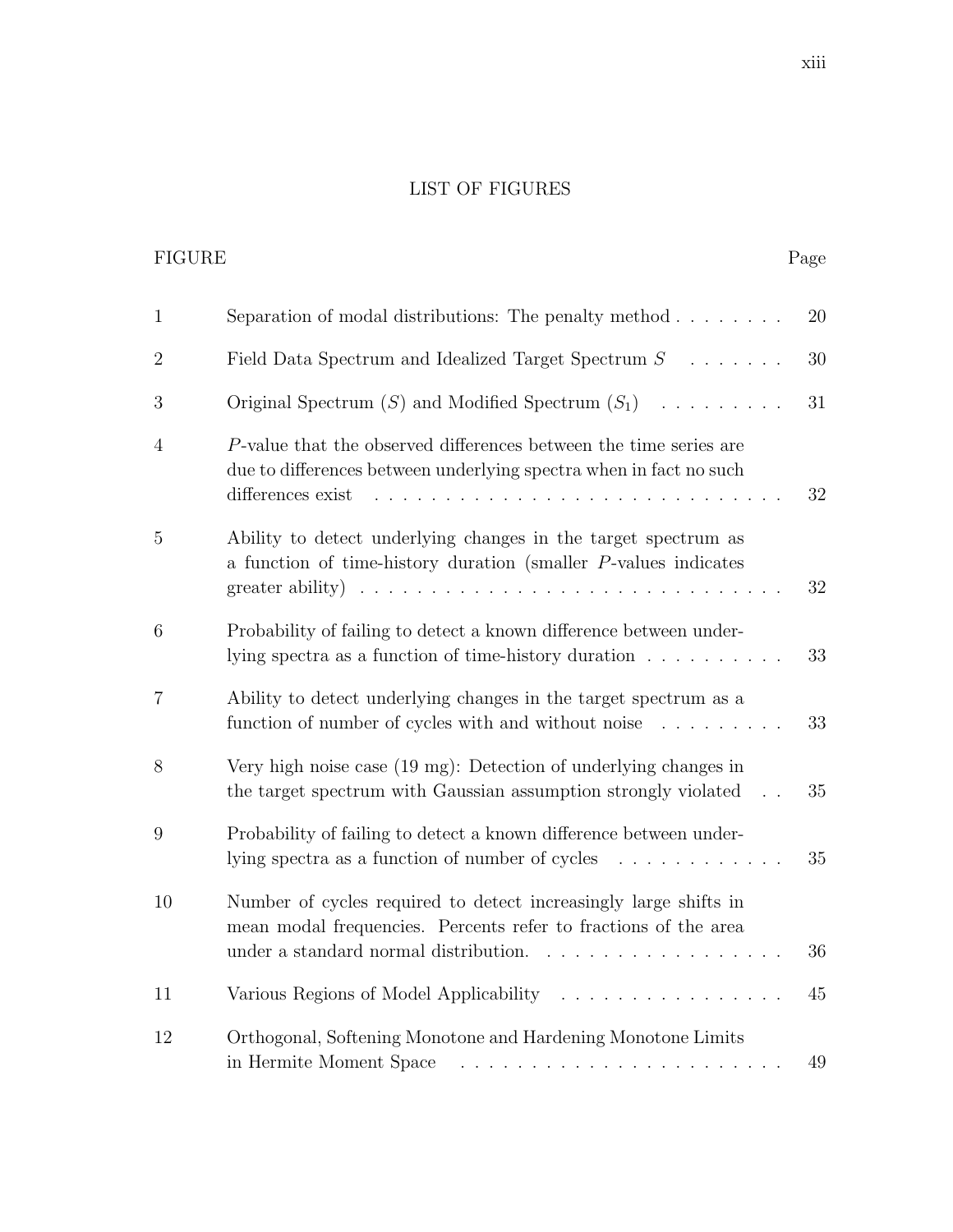# LIST OF FIGURES

| FIGURE | | Page |
|---|---|---|
| 1 | Separation of modal distributions: The penalty method | 20 |
| 2 | Field Data Spectrum and Idealized Target Spectrum $S$ | 30 |
| 3 | Original Spectrum ($S$) and Modified Spectrum ($S_1$) | 31 |
| 4 | $P$-value that the observed differences between the time series are due to differences between underlying spectra when in fact no such differences exist | 32 |
| 5 | Ability to detect underlying changes in the target spectrum as a function of time-history duration (smaller $P$-values indicates greater ability) | 32 |
| 6 | Probability of failing to detect a known difference between underlying spectra as a function of time-history duration | 33 |
| 7 | Ability to detect underlying changes in the target spectrum as a function of number of cycles with and without noise | 33 |
| 8 | Very high noise case (19 mg): Detection of underlying changes in the target spectrum with Gaussian assumption strongly violated | 35 |
| 9 | Probability of failing to detect a known difference between underlying spectra as a function of number of cycles | 35 |
| 10 | Number of cycles required to detect increasingly large shifts in mean modal frequencies. Percents refer to fractions of the area under a standard normal distribution. | 36 |
| 11 | Various Regions of Model Applicability | 45 |
| 12 | Orthogonal, Softening Monotone and Hardening Monotone Limits in Hermite Moment Space | 49 |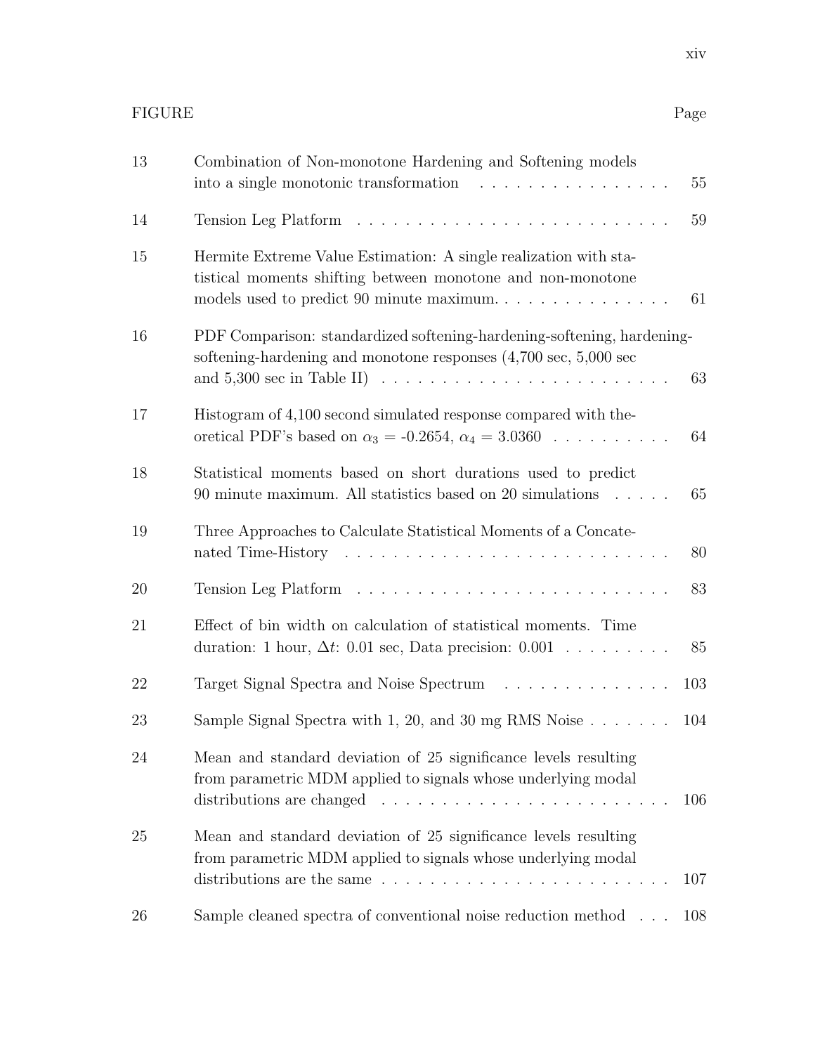| FIGURE | | Page |
|---|---|---|
| 13 | Combination of Non-monotone Hardening and Softening models into a single monotonic transformation | 55 |
| 14 | Tension Leg Platform | 59 |
| 15 | Hermite Extreme Value Estimation: A single realization with statistical moments shifting between monotone and non-monotone models used to predict 90 minute maximum. | 61 |
| 16 | PDF Comparison: standardized softening-hardening-softening, hardening-softening-hardening and monotone responses (4,700 sec, 5,000 sec and 5,300 sec in Table II) | 63 |
| 17 | Histogram of 4,100 second simulated response compared with theoretical PDF's based on $\alpha_3$ = -0.2654, $\alpha_4$ = 3.0360 | 64 |
| 18 | Statistical moments based on short durations used to predict 90 minute maximum. All statistics based on 20 simulations | 65 |
| 19 | Three Approaches to Calculate Statistical Moments of a Concatenated Time-History | 80 |
| 20 | Tension Leg Platform | 83 |
| 21 | Effect of bin width on calculation of statistical moments. Time duration: 1 hour, $\Delta t$: 0.01 sec, Data precision: 0.001 | 85 |
| 22 | Target Signal Spectra and Noise Spectrum | 103 |
| 23 | Sample Signal Spectra with 1, 20, and 30 mg RMS Noise | 104 |
| 24 | Mean and standard deviation of 25 significance levels resulting from parametric MDM applied to signals whose underlying modal distributions are changed | 106 |
| 25 | Mean and standard deviation of 25 significance levels resulting from parametric MDM applied to signals whose underlying modal distributions are the same | 107 |
| 26 | Sample cleaned spectra of conventional noise reduction method | 108 |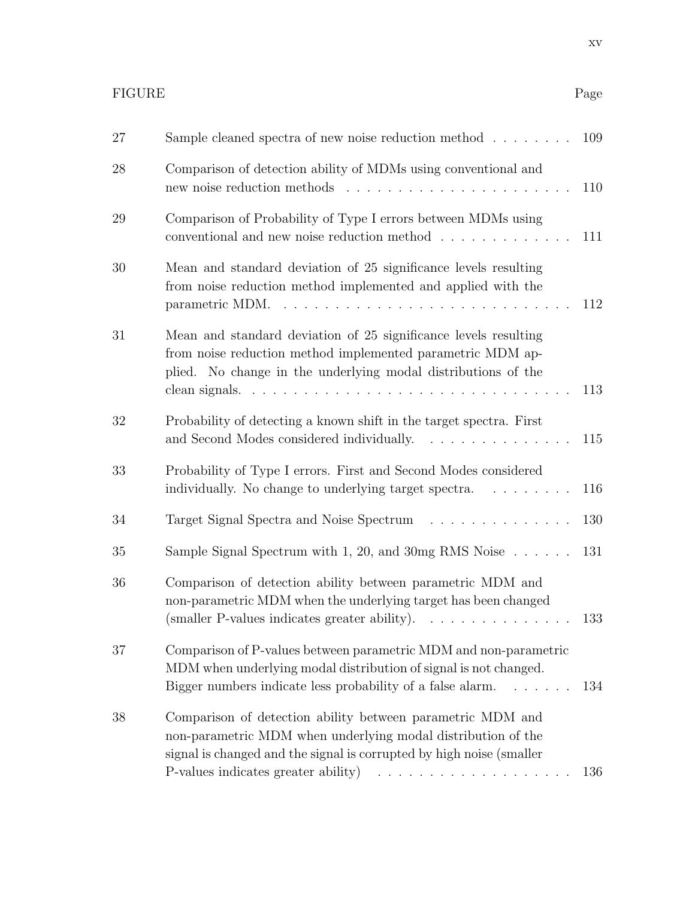| FIGURE | | Page |
|---|---|---|
| 27 | Sample cleaned spectra of new noise reduction method | 109 |
| 28 | Comparison of detection ability of MDMs using conventional and new noise reduction methods | 110 |
| 29 | Comparison of Probability of Type I errors between MDMs using conventional and new noise reduction method | 111 |
| 30 | Mean and standard deviation of 25 significance levels resulting from noise reduction method implemented and applied with the parametric MDM. | 112 |
| 31 | Mean and standard deviation of 25 significance levels resulting from noise reduction method implemented parametric MDM applied. No change in the underlying modal distributions of the clean signals. | 113 |
| 32 | Probability of detecting a known shift in the target spectra. First and Second Modes considered individually. | 115 |
| 33 | Probability of Type I errors. First and Second Modes considered individually. No change to underlying target spectra. | 116 |
| 34 | Target Signal Spectra and Noise Spectrum | 130 |
| 35 | Sample Signal Spectrum with 1, 20, and 30mg RMS Noise | 131 |
| 36 | Comparison of detection ability between parametric MDM and non-parametric MDM when the underlying target has been changed (smaller P-values indicates greater ability). | 133 |
| 37 | Comparison of P-values between parametric MDM and non-parametric MDM when underlying modal distribution of signal is not changed. Bigger numbers indicate less probability of a false alarm. | 134 |
| 38 | Comparison of detection ability between parametric MDM and non-parametric MDM when underlying modal distribution of the signal is changed and the signal is corrupted by high noise (smaller P-values indicates greater ability) | 136 |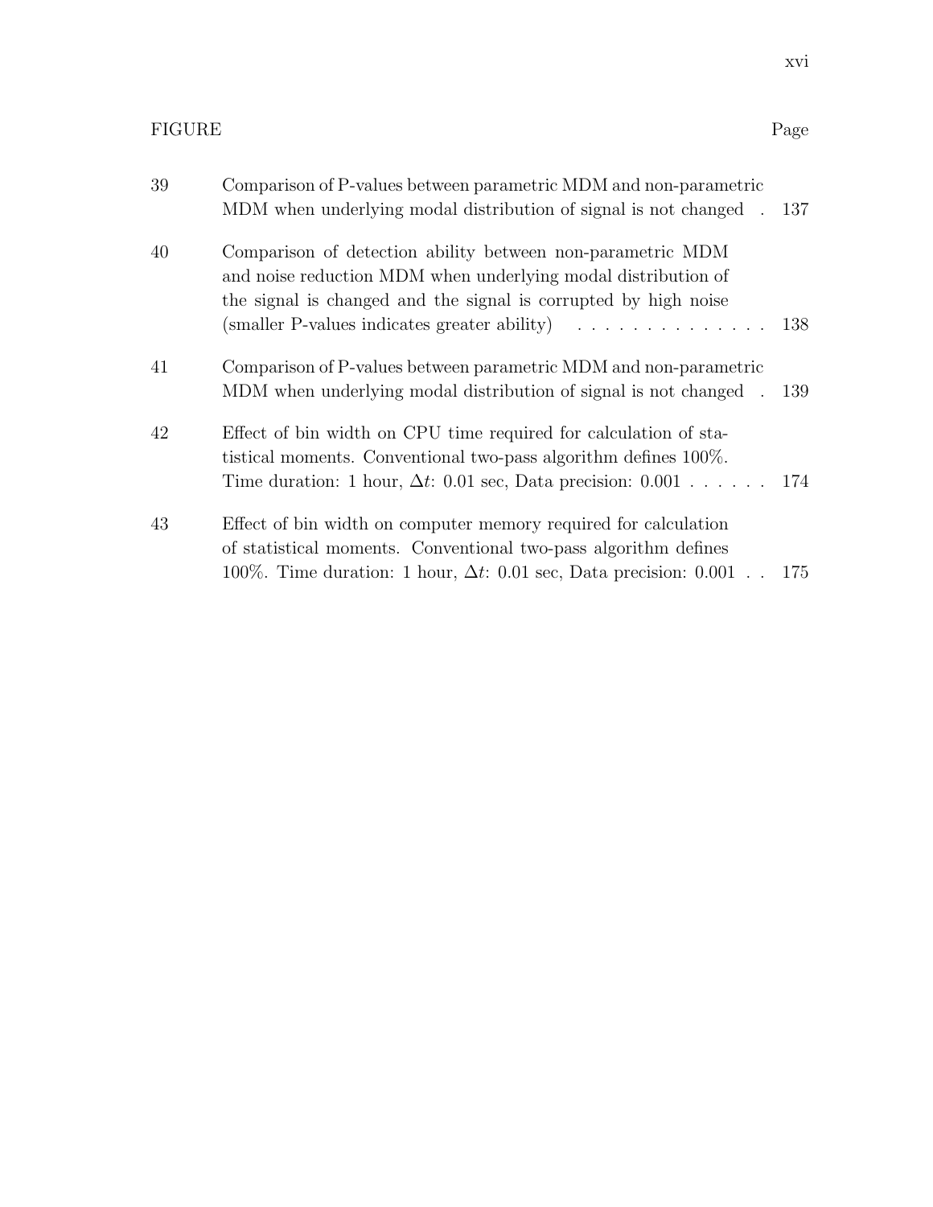| FIGURE | | Page |
|---|---|---|
| 39 | Comparison of P-values between parametric MDM and non-parametric MDM when underlying modal distribution of signal is not changed | 137 |
| 40 | Comparison of detection ability between non-parametric MDM and noise reduction MDM when underlying modal distribution of the signal is changed and the signal is corrupted by high noise (smaller P-values indicates greater ability) | 138 |
| 41 | Comparison of P-values between parametric MDM and non-parametric MDM when underlying modal distribution of signal is not changed | 139 |
| 42 | Effect of bin width on CPU time required for calculation of statistical moments. Conventional two-pass algorithm defines 100%. Time duration: 1 hour, $\Delta t$: 0.01 sec, Data precision: 0.001 | 174 |
| 43 | Effect of bin width on computer memory required for calculation of statistical moments. Conventional two-pass algorithm defines 100%. Time duration: 1 hour, $\Delta t$: 0.01 sec, Data precision: 0.001 | 175 |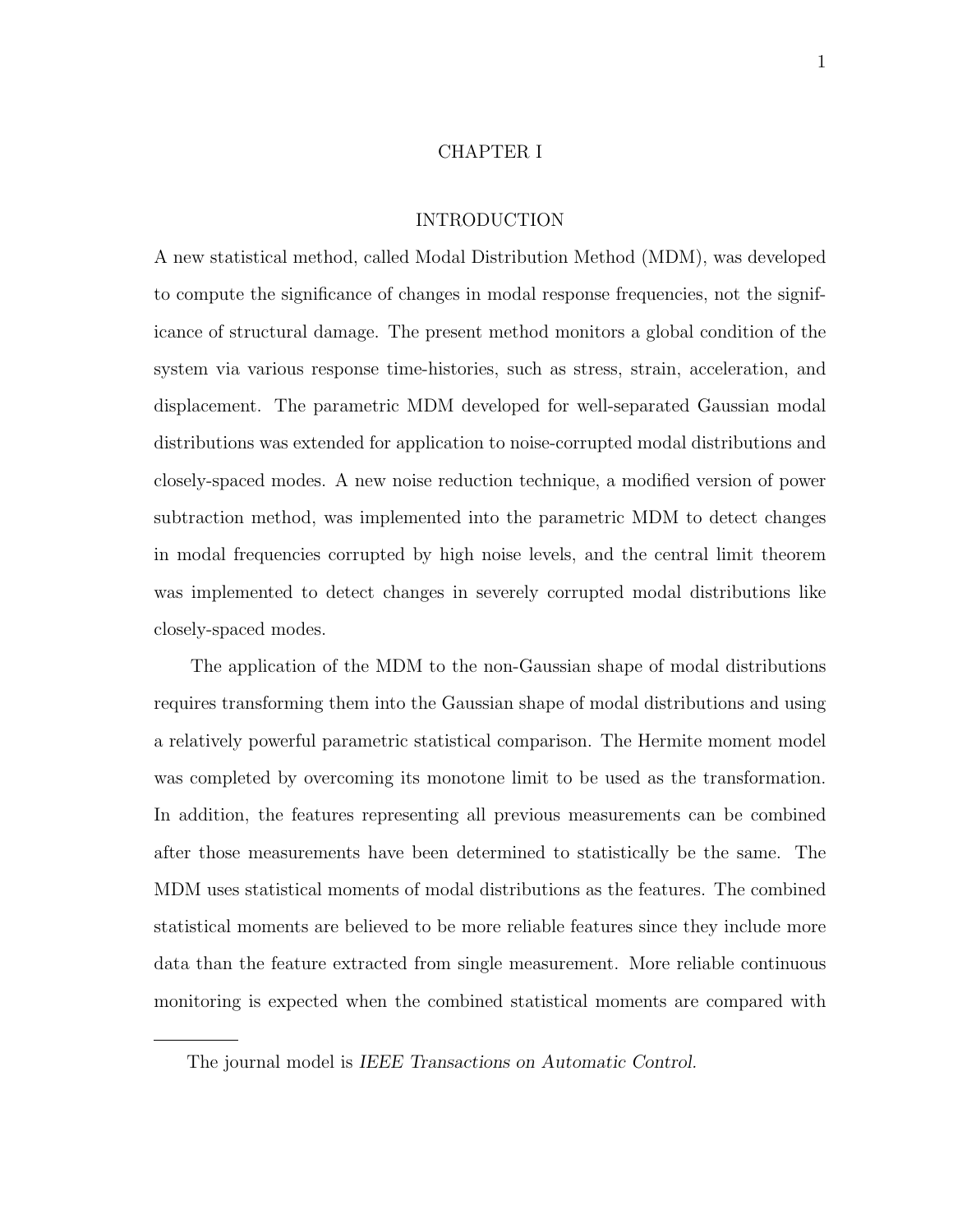# CHAPTER I

# INTRODUCTION

A new statistical method, called Modal Distribution Method (MDM), was developed to compute the significance of changes in modal response frequencies, not the significance of structural damage. The present method monitors a global condition of the system via various response time-histories, such as stress, strain, acceleration, and displacement. The parametric MDM developed for well-separated Gaussian modal distributions was extended for application to noise-corrupted modal distributions and closely-spaced modes. A new noise reduction technique, a modified version of power subtraction method, was implemented into the parametric MDM to detect changes in modal frequencies corrupted by high noise levels, and the central limit theorem was implemented to detect changes in severely corrupted modal distributions like closely-spaced modes.

The application of the MDM to the non-Gaussian shape of modal distributions requires transforming them into the Gaussian shape of modal distributions and using a relatively powerful parametric statistical comparison. The Hermite moment model was completed by overcoming its monotone limit to be used as the transformation. In addition, the features representing all previous measurements can be combined after those measurements have been determined to statistically be the same. The MDM uses statistical moments of modal distributions as the features. The combined statistical moments are believed to be more reliable features since they include more data than the feature extracted from single measurement. More reliable continuous monitoring is expected when the combined statistical moments are compared with

---

The journal model is *IEEE Transactions on Automatic Control*.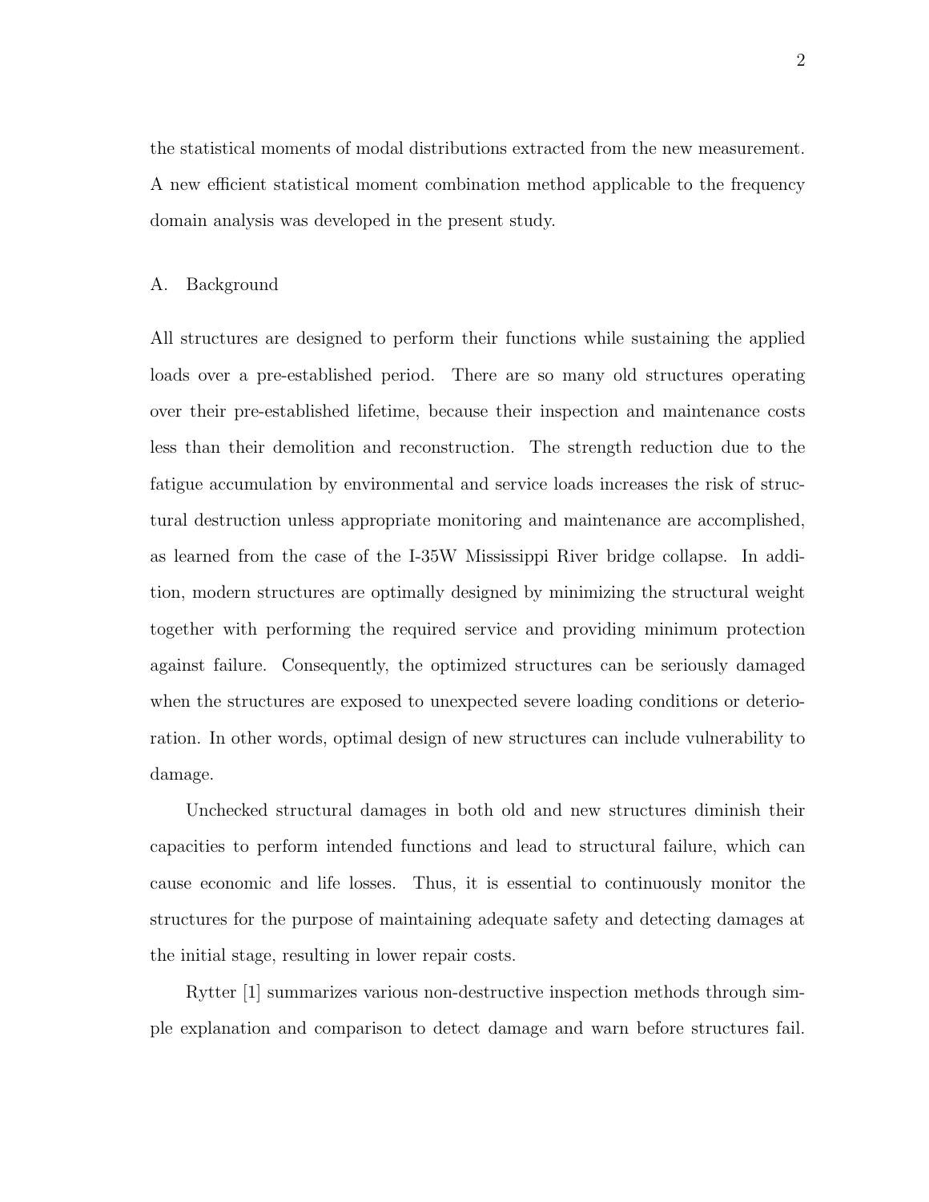the statistical moments of modal distributions extracted from the new measurement. A new efficient statistical moment combination method applicable to the frequency domain analysis was developed in the present study.

### A. Background

All structures are designed to perform their functions while sustaining the applied loads over a pre-established period. There are so many old structures operating over their pre-established lifetime, because their inspection and maintenance costs less than their demolition and reconstruction. The strength reduction due to the fatigue accumulation by environmental and service loads increases the risk of structural destruction unless appropriate monitoring and maintenance are accomplished, as learned from the case of the I-35W Mississippi River bridge collapse. In addition, modern structures are optimally designed by minimizing the structural weight together with performing the required service and providing minimum protection against failure. Consequently, the optimized structures can be seriously damaged when the structures are exposed to unexpected severe loading conditions or deterioration. In other words, optimal design of new structures can include vulnerability to damage.

Unchecked structural damages in both old and new structures diminish their capacities to perform intended functions and lead to structural failure, which can cause economic and life losses. Thus, it is essential to continuously monitor the structures for the purpose of maintaining adequate safety and detecting damages at the initial stage, resulting in lower repair costs.

Rytter [1] summarizes various non-destructive inspection methods through simple explanation and comparison to detect damage and warn before structures fail.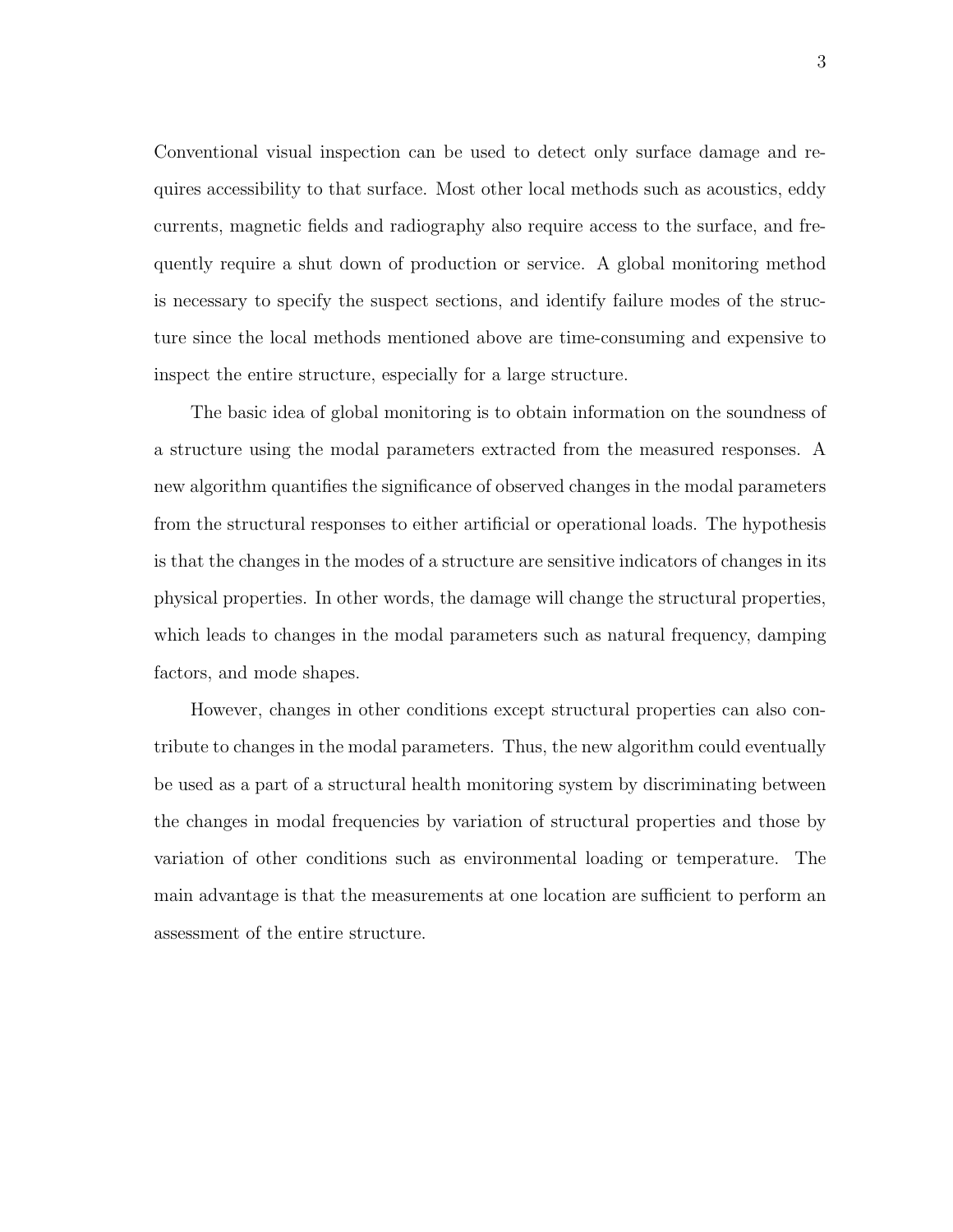Conventional visual inspection can be used to detect only surface damage and requires accessibility to that surface. Most other local methods such as acoustics, eddy currents, magnetic fields and radiography also require access to the surface, and frequently require a shut down of production or service. A global monitoring method is necessary to specify the suspect sections, and identify failure modes of the structure since the local methods mentioned above are time-consuming and expensive to inspect the entire structure, especially for a large structure.

The basic idea of global monitoring is to obtain information on the soundness of a structure using the modal parameters extracted from the measured responses. A new algorithm quantifies the significance of observed changes in the modal parameters from the structural responses to either artificial or operational loads. The hypothesis is that the changes in the modes of a structure are sensitive indicators of changes in its physical properties. In other words, the damage will change the structural properties, which leads to changes in the modal parameters such as natural frequency, damping factors, and mode shapes.

However, changes in other conditions except structural properties can also contribute to changes in the modal parameters. Thus, the new algorithm could eventually be used as a part of a structural health monitoring system by discriminating between the changes in modal frequencies by variation of structural properties and those by variation of other conditions such as environmental loading or temperature. The main advantage is that the measurements at one location are sufficient to perform an assessment of the entire structure.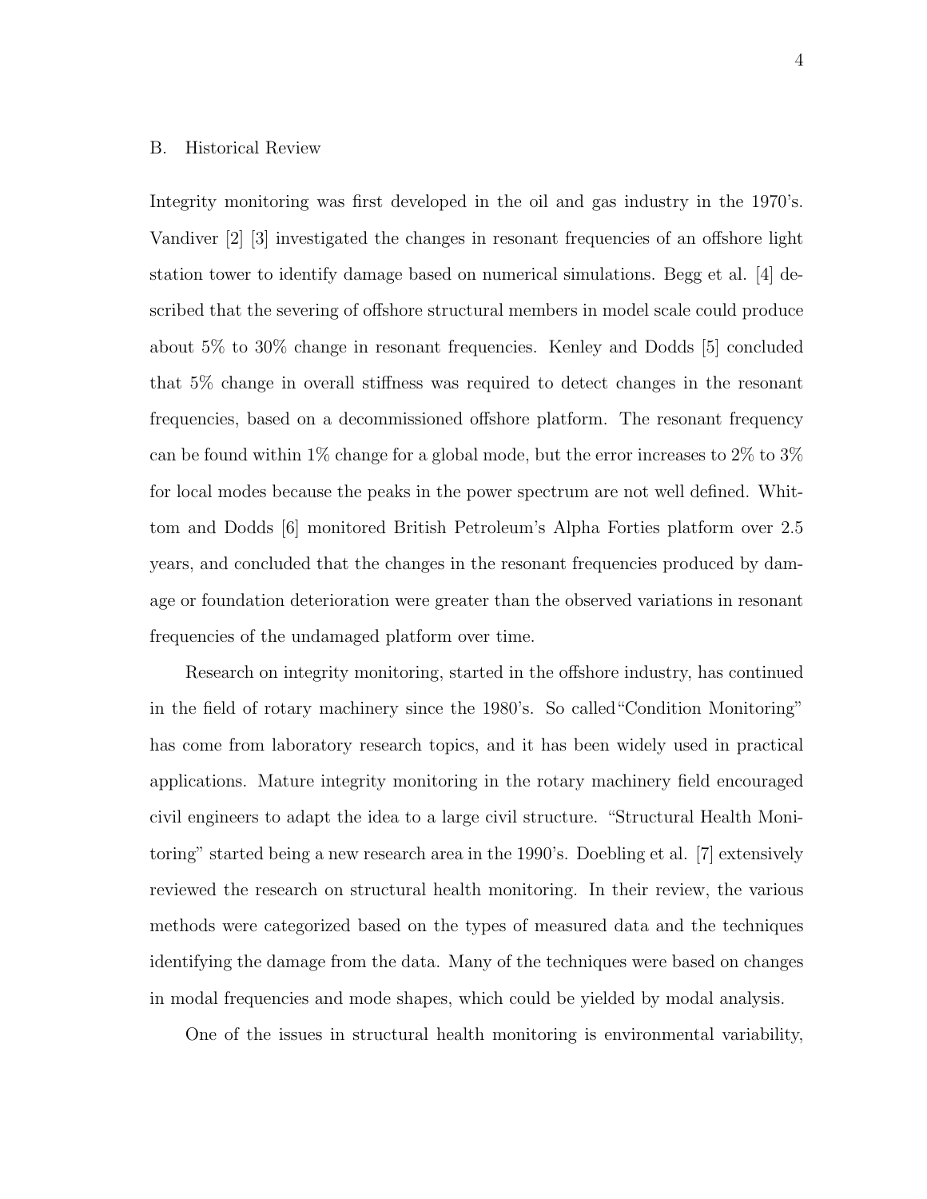### B. Historical Review

Integrity monitoring was first developed in the oil and gas industry in the 1970's. Vandiver [2] [3] investigated the changes in resonant frequencies of an offshore light station tower to identify damage based on numerical simulations. Begg et al. [4] described that the severing of offshore structural members in model scale could produce about 5% to 30% change in resonant frequencies. Kenley and Dodds [5] concluded that 5% change in overall stiffness was required to detect changes in the resonant frequencies, based on a decommissioned offshore platform. The resonant frequency can be found within 1% change for a global mode, but the error increases to 2% to 3% for local modes because the peaks in the power spectrum are not well defined. Whittom and Dodds [6] monitored British Petroleum's Alpha Forties platform over 2.5 years, and concluded that the changes in the resonant frequencies produced by damage or foundation deterioration were greater than the observed variations in resonant frequencies of the undamaged platform over time.

Research on integrity monitoring, started in the offshore industry, has continued in the field of rotary machinery since the 1980's. So called"Condition Monitoring" has come from laboratory research topics, and it has been widely used in practical applications. Mature integrity monitoring in the rotary machinery field encouraged civil engineers to adapt the idea to a large civil structure. "Structural Health Monitoring" started being a new research area in the 1990's. Doebling et al. [7] extensively reviewed the research on structural health monitoring. In their review, the various methods were categorized based on the types of measured data and the techniques identifying the damage from the data. Many of the techniques were based on changes in modal frequencies and mode shapes, which could be yielded by modal analysis.

One of the issues in structural health monitoring is environmental variability,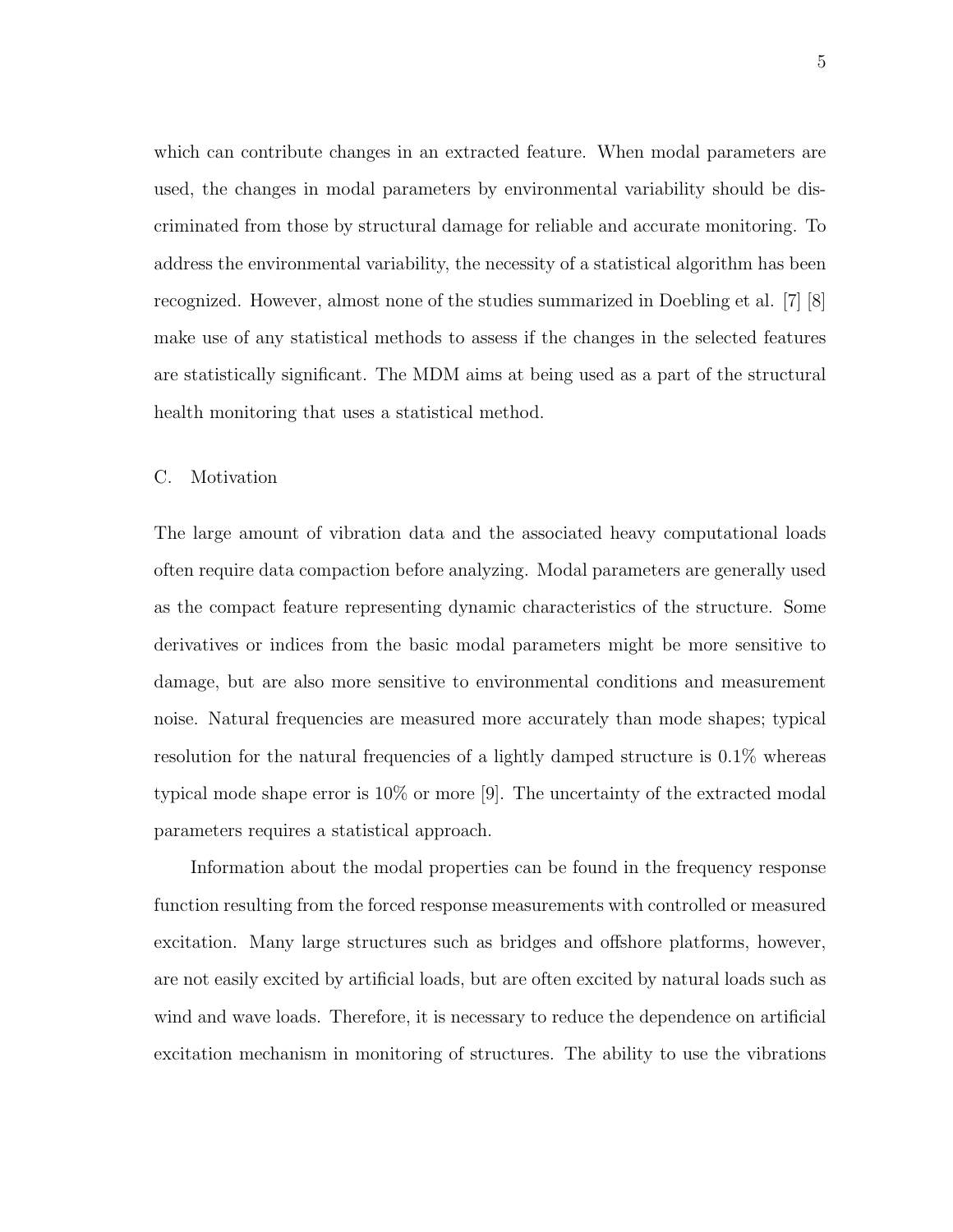which can contribute changes in an extracted feature. When modal parameters are used, the changes in modal parameters by environmental variability should be discriminated from those by structural damage for reliable and accurate monitoring. To address the environmental variability, the necessity of a statistical algorithm has been recognized. However, almost none of the studies summarized in Doebling et al. [7] [8] make use of any statistical methods to assess if the changes in the selected features are statistically significant. The MDM aims at being used as a part of the structural health monitoring that uses a statistical method.

### C. Motivation

The large amount of vibration data and the associated heavy computational loads often require data compaction before analyzing. Modal parameters are generally used as the compact feature representing dynamic characteristics of the structure. Some derivatives or indices from the basic modal parameters might be more sensitive to damage, but are also more sensitive to environmental conditions and measurement noise. Natural frequencies are measured more accurately than mode shapes; typical resolution for the natural frequencies of a lightly damped structure is 0.1% whereas typical mode shape error is 10% or more [9]. The uncertainty of the extracted modal parameters requires a statistical approach.

Information about the modal properties can be found in the frequency response function resulting from the forced response measurements with controlled or measured excitation. Many large structures such as bridges and offshore platforms, however, are not easily excited by artificial loads, but are often excited by natural loads such as wind and wave loads. Therefore, it is necessary to reduce the dependence on artificial excitation mechanism in monitoring of structures. The ability to use the vibrations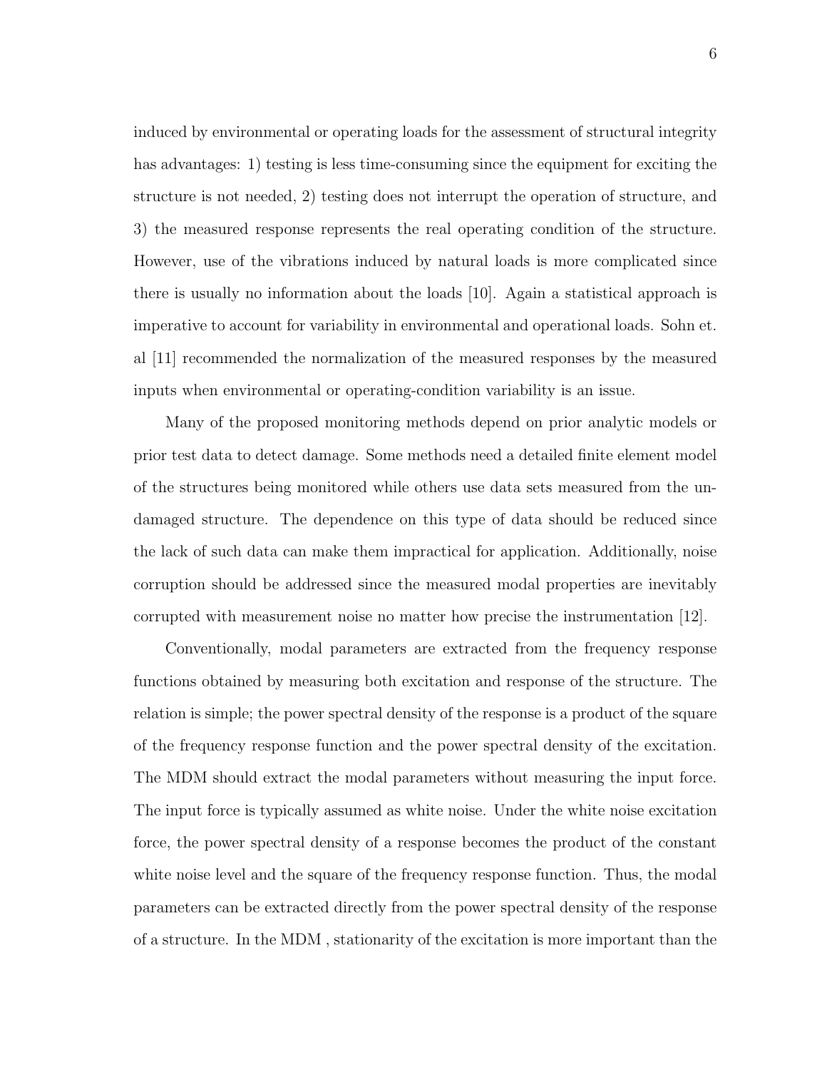induced by environmental or operating loads for the assessment of structural integrity has advantages: 1) testing is less time-consuming since the equipment for exciting the structure is not needed, 2) testing does not interrupt the operation of structure, and 3) the measured response represents the real operating condition of the structure. However, use of the vibrations induced by natural loads is more complicated since there is usually no information about the loads [10]. Again a statistical approach is imperative to account for variability in environmental and operational loads. Sohn et. al [11] recommended the normalization of the measured responses by the measured inputs when environmental or operating-condition variability is an issue.

Many of the proposed monitoring methods depend on prior analytic models or prior test data to detect damage. Some methods need a detailed finite element model of the structures being monitored while others use data sets measured from the undamaged structure. The dependence on this type of data should be reduced since the lack of such data can make them impractical for application. Additionally, noise corruption should be addressed since the measured modal properties are inevitably corrupted with measurement noise no matter how precise the instrumentation [12].

Conventionally, modal parameters are extracted from the frequency response functions obtained by measuring both excitation and response of the structure. The relation is simple; the power spectral density of the response is a product of the square of the frequency response function and the power spectral density of the excitation. The MDM should extract the modal parameters without measuring the input force. The input force is typically assumed as white noise. Under the white noise excitation force, the power spectral density of a response becomes the product of the constant white noise level and the square of the frequency response function. Thus, the modal parameters can be extracted directly from the power spectral density of the response of a structure. In the MDM , stationarity of the excitation is more important than the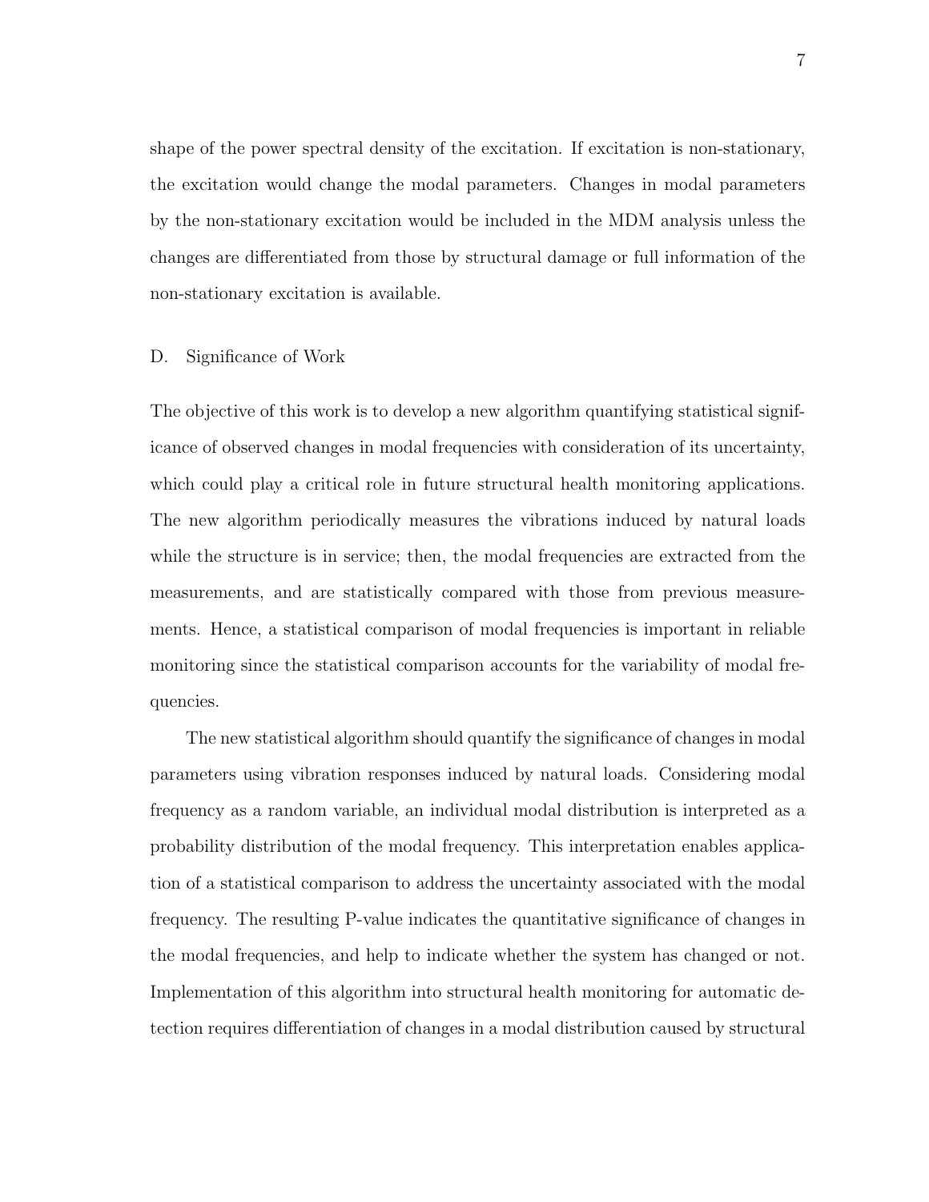shape of the power spectral density of the excitation. If excitation is non-stationary, the excitation would change the modal parameters. Changes in modal parameters by the non-stationary excitation would be included in the MDM analysis unless the changes are differentiated from those by structural damage or full information of the non-stationary excitation is available.

### D. Significance of Work

The objective of this work is to develop a new algorithm quantifying statistical significance of observed changes in modal frequencies with consideration of its uncertainty, which could play a critical role in future structural health monitoring applications. The new algorithm periodically measures the vibrations induced by natural loads while the structure is in service; then, the modal frequencies are extracted from the measurements, and are statistically compared with those from previous measurements. Hence, a statistical comparison of modal frequencies is important in reliable monitoring since the statistical comparison accounts for the variability of modal frequencies.

The new statistical algorithm should quantify the significance of changes in modal parameters using vibration responses induced by natural loads. Considering modal frequency as a random variable, an individual modal distribution is interpreted as a probability distribution of the modal frequency. This interpretation enables application of a statistical comparison to address the uncertainty associated with the modal frequency. The resulting P-value indicates the quantitative significance of changes in the modal frequencies, and help to indicate whether the system has changed or not. Implementation of this algorithm into structural health monitoring for automatic detection requires differentiation of changes in a modal distribution caused by structural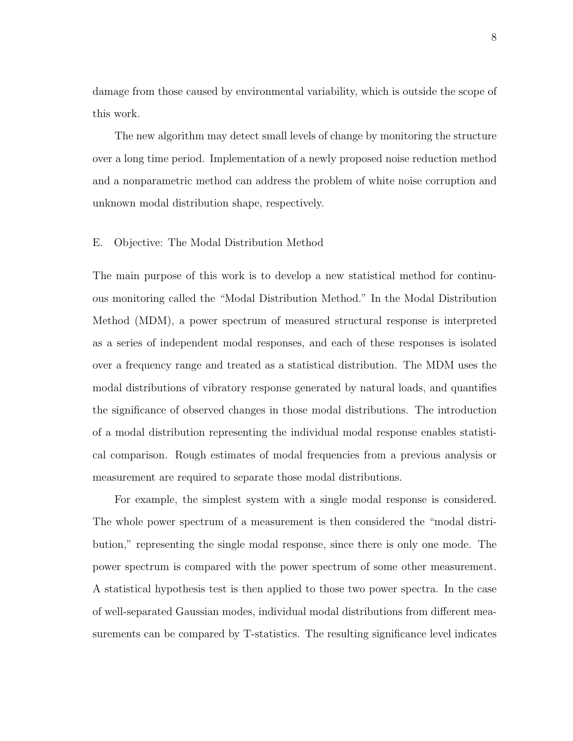damage from those caused by environmental variability, which is outside the scope of this work.

The new algorithm may detect small levels of change by monitoring the structure over a long time period. Implementation of a newly proposed noise reduction method and a nonparametric method can address the problem of white noise corruption and unknown modal distribution shape, respectively.

### E. Objective: The Modal Distribution Method

The main purpose of this work is to develop a new statistical method for continuous monitoring called the "Modal Distribution Method." In the Modal Distribution Method (MDM), a power spectrum of measured structural response is interpreted as a series of independent modal responses, and each of these responses is isolated over a frequency range and treated as a statistical distribution. The MDM uses the modal distributions of vibratory response generated by natural loads, and quantifies the significance of observed changes in those modal distributions. The introduction of a modal distribution representing the individual modal response enables statistical comparison. Rough estimates of modal frequencies from a previous analysis or measurement are required to separate those modal distributions.

For example, the simplest system with a single modal response is considered. The whole power spectrum of a measurement is then considered the "modal distribution," representing the single modal response, since there is only one mode. The power spectrum is compared with the power spectrum of some other measurement. A statistical hypothesis test is then applied to those two power spectra. In the case of well-separated Gaussian modes, individual modal distributions from different measurements can be compared by T-statistics. The resulting significance level indicates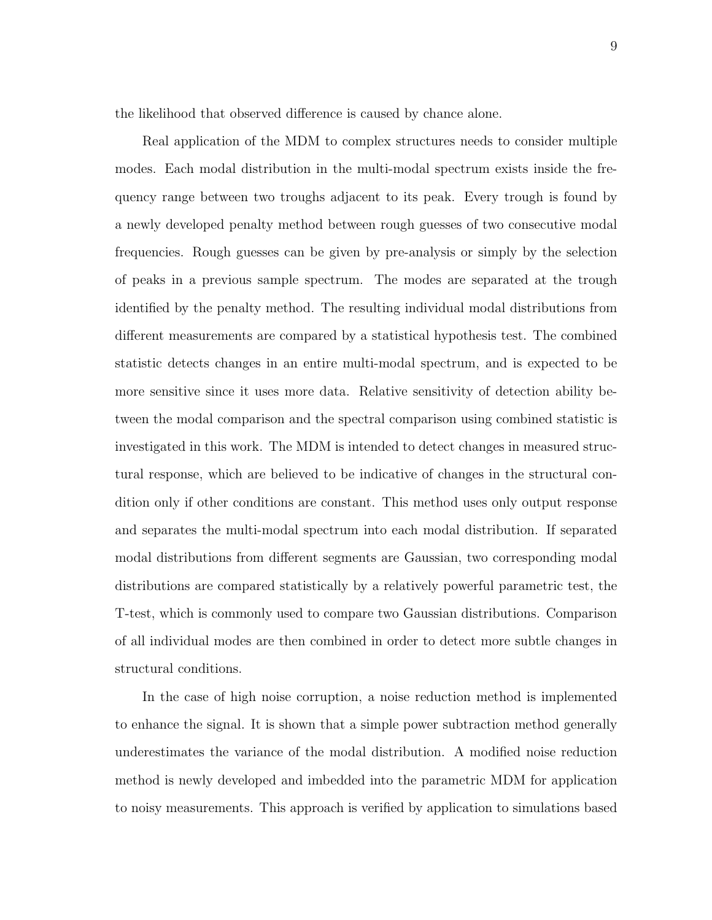the likelihood that observed difference is caused by chance alone.

Real application of the MDM to complex structures needs to consider multiple modes. Each modal distribution in the multi-modal spectrum exists inside the frequency range between two troughs adjacent to its peak. Every trough is found by a newly developed penalty method between rough guesses of two consecutive modal frequencies. Rough guesses can be given by pre-analysis or simply by the selection of peaks in a previous sample spectrum. The modes are separated at the trough identified by the penalty method. The resulting individual modal distributions from different measurements are compared by a statistical hypothesis test. The combined statistic detects changes in an entire multi-modal spectrum, and is expected to be more sensitive since it uses more data. Relative sensitivity of detection ability between the modal comparison and the spectral comparison using combined statistic is investigated in this work. The MDM is intended to detect changes in measured structural response, which are believed to be indicative of changes in the structural condition only if other conditions are constant. This method uses only output response and separates the multi-modal spectrum into each modal distribution. If separated modal distributions from different segments are Gaussian, two corresponding modal distributions are compared statistically by a relatively powerful parametric test, the T-test, which is commonly used to compare two Gaussian distributions. Comparison of all individual modes are then combined in order to detect more subtle changes in structural conditions.

In the case of high noise corruption, a noise reduction method is implemented to enhance the signal. It is shown that a simple power subtraction method generally underestimates the variance of the modal distribution. A modified noise reduction method is newly developed and imbedded into the parametric MDM for application to noisy measurements. This approach is verified by application to simulations based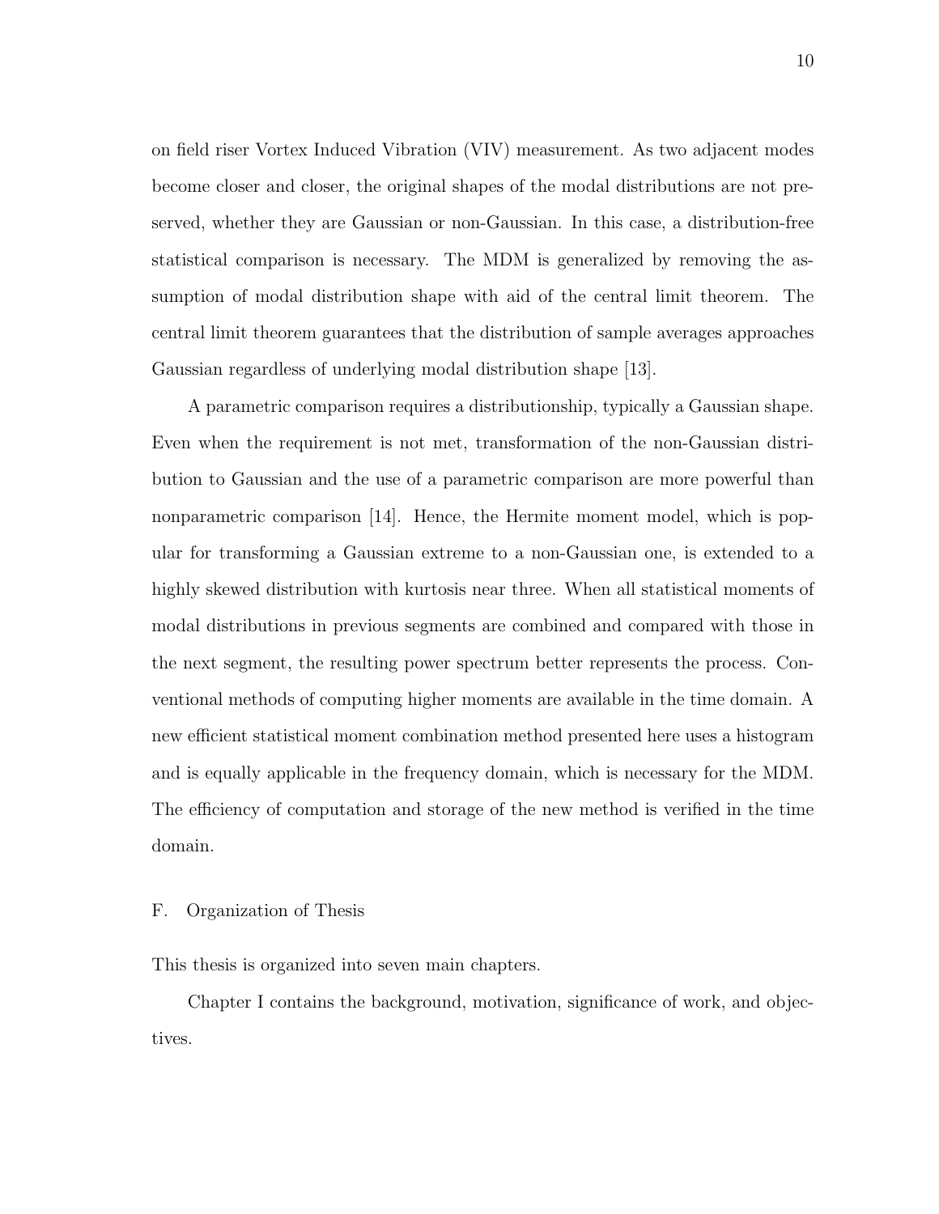on field riser Vortex Induced Vibration (VIV) measurement. As two adjacent modes become closer and closer, the original shapes of the modal distributions are not preserved, whether they are Gaussian or non-Gaussian. In this case, a distribution-free statistical comparison is necessary. The MDM is generalized by removing the assumption of modal distribution shape with aid of the central limit theorem. The central limit theorem guarantees that the distribution of sample averages approaches Gaussian regardless of underlying modal distribution shape [13].

A parametric comparison requires a distributionship, typically a Gaussian shape. Even when the requirement is not met, transformation of the non-Gaussian distribution to Gaussian and the use of a parametric comparison are more powerful than nonparametric comparison [14]. Hence, the Hermite moment model, which is popular for transforming a Gaussian extreme to a non-Gaussian one, is extended to a highly skewed distribution with kurtosis near three. When all statistical moments of modal distributions in previous segments are combined and compared with those in the next segment, the resulting power spectrum better represents the process. Conventional methods of computing higher moments are available in the time domain. A new efficient statistical moment combination method presented here uses a histogram and is equally applicable in the frequency domain, which is necessary for the MDM. The efficiency of computation and storage of the new method is verified in the time domain.

## F. Organization of Thesis

This thesis is organized into seven main chapters.

Chapter I contains the background, motivation, significance of work, and objectives.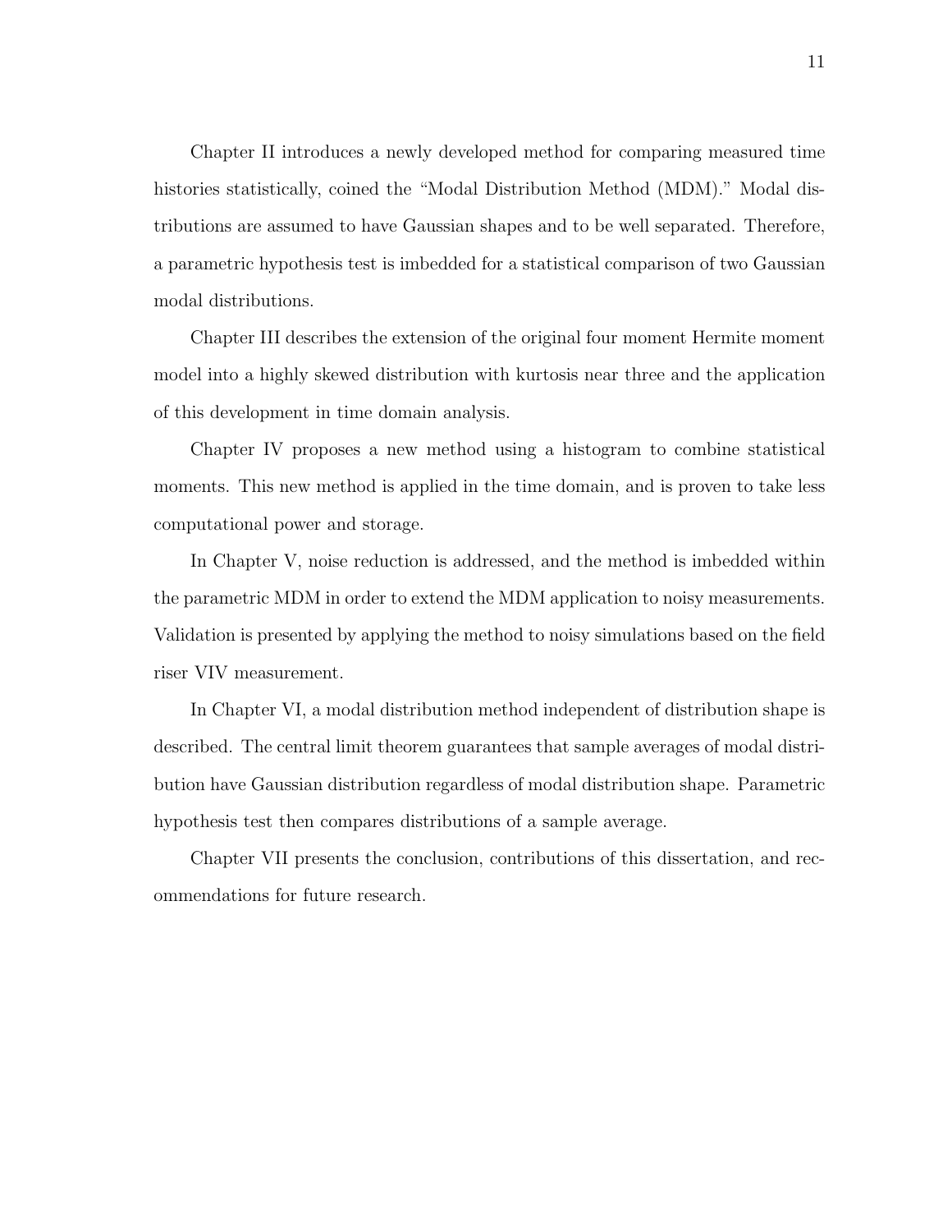Chapter II introduces a newly developed method for comparing measured time histories statistically, coined the "Modal Distribution Method (MDM)." Modal distributions are assumed to have Gaussian shapes and to be well separated. Therefore, a parametric hypothesis test is imbedded for a statistical comparison of two Gaussian modal distributions.

Chapter III describes the extension of the original four moment Hermite moment model into a highly skewed distribution with kurtosis near three and the application of this development in time domain analysis.

Chapter IV proposes a new method using a histogram to combine statistical moments. This new method is applied in the time domain, and is proven to take less computational power and storage.

In Chapter V, noise reduction is addressed, and the method is imbedded within the parametric MDM in order to extend the MDM application to noisy measurements. Validation is presented by applying the method to noisy simulations based on the field riser VIV measurement.

In Chapter VI, a modal distribution method independent of distribution shape is described. The central limit theorem guarantees that sample averages of modal distribution have Gaussian distribution regardless of modal distribution shape. Parametric hypothesis test then compares distributions of a sample average.

Chapter VII presents the conclusion, contributions of this dissertation, and recommendations for future research.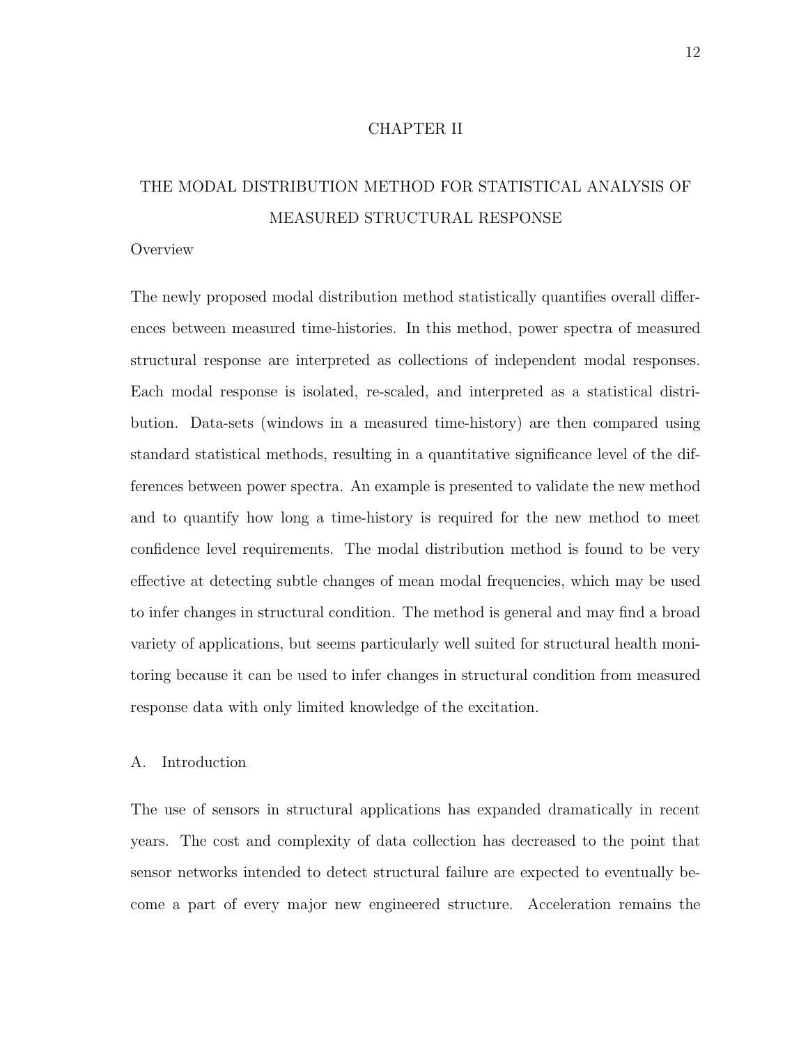# CHAPTER II

# THE MODAL DISTRIBUTION METHOD FOR STATISTICAL ANALYSIS OF MEASURED STRUCTURAL RESPONSE

## Overview

The newly proposed modal distribution method statistically quantifies overall differences between measured time-histories. In this method, power spectra of measured structural response are interpreted as collections of independent modal responses. Each modal response is isolated, re-scaled, and interpreted as a statistical distribution. Data-sets (windows in a measured time-history) are then compared using standard statistical methods, resulting in a quantitative significance level of the differences between power spectra. An example is presented to validate the new method and to quantify how long a time-history is required for the new method to meet confidence level requirements. The modal distribution method is found to be very effective at detecting subtle changes of mean modal frequencies, which may be used to infer changes in structural condition. The method is general and may find a broad variety of applications, but seems particularly well suited for structural health monitoring because it can be used to infer changes in structural condition from measured response data with only limited knowledge of the excitation.

## A. Introduction

The use of sensors in structural applications has expanded dramatically in recent years. The cost and complexity of data collection has decreased to the point that sensor networks intended to detect structural failure are expected to eventually become a part of every major new engineered structure. Acceleration remains the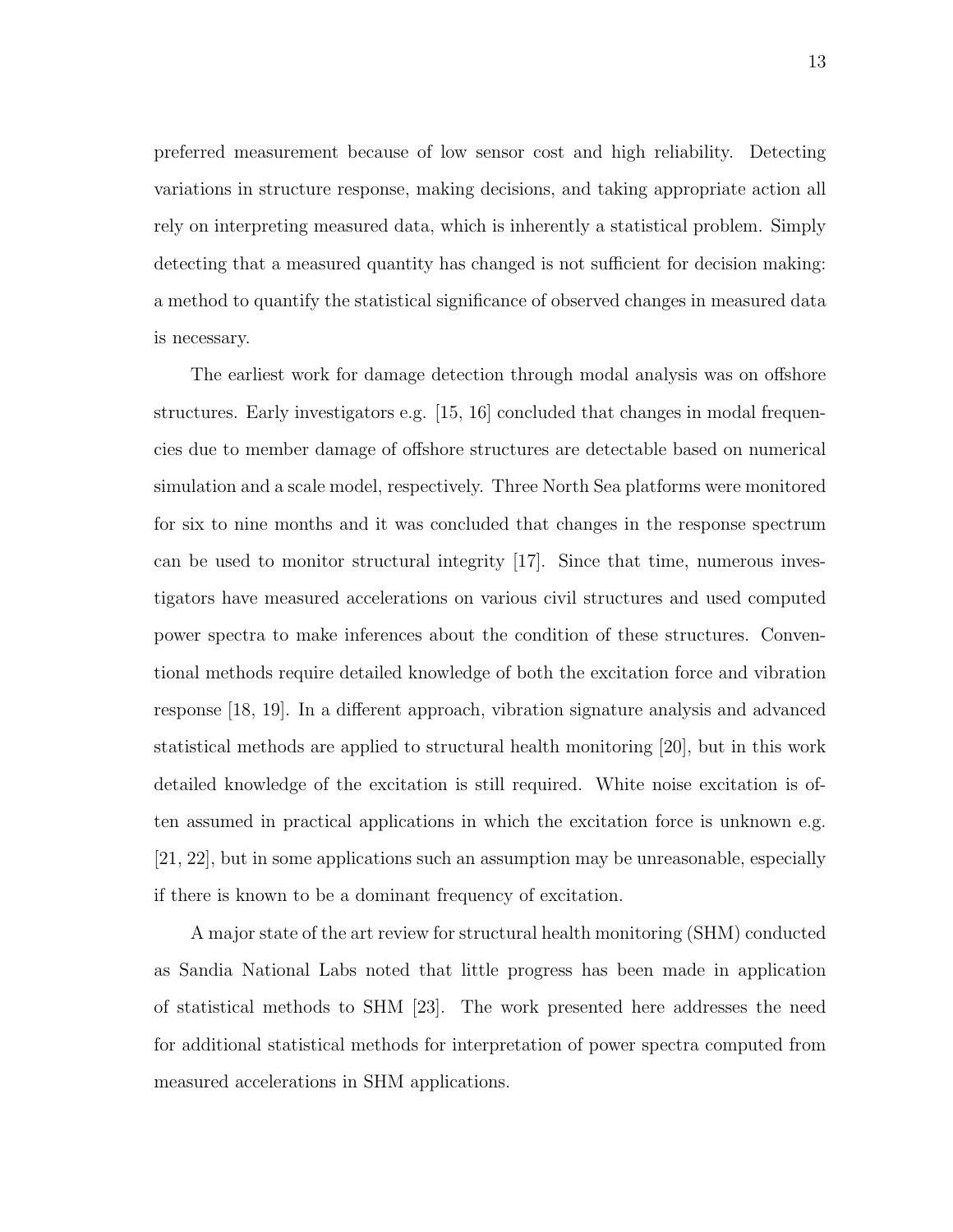preferred measurement because of low sensor cost and high reliability. Detecting variations in structure response, making decisions, and taking appropriate action all rely on interpreting measured data, which is inherently a statistical problem. Simply detecting that a measured quantity has changed is not sufficient for decision making: a method to quantify the statistical significance of observed changes in measured data is necessary.

The earliest work for damage detection through modal analysis was on offshore structures. Early investigators e.g. [15, 16] concluded that changes in modal frequencies due to member damage of offshore structures are detectable based on numerical simulation and a scale model, respectively. Three North Sea platforms were monitored for six to nine months and it was concluded that changes in the response spectrum can be used to monitor structural integrity [17]. Since that time, numerous investigators have measured accelerations on various civil structures and used computed power spectra to make inferences about the condition of these structures. Conventional methods require detailed knowledge of both the excitation force and vibration response [18, 19]. In a different approach, vibration signature analysis and advanced statistical methods are applied to structural health monitoring [20], but in this work detailed knowledge of the excitation is still required. White noise excitation is often assumed in practical applications in which the excitation force is unknown e.g. [21, 22], but in some applications such an assumption may be unreasonable, especially if there is known to be a dominant frequency of excitation.

A major state of the art review for structural health monitoring (SHM) conducted as Sandia National Labs noted that little progress has been made in application of statistical methods to SHM [23]. The work presented here addresses the need for additional statistical methods for interpretation of power spectra computed from measured accelerations in SHM applications.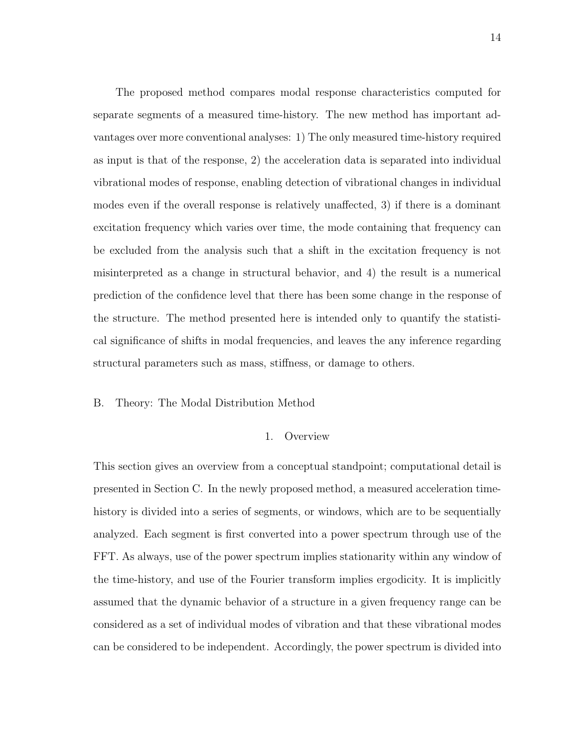The proposed method compares modal response characteristics computed for separate segments of a measured time-history. The new method has important advantages over more conventional analyses: 1) The only measured time-history required as input is that of the response, 2) the acceleration data is separated into individual vibrational modes of response, enabling detection of vibrational changes in individual modes even if the overall response is relatively unaffected, 3) if there is a dominant excitation frequency which varies over time, the mode containing that frequency can be excluded from the analysis such that a shift in the excitation frequency is not misinterpreted as a change in structural behavior, and 4) the result is a numerical prediction of the confidence level that there has been some change in the response of the structure. The method presented here is intended only to quantify the statistical significance of shifts in modal frequencies, and leaves the any inference regarding structural parameters such as mass, stiffness, or damage to others.

## B. Theory: The Modal Distribution Method

### 1. Overview

This section gives an overview from a conceptual standpoint; computational detail is presented in Section C. In the newly proposed method, a measured acceleration time-history is divided into a series of segments, or windows, which are to be sequentially analyzed. Each segment is first converted into a power spectrum through use of the FFT. As always, use of the power spectrum implies stationarity within any window of the time-history, and use of the Fourier transform implies ergodicity. It is implicitly assumed that the dynamic behavior of a structure in a given frequency range can be considered as a set of individual modes of vibration and that these vibrational modes can be considered to be independent. Accordingly, the power spectrum is divided into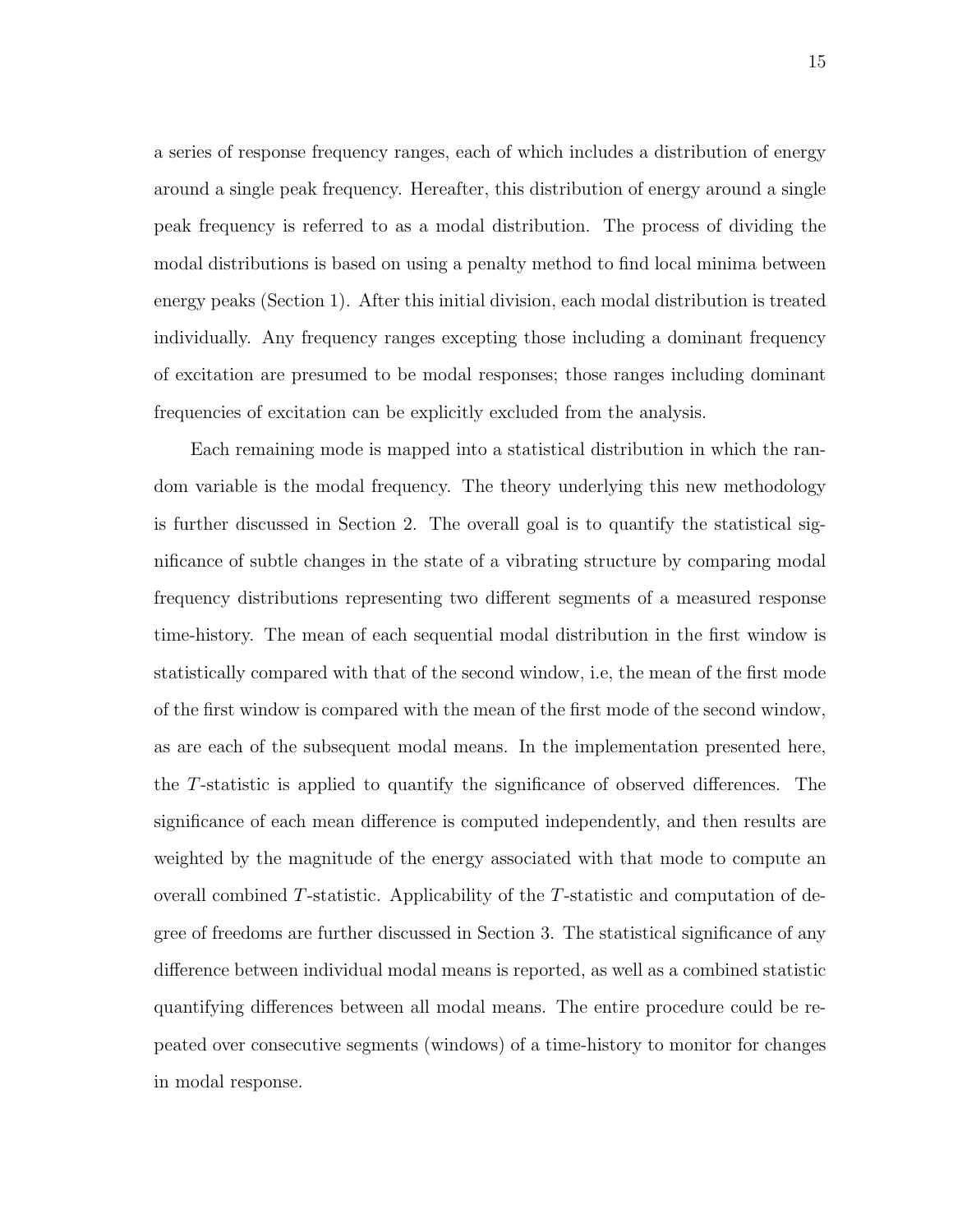a series of response frequency ranges, each of which includes a distribution of energy around a single peak frequency. Hereafter, this distribution of energy around a single peak frequency is referred to as a modal distribution. The process of dividing the modal distributions is based on using a penalty method to find local minima between energy peaks (Section 1). After this initial division, each modal distribution is treated individually. Any frequency ranges excepting those including a dominant frequency of excitation are presumed to be modal responses; those ranges including dominant frequencies of excitation can be explicitly excluded from the analysis.

Each remaining mode is mapped into a statistical distribution in which the random variable is the modal frequency. The theory underlying this new methodology is further discussed in Section 2. The overall goal is to quantify the statistical significance of subtle changes in the state of a vibrating structure by comparing modal frequency distributions representing two different segments of a measured response time-history. The mean of each sequential modal distribution in the first window is statistically compared with that of the second window, i.e, the mean of the first mode of the first window is compared with the mean of the first mode of the second window, as are each of the subsequent modal means. In the implementation presented here, the $T$-statistic is applied to quantify the significance of observed differences. The significance of each mean difference is computed independently, and then results are weighted by the magnitude of the energy associated with that mode to compute an overall combined $T$-statistic. Applicability of the $T$-statistic and computation of degree of freedoms are further discussed in Section 3. The statistical significance of any difference between individual modal means is reported, as well as a combined statistic quantifying differences between all modal means. The entire procedure could be repeated over consecutive segments (windows) of a time-history to monitor for changes in modal response.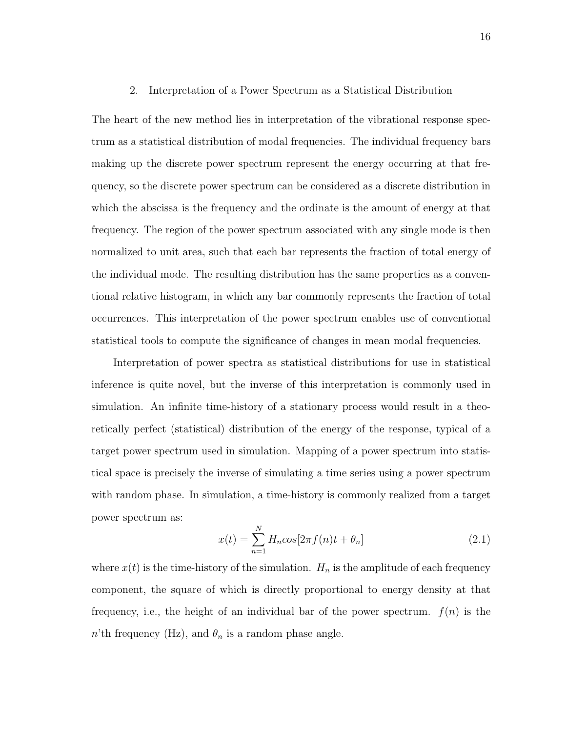## 2. Interpretation of a Power Spectrum as a Statistical Distribution

The heart of the new method lies in interpretation of the vibrational response spectrum as a statistical distribution of modal frequencies. The individual frequency bars making up the discrete power spectrum represent the energy occurring at that frequency, so the discrete power spectrum can be considered as a discrete distribution in which the abscissa is the frequency and the ordinate is the amount of energy at that frequency. The region of the power spectrum associated with any single mode is then normalized to unit area, such that each bar represents the fraction of total energy of the individual mode. The resulting distribution has the same properties as a conventional relative histogram, in which any bar commonly represents the fraction of total occurrences. This interpretation of the power spectrum enables use of conventional statistical tools to compute the significance of changes in mean modal frequencies.

Interpretation of power spectra as statistical distributions for use in statistical inference is quite novel, but the inverse of this interpretation is commonly used in simulation. An infinite time-history of a stationary process would result in a theoretically perfect (statistical) distribution of the energy of the response, typical of a target power spectrum used in simulation. Mapping of a power spectrum into statistical space is precisely the inverse of simulating a time series using a power spectrum with random phase. In simulation, a time-history is commonly realized from a target power spectrum as:

$$x(t) = \sum_{n=1}^{N} H_n cos[2\pi f(n)t + \theta_n] \tag{2.1}$$

where $x(t)$ is the time-history of the simulation. $H_n$ is the amplitude of each frequency component, the square of which is directly proportional to energy density at that frequency, i.e., the height of an individual bar of the power spectrum. $f(n)$ is the $n$'th frequency (Hz), and $\theta_n$ is a random phase angle.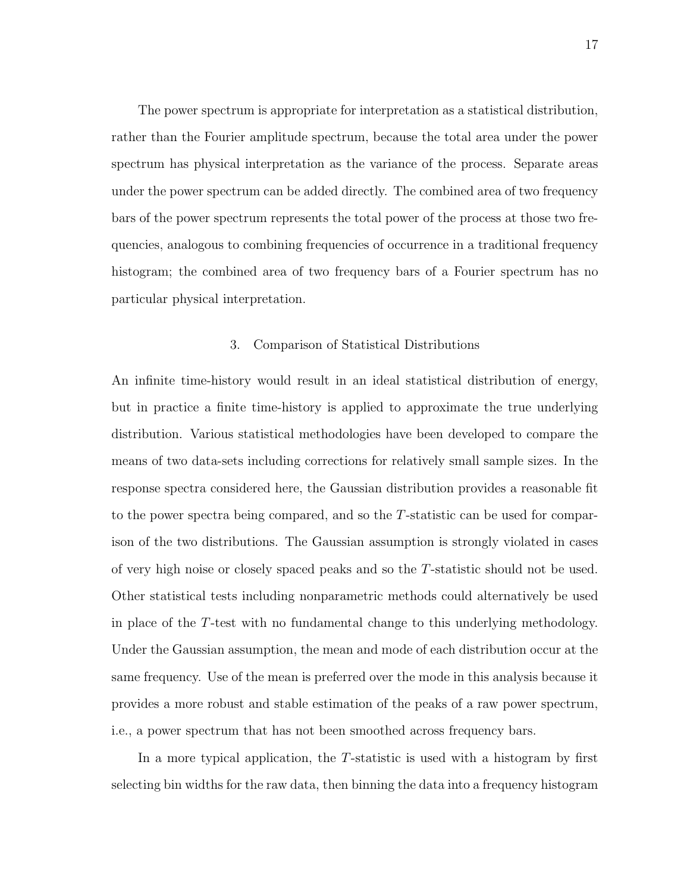The power spectrum is appropriate for interpretation as a statistical distribution, rather than the Fourier amplitude spectrum, because the total area under the power spectrum has physical interpretation as the variance of the process. Separate areas under the power spectrum can be added directly. The combined area of two frequency bars of the power spectrum represents the total power of the process at those two frequencies, analogous to combining frequencies of occurrence in a traditional frequency histogram; the combined area of two frequency bars of a Fourier spectrum has no particular physical interpretation.

## 3. Comparison of Statistical Distributions

An infinite time-history would result in an ideal statistical distribution of energy, but in practice a finite time-history is applied to approximate the true underlying distribution. Various statistical methodologies have been developed to compare the means of two data-sets including corrections for relatively small sample sizes. In the response spectra considered here, the Gaussian distribution provides a reasonable fit to the power spectra being compared, and so the $T$-statistic can be used for comparison of the two distributions. The Gaussian assumption is strongly violated in cases of very high noise or closely spaced peaks and so the $T$-statistic should not be used. Other statistical tests including nonparametric methods could alternatively be used in place of the $T$-test with no fundamental change to this underlying methodology. Under the Gaussian assumption, the mean and mode of each distribution occur at the same frequency. Use of the mean is preferred over the mode in this analysis because it provides a more robust and stable estimation of the peaks of a raw power spectrum, i.e., a power spectrum that has not been smoothed across frequency bars.

In a more typical application, the $T$-statistic is used with a histogram by first selecting bin widths for the raw data, then binning the data into a frequency histogram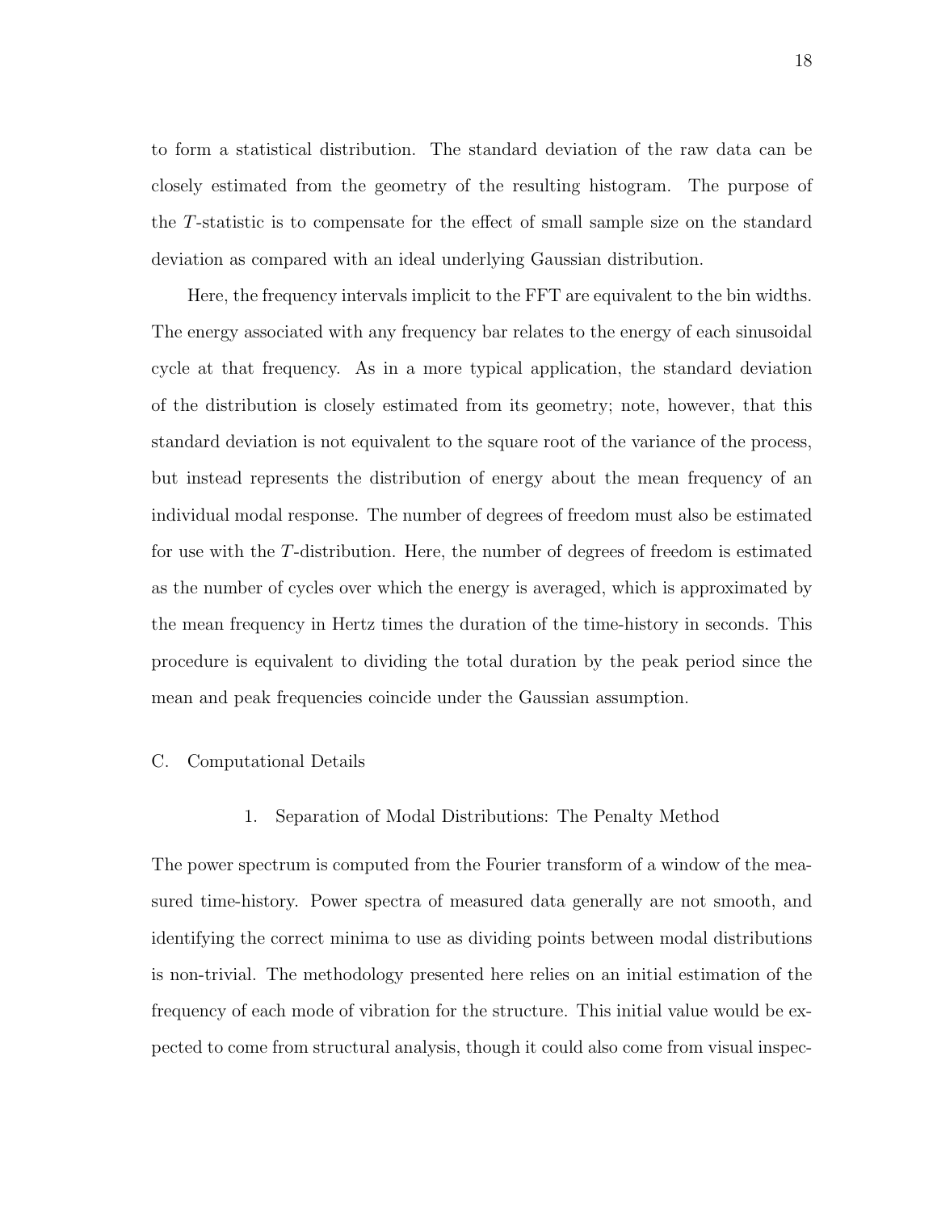to form a statistical distribution. The standard deviation of the raw data can be closely estimated from the geometry of the resulting histogram. The purpose of the $T$-statistic is to compensate for the effect of small sample size on the standard deviation as compared with an ideal underlying Gaussian distribution.

Here, the frequency intervals implicit to the FFT are equivalent to the bin widths. The energy associated with any frequency bar relates to the energy of each sinusoidal cycle at that frequency. As in a more typical application, the standard deviation of the distribution is closely estimated from its geometry; note, however, that this standard deviation is not equivalent to the square root of the variance of the process, but instead represents the distribution of energy about the mean frequency of an individual modal response. The number of degrees of freedom must also be estimated for use with the $T$-distribution. Here, the number of degrees of freedom is estimated as the number of cycles over which the energy is averaged, which is approximated by the mean frequency in Hertz times the duration of the time-history in seconds. This procedure is equivalent to dividing the total duration by the peak period since the mean and peak frequencies coincide under the Gaussian assumption.

## C. Computational Details

### 1. Separation of Modal Distributions: The Penalty Method

The power spectrum is computed from the Fourier transform of a window of the measured time-history. Power spectra of measured data generally are not smooth, and identifying the correct minima to use as dividing points between modal distributions is non-trivial. The methodology presented here relies on an initial estimation of the frequency of each mode of vibration for the structure. This initial value would be expected to come from structural analysis, though it could also come from visual inspec-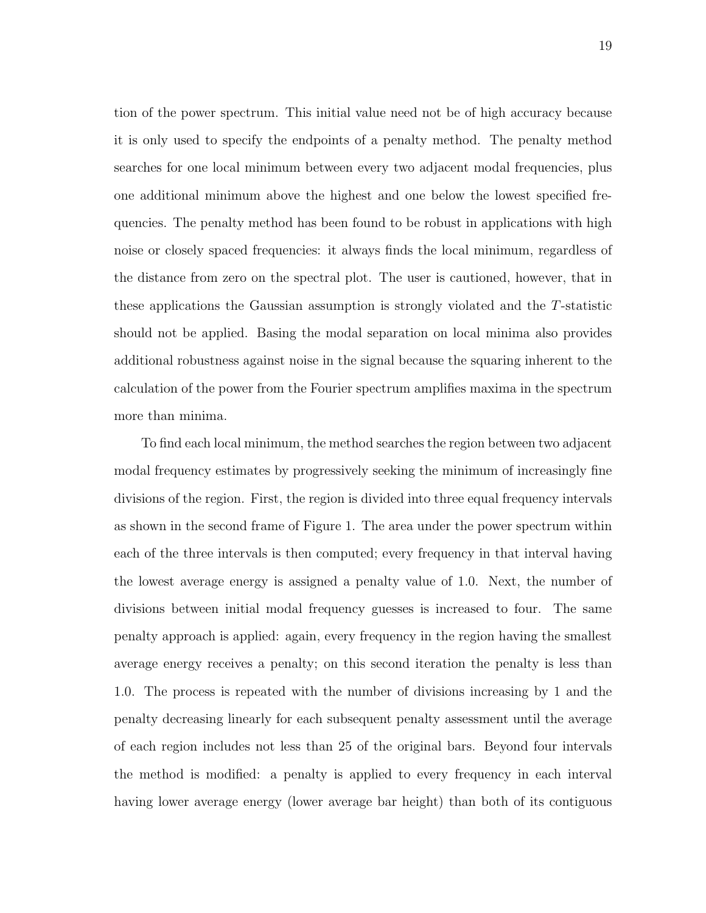tion of the power spectrum. This initial value need not be of high accuracy because it is only used to specify the endpoints of a penalty method. The penalty method searches for one local minimum between every two adjacent modal frequencies, plus one additional minimum above the highest and one below the lowest specified frequencies. The penalty method has been found to be robust in applications with high noise or closely spaced frequencies: it always finds the local minimum, regardless of the distance from zero on the spectral plot. The user is cautioned, however, that in these applications the Gaussian assumption is strongly violated and the $T$-statistic should not be applied. Basing the modal separation on local minima also provides additional robustness against noise in the signal because the squaring inherent to the calculation of the power from the Fourier spectrum amplifies maxima in the spectrum more than minima.

To find each local minimum, the method searches the region between two adjacent modal frequency estimates by progressively seeking the minimum of increasingly fine divisions of the region. First, the region is divided into three equal frequency intervals as shown in the second frame of Figure 1. The area under the power spectrum within each of the three intervals is then computed; every frequency in that interval having the lowest average energy is assigned a penalty value of 1.0. Next, the number of divisions between initial modal frequency guesses is increased to four. The same penalty approach is applied: again, every frequency in the region having the smallest average energy receives a penalty; on this second iteration the penalty is less than 1.0. The process is repeated with the number of divisions increasing by 1 and the penalty decreasing linearly for each subsequent penalty assessment until the average of each region includes not less than 25 of the original bars. Beyond four intervals the method is modified: a penalty is applied to every frequency in each interval having lower average energy (lower average bar height) than both of its contiguous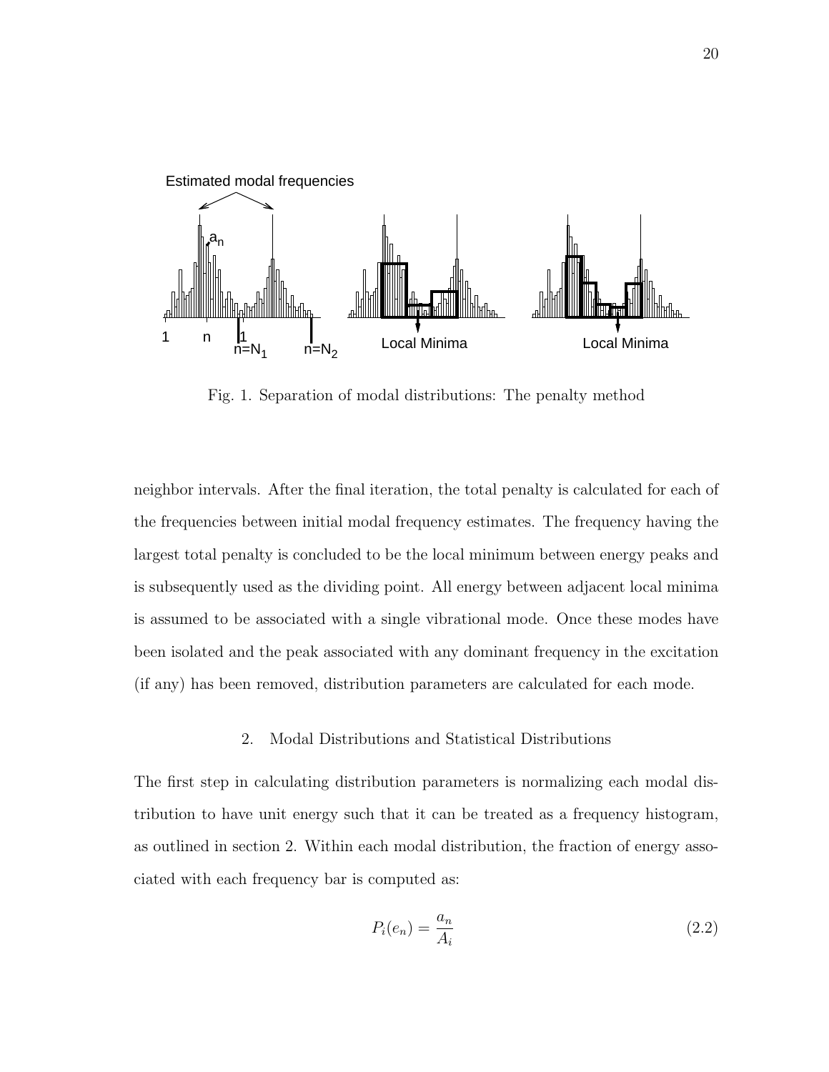Fig. 1. Separation of modal distributions: The penalty method

neighbor intervals. After the final iteration, the total penalty is calculated for each of the frequencies between initial modal frequency estimates. The frequency having the largest total penalty is concluded to be the local minimum between energy peaks and is subsequently used as the dividing point. All energy between adjacent local minima is assumed to be associated with a single vibrational mode. Once these modes have been isolated and the peak associated with any dominant frequency in the excitation (if any) has been removed, distribution parameters are calculated for each mode.

### 2. Modal Distributions and Statistical Distributions

The first step in calculating distribution parameters is normalizing each modal distribution to have unit energy such that it can be treated as a frequency histogram, as outlined in section 2. Within each modal distribution, the fraction of energy associated with each frequency bar is computed as:

$$P_i(e_n) = \frac{a_n}{A_i} \tag{2.2}$$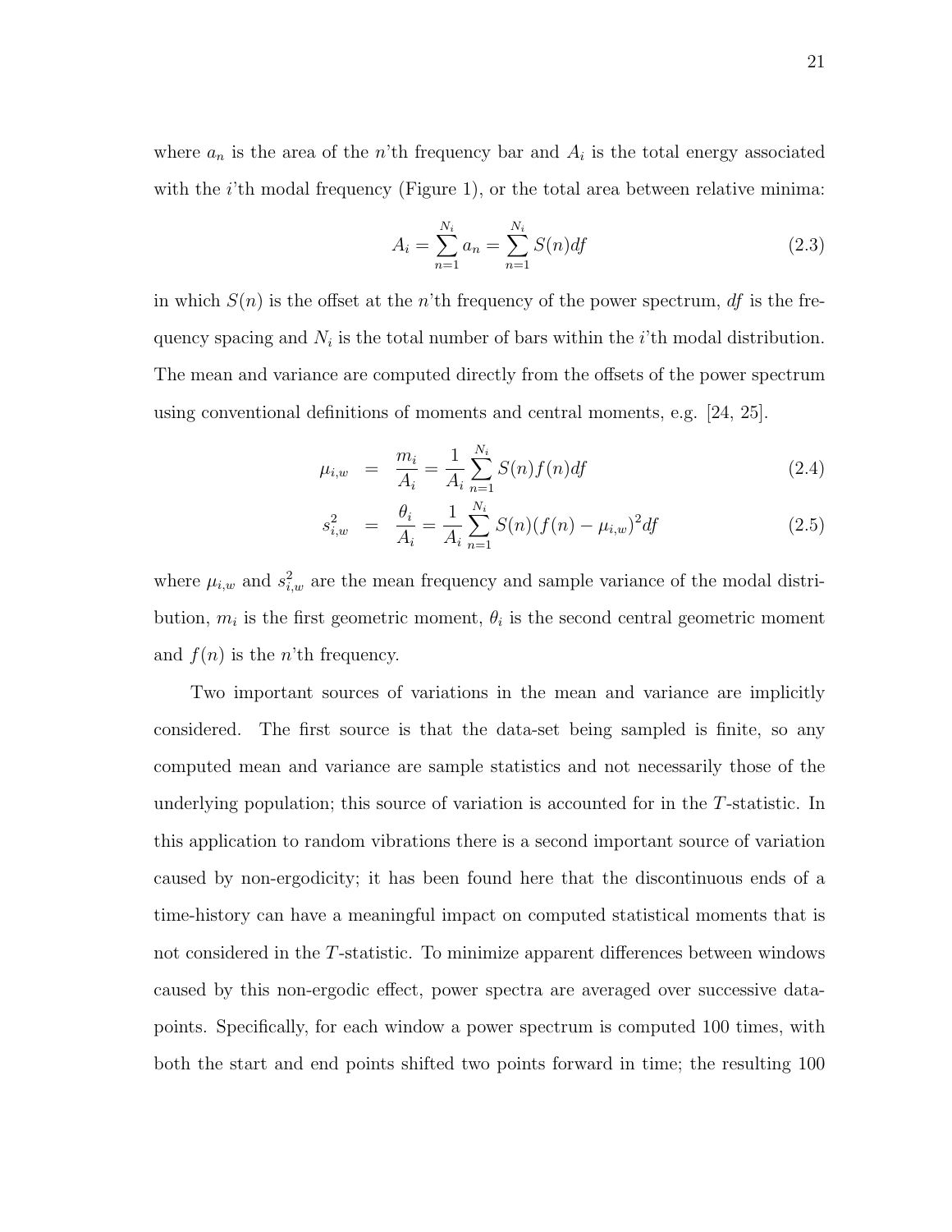where $a_n$ is the area of the $n$'th frequency bar and $A_i$ is the total energy associated with the $i$'th modal frequency (Figure 1), or the total area between relative minima:

$$A_i = \sum_{n=1}^{N_i} a_n = \sum_{n=1}^{N_i} S(n)df \tag{2.3}$$

in which $S(n)$ is the offset at the $n$'th frequency of the power spectrum, $df$ is the frequency spacing and $N_i$ is the total number of bars within the $i$'th modal distribution. The mean and variance are computed directly from the offsets of the power spectrum using conventional definitions of moments and central moments, e.g. [24, 25].

$$\mu_{i,w} = \frac{m_i}{A_i} = \frac{1}{A_i}\sum_{n=1}^{N_i} S(n)f(n)df \tag{2.4}$$

$$s_{i,w}^2 = \frac{\theta_i}{A_i} = \frac{1}{A_i}\sum_{n=1}^{N_i} S(n)(f(n) - \mu_{i,w})^2 df \tag{2.5}$$

where $\mu_{i,w}$ and $s_{i,w}^2$ are the mean frequency and sample variance of the modal distribution, $m_i$ is the first geometric moment, $\theta_i$ is the second central geometric moment and $f(n)$ is the $n$'th frequency.

Two important sources of variations in the mean and variance are implicitly considered. The first source is that the data-set being sampled is finite, so any computed mean and variance are sample statistics and not necessarily those of the underlying population; this source of variation is accounted for in the $T$-statistic. In this application to random vibrations there is a second important source of variation caused by non-ergodicity; it has been found here that the discontinuous ends of a time-history can have a meaningful impact on computed statistical moments that is not considered in the $T$-statistic. To minimize apparent differences between windows caused by this non-ergodic effect, power spectra are averaged over successive data-points. Specifically, for each window a power spectrum is computed 100 times, with both the start and end points shifted two points forward in time; the resulting 100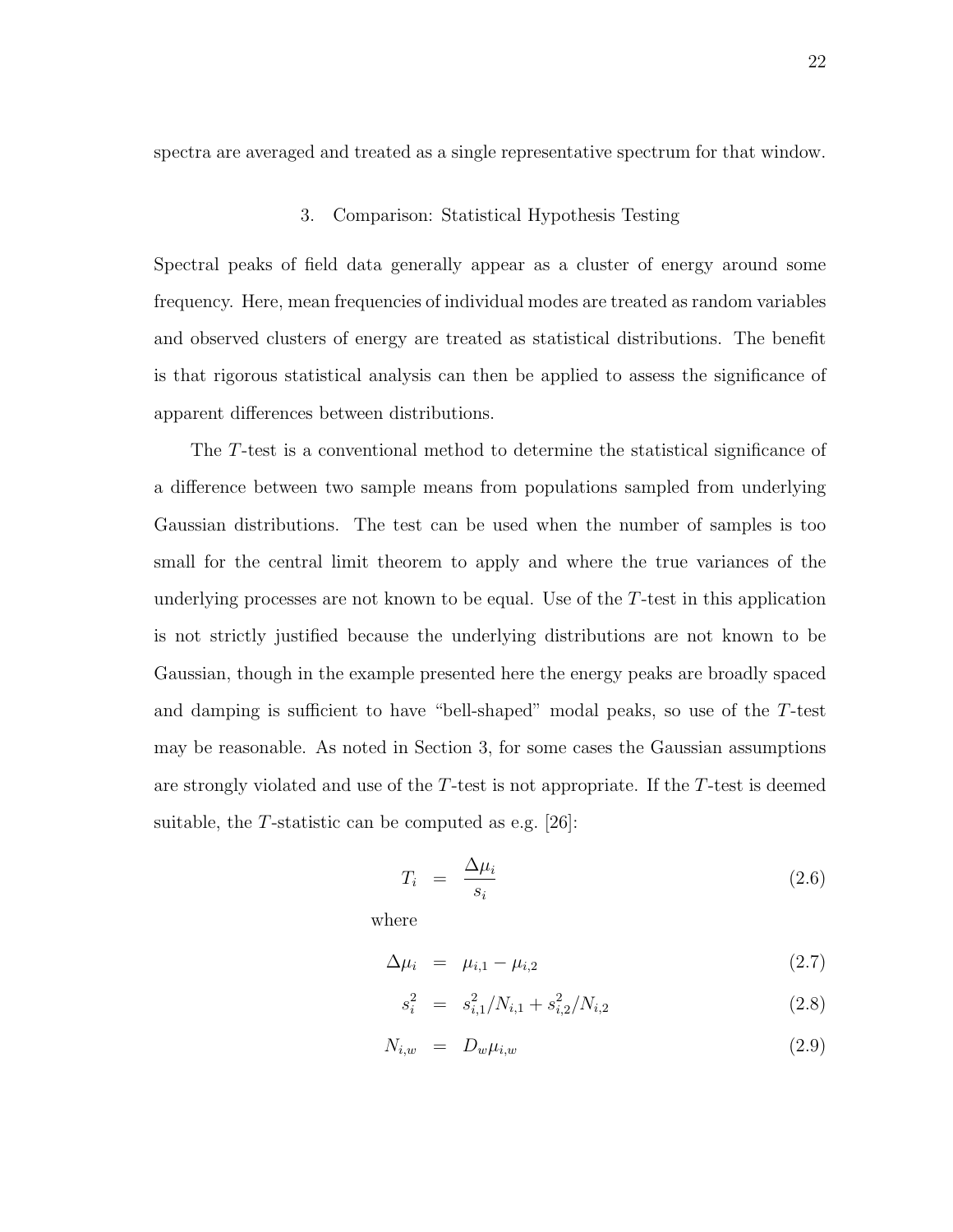spectra are averaged and treated as a single representative spectrum for that window.

### 3. Comparison: Statistical Hypothesis Testing

Spectral peaks of field data generally appear as a cluster of energy around some frequency. Here, mean frequencies of individual modes are treated as random variables and observed clusters of energy are treated as statistical distributions. The benefit is that rigorous statistical analysis can then be applied to assess the significance of apparent differences between distributions.

The $T$-test is a conventional method to determine the statistical significance of a difference between two sample means from populations sampled from underlying Gaussian distributions. The test can be used when the number of samples is too small for the central limit theorem to apply and where the true variances of the underlying processes are not known to be equal. Use of the $T$-test in this application is not strictly justified because the underlying distributions are not known to be Gaussian, though in the example presented here the energy peaks are broadly spaced and damping is sufficient to have "bell-shaped" modal peaks, so use of the $T$-test may be reasonable. As noted in Section 3, for some cases the Gaussian assumptions are strongly violated and use of the $T$-test is not appropriate. If the $T$-test is deemed suitable, the $T$-statistic can be computed as e.g. [26]:

$$T_i = \frac{\Delta\mu_i}{s_i} \tag{2.6}$$

where

$$\Delta\mu_i = \mu_{i,1} - \mu_{i,2} \tag{2.7}$$

$$s_i^2 = s_{i,1}^2/N_{i,1} + s_{i,2}^2/N_{i,2} \tag{2.8}$$

$$N_{i,w} = D_w \mu_{i,w} \tag{2.9}$$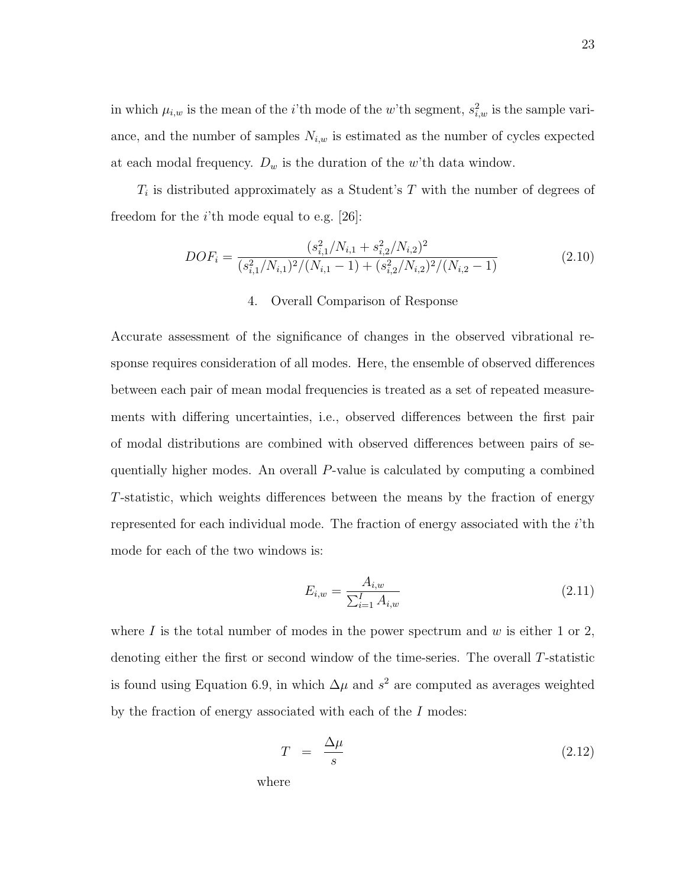in which $\mu_{i,w}$ is the mean of the $i$'th mode of the $w$'th segment, $s^2_{i,w}$ is the sample variance, and the number of samples $N_{i,w}$ is estimated as the number of cycles expected at each modal frequency. $D_w$ is the duration of the $w$'th data window.

$T_i$ is distributed approximately as a Student's $T$ with the number of degrees of freedom for the $i$'th mode equal to e.g. [26]:

$$DOF_i = \frac{(s^2_{i,1}/N_{i,1} + s^2_{i,2}/N_{i,2})^2}{(s^2_{i,1}/N_{i,1})^2/(N_{i,1}-1) + (s^2_{i,2}/N_{i,2})^2/(N_{i,2}-1)} \tag{2.10}$$

### 4. Overall Comparison of Response

Accurate assessment of the significance of changes in the observed vibrational response requires consideration of all modes. Here, the ensemble of observed differences between each pair of mean modal frequencies is treated as a set of repeated measurements with differing uncertainties, i.e., observed differences between the first pair of modal distributions are combined with observed differences between pairs of sequentially higher modes. An overall $P$-value is calculated by computing a combined $T$-statistic, which weights differences between the means by the fraction of energy represented for each individual mode. The fraction of energy associated with the $i$'th mode for each of the two windows is:

$$E_{i,w} = \frac{A_{i,w}}{\sum_{i=1}^{I} A_{i,w}} \tag{2.11}$$

where $I$ is the total number of modes in the power spectrum and $w$ is either 1 or 2, denoting either the first or second window of the time-series. The overall $T$-statistic is found using Equation 6.9, in which $\Delta\mu$ and $s^2$ are computed as averages weighted by the fraction of energy associated with each of the $I$ modes:

$$T = \frac{\Delta\mu}{s} \tag{2.12}$$

where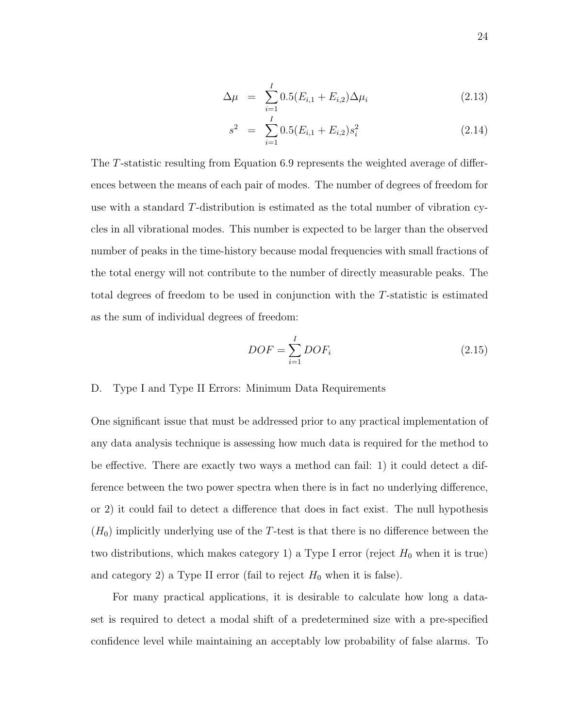$$\Delta\mu = \sum_{i=1}^{I} 0.5(E_{i,1} + E_{i,2})\Delta\mu_i \tag{2.13}$$

$$s^2 = \sum_{i=1}^{I} 0.5(E_{i,1} + E_{i,2})s_i^2 \tag{2.14}$$

The $T$-statistic resulting from Equation 6.9 represents the weighted average of differences between the means of each pair of modes. The number of degrees of freedom for use with a standard $T$-distribution is estimated as the total number of vibration cycles in all vibrational modes. This number is expected to be larger than the observed number of peaks in the time-history because modal frequencies with small fractions of the total energy will not contribute to the number of directly measurable peaks. The total degrees of freedom to be used in conjunction with the $T$-statistic is estimated as the sum of individual degrees of freedom:

$$DOF = \sum_{i=1}^{I} DOF_i \tag{2.15}$$

D. Type I and Type II Errors: Minimum Data Requirements

One significant issue that must be addressed prior to any practical implementation of any data analysis technique is assessing how much data is required for the method to be effective. There are exactly two ways a method can fail: 1) it could detect a difference between the two power spectra when there is in fact no underlying difference, or 2) it could fail to detect a difference that does in fact exist. The null hypothesis ($H_0$) implicitly underlying use of the $T$-test is that there is no difference between the two distributions, which makes category 1) a Type I error (reject $H_0$ when it is true) and category 2) a Type II error (fail to reject $H_0$ when it is false).

For many practical applications, it is desirable to calculate how long a dataset is required to detect a modal shift of a predetermined size with a pre-specified confidence level while maintaining an acceptably low probability of false alarms. To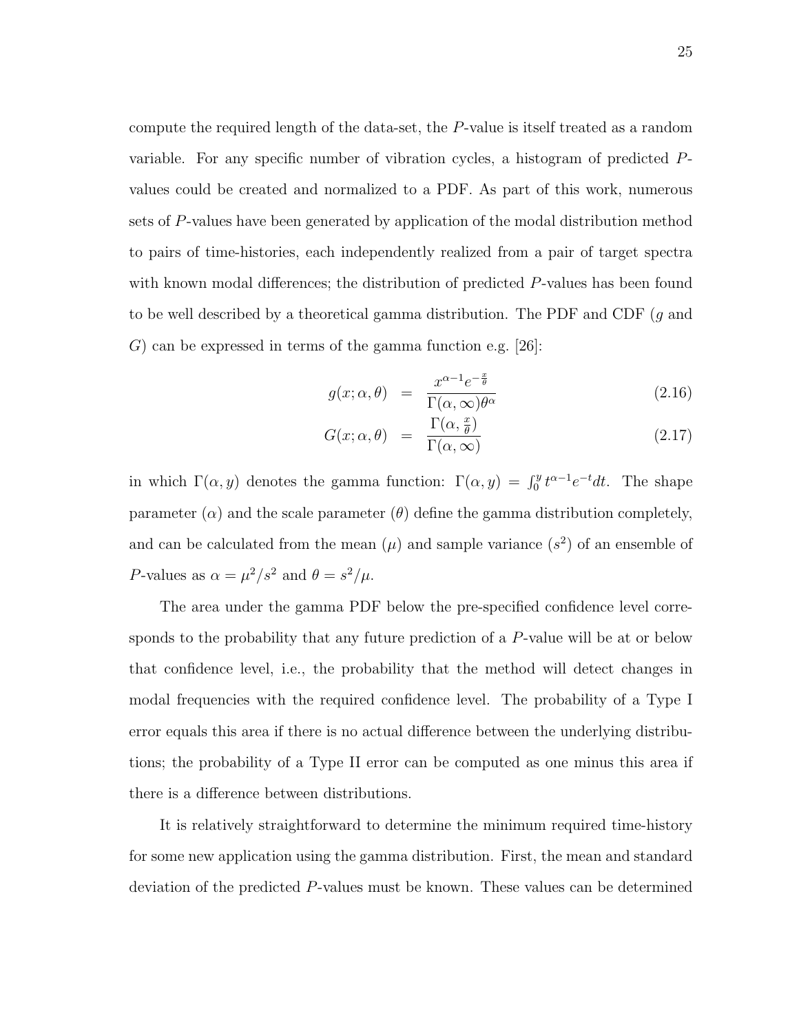compute the required length of the data-set, the $P$-value is itself treated as a random variable. For any specific number of vibration cycles, a histogram of predicted $P$-values could be created and normalized to a PDF. As part of this work, numerous sets of $P$-values have been generated by application of the modal distribution method to pairs of time-histories, each independently realized from a pair of target spectra with known modal differences; the distribution of predicted $P$-values has been found to be well described by a theoretical gamma distribution. The PDF and CDF ($g$ and $G$) can be expressed in terms of the gamma function e.g. [26]:

$$g(x; \alpha, \theta) = \frac{x^{\alpha-1} e^{-\frac{x}{\theta}}}{\Gamma(\alpha, \infty)\theta^{\alpha}} \tag{2.16}$$

$$G(x; \alpha, \theta) = \frac{\Gamma(\alpha, \frac{x}{\theta})}{\Gamma(\alpha, \infty)} \tag{2.17}$$

in which $\Gamma(\alpha, y)$ denotes the gamma function: $\Gamma(\alpha, y) = \int_0^y t^{\alpha-1} e^{-t} dt$. The shape parameter ($\alpha$) and the scale parameter ($\theta$) define the gamma distribution completely, and can be calculated from the mean ($\mu$) and sample variance ($s^2$) of an ensemble of $P$-values as $\alpha = \mu^2/s^2$ and $\theta = s^2/\mu$.

The area under the gamma PDF below the pre-specified confidence level corresponds to the probability that any future prediction of a $P$-value will be at or below that confidence level, i.e., the probability that the method will detect changes in modal frequencies with the required confidence level. The probability of a Type I error equals this area if there is no actual difference between the underlying distributions; the probability of a Type II error can be computed as one minus this area if there is a difference between distributions.

It is relatively straightforward to determine the minimum required time-history for some new application using the gamma distribution. First, the mean and standard deviation of the predicted $P$-values must be known. These values can be determined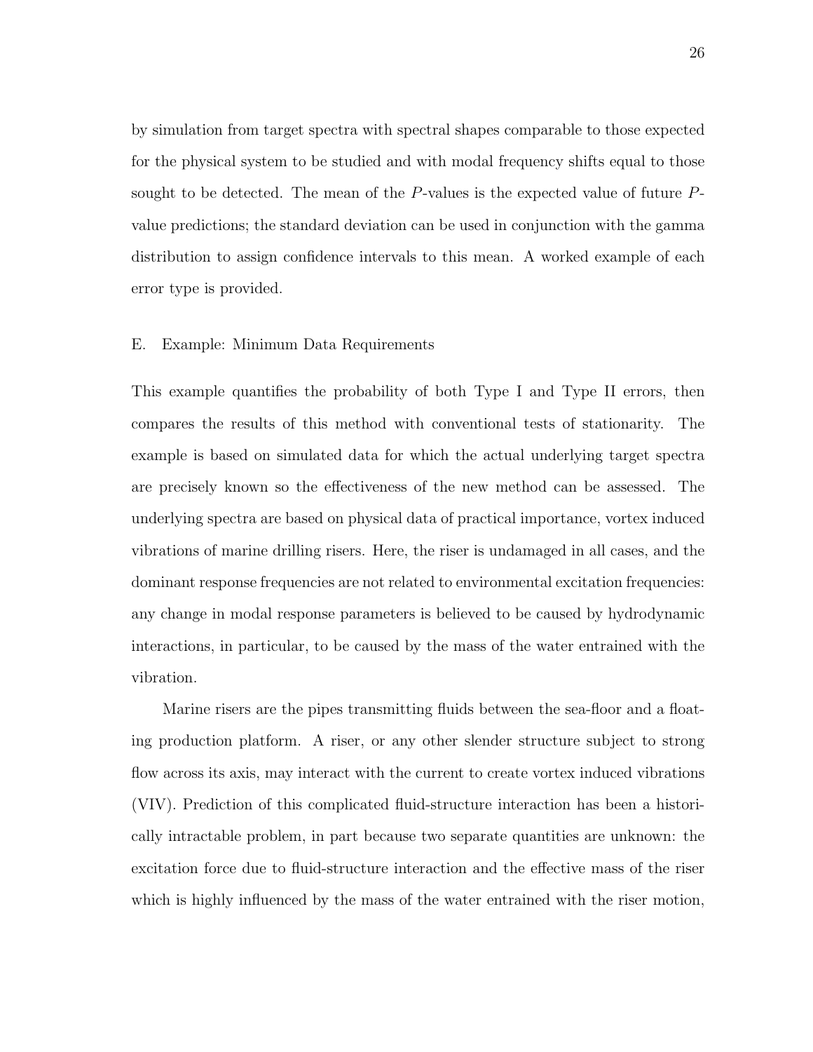by simulation from target spectra with spectral shapes comparable to those expected for the physical system to be studied and with modal frequency shifts equal to those sought to be detected. The mean of the $P$-values is the expected value of future $P$-value predictions; the standard deviation can be used in conjunction with the gamma distribution to assign confidence intervals to this mean. A worked example of each error type is provided.

### E. Example: Minimum Data Requirements

This example quantifies the probability of both Type I and Type II errors, then compares the results of this method with conventional tests of stationarity. The example is based on simulated data for which the actual underlying target spectra are precisely known so the effectiveness of the new method can be assessed. The underlying spectra are based on physical data of practical importance, vortex induced vibrations of marine drilling risers. Here, the riser is undamaged in all cases, and the dominant response frequencies are not related to environmental excitation frequencies: any change in modal response parameters is believed to be caused by hydrodynamic interactions, in particular, to be caused by the mass of the water entrained with the vibration.

Marine risers are the pipes transmitting fluids between the sea-floor and a floating production platform. A riser, or any other slender structure subject to strong flow across its axis, may interact with the current to create vortex induced vibrations (VIV). Prediction of this complicated fluid-structure interaction has been a historically intractable problem, in part because two separate quantities are unknown: the excitation force due to fluid-structure interaction and the effective mass of the riser which is highly influenced by the mass of the water entrained with the riser motion,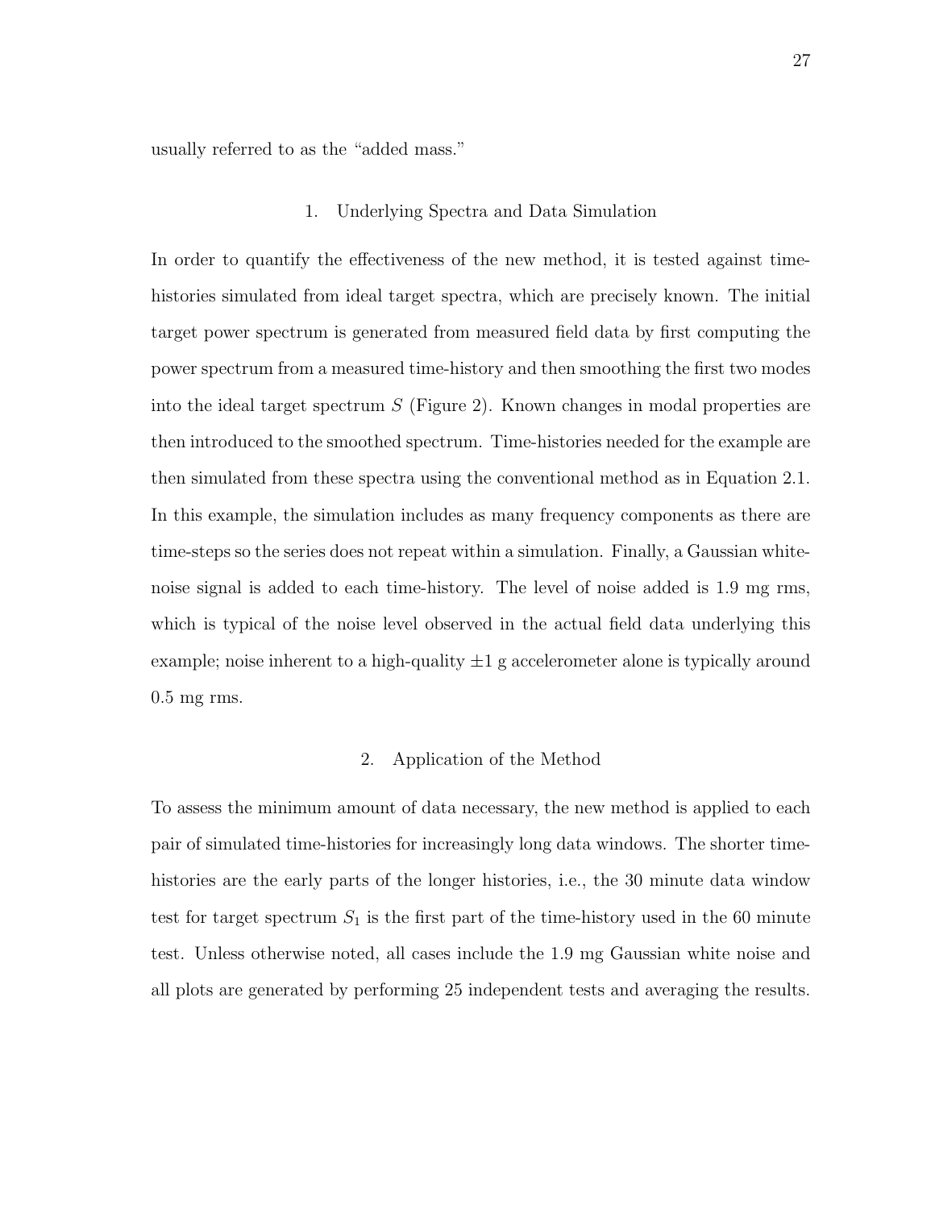usually referred to as the "added mass."

### 1. Underlying Spectra and Data Simulation

In order to quantify the effectiveness of the new method, it is tested against time-histories simulated from ideal target spectra, which are precisely known. The initial target power spectrum is generated from measured field data by first computing the power spectrum from a measured time-history and then smoothing the first two modes into the ideal target spectrum $S$ (Figure 2). Known changes in modal properties are then introduced to the smoothed spectrum. Time-histories needed for the example are then simulated from these spectra using the conventional method as in Equation 2.1. In this example, the simulation includes as many frequency components as there are time-steps so the series does not repeat within a simulation. Finally, a Gaussian white-noise signal is added to each time-history. The level of noise added is 1.9 mg rms, which is typical of the noise level observed in the actual field data underlying this example; noise inherent to a high-quality $\pm 1$ g accelerometer alone is typically around 0.5 mg rms.

### 2. Application of the Method

To assess the minimum amount of data necessary, the new method is applied to each pair of simulated time-histories for increasingly long data windows. The shorter time-histories are the early parts of the longer histories, i.e., the 30 minute data window test for target spectrum $S_1$ is the first part of the time-history used in the 60 minute test. Unless otherwise noted, all cases include the 1.9 mg Gaussian white noise and all plots are generated by performing 25 independent tests and averaging the results.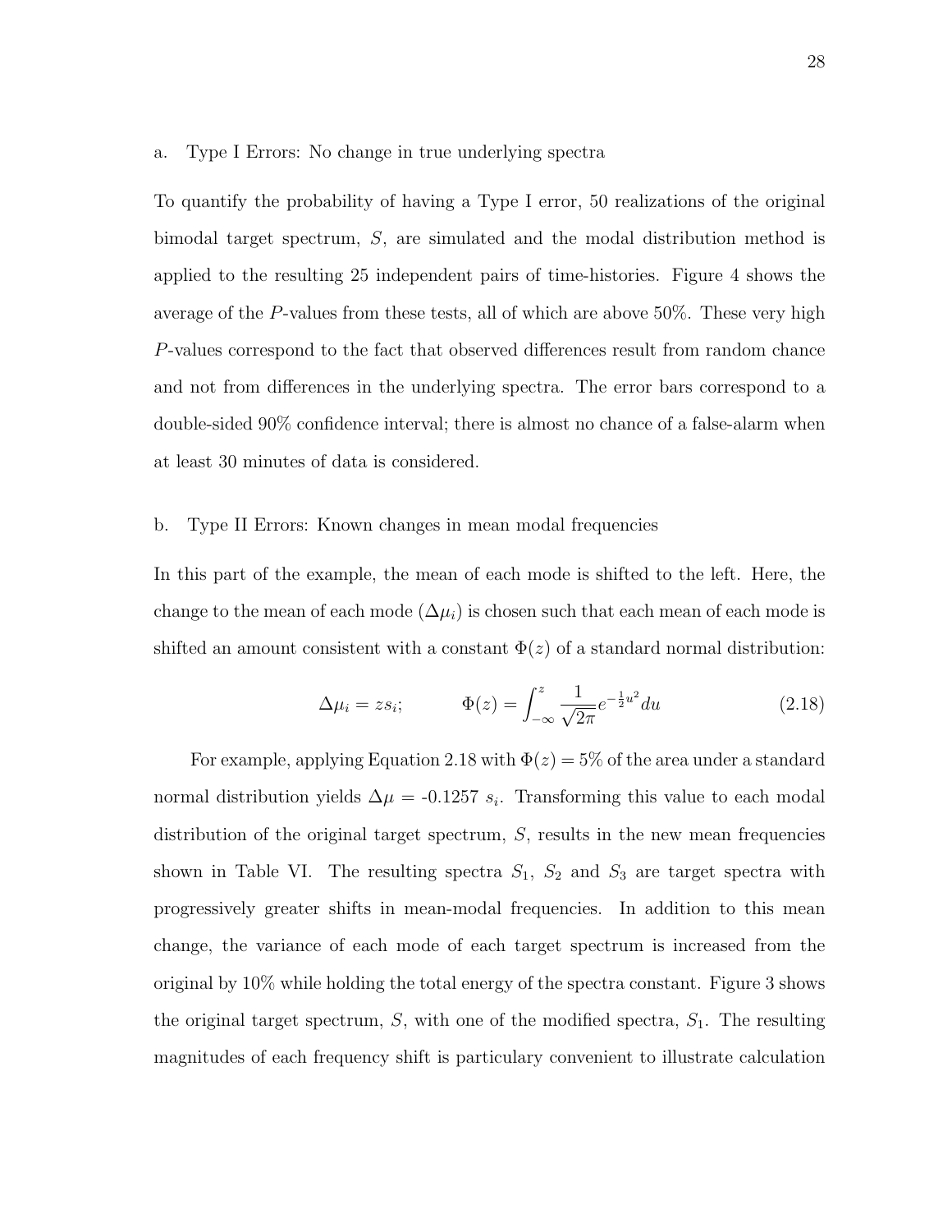a. Type I Errors: No change in true underlying spectra

To quantify the probability of having a Type I error, 50 realizations of the original bimodal target spectrum, $S$, are simulated and the modal distribution method is applied to the resulting 25 independent pairs of time-histories. Figure 4 shows the average of the $P$-values from these tests, all of which are above 50%. These very high $P$-values correspond to the fact that observed differences result from random chance and not from differences in the underlying spectra. The error bars correspond to a double-sided 90% confidence interval; there is almost no chance of a false-alarm when at least 30 minutes of data is considered.

b. Type II Errors: Known changes in mean modal frequencies

In this part of the example, the mean of each mode is shifted to the left. Here, the change to the mean of each mode ($\Delta\mu_i$) is chosen such that each mean of each mode is shifted an amount consistent with a constant $\Phi(z)$ of a standard normal distribution:

$$\Delta\mu_i = z s_i; \qquad \Phi(z) = \int_{-\infty}^{z} \frac{1}{\sqrt{2\pi}} e^{-\frac{1}{2}u^2} du \tag{2.18}$$

For example, applying Equation 2.18 with $\Phi(z) = 5\%$ of the area under a standard normal distribution yields $\Delta\mu$ = -0.1257 $s_i$. Transforming this value to each modal distribution of the original target spectrum, $S$, results in the new mean frequencies shown in Table VI. The resulting spectra $S_1$, $S_2$ and $S_3$ are target spectra with progressively greater shifts in mean-modal frequencies. In addition to this mean change, the variance of each mode of each target spectrum is increased from the original by 10% while holding the total energy of the spectra constant. Figure 3 shows the original target spectrum, $S$, with one of the modified spectra, $S_1$. The resulting magnitudes of each frequency shift is particulary convenient to illustrate calculation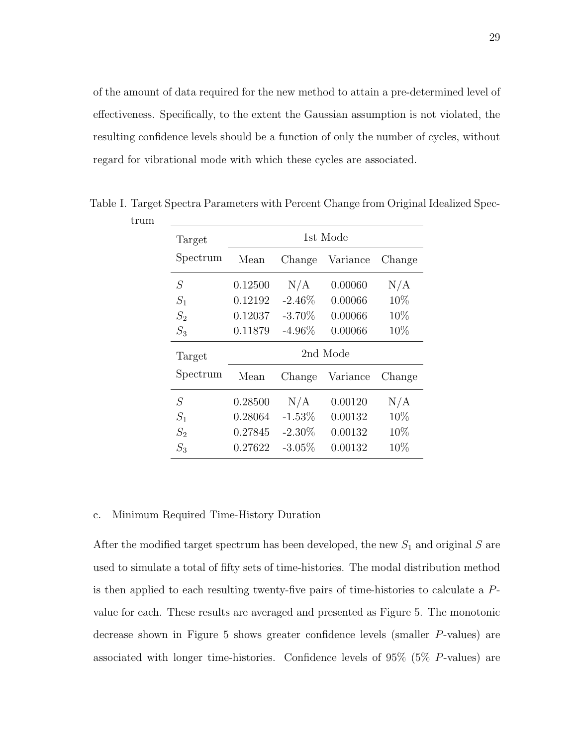of the amount of data required for the new method to attain a pre-determined level of effectiveness. Specifically, to the extent the Gaussian assumption is not violated, the resulting confidence levels should be a function of only the number of cycles, without regard for vibrational mode with which these cycles are associated.

Table I. Target Spectra Parameters with Percent Change from Original Idealized Spectrum

| Target Spectrum | 1st Mode | | | |
|---|---|---|---|---|
| | Mean | Change | Variance | Change |
| $S$ | 0.12500 | N/A | 0.00060 | N/A |
| $S_1$ | 0.12192 | -2.46% | 0.00066 | 10% |
| $S_2$ | 0.12037 | -3.70% | 0.00066 | 10% |
| $S_3$ | 0.11879 | -4.96% | 0.00066 | 10% |
| **Target Spectrum** | **2nd Mode** | | | |
| | Mean | Change | Variance | Change |
| $S$ | 0.28500 | N/A | 0.00120 | N/A |
| $S_1$ | 0.28064 | -1.53% | 0.00132 | 10% |
| $S_2$ | 0.27845 | -2.30% | 0.00132 | 10% |
| $S_3$ | 0.27622 | -3.05% | 0.00132 | 10% |

c. Minimum Required Time-History Duration

After the modified target spectrum has been developed, the new $S_1$ and original $S$ are used to simulate a total of fifty sets of time-histories. The modal distribution method is then applied to each resulting twenty-five pairs of time-histories to calculate a $P$-value for each. These results are averaged and presented as Figure 5. The monotonic decrease shown in Figure 5 shows greater confidence levels (smaller $P$-values) are associated with longer time-histories. Confidence levels of 95% (5% $P$-values) are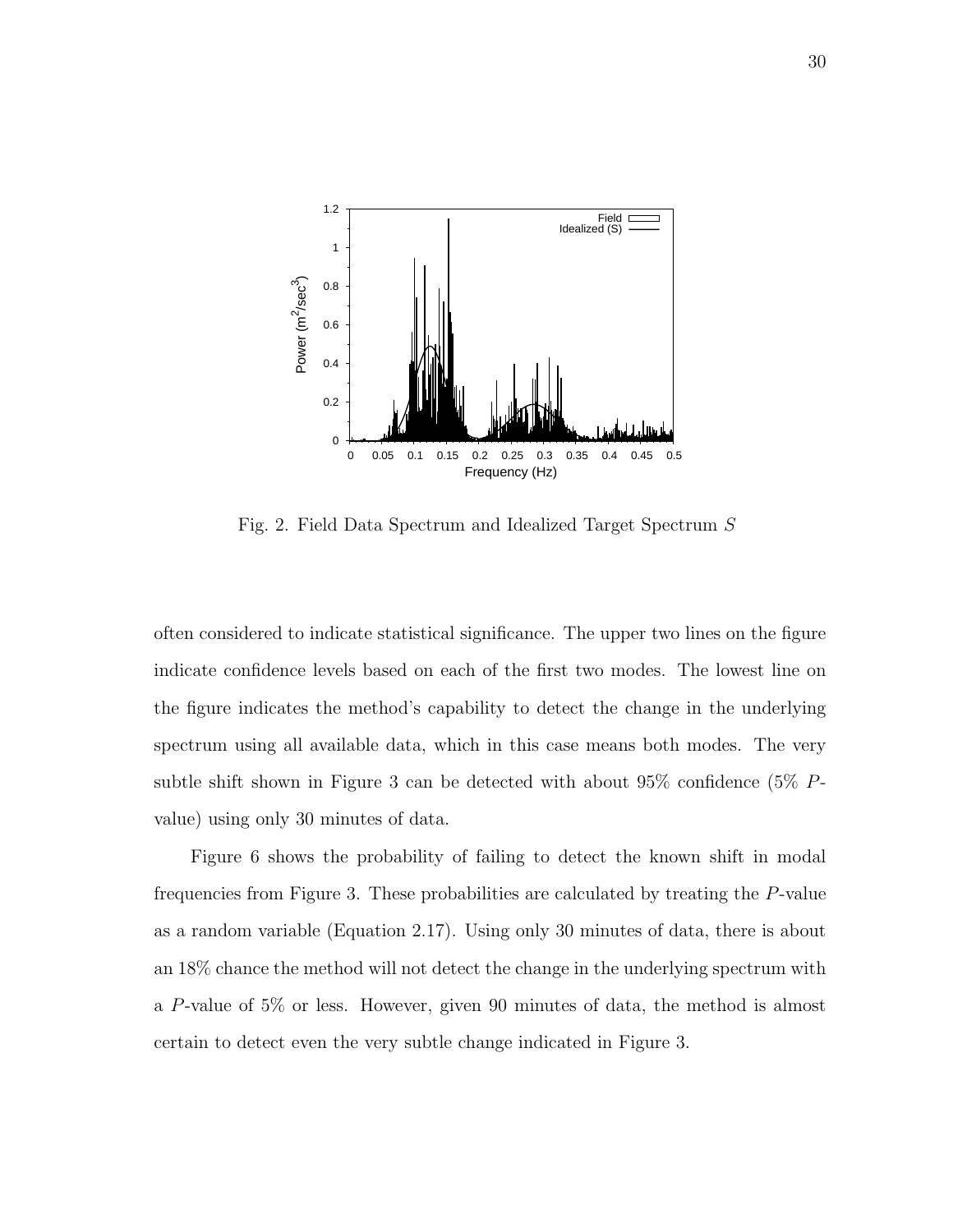Fig. 2. Field Data Spectrum and Idealized Target Spectrum $S$

often considered to indicate statistical significance. The upper two lines on the figure indicate confidence levels based on each of the first two modes. The lowest line on the figure indicates the method's capability to detect the change in the underlying spectrum using all available data, which in this case means both modes. The very subtle shift shown in Figure 3 can be detected with about 95% confidence (5% $P$-value) using only 30 minutes of data.

Figure 6 shows the probability of failing to detect the known shift in modal frequencies from Figure 3. These probabilities are calculated by treating the $P$-value as a random variable (Equation 2.17). Using only 30 minutes of data, there is about an 18% chance the method will not detect the change in the underlying spectrum with a $P$-value of 5% or less. However, given 90 minutes of data, the method is almost certain to detect even the very subtle change indicated in Figure 3.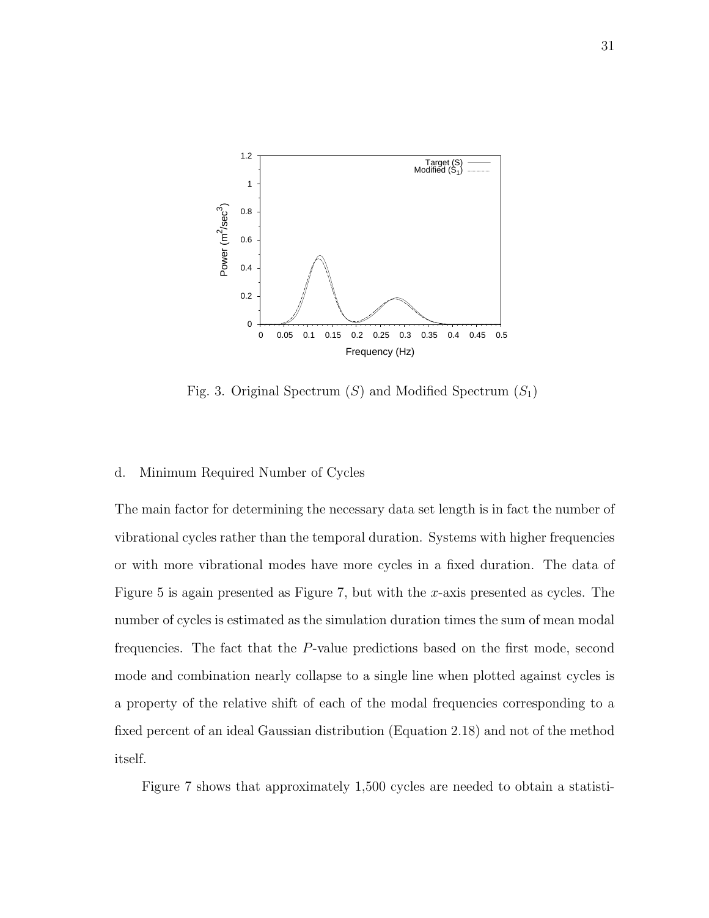Fig. 3. Original Spectrum ($S$) and Modified Spectrum ($S_1$)

d. Minimum Required Number of Cycles

The main factor for determining the necessary data set length is in fact the number of vibrational cycles rather than the temporal duration. Systems with higher frequencies or with more vibrational modes have more cycles in a fixed duration. The data of Figure 5 is again presented as Figure 7, but with the $x$-axis presented as cycles. The number of cycles is estimated as the simulation duration times the sum of mean modal frequencies. The fact that the $P$-value predictions based on the first mode, second mode and combination nearly collapse to a single line when plotted against cycles is a property of the relative shift of each of the modal frequencies corresponding to a fixed percent of an ideal Gaussian distribution (Equation 2.18) and not of the method itself.

Figure 7 shows that approximately 1,500 cycles are needed to obtain a statisti-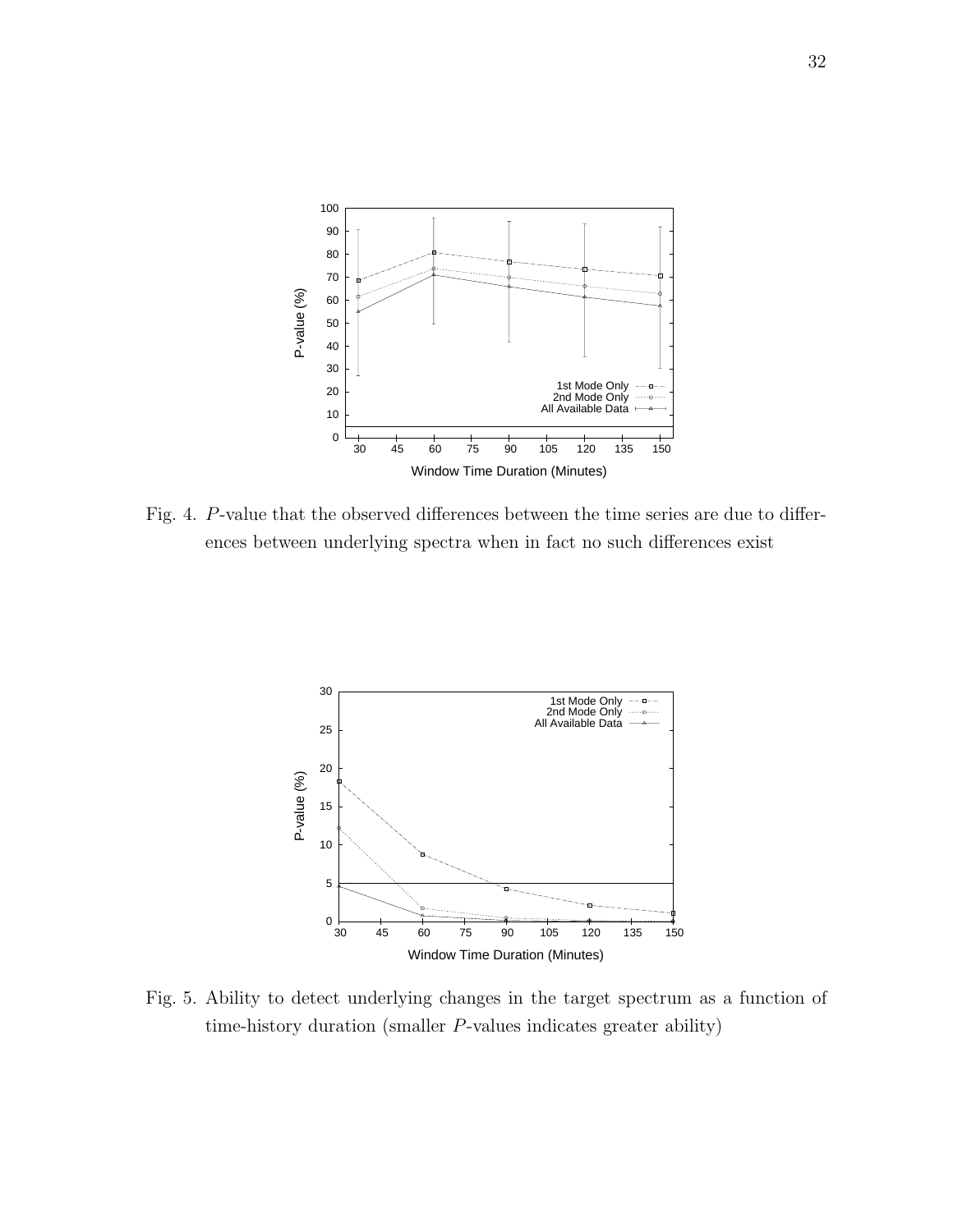Fig. 4. $P$-value that the observed differences between the time series are due to differences between underlying spectra when in fact no such differences exist

Fig. 5. Ability to detect underlying changes in the target spectrum as a function of time-history duration (smaller $P$-values indicates greater ability)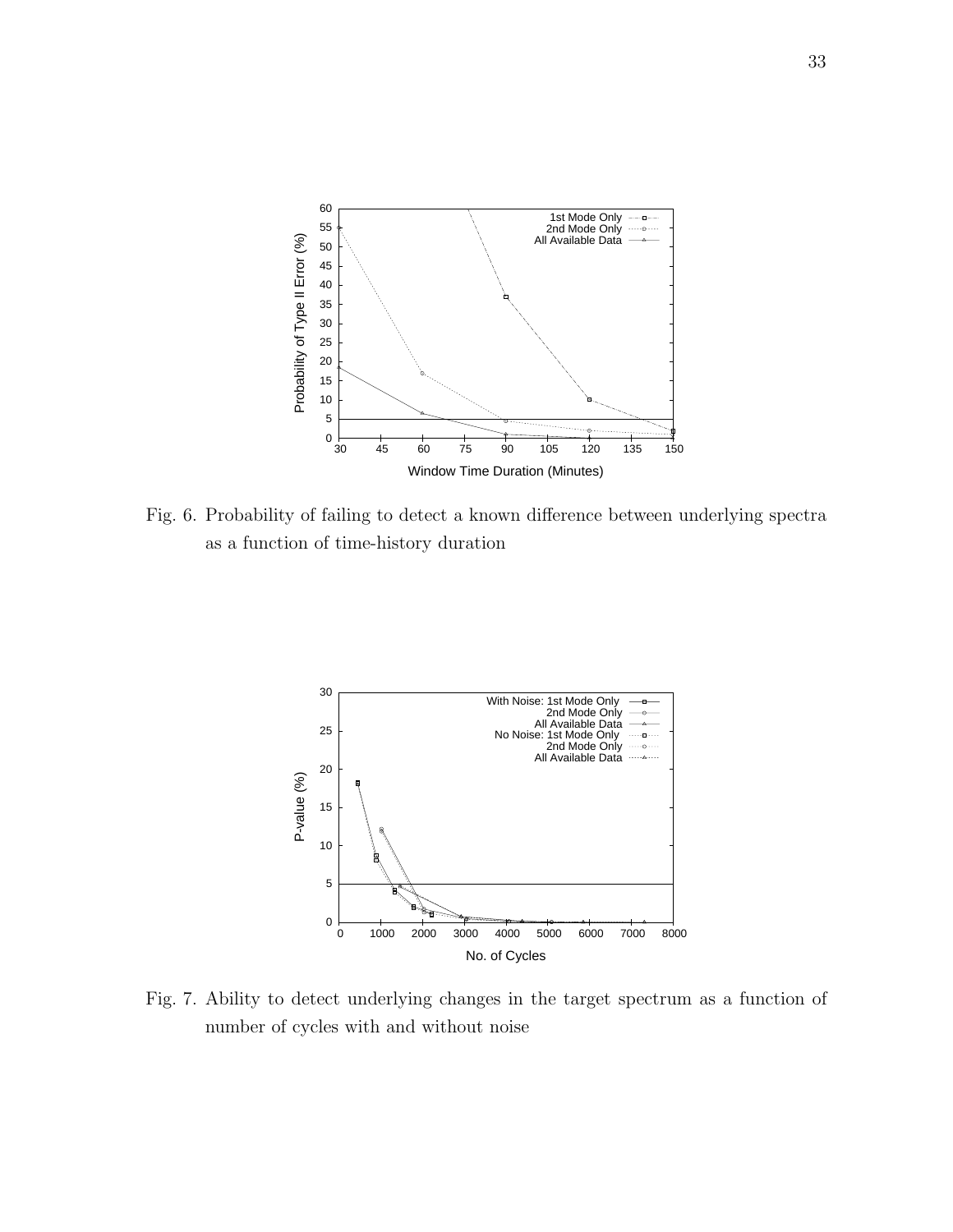Fig. 6. Probability of failing to detect a known difference between underlying spectra as a function of time-history duration

Fig. 7. Ability to detect underlying changes in the target spectrum as a function of number of cycles with and without noise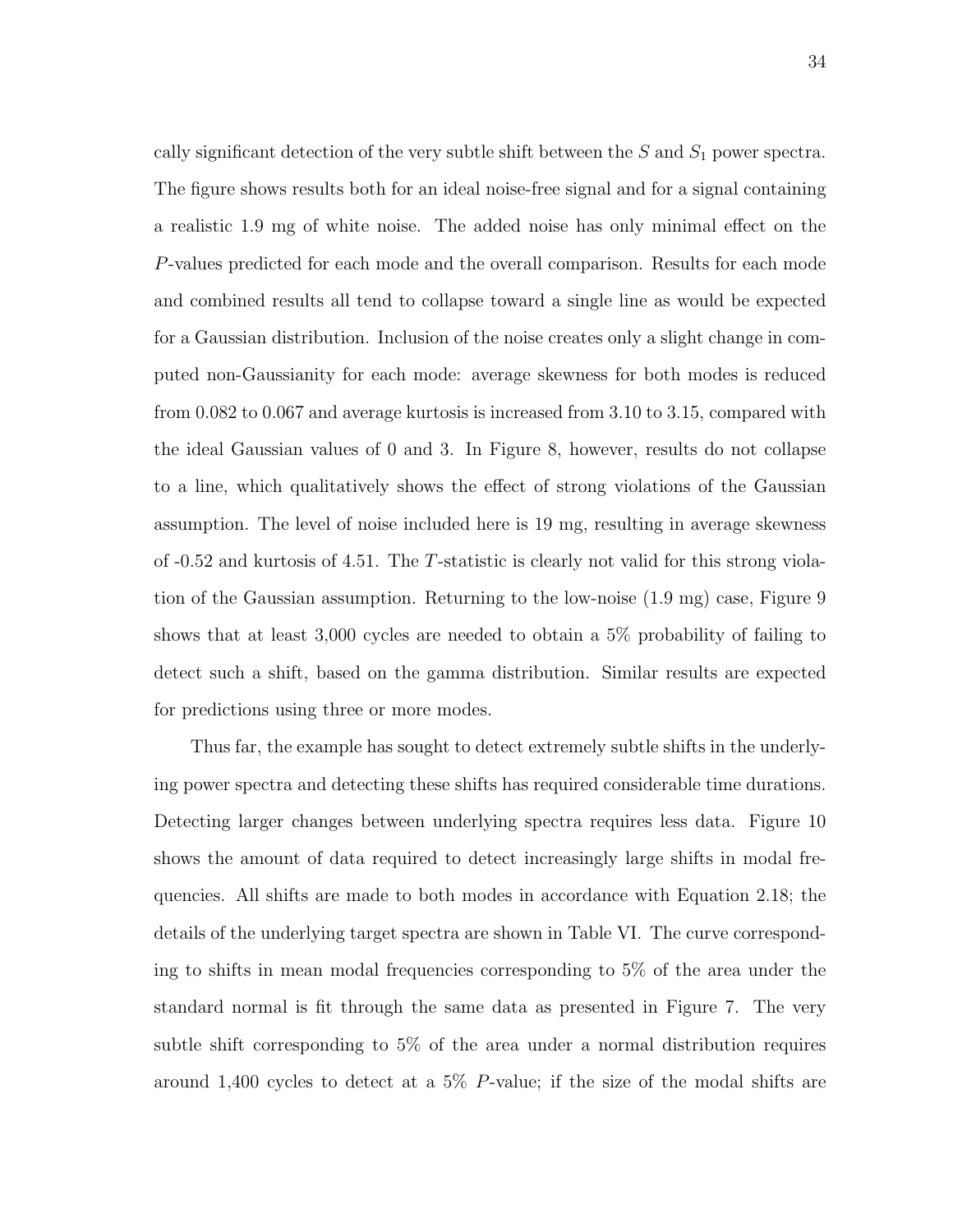cally significant detection of the very subtle shift between the $S$ and $S_1$ power spectra. The figure shows results both for an ideal noise-free signal and for a signal containing a realistic 1.9 mg of white noise. The added noise has only minimal effect on the $P$-values predicted for each mode and the overall comparison. Results for each mode and combined results all tend to collapse toward a single line as would be expected for a Gaussian distribution. Inclusion of the noise creates only a slight change in computed non-Gaussianity for each mode: average skewness for both modes is reduced from 0.082 to 0.067 and average kurtosis is increased from 3.10 to 3.15, compared with the ideal Gaussian values of 0 and 3. In Figure 8, however, results do not collapse to a line, which qualitatively shows the effect of strong violations of the Gaussian assumption. The level of noise included here is 19 mg, resulting in average skewness of -0.52 and kurtosis of 4.51. The $T$-statistic is clearly not valid for this strong violation of the Gaussian assumption. Returning to the low-noise (1.9 mg) case, Figure 9 shows that at least 3,000 cycles are needed to obtain a 5% probability of failing to detect such a shift, based on the gamma distribution. Similar results are expected for predictions using three or more modes.

Thus far, the example has sought to detect extremely subtle shifts in the underlying power spectra and detecting these shifts has required considerable time durations. Detecting larger changes between underlying spectra requires less data. Figure 10 shows the amount of data required to detect increasingly large shifts in modal frequencies. All shifts are made to both modes in accordance with Equation 2.18; the details of the underlying target spectra are shown in Table VI. The curve corresponding to shifts in mean modal frequencies corresponding to 5% of the area under the standard normal is fit through the same data as presented in Figure 7. The very subtle shift corresponding to 5% of the area under a normal distribution requires around 1,400 cycles to detect at a 5% $P$-value; if the size of the modal shifts are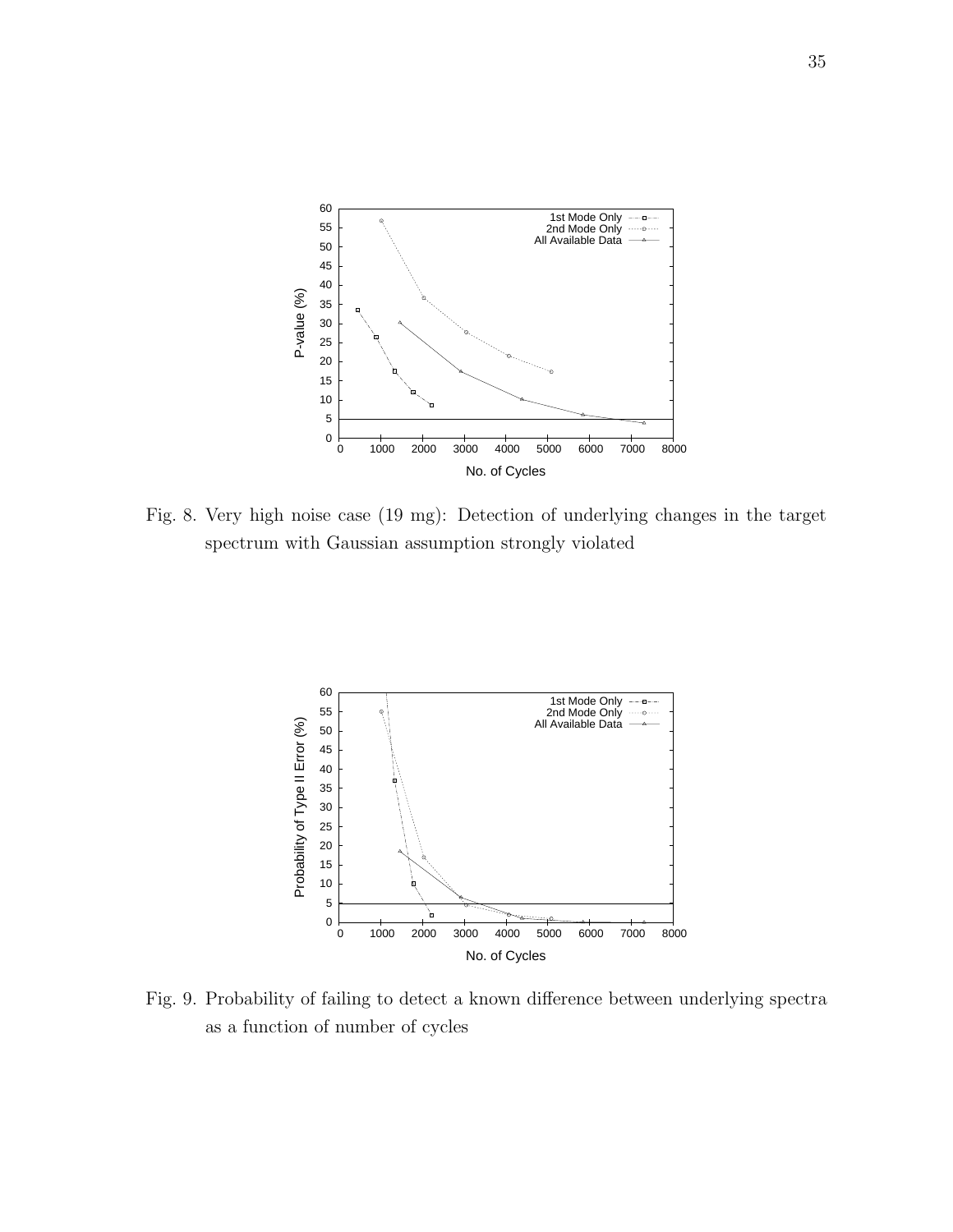Fig. 8. Very high noise case (19 mg): Detection of underlying changes in the target spectrum with Gaussian assumption strongly violated

Fig. 9. Probability of failing to detect a known difference between underlying spectra as a function of number of cycles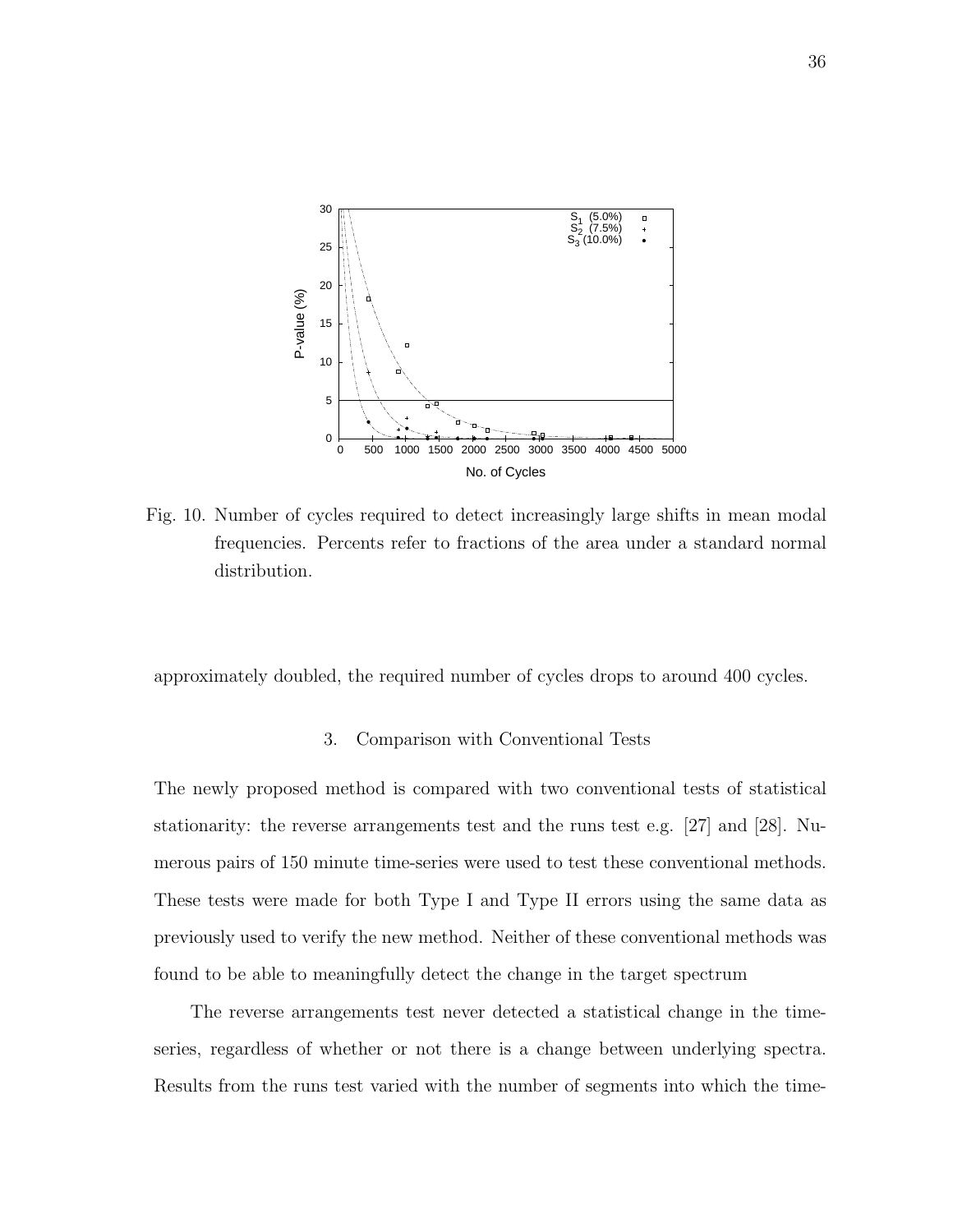Fig. 10. Number of cycles required to detect increasingly large shifts in mean modal frequencies. Percents refer to fractions of the area under a standard normal distribution.

approximately doubled, the required number of cycles drops to around 400 cycles.

### 3. Comparison with Conventional Tests

The newly proposed method is compared with two conventional tests of statistical stationarity: the reverse arrangements test and the runs test e.g. [27] and [28]. Numerous pairs of 150 minute time-series were used to test these conventional methods. These tests were made for both Type I and Type II errors using the same data as previously used to verify the new method. Neither of these conventional methods was found to be able to meaningfully detect the change in the target spectrum

The reverse arrangements test never detected a statistical change in the time-series, regardless of whether or not there is a change between underlying spectra. Results from the runs test varied with the number of segments into which the time-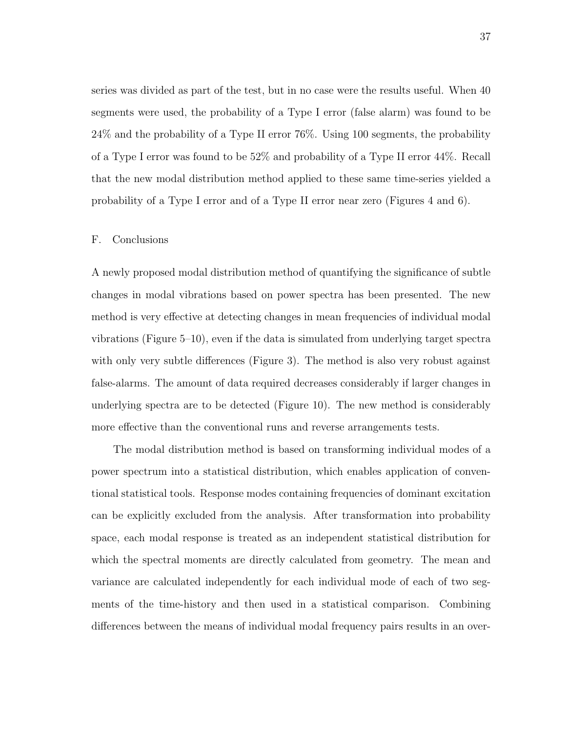series was divided as part of the test, but in no case were the results useful. When 40 segments were used, the probability of a Type I error (false alarm) was found to be 24% and the probability of a Type II error 76%. Using 100 segments, the probability of a Type I error was found to be 52% and probability of a Type II error 44%. Recall that the new modal distribution method applied to these same time-series yielded a probability of a Type I error and of a Type II error near zero (Figures 4 and 6).

### F. Conclusions

A newly proposed modal distribution method of quantifying the significance of subtle changes in modal vibrations based on power spectra has been presented. The new method is very effective at detecting changes in mean frequencies of individual modal vibrations (Figure 5–10), even if the data is simulated from underlying target spectra with only very subtle differences (Figure 3). The method is also very robust against false-alarms. The amount of data required decreases considerably if larger changes in underlying spectra are to be detected (Figure 10). The new method is considerably more effective than the conventional runs and reverse arrangements tests.

The modal distribution method is based on transforming individual modes of a power spectrum into a statistical distribution, which enables application of conventional statistical tools. Response modes containing frequencies of dominant excitation can be explicitly excluded from the analysis. After transformation into probability space, each modal response is treated as an independent statistical distribution for which the spectral moments are directly calculated from geometry. The mean and variance are calculated independently for each individual mode of each of two segments of the time-history and then used in a statistical comparison. Combining differences between the means of individual modal frequency pairs results in an over-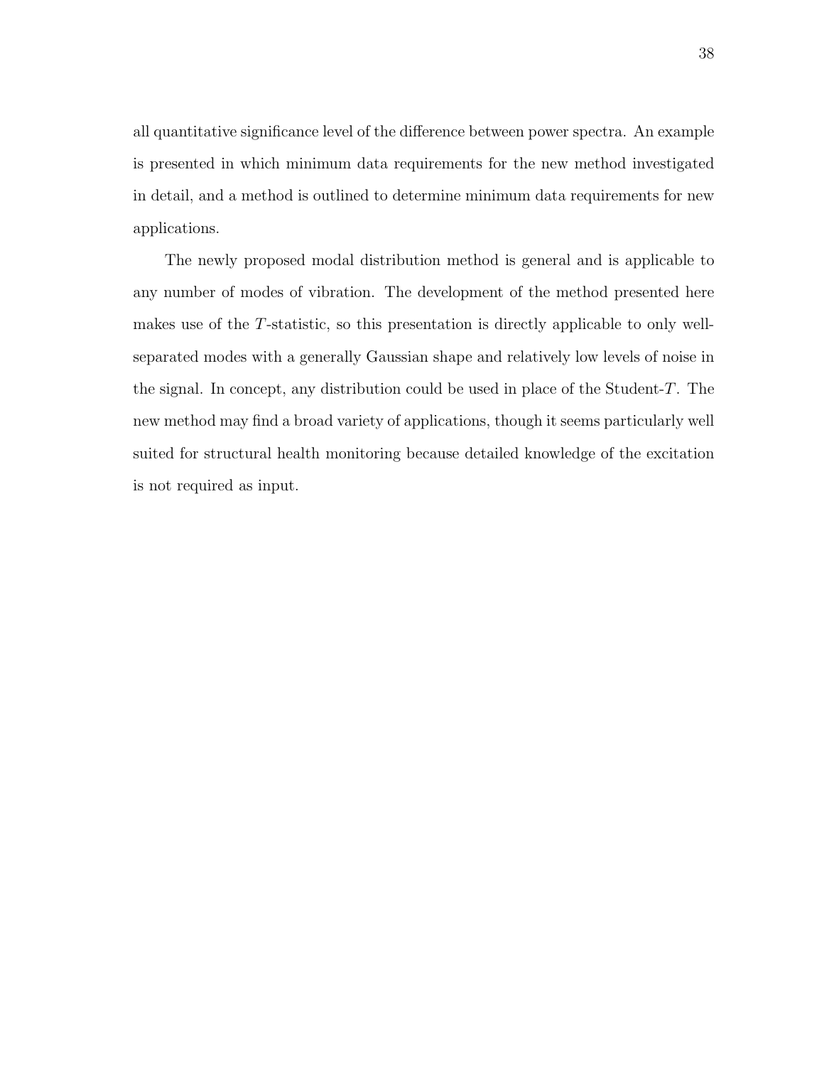all quantitative significance level of the difference between power spectra. An example is presented in which minimum data requirements for the new method investigated in detail, and a method is outlined to determine minimum data requirements for new applications.

The newly proposed modal distribution method is general and is applicable to any number of modes of vibration. The development of the method presented here makes use of the $T$-statistic, so this presentation is directly applicable to only well-separated modes with a generally Gaussian shape and relatively low levels of noise in the signal. In concept, any distribution could be used in place of the Student-$T$. The new method may find a broad variety of applications, though it seems particularly well suited for structural health monitoring because detailed knowledge of the excitation is not required as input.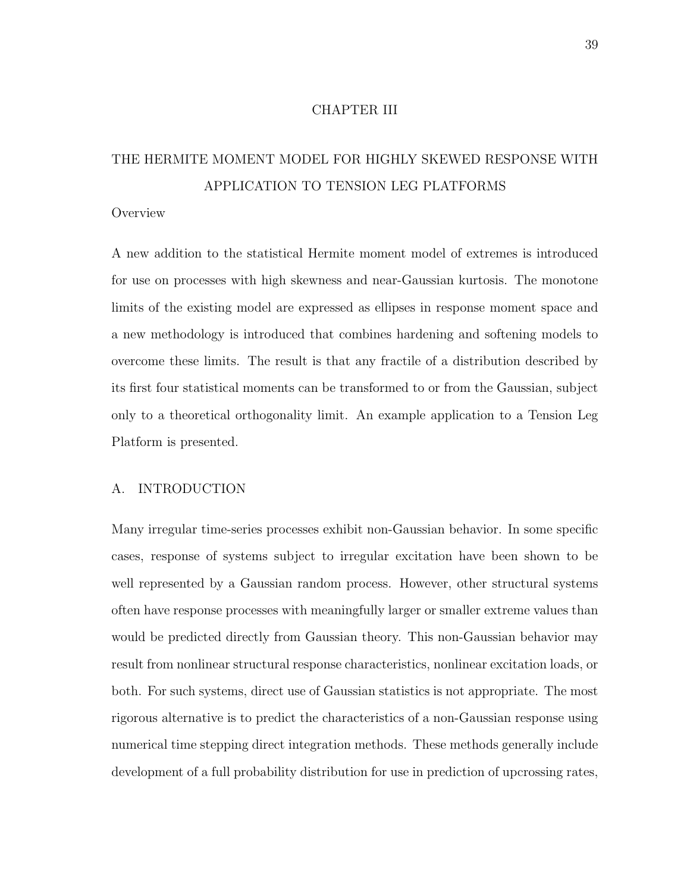# CHAPTER III

# THE HERMITE MOMENT MODEL FOR HIGHLY SKEWED RESPONSE WITH APPLICATION TO TENSION LEG PLATFORMS

## Overview

A new addition to the statistical Hermite moment model of extremes is introduced for use on processes with high skewness and near-Gaussian kurtosis. The monotone limits of the existing model are expressed as ellipses in response moment space and a new methodology is introduced that combines hardening and softening models to overcome these limits. The result is that any fractile of a distribution described by its first four statistical moments can be transformed to or from the Gaussian, subject only to a theoretical orthogonality limit. An example application to a Tension Leg Platform is presented.

## A. INTRODUCTION

Many irregular time-series processes exhibit non-Gaussian behavior. In some specific cases, response of systems subject to irregular excitation have been shown to be well represented by a Gaussian random process. However, other structural systems often have response processes with meaningfully larger or smaller extreme values than would be predicted directly from Gaussian theory. This non-Gaussian behavior may result from nonlinear structural response characteristics, nonlinear excitation loads, or both. For such systems, direct use of Gaussian statistics is not appropriate. The most rigorous alternative is to predict the characteristics of a non-Gaussian response using numerical time stepping direct integration methods. These methods generally include development of a full probability distribution for use in prediction of upcrossing rates,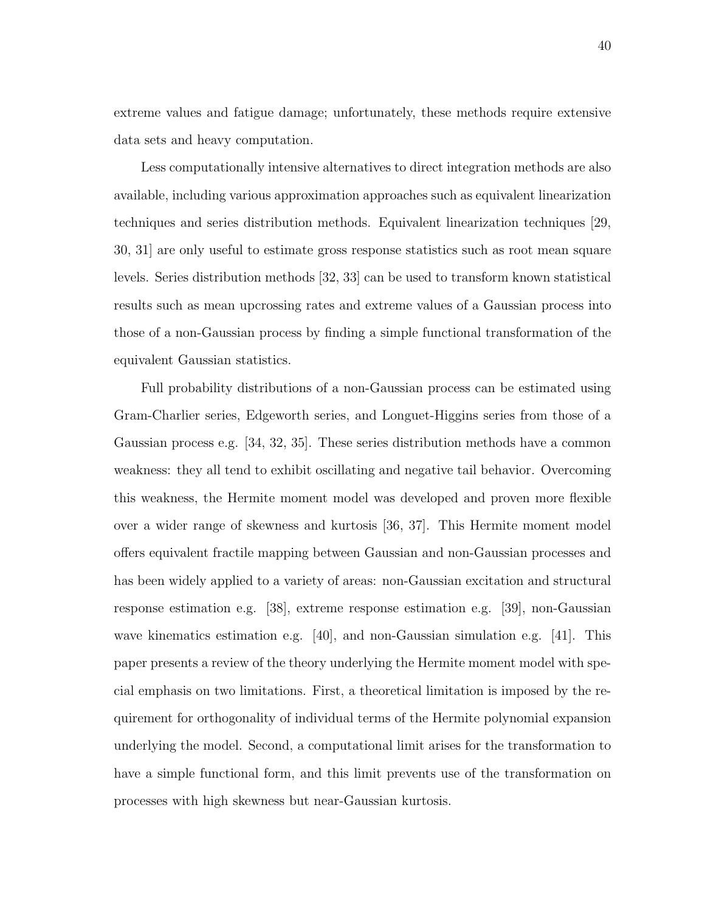extreme values and fatigue damage; unfortunately, these methods require extensive data sets and heavy computation.

Less computationally intensive alternatives to direct integration methods are also available, including various approximation approaches such as equivalent linearization techniques and series distribution methods. Equivalent linearization techniques [29, 30, 31] are only useful to estimate gross response statistics such as root mean square levels. Series distribution methods [32, 33] can be used to transform known statistical results such as mean upcrossing rates and extreme values of a Gaussian process into those of a non-Gaussian process by finding a simple functional transformation of the equivalent Gaussian statistics.

Full probability distributions of a non-Gaussian process can be estimated using Gram-Charlier series, Edgeworth series, and Longuet-Higgins series from those of a Gaussian process e.g. [34, 32, 35]. These series distribution methods have a common weakness: they all tend to exhibit oscillating and negative tail behavior. Overcoming this weakness, the Hermite moment model was developed and proven more flexible over a wider range of skewness and kurtosis [36, 37]. This Hermite moment model offers equivalent fractile mapping between Gaussian and non-Gaussian processes and has been widely applied to a variety of areas: non-Gaussian excitation and structural response estimation e.g. [38], extreme response estimation e.g. [39], non-Gaussian wave kinematics estimation e.g. [40], and non-Gaussian simulation e.g. [41]. This paper presents a review of the theory underlying the Hermite moment model with special emphasis on two limitations. First, a theoretical limitation is imposed by the requirement for orthogonality of individual terms of the Hermite polynomial expansion underlying the model. Second, a computational limit arises for the transformation to have a simple functional form, and this limit prevents use of the transformation on processes with high skewness but near-Gaussian kurtosis.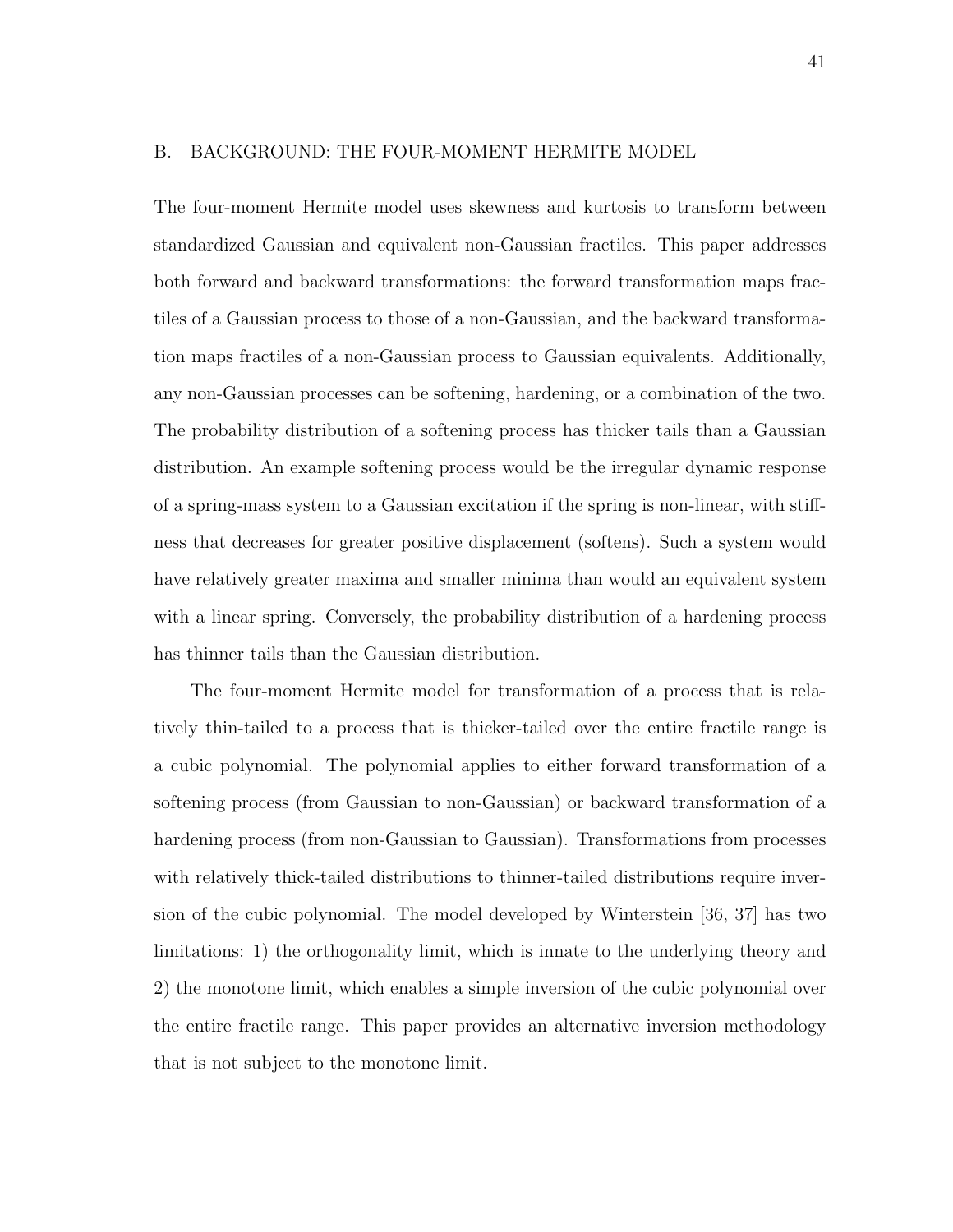## B. BACKGROUND: THE FOUR-MOMENT HERMITE MODEL

The four-moment Hermite model uses skewness and kurtosis to transform between standardized Gaussian and equivalent non-Gaussian fractiles. This paper addresses both forward and backward transformations: the forward transformation maps fractiles of a Gaussian process to those of a non-Gaussian, and the backward transformation maps fractiles of a non-Gaussian process to Gaussian equivalents. Additionally, any non-Gaussian processes can be softening, hardening, or a combination of the two. The probability distribution of a softening process has thicker tails than a Gaussian distribution. An example softening process would be the irregular dynamic response of a spring-mass system to a Gaussian excitation if the spring is non-linear, with stiffness that decreases for greater positive displacement (softens). Such a system would have relatively greater maxima and smaller minima than would an equivalent system with a linear spring. Conversely, the probability distribution of a hardening process has thinner tails than the Gaussian distribution.

The four-moment Hermite model for transformation of a process that is relatively thin-tailed to a process that is thicker-tailed over the entire fractile range is a cubic polynomial. The polynomial applies to either forward transformation of a softening process (from Gaussian to non-Gaussian) or backward transformation of a hardening process (from non-Gaussian to Gaussian). Transformations from processes with relatively thick-tailed distributions to thinner-tailed distributions require inversion of the cubic polynomial. The model developed by Winterstein [36, 37] has two limitations: 1) the orthogonality limit, which is innate to the underlying theory and 2) the monotone limit, which enables a simple inversion of the cubic polynomial over the entire fractile range. This paper provides an alternative inversion methodology that is not subject to the monotone limit.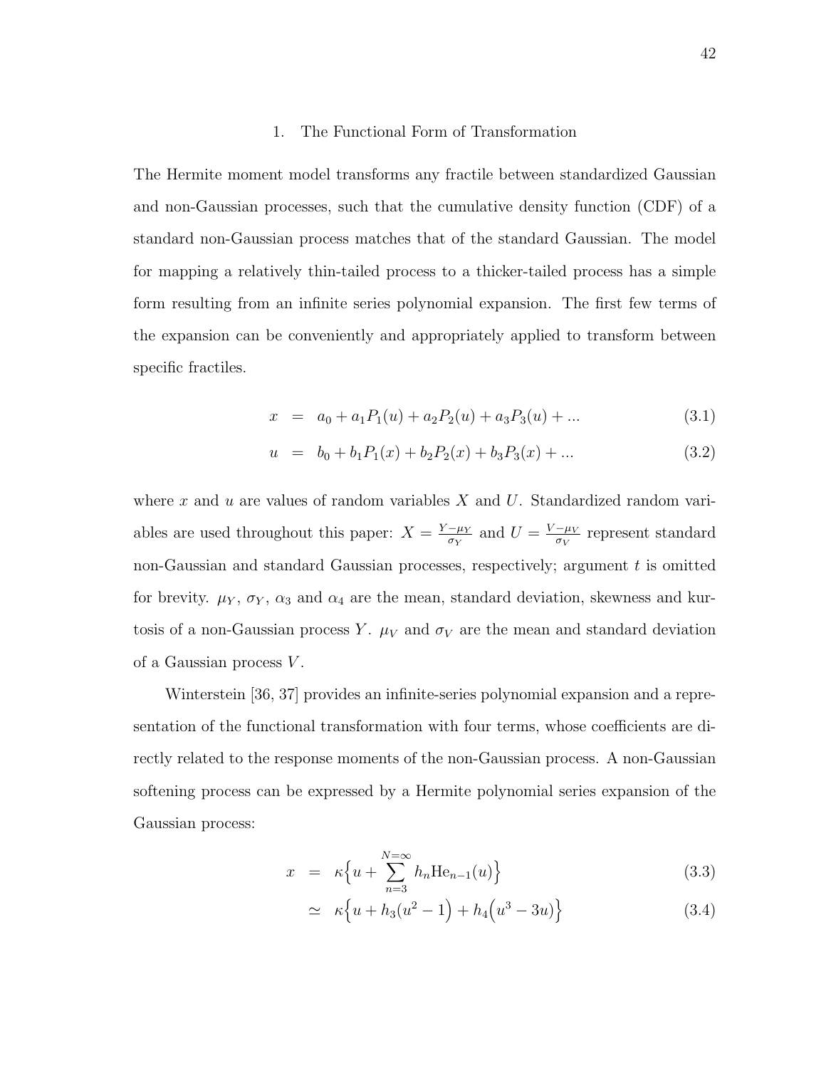### 1. The Functional Form of Transformation

The Hermite moment model transforms any fractile between standardized Gaussian and non-Gaussian processes, such that the cumulative density function (CDF) of a standard non-Gaussian process matches that of the standard Gaussian. The model for mapping a relatively thin-tailed process to a thicker-tailed process has a simple form resulting from an infinite series polynomial expansion. The first few terms of the expansion can be conveniently and appropriately applied to transform between specific fractiles.

$$x = a_0 + a_1 P_1(u) + a_2 P_2(u) + a_3 P_3(u) + ... \tag{3.1}$$

$$u = b_0 + b_1 P_1(x) + b_2 P_2(x) + b_3 P_3(x) + ... \tag{3.2}$$

where $x$ and $u$ are values of random variables $X$ and $U$. Standardized random variables are used throughout this paper: $X = \frac{Y-\mu_Y}{\sigma_Y}$ and $U = \frac{V-\mu_V}{\sigma_V}$ represent standard non-Gaussian and standard Gaussian processes, respectively; argument $t$ is omitted for brevity. $\mu_Y$, $\sigma_Y$, $\alpha_3$ and $\alpha_4$ are the mean, standard deviation, skewness and kurtosis of a non-Gaussian process $Y$. $\mu_V$ and $\sigma_V$ are the mean and standard deviation of a Gaussian process $V$.

Winterstein [36, 37] provides an infinite-series polynomial expansion and a representation of the functional transformation with four terms, whose coefficients are directly related to the response moments of the non-Gaussian process. A non-Gaussian softening process can be expressed by a Hermite polynomial series expansion of the Gaussian process:

$$x = \kappa\Big\{u + \sum_{n=3}^{N=\infty} h_n \mathrm{He}_{n-1}(u)\Big\} \tag{3.3}$$

$$\simeq \kappa\Big\{u + h_3(u^2 - 1\Big) + h_4\Big(u^3 - 3u)\Big\} \tag{3.4}$$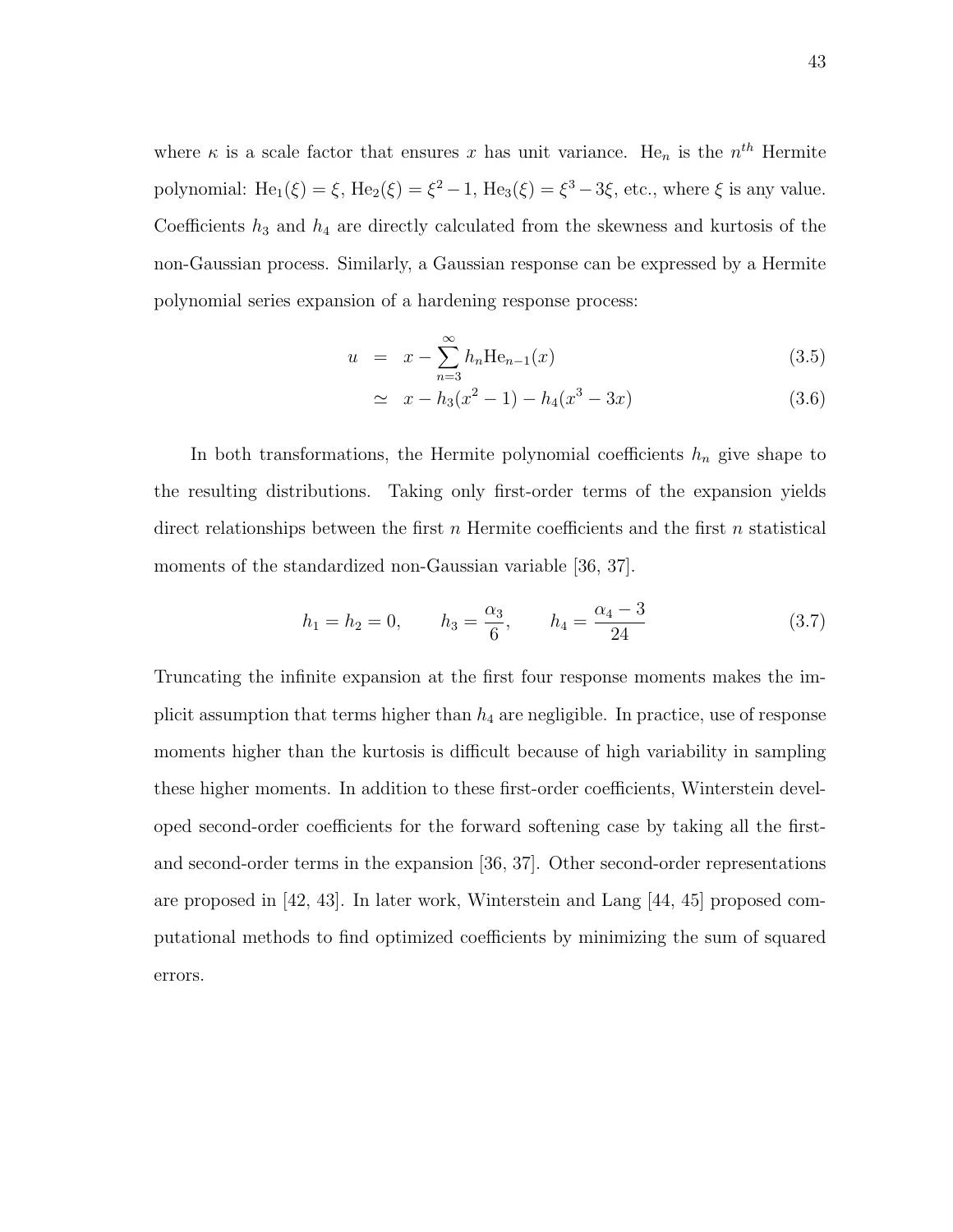where $\kappa$ is a scale factor that ensures $x$ has unit variance. $\mathrm{He}_n$ is the $n^{th}$ Hermite polynomial: $\mathrm{He}_1(\xi) = \xi$, $\mathrm{He}_2(\xi) = \xi^2 - 1$, $\mathrm{He}_3(\xi) = \xi^3 - 3\xi$, etc., where $\xi$ is any value. Coefficients $h_3$ and $h_4$ are directly calculated from the skewness and kurtosis of the non-Gaussian process. Similarly, a Gaussian response can be expressed by a Hermite polynomial series expansion of a hardening response process:

$$
\begin{aligned}
u &= x - \sum_{n=3}^{\infty} h_n \mathrm{He}_{n-1}(x) && (3.5) \\
&\simeq x - h_3(x^2 - 1) - h_4(x^3 - 3x) && (3.6)
\end{aligned}
$$

In both transformations, the Hermite polynomial coefficients $h_n$ give shape to the resulting distributions. Taking only first-order terms of the expansion yields direct relationships between the first $n$ Hermite coefficients and the first $n$ statistical moments of the standardized non-Gaussian variable [36, 37].

$$
h_1 = h_2 = 0, \qquad h_3 = \frac{\alpha_3}{6}, \qquad h_4 = \frac{\alpha_4 - 3}{24} \tag{3.7}
$$

Truncating the infinite expansion at the first four response moments makes the implicit assumption that terms higher than $h_4$ are negligible. In practice, use of response moments higher than the kurtosis is difficult because of high variability in sampling these higher moments. In addition to these first-order coefficients, Winterstein developed second-order coefficients for the forward softening case by taking all the first- and second-order terms in the expansion [36, 37]. Other second-order representations are proposed in [42, 43]. In later work, Winterstein and Lang [44, 45] proposed computational methods to find optimized coefficients by minimizing the sum of squared errors.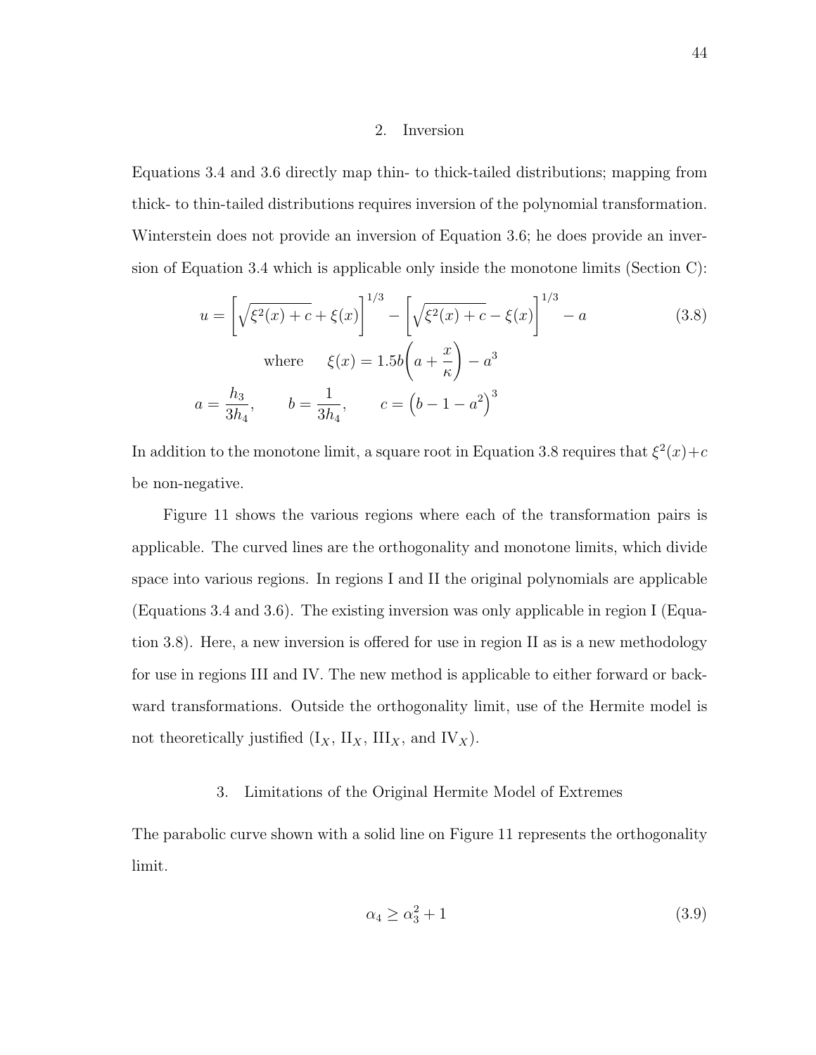### 2. Inversion

Equations 3.4 and 3.6 directly map thin- to thick-tailed distributions; mapping from thick- to thin-tailed distributions requires inversion of the polynomial transformation. Winterstein does not provide an inversion of Equation 3.6; he does provide an inversion of Equation 3.4 which is applicable only inside the monotone limits (Section C):

$$u = \left[\sqrt{\xi^2(x) + c} + \xi(x)\right]^{1/3} - \left[\sqrt{\xi^2(x) + c} - \xi(x)\right]^{1/3} - a \tag{3.8}$$

$$\text{where} \qquad \xi(x) = 1.5b\left(a + \frac{x}{\kappa}\right) - a^3$$

$$a = \frac{h_3}{3h_4}, \qquad b = \frac{1}{3h_4}, \qquad c = \left(b - 1 - a^2\right)^3$$

In addition to the monotone limit, a square root in Equation 3.8 requires that $\xi^2(x)+c$ be non-negative.

Figure 11 shows the various regions where each of the transformation pairs is applicable. The curved lines are the orthogonality and monotone limits, which divide space into various regions. In regions I and II the original polynomials are applicable (Equations 3.4 and 3.6). The existing inversion was only applicable in region I (Equation 3.8). Here, a new inversion is offered for use in region II as is a new methodology for use in regions III and IV. The new method is applicable to either forward or backward transformations. Outside the orthogonality limit, use of the Hermite model is not theoretically justified ($\mathrm{I}_X$, $\mathrm{II}_X$, $\mathrm{III}_X$, and $\mathrm{IV}_X$).

### 3. Limitations of the Original Hermite Model of Extremes

The parabolic curve shown with a solid line on Figure 11 represents the orthogonality limit.

$$\alpha_4 \geq \alpha_3^2 + 1 \tag{3.9}$$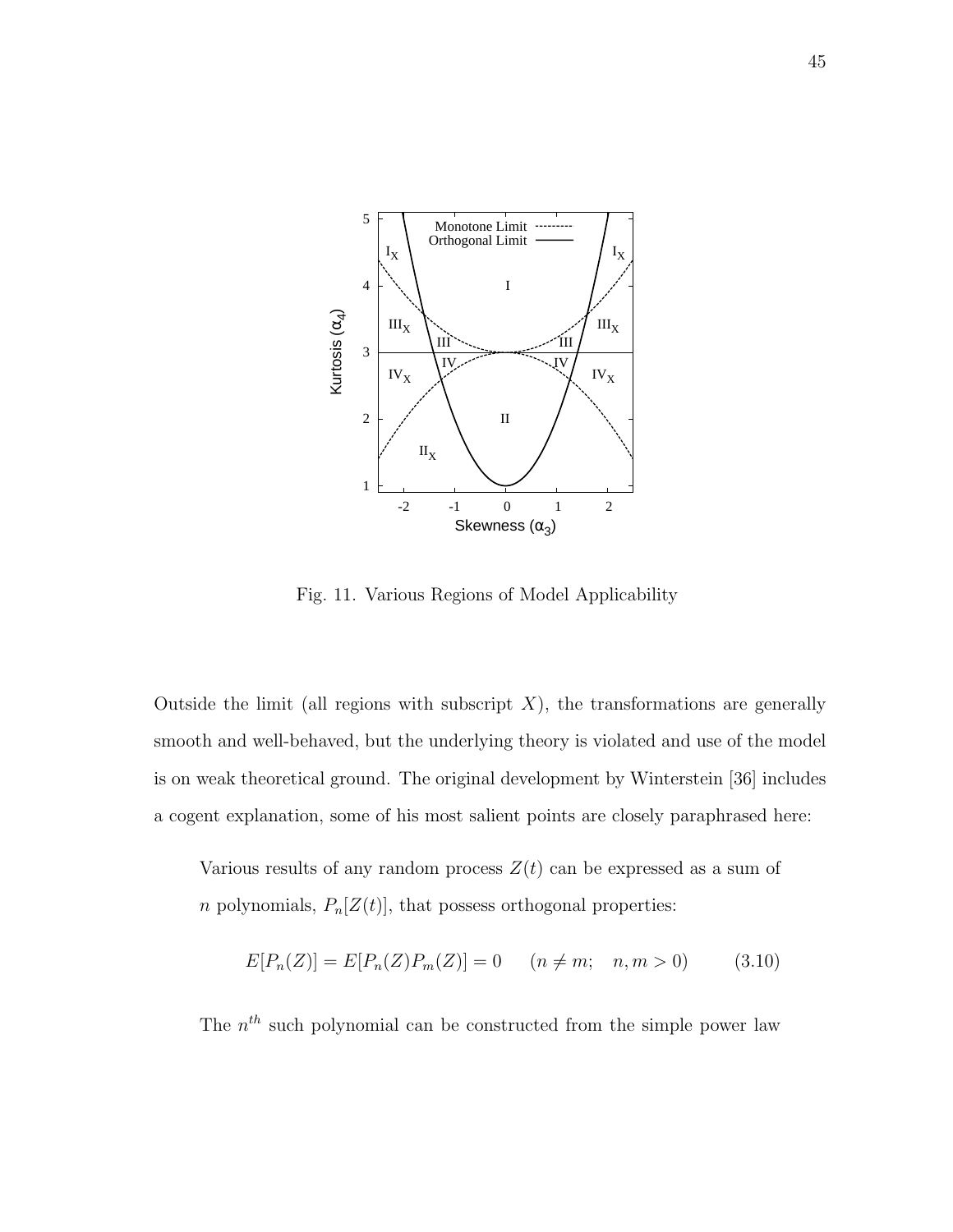Fig. 11. Various Regions of Model Applicability

Outside the limit (all regions with subscript $X$), the transformations are generally smooth and well-behaved, but the underlying theory is violated and use of the model is on weak theoretical ground. The original development by Winterstein [36] includes a cogent explanation, some of his most salient points are closely paraphrased here:

> Various results of any random process $Z(t)$ can be expressed as a sum of $n$ polynomials, $P_n[Z(t)]$, that possess orthogonal properties:
>
> $$E[P_n(Z)] = E[P_n(Z)P_m(Z)] = 0 \qquad (n \neq m; \quad n, m > 0) \qquad (3.10)$$
>
> The $n^{th}$ such polynomial can be constructed from the simple power law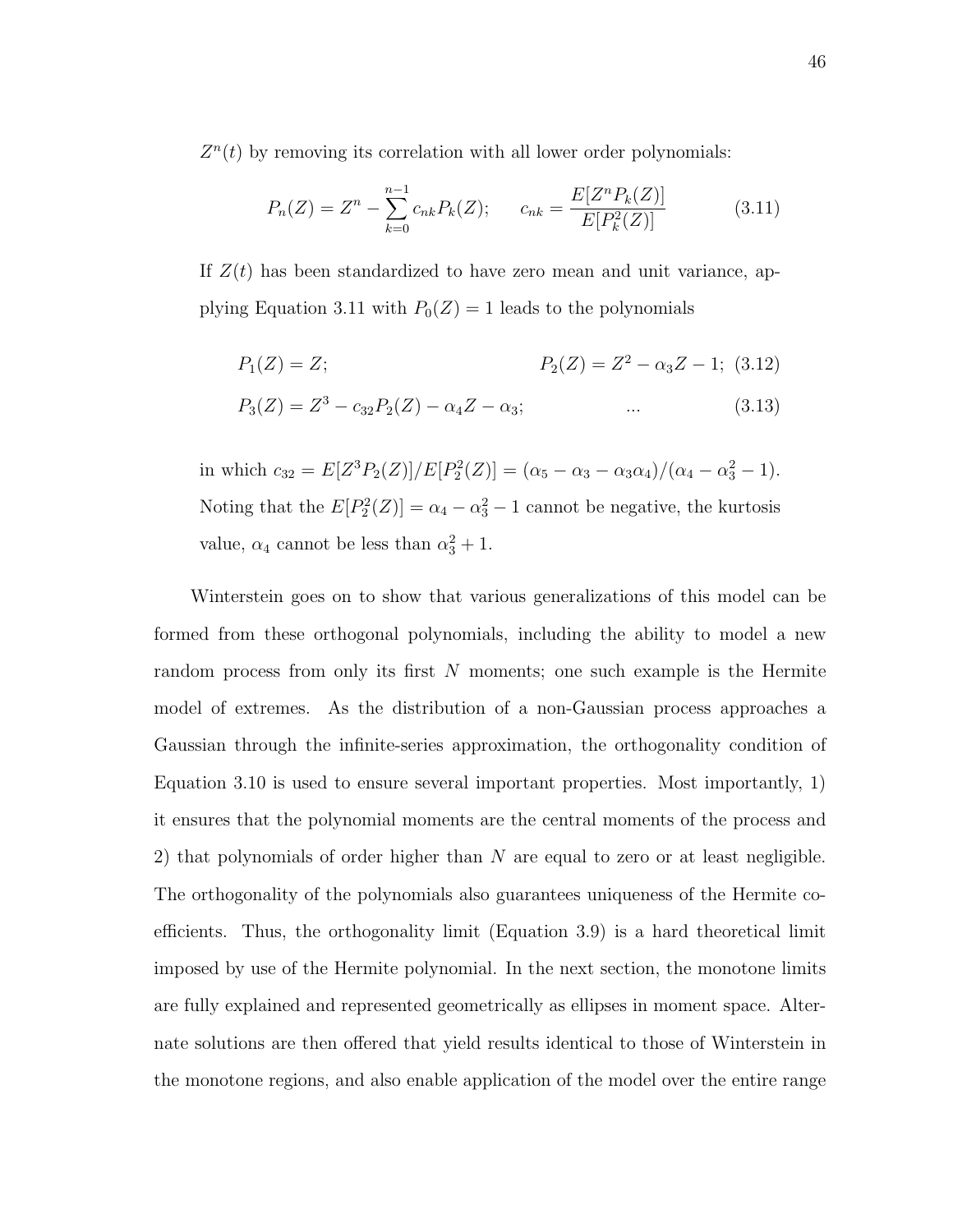$Z^n(t)$ by removing its correlation with all lower order polynomials:

$$P_n(Z) = Z^n - \sum_{k=0}^{n-1} c_{nk} P_k(Z); \qquad c_{nk} = \frac{E[Z^n P_k(Z)]}{E[P_k^2(Z)]} \tag{3.11}$$

If $Z(t)$ has been standardized to have zero mean and unit variance, applying Equation 3.11 with $P_0(Z) = 1$ leads to the polynomials

$$P_1(Z) = Z; \qquad\qquad P_2(Z) = Z^2 - \alpha_3 Z - 1; \tag{3.12}$$

$$P_3(Z) = Z^3 - c_{32} P_2(Z) - \alpha_4 Z - \alpha_3; \qquad\qquad ... \tag{3.13}$$

in which $c_{32} = E[Z^3 P_2(Z)]/E[P_2^2(Z)] = (\alpha_5 - \alpha_3 - \alpha_3\alpha_4)/(\alpha_4 - \alpha_3^2 - 1)$. Noting that the $E[P_2^2(Z)] = \alpha_4 - \alpha_3^2 - 1$ cannot be negative, the kurtosis value, $\alpha_4$ cannot be less than $\alpha_3^2 + 1$.

Winterstein goes on to show that various generalizations of this model can be formed from these orthogonal polynomials, including the ability to model a new random process from only its first $N$ moments; one such example is the Hermite model of extremes. As the distribution of a non-Gaussian process approaches a Gaussian through the infinite-series approximation, the orthogonality condition of Equation 3.10 is used to ensure several important properties. Most importantly, 1) it ensures that the polynomial moments are the central moments of the process and 2) that polynomials of order higher than $N$ are equal to zero or at least negligible. The orthogonality of the polynomials also guarantees uniqueness of the Hermite coefficients. Thus, the orthogonality limit (Equation 3.9) is a hard theoretical limit imposed by use of the Hermite polynomial. In the next section, the monotone limits are fully explained and represented geometrically as ellipses in moment space. Alternate solutions are then offered that yield results identical to those of Winterstein in the monotone regions, and also enable application of the model over the entire range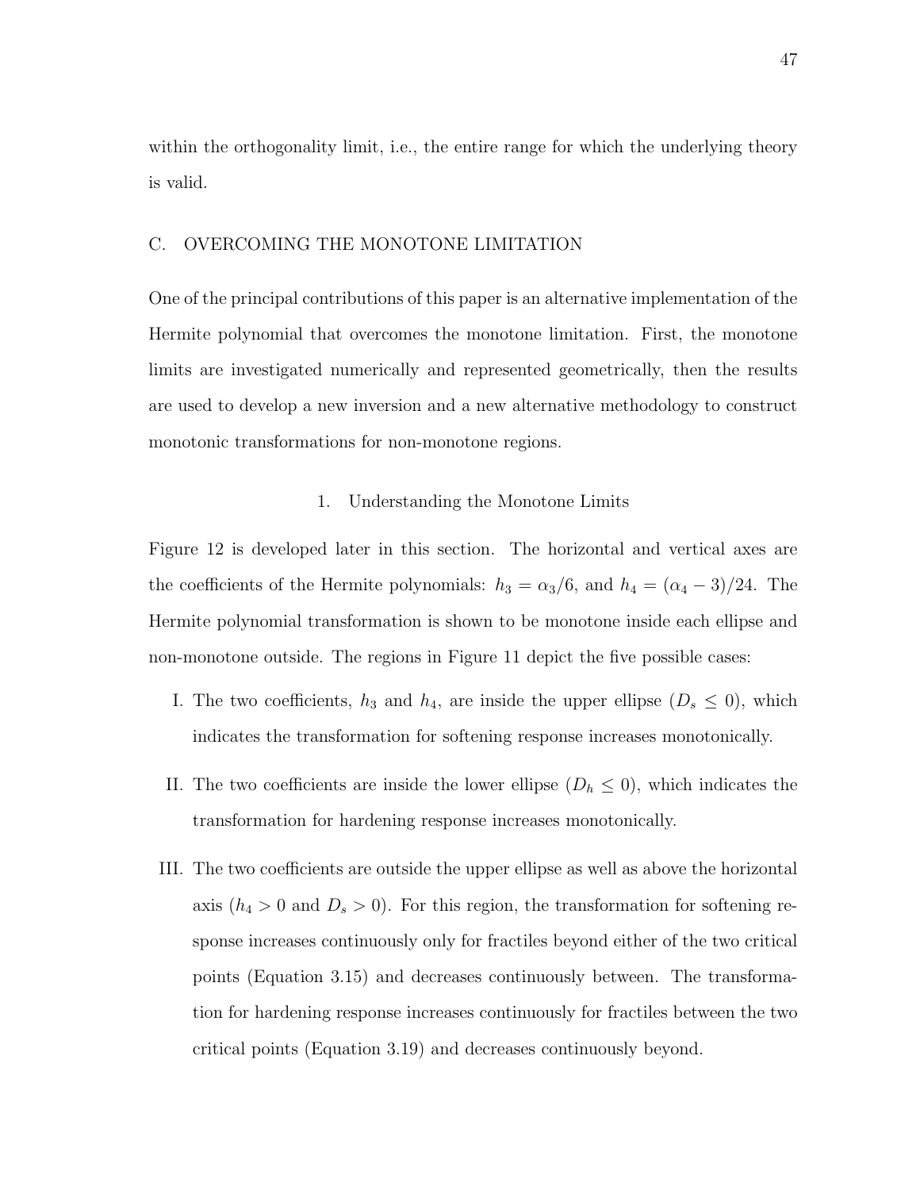within the orthogonality limit, i.e., the entire range for which the underlying theory is valid.

## C. OVERCOMING THE MONOTONE LIMITATION

One of the principal contributions of this paper is an alternative implementation of the Hermite polynomial that overcomes the monotone limitation. First, the monotone limits are investigated numerically and represented geometrically, then the results are used to develop a new inversion and a new alternative methodology to construct monotonic transformations for non-monotone regions.

### 1. Understanding the Monotone Limits

Figure 12 is developed later in this section. The horizontal and vertical axes are the coefficients of the Hermite polynomials: $h_3 = \alpha_3/6$, and $h_4 = (\alpha_4 - 3)/24$. The Hermite polynomial transformation is shown to be monotone inside each ellipse and non-monotone outside. The regions in Figure 11 depict the five possible cases:

I. The two coefficients, $h_3$ and $h_4$, are inside the upper ellipse ($D_s \leq 0$), which indicates the transformation for softening response increases monotonically.

II. The two coefficients are inside the lower ellipse ($D_h \leq 0$), which indicates the transformation for hardening response increases monotonically.

III. The two coefficients are outside the upper ellipse as well as above the horizontal axis ($h_4 > 0$ and $D_s > 0$). For this region, the transformation for softening response increases continuously only for fractiles beyond either of the two critical points (Equation 3.15) and decreases continuously between. The transformation for hardening response increases continuously for fractiles between the two critical points (Equation 3.19) and decreases continuously beyond.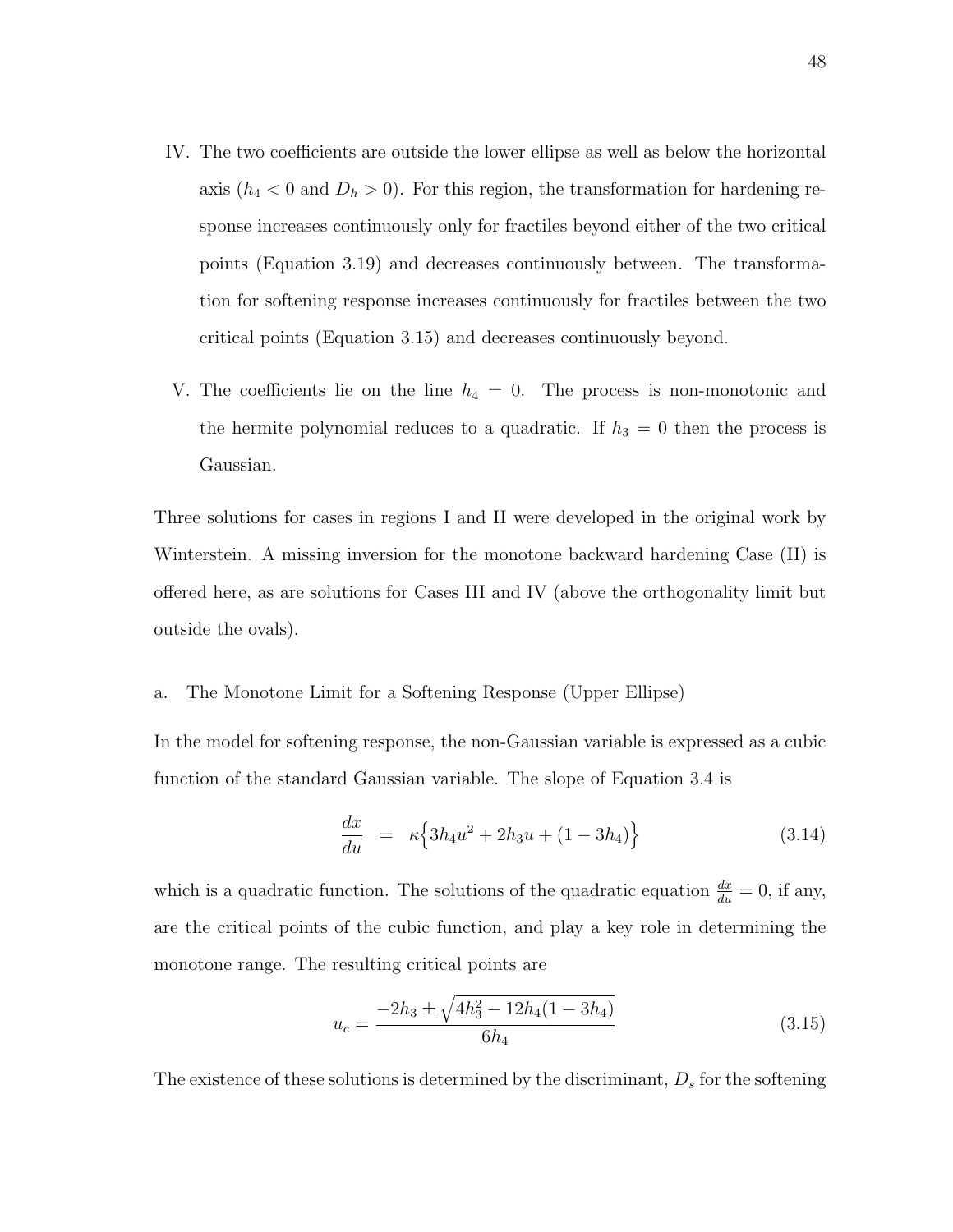IV. The two coefficients are outside the lower ellipse as well as below the horizontal axis ($h_4 < 0$ and $D_h > 0$). For this region, the transformation for hardening response increases continuously only for fractiles beyond either of the two critical points (Equation 3.19) and decreases continuously between. The transformation for softening response increases continuously for fractiles between the two critical points (Equation 3.15) and decreases continuously beyond.

V. The coefficients lie on the line $h_4 = 0$. The process is non-monotonic and the hermite polynomial reduces to a quadratic. If $h_3 = 0$ then the process is Gaussian.

Three solutions for cases in regions I and II were developed in the original work by Winterstein. A missing inversion for the monotone backward hardening Case (II) is offered here, as are solutions for Cases III and IV (above the orthogonality limit but outside the ovals).

a. The Monotone Limit for a Softening Response (Upper Ellipse)

In the model for softening response, the non-Gaussian variable is expressed as a cubic function of the standard Gaussian variable. The slope of Equation 3.4 is

$$\frac{dx}{du} = \kappa\Big\{3h_4u^2 + 2h_3u + (1 - 3h_4)\Big\} \tag{3.14}$$

which is a quadratic function. The solutions of the quadratic equation $\frac{dx}{du} = 0$, if any, are the critical points of the cubic function, and play a key role in determining the monotone range. The resulting critical points are

$$u_c = \frac{-2h_3 \pm \sqrt{4h_3^2 - 12h_4(1 - 3h_4)}}{6h_4} \tag{3.15}$$

The existence of these solutions is determined by the discriminant, $D_s$ for the softening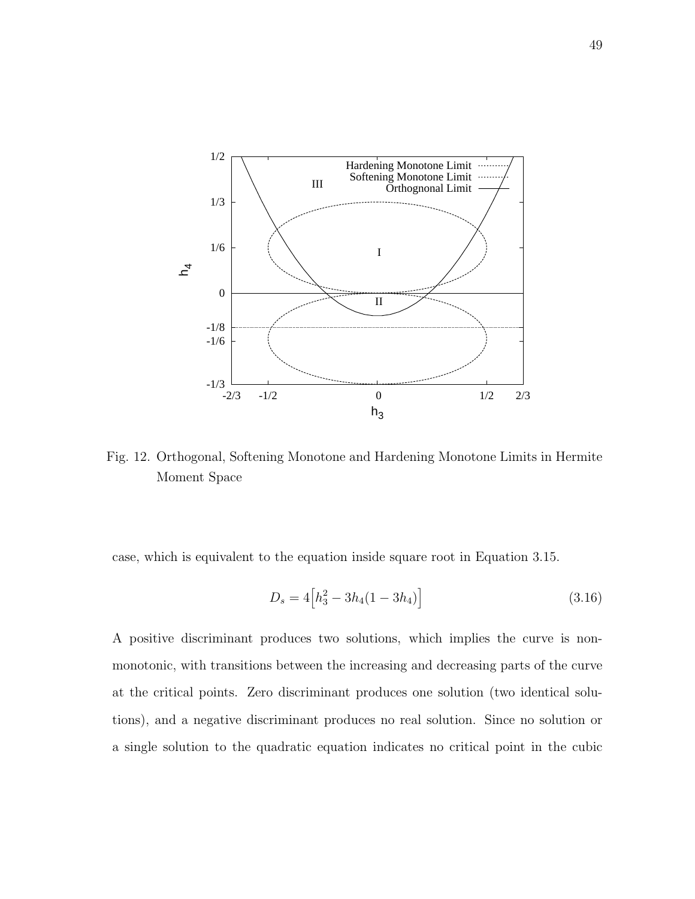Fig. 12. Orthogonal, Softening Monotone and Hardening Monotone Limits in Hermite Moment Space

case, which is equivalent to the equation inside square root in Equation 3.15.

$$D_s = 4\Big[h_3^2 - 3h_4(1 - 3h_4)\Big] \tag{3.16}$$

A positive discriminant produces two solutions, which implies the curve is non-monotonic, with transitions between the increasing and decreasing parts of the curve at the critical points. Zero discriminant produces one solution (two identical solutions), and a negative discriminant produces no real solution. Since no solution or a single solution to the quadratic equation indicates no critical point in the cubic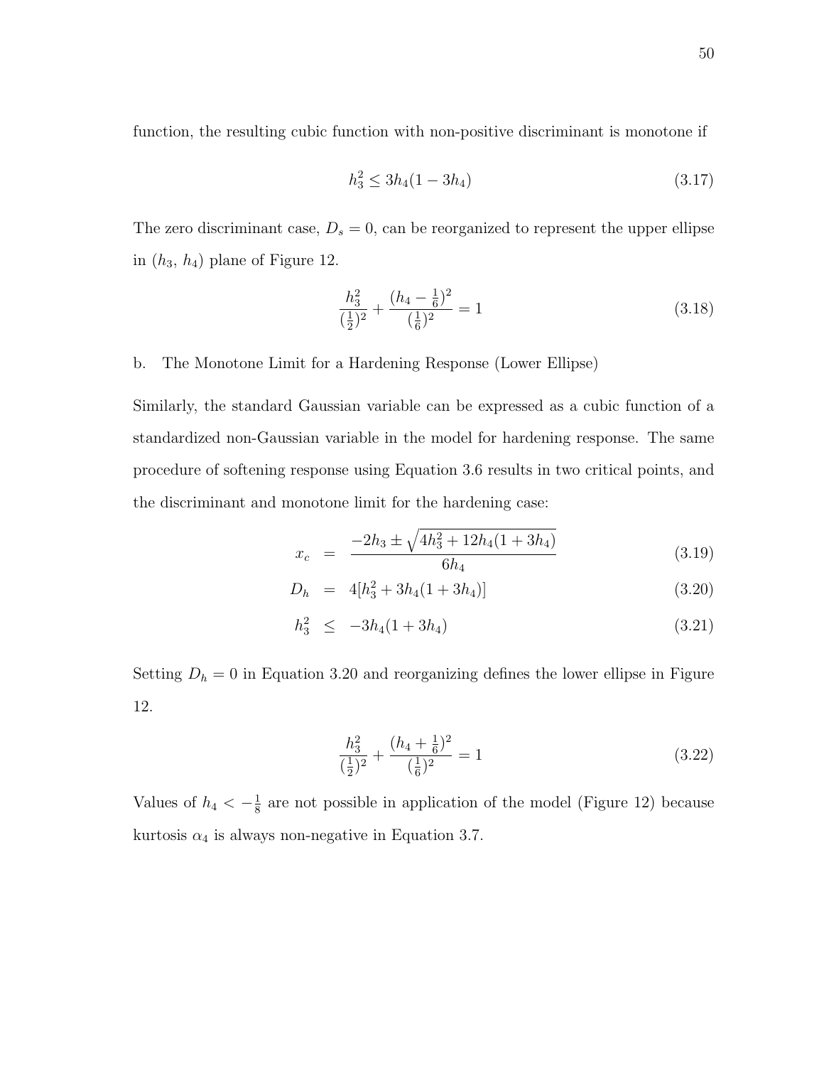function, the resulting cubic function with non-positive discriminant is monotone if

$$h_3^2 \leq 3h_4(1 - 3h_4) \tag{3.17}$$

The zero discriminant case, $D_s = 0$, can be reorganized to represent the upper ellipse in ($h_3$, $h_4$) plane of Figure 12.

$$\frac{h_3^2}{(\frac{1}{2})^2} + \frac{(h_4 - \frac{1}{6})^2}{(\frac{1}{6})^2} = 1 \tag{3.18}$$

b. The Monotone Limit for a Hardening Response (Lower Ellipse)

Similarly, the standard Gaussian variable can be expressed as a cubic function of a standardized non-Gaussian variable in the model for hardening response. The same procedure of softening response using Equation 3.6 results in two critical points, and the discriminant and monotone limit for the hardening case:

$$x_c = \frac{-2h_3 \pm \sqrt{4h_3^2 + 12h_4(1 + 3h_4)}}{6h_4} \tag{3.19}$$

$$D_h = 4[h_3^2 + 3h_4(1 + 3h_4)] \tag{3.20}$$

$$h_3^2 \leq -3h_4(1 + 3h_4) \tag{3.21}$$

Setting $D_h = 0$ in Equation 3.20 and reorganizing defines the lower ellipse in Figure 12.

$$\frac{h_3^2}{(\frac{1}{2})^2} + \frac{(h_4 + \frac{1}{6})^2}{(\frac{1}{6})^2} = 1 \tag{3.22}$$

Values of $h_4 < -\frac{1}{8}$ are not possible in application of the model (Figure 12) because kurtosis $\alpha_4$ is always non-negative in Equation 3.7.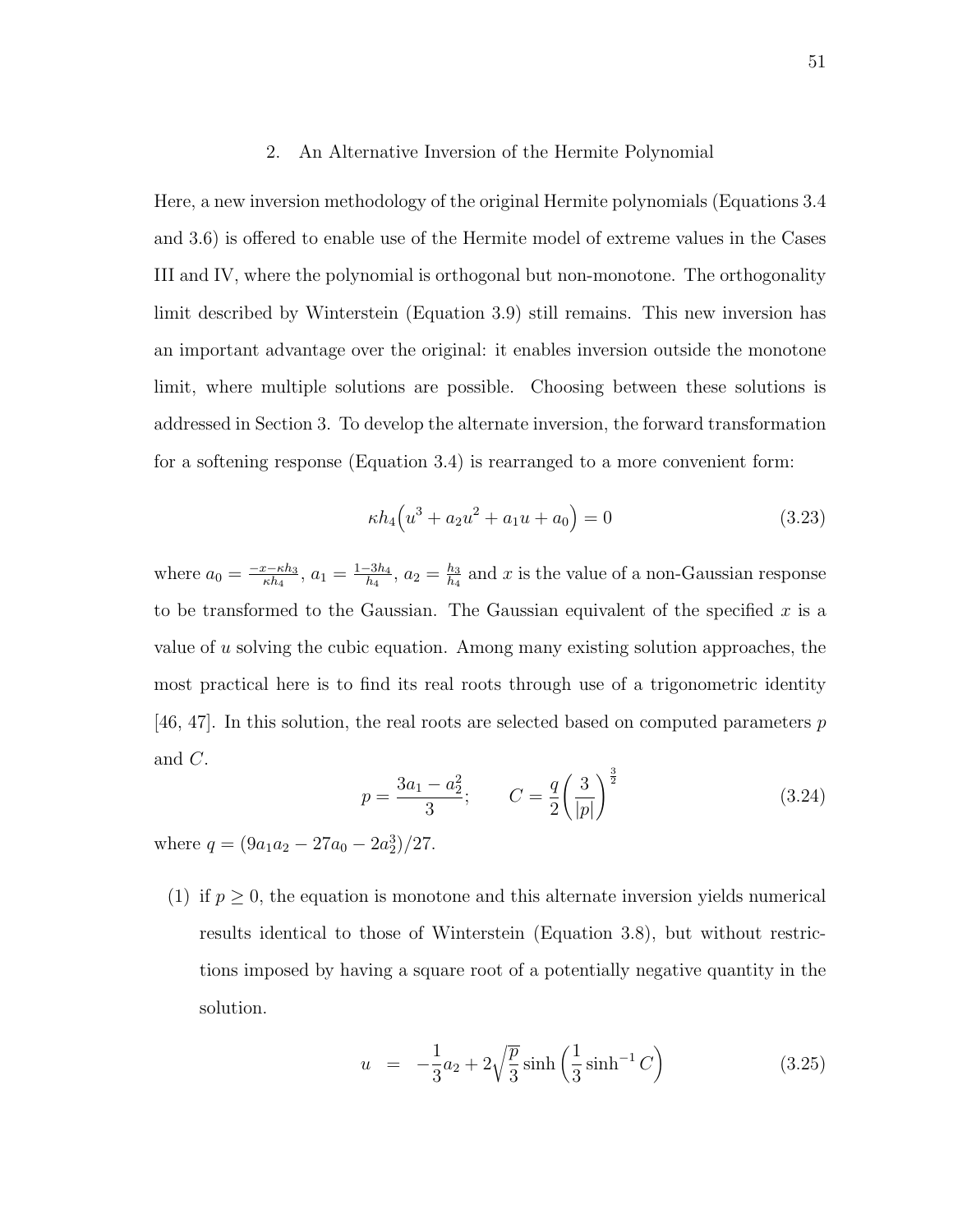## 2. An Alternative Inversion of the Hermite Polynomial

Here, a new inversion methodology of the original Hermite polynomials (Equations 3.4 and 3.6) is offered to enable use of the Hermite model of extreme values in the Cases III and IV, where the polynomial is orthogonal but non-monotone. The orthogonality limit described by Winterstein (Equation 3.9) still remains. This new inversion has an important advantage over the original: it enables inversion outside the monotone limit, where multiple solutions are possible. Choosing between these solutions is addressed in Section 3. To develop the alternate inversion, the forward transformation for a softening response (Equation 3.4) is rearranged to a more convenient form:

$$\kappa h_4 \Big( u^3 + a_2 u^2 + a_1 u + a_0 \Big) = 0 \tag{3.23}$$

where $a_0 = \frac{-x - \kappa h_3}{\kappa h_4}$, $a_1 = \frac{1 - 3h_4}{h_4}$, $a_2 = \frac{h_3}{h_4}$ and $x$ is the value of a non-Gaussian response to be transformed to the Gaussian. The Gaussian equivalent of the specified $x$ is a value of $u$ solving the cubic equation. Among many existing solution approaches, the most practical here is to find its real roots through use of a trigonometric identity [46, 47]. In this solution, the real roots are selected based on computed parameters $p$ and $C$.

$$p = \frac{3a_1 - a_2^2}{3}; \qquad C = \frac{q}{2} \left( \frac{3}{|p|} \right)^{\frac{3}{2}} \tag{3.24}$$

where $q = (9a_1 a_2 - 27a_0 - 2a_2^3)/27$.

(1) if $p \geq 0$, the equation is monotone and this alternate inversion yields numerical results identical to those of Winterstein (Equation 3.8), but without restrictions imposed by having a square root of a potentially negative quantity in the solution.

$$u = -\frac{1}{3} a_2 + 2\sqrt{\frac{p}{3}} \sinh \left( \frac{1}{3} \sinh^{-1} C \right) \tag{3.25}$$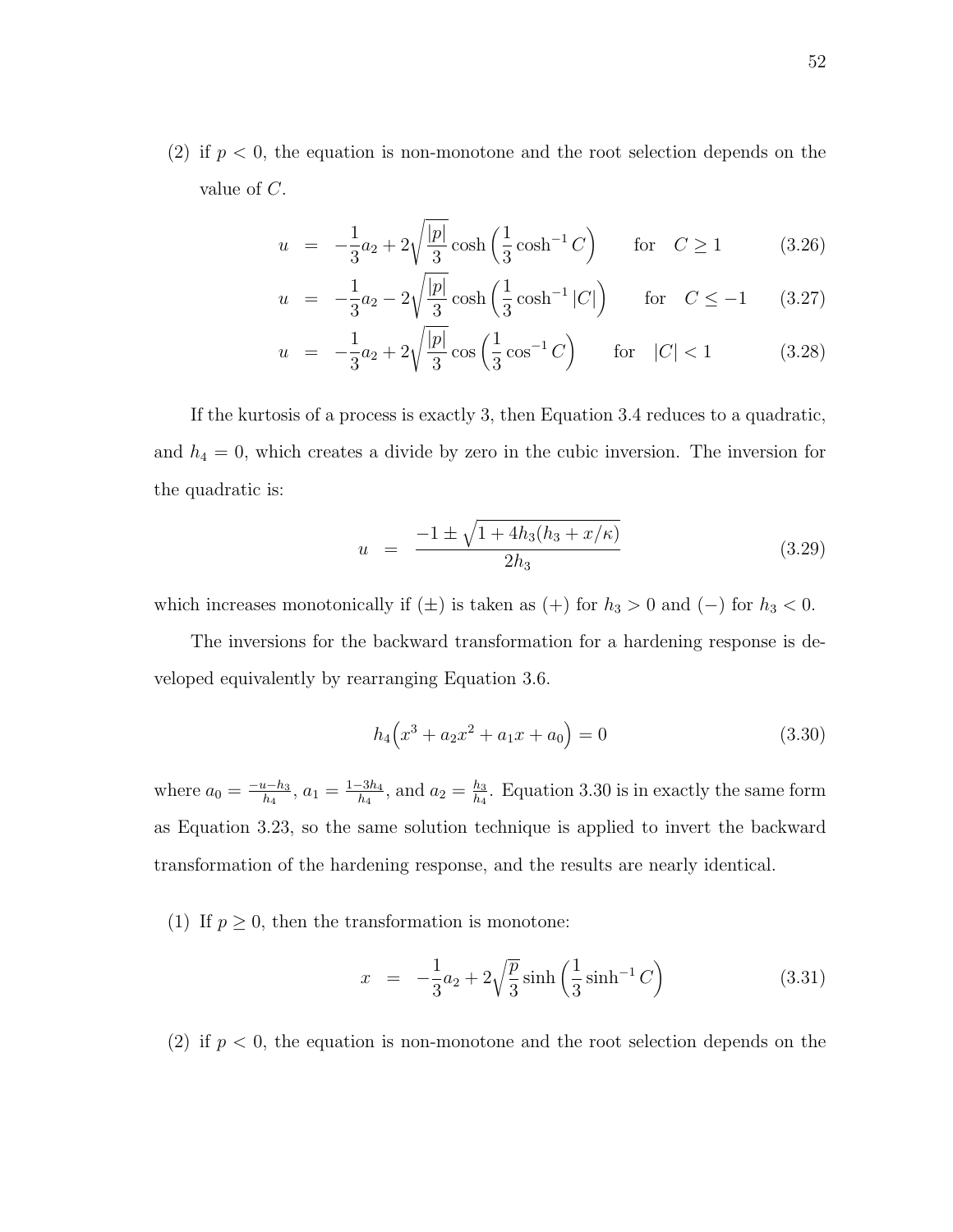(2) if $p < 0$, the equation is non-monotone and the root selection depends on the value of $C$.

$$u = -\frac{1}{3}a_2 + 2\sqrt{\frac{|p|}{3}}\cosh\left(\frac{1}{3}\cosh^{-1} C\right) \qquad \text{for} \quad C \geq 1 \tag{3.26}$$

$$u = -\frac{1}{3}a_2 - 2\sqrt{\frac{|p|}{3}}\cosh\left(\frac{1}{3}\cosh^{-1} |C|\right) \qquad \text{for} \quad C \leq -1 \tag{3.27}$$

$$u = -\frac{1}{3}a_2 + 2\sqrt{\frac{|p|}{3}}\cos\left(\frac{1}{3}\cos^{-1} C\right) \qquad \text{for} \quad |C| < 1 \tag{3.28}$$

If the kurtosis of a process is exactly 3, then Equation 3.4 reduces to a quadratic, and $h_4 = 0$, which creates a divide by zero in the cubic inversion. The inversion for the quadratic is:

$$u = \frac{-1 \pm \sqrt{1 + 4h_3(h_3 + x/\kappa)}}{2h_3} \tag{3.29}$$

which increases monotonically if $(\pm)$ is taken as $(+)$ for $h_3 > 0$ and $(-)$ for $h_3 < 0$.

The inversions for the backward transformation for a hardening response is developed equivalently by rearranging Equation 3.6.

$$h_4\Big(x^3 + a_2 x^2 + a_1 x + a_0\Big) = 0 \tag{3.30}$$

where $a_0 = \frac{-u-h_3}{h_4}$, $a_1 = \frac{1-3h_4}{h_4}$, and $a_2 = \frac{h_3}{h_4}$. Equation 3.30 is in exactly the same form as Equation 3.23, so the same solution technique is applied to invert the backward transformation of the hardening response, and the results are nearly identical.

(1) If $p \geq 0$, then the transformation is monotone:

$$x = -\frac{1}{3}a_2 + 2\sqrt{\frac{p}{3}}\sinh\left(\frac{1}{3}\sinh^{-1} C\right) \tag{3.31}$$

(2) if $p < 0$, the equation is non-monotone and the root selection depends on the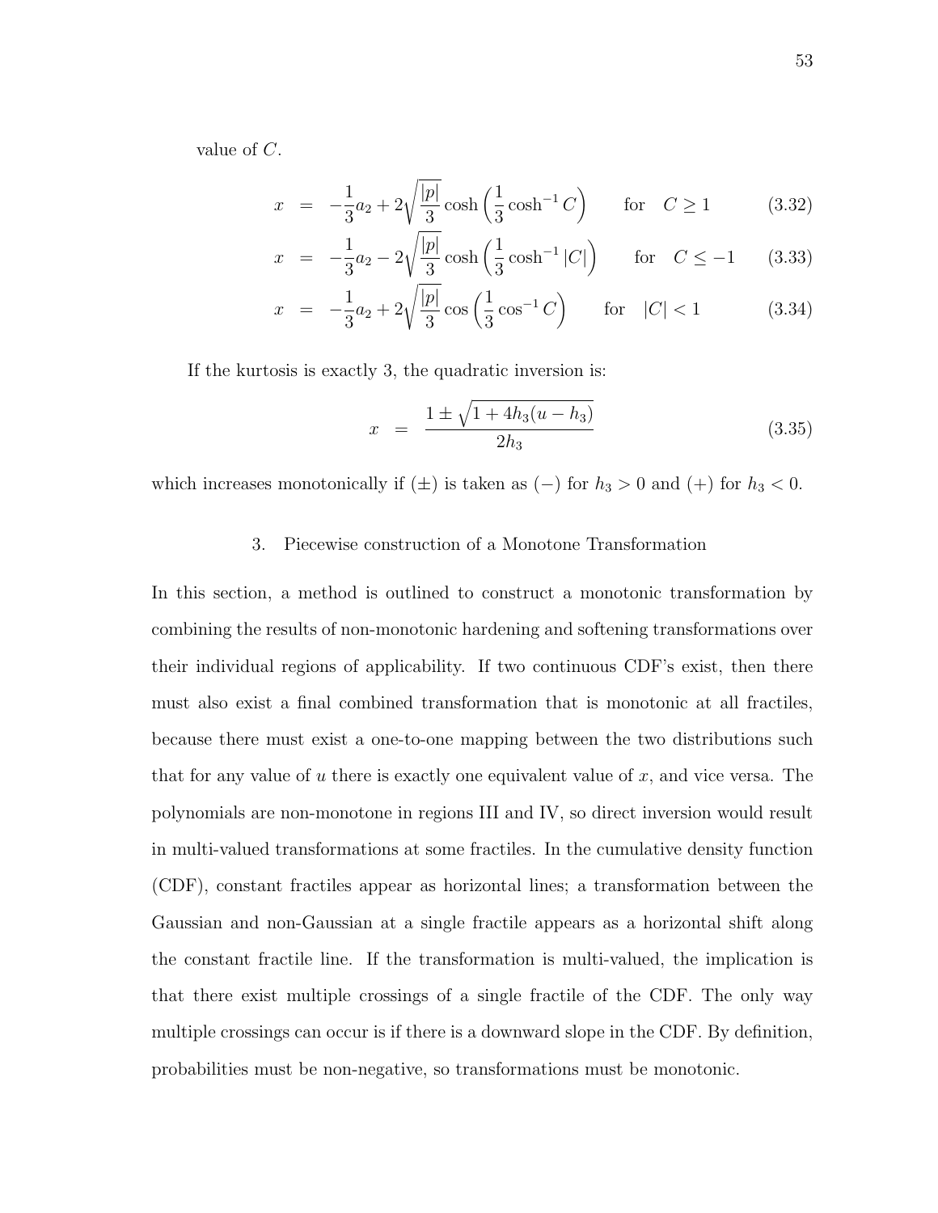value of $C$.

$$x = -\frac{1}{3}a_2 + 2\sqrt{\frac{|p|}{3}}\cosh\left(\frac{1}{3}\cosh^{-1} C\right) \qquad \text{for} \quad C \geq 1 \tag{3.32}$$

$$x = -\frac{1}{3}a_2 - 2\sqrt{\frac{|p|}{3}}\cosh\left(\frac{1}{3}\cosh^{-1} |C|\right) \qquad \text{for} \quad C \leq -1 \tag{3.33}$$

$$x = -\frac{1}{3}a_2 + 2\sqrt{\frac{|p|}{3}}\cos\left(\frac{1}{3}\cos^{-1} C\right) \qquad \text{for} \quad |C| < 1 \tag{3.34}$$

If the kurtosis is exactly 3, the quadratic inversion is:

$$x = \frac{1 \pm \sqrt{1 + 4h_3(u - h_3)}}{2h_3} \tag{3.35}$$

which increases monotonically if $(\pm)$ is taken as $(-)$ for $h_3 > 0$ and $(+)$ for $h_3 < 0$.

### 3. Piecewise construction of a Monotone Transformation

In this section, a method is outlined to construct a monotonic transformation by combining the results of non-monotonic hardening and softening transformations over their individual regions of applicability. If two continuous CDF's exist, then there must also exist a final combined transformation that is monotonic at all fractiles, because there must exist a one-to-one mapping between the two distributions such that for any value of $u$ there is exactly one equivalent value of $x$, and vice versa. The polynomials are non-monotone in regions III and IV, so direct inversion would result in multi-valued transformations at some fractiles. In the cumulative density function (CDF), constant fractiles appear as horizontal lines; a transformation between the Gaussian and non-Gaussian at a single fractile appears as a horizontal shift along the constant fractile line. If the transformation is multi-valued, the implication is that there exist multiple crossings of a single fractile of the CDF. The only way multiple crossings can occur is if there is a downward slope in the CDF. By definition, probabilities must be non-negative, so transformations must be monotonic.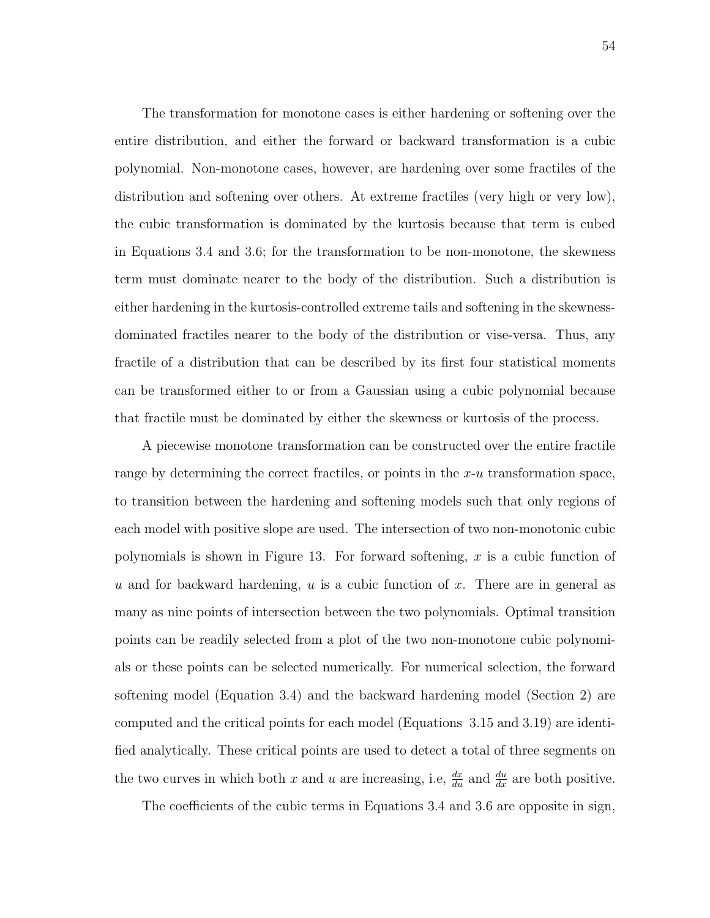The transformation for monotone cases is either hardening or softening over the entire distribution, and either the forward or backward transformation is a cubic polynomial. Non-monotone cases, however, are hardening over some fractiles of the distribution and softening over others. At extreme fractiles (very high or very low), the cubic transformation is dominated by the kurtosis because that term is cubed in Equations 3.4 and 3.6; for the transformation to be non-monotone, the skewness term must dominate nearer to the body of the distribution. Such a distribution is either hardening in the kurtosis-controlled extreme tails and softening in the skewness-dominated fractiles nearer to the body of the distribution or vise-versa. Thus, any fractile of a distribution that can be described by its first four statistical moments can be transformed either to or from a Gaussian using a cubic polynomial because that fractile must be dominated by either the skewness or kurtosis of the process.

A piecewise monotone transformation can be constructed over the entire fractile range by determining the correct fractiles, or points in the $x$-$u$ transformation space, to transition between the hardening and softening models such that only regions of each model with positive slope are used. The intersection of two non-monotonic cubic polynomials is shown in Figure 13. For forward softening, $x$ is a cubic function of $u$ and for backward hardening, $u$ is a cubic function of $x$. There are in general as many as nine points of intersection between the two polynomials. Optimal transition points can be readily selected from a plot of the two non-monotone cubic polynomials or these points can be selected numerically. For numerical selection, the forward softening model (Equation 3.4) and the backward hardening model (Section 2) are computed and the critical points for each model (Equations 3.15 and 3.19) are identified analytically. These critical points are used to detect a total of three segments on the two curves in which both $x$ and $u$ are increasing, i.e, $\frac{dx}{du}$ and $\frac{du}{dx}$ are both positive.

The coefficients of the cubic terms in Equations 3.4 and 3.6 are opposite in sign,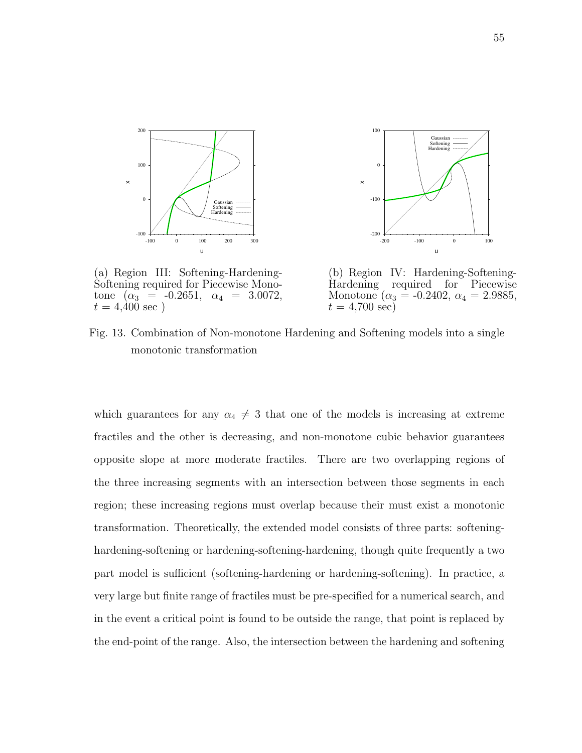(a) Region III: Softening-Hardening-Softening required for Piecewise Monotone ($\alpha_3$ = -0.2651, $\alpha_4$ = 3.0072, $t$ = 4,400 sec )

(b) Region IV: Hardening-Softening-Hardening required for Piecewise Monotone ($\alpha_3$ = -0.2402, $\alpha_4$ = 2.9885, $t$ = 4,700 sec)

Fig. 13. Combination of Non-monotone Hardening and Softening models into a single monotonic transformation

which guarantees for any $\alpha_4 \neq 3$ that one of the models is increasing at extreme fractiles and the other is decreasing, and non-monotone cubic behavior guarantees opposite slope at more moderate fractiles. There are two overlapping regions of the three increasing segments with an intersection between those segments in each region; these increasing regions must overlap because their must exist a monotonic transformation. Theoretically, the extended model consists of three parts: softening-hardening-softening or hardening-softening-hardening, though quite frequently a two part model is sufficient (softening-hardening or hardening-softening). In practice, a very large but finite range of fractiles must be pre-specified for a numerical search, and in the event a critical point is found to be outside the range, that point is replaced by the end-point of the range. Also, the intersection between the hardening and softening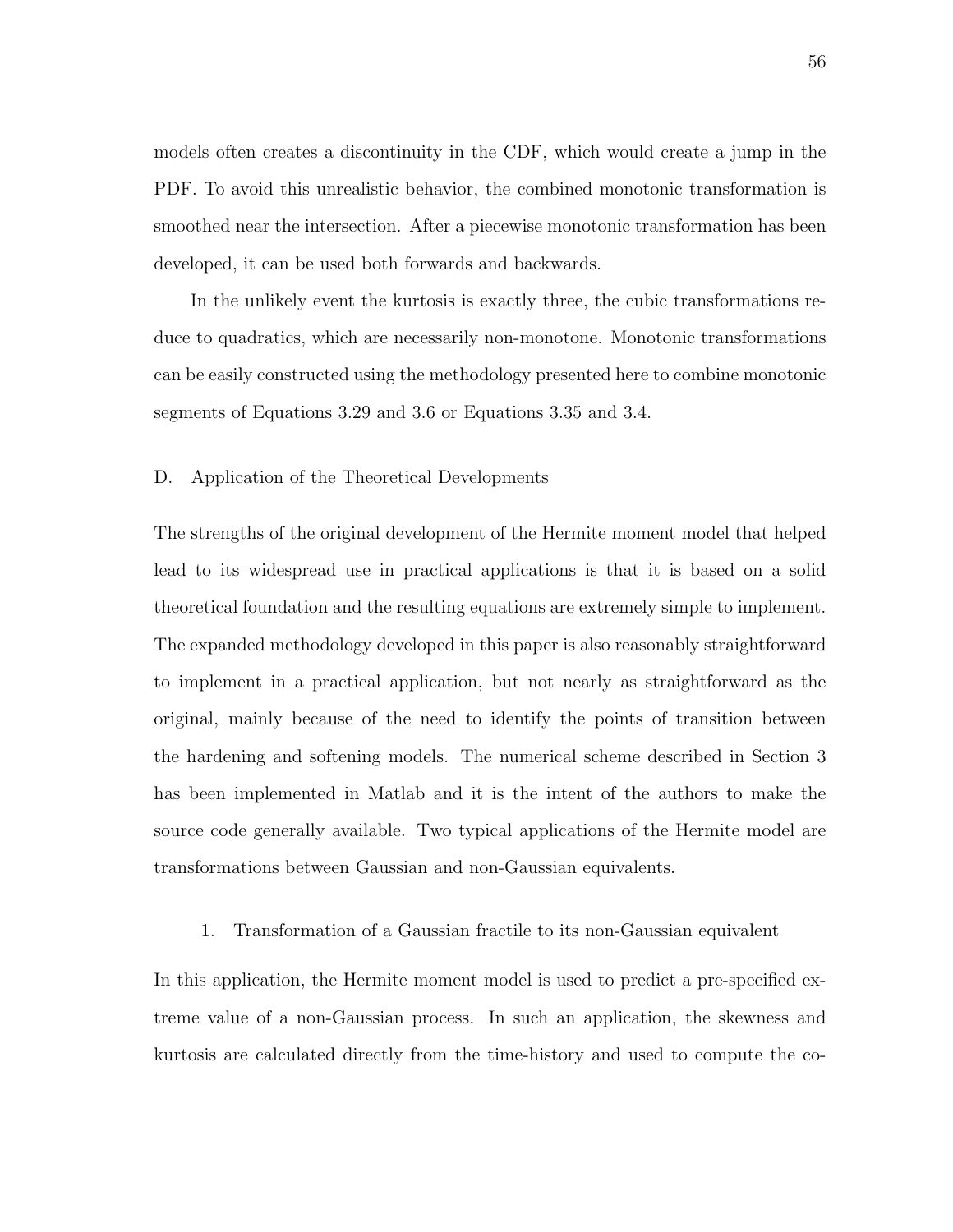models often creates a discontinuity in the CDF, which would create a jump in the PDF. To avoid this unrealistic behavior, the combined monotonic transformation is smoothed near the intersection. After a piecewise monotonic transformation has been developed, it can be used both forwards and backwards.

In the unlikely event the kurtosis is exactly three, the cubic transformations reduce to quadratics, which are necessarily non-monotone. Monotonic transformations can be easily constructed using the methodology presented here to combine monotonic segments of Equations 3.29 and 3.6 or Equations 3.35 and 3.4.

## D. Application of the Theoretical Developments

The strengths of the original development of the Hermite moment model that helped lead to its widespread use in practical applications is that it is based on a solid theoretical foundation and the resulting equations are extremely simple to implement. The expanded methodology developed in this paper is also reasonably straightforward to implement in a practical application, but not nearly as straightforward as the original, mainly because of the need to identify the points of transition between the hardening and softening models. The numerical scheme described in Section 3 has been implemented in Matlab and it is the intent of the authors to make the source code generally available. Two typical applications of the Hermite model are transformations between Gaussian and non-Gaussian equivalents.

### 1. Transformation of a Gaussian fractile to its non-Gaussian equivalent

In this application, the Hermite moment model is used to predict a pre-specified extreme value of a non-Gaussian process. In such an application, the skewness and kurtosis are calculated directly from the time-history and used to compute the co-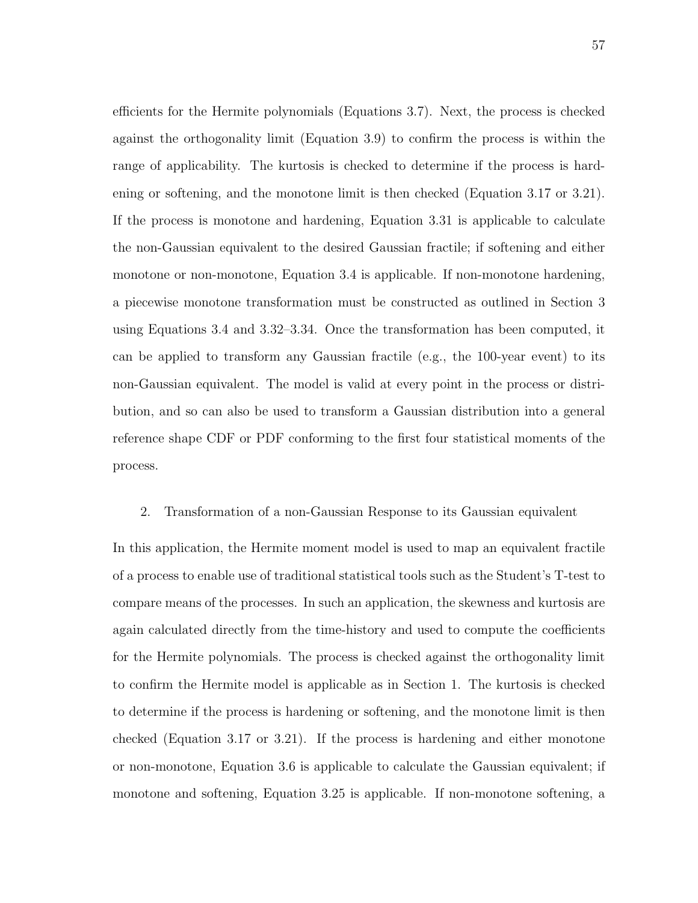efficients for the Hermite polynomials (Equations 3.7). Next, the process is checked against the orthogonality limit (Equation 3.9) to confirm the process is within the range of applicability. The kurtosis is checked to determine if the process is hardening or softening, and the monotone limit is then checked (Equation 3.17 or 3.21). If the process is monotone and hardening, Equation 3.31 is applicable to calculate the non-Gaussian equivalent to the desired Gaussian fractile; if softening and either monotone or non-monotone, Equation 3.4 is applicable. If non-monotone hardening, a piecewise monotone transformation must be constructed as outlined in Section 3 using Equations 3.4 and 3.32–3.34. Once the transformation has been computed, it can be applied to transform any Gaussian fractile (e.g., the 100-year event) to its non-Gaussian equivalent. The model is valid at every point in the process or distribution, and so can also be used to transform a Gaussian distribution into a general reference shape CDF or PDF conforming to the first four statistical moments of the process.

2. Transformation of a non-Gaussian Response to its Gaussian equivalent

In this application, the Hermite moment model is used to map an equivalent fractile of a process to enable use of traditional statistical tools such as the Student's T-test to compare means of the processes. In such an application, the skewness and kurtosis are again calculated directly from the time-history and used to compute the coefficients for the Hermite polynomials. The process is checked against the orthogonality limit to confirm the Hermite model is applicable as in Section 1. The kurtosis is checked to determine if the process is hardening or softening, and the monotone limit is then checked (Equation 3.17 or 3.21). If the process is hardening and either monotone or non-monotone, Equation 3.6 is applicable to calculate the Gaussian equivalent; if monotone and softening, Equation 3.25 is applicable. If non-monotone softening, a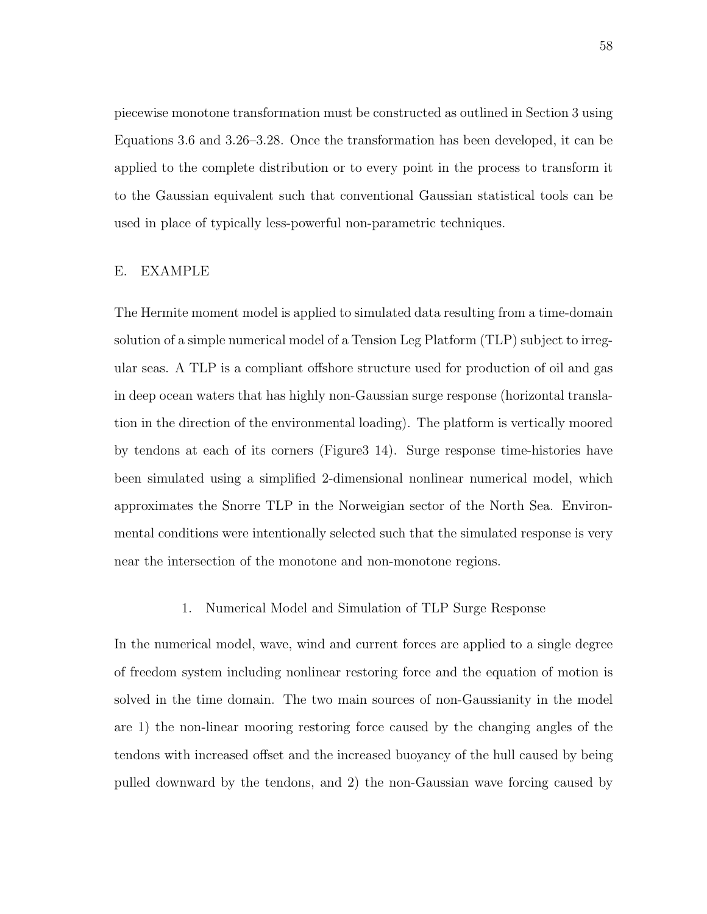piecewise monotone transformation must be constructed as outlined in Section 3 using Equations 3.6 and 3.26–3.28. Once the transformation has been developed, it can be applied to the complete distribution or to every point in the process to transform it to the Gaussian equivalent such that conventional Gaussian statistical tools can be used in place of typically less-powerful non-parametric techniques.

## E. EXAMPLE

The Hermite moment model is applied to simulated data resulting from a time-domain solution of a simple numerical model of a Tension Leg Platform (TLP) subject to irregular seas. A TLP is a compliant offshore structure used for production of oil and gas in deep ocean waters that has highly non-Gaussian surge response (horizontal translation in the direction of the environmental loading). The platform is vertically moored by tendons at each of its corners (Figure3 14). Surge response time-histories have been simulated using a simplified 2-dimensional nonlinear numerical model, which approximates the Snorre TLP in the Norweigian sector of the North Sea. Environmental conditions were intentionally selected such that the simulated response is very near the intersection of the monotone and non-monotone regions.

### 1. Numerical Model and Simulation of TLP Surge Response

In the numerical model, wave, wind and current forces are applied to a single degree of freedom system including nonlinear restoring force and the equation of motion is solved in the time domain. The two main sources of non-Gaussianity in the model are 1) the non-linear mooring restoring force caused by the changing angles of the tendons with increased offset and the increased buoyancy of the hull caused by being pulled downward by the tendons, and 2) the non-Gaussian wave forcing caused by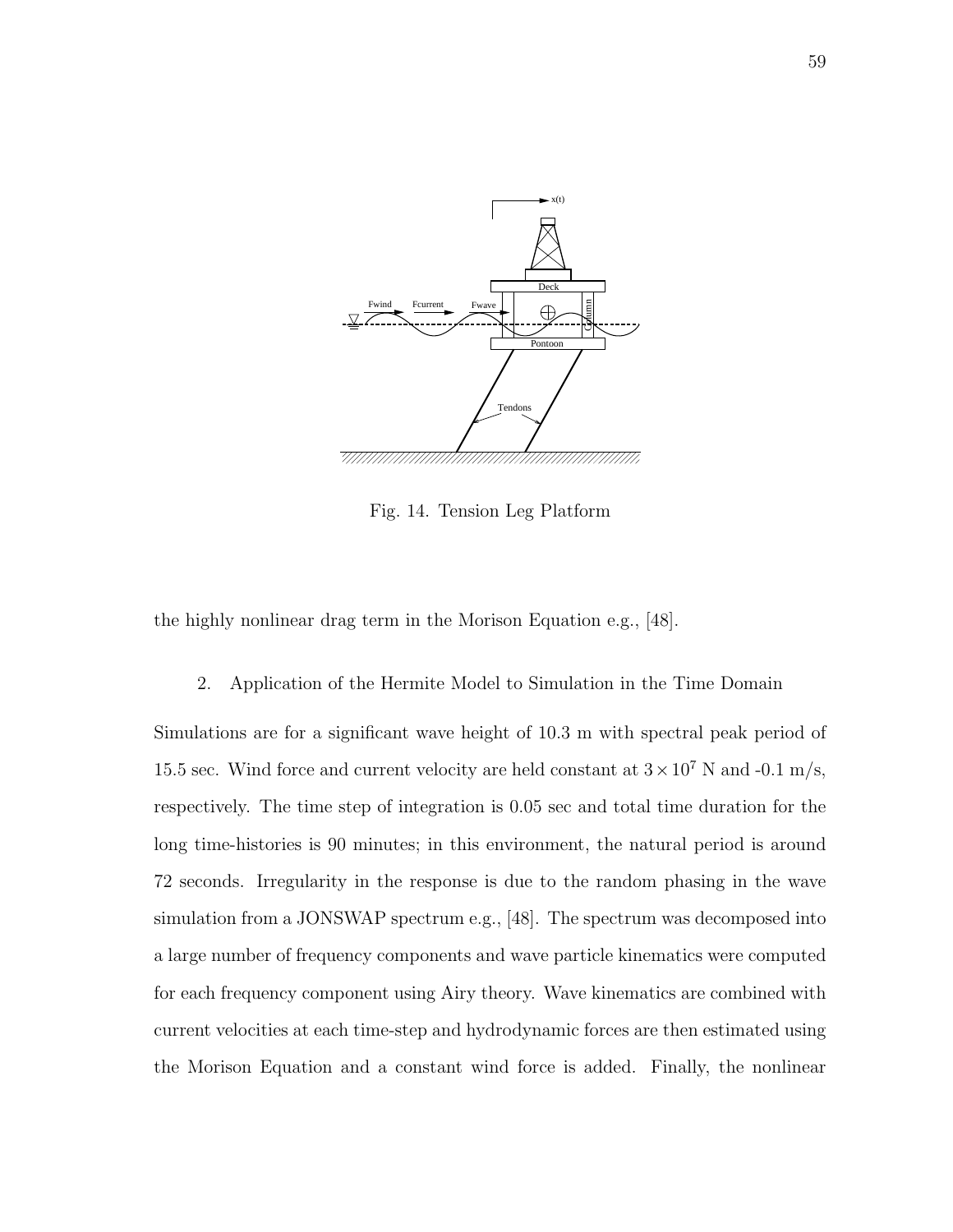Fig. 14. Tension Leg Platform

the highly nonlinear drag term in the Morison Equation e.g., [48].

2. Application of the Hermite Model to Simulation in the Time Domain

Simulations are for a significant wave height of 10.3 m with spectral peak period of 15.5 sec. Wind force and current velocity are held constant at $3 \times 10^7$ N and -0.1 m/s, respectively. The time step of integration is 0.05 sec and total time duration for the long time-histories is 90 minutes; in this environment, the natural period is around 72 seconds. Irregularity in the response is due to the random phasing in the wave simulation from a JONSWAP spectrum e.g., [48]. The spectrum was decomposed into a large number of frequency components and wave particle kinematics were computed for each frequency component using Airy theory. Wave kinematics are combined with current velocities at each time-step and hydrodynamic forces are then estimated using the Morison Equation and a constant wind force is added. Finally, the nonlinear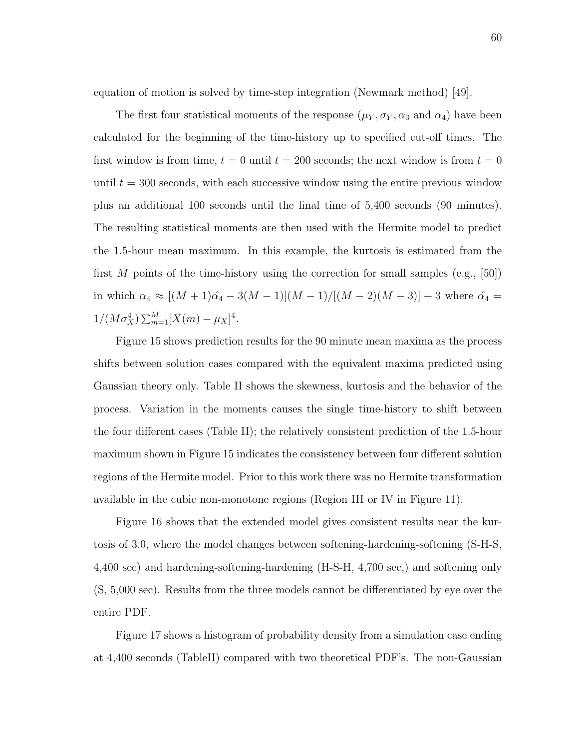equation of motion is solved by time-step integration (Newmark method) [49].

The first four statistical moments of the response ($\mu_Y, \sigma_Y, \alpha_3$ and $\alpha_4$) have been calculated for the beginning of the time-history up to specified cut-off times. The first window is from time, $t = 0$ until $t = 200$ seconds; the next window is from $t = 0$ until $t = 300$ seconds, with each successive window using the entire previous window plus an additional 100 seconds until the final time of 5,400 seconds (90 minutes). The resulting statistical moments are then used with the Hermite model to predict the 1.5-hour mean maximum. In this example, the kurtosis is estimated from the first $M$ points of the time-history using the correction for small samples (e.g., [50]) in which $\alpha_4 \approx [(M+1)\hat{\alpha_4} - 3(M-1)](M-1)/[(M-2)(M-3)] + 3$ where $\hat{\alpha_4} = 1/(M\sigma_X^4)\sum_{m=1}^{M}[X(m) - \mu_X]^4$.

Figure 15 shows prediction results for the 90 minute mean maxima as the process shifts between solution cases compared with the equivalent maxima predicted using Gaussian theory only. Table II shows the skewness, kurtosis and the behavior of the process. Variation in the moments causes the single time-history to shift between the four different cases (Table II); the relatively consistent prediction of the 1.5-hour maximum shown in Figure 15 indicates the consistency between four different solution regions of the Hermite model. Prior to this work there was no Hermite transformation available in the cubic non-monotone regions (Region III or IV in Figure 11).

Figure 16 shows that the extended model gives consistent results near the kurtosis of 3.0, where the model changes between softening-hardening-softening (S-H-S, 4,400 sec) and hardening-softening-hardening (H-S-H, 4,700 sec,) and softening only (S, 5,000 sec). Results from the three models cannot be differentiated by eye over the entire PDF.

Figure 17 shows a histogram of probability density from a simulation case ending at 4,400 seconds (TableII) compared with two theoretical PDF's. The non-Gaussian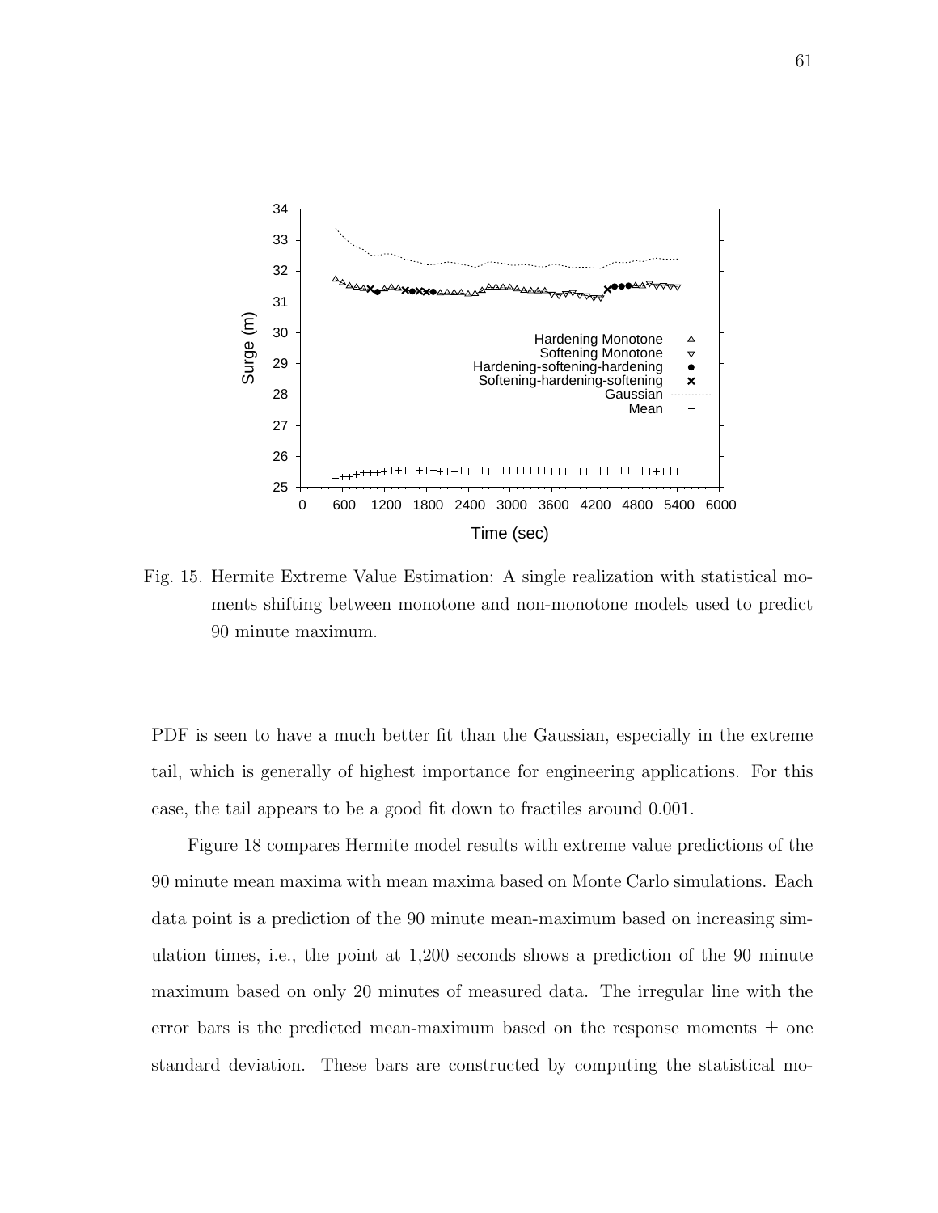Fig. 15. Hermite Extreme Value Estimation: A single realization with statistical moments shifting between monotone and non-monotone models used to predict 90 minute maximum.

PDF is seen to have a much better fit than the Gaussian, especially in the extreme tail, which is generally of highest importance for engineering applications. For this case, the tail appears to be a good fit down to fractiles around 0.001.

Figure 18 compares Hermite model results with extreme value predictions of the 90 minute mean maxima with mean maxima based on Monte Carlo simulations. Each data point is a prediction of the 90 minute mean-maximum based on increasing simulation times, i.e., the point at 1,200 seconds shows a prediction of the 90 minute maximum based on only 20 minutes of measured data. The irregular line with the error bars is the predicted mean-maximum based on the response moments ± one standard deviation. These bars are constructed by computing the statistical mo-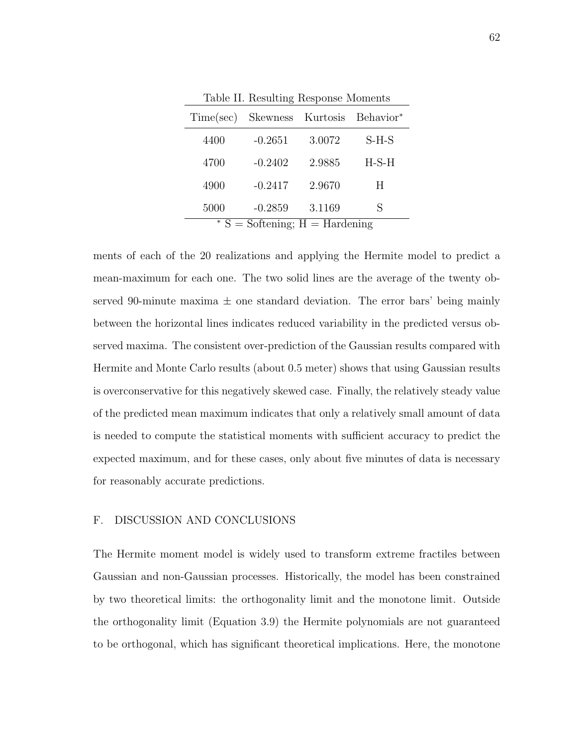Table II. Resulting Response Moments

| Time(sec) | Skewness | Kurtosis | Behavior* |
|---|---|---|---|
| 4400 | -0.2651 | 3.0072 | S-H-S |
| 4700 | -0.2402 | 2.9885 | H-S-H |
| 4900 | -0.2417 | 2.9670 | H |
| 5000 | -0.2859 | 3.1169 | S |

\* S = Softening; H = Hardening

ments of each of the 20 realizations and applying the Hermite model to predict a mean-maximum for each one. The two solid lines are the average of the twenty observed 90-minute maxima ± one standard deviation. The error bars' being mainly between the horizontal lines indicates reduced variability in the predicted versus observed maxima. The consistent over-prediction of the Gaussian results compared with Hermite and Monte Carlo results (about 0.5 meter) shows that using Gaussian results is overconservative for this negatively skewed case. Finally, the relatively steady value of the predicted mean maximum indicates that only a relatively small amount of data is needed to compute the statistical moments with sufficient accuracy to predict the expected maximum, and for these cases, only about five minutes of data is necessary for reasonably accurate predictions.

## F. DISCUSSION AND CONCLUSIONS

The Hermite moment model is widely used to transform extreme fractiles between Gaussian and non-Gaussian processes. Historically, the model has been constrained by two theoretical limits: the orthogonality limit and the monotone limit. Outside the orthogonality limit (Equation 3.9) the Hermite polynomials are not guaranteed to be orthogonal, which has significant theoretical implications. Here, the monotone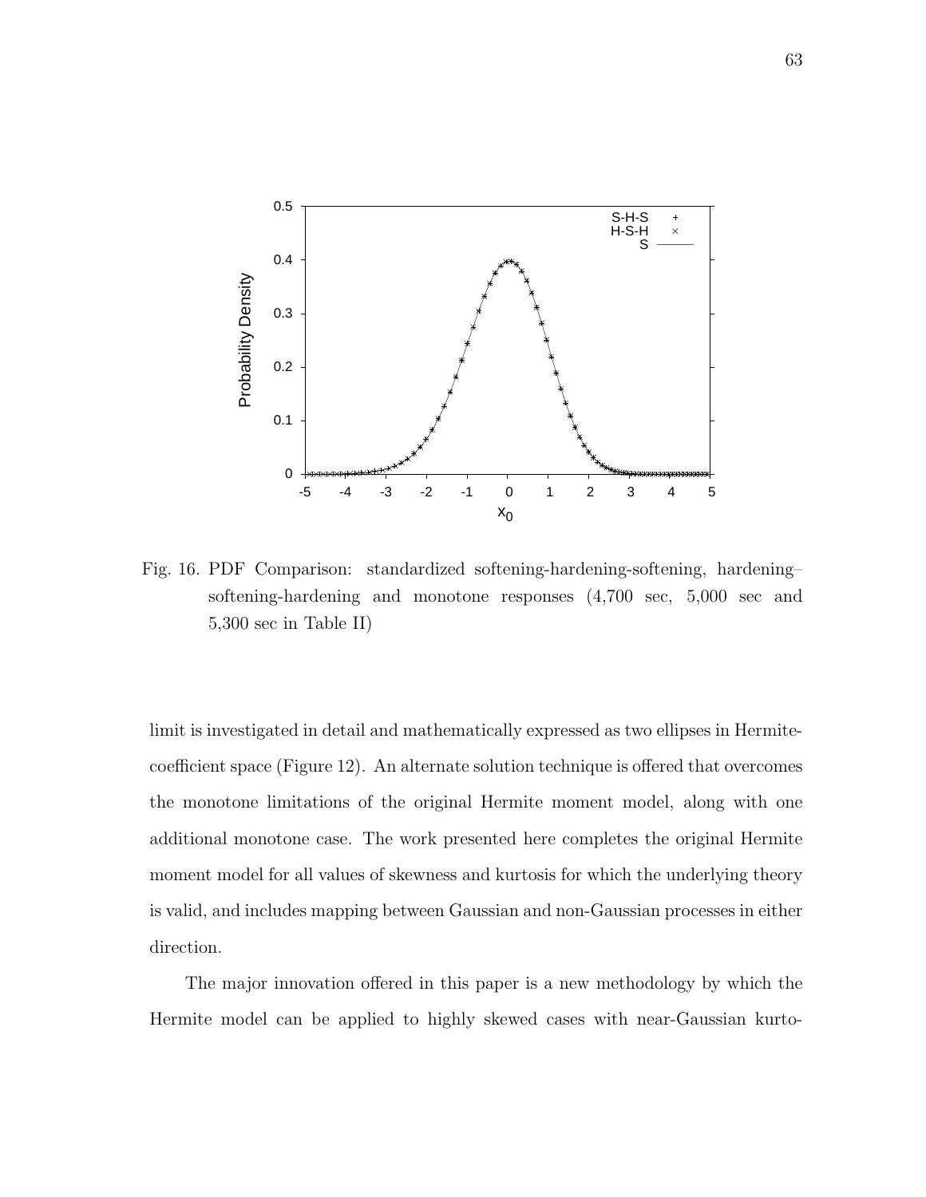Fig. 16. PDF Comparison: standardized softening-hardening-softening, hardening–softening-hardening and monotone responses (4,700 sec, 5,000 sec and 5,300 sec in Table II)

limit is investigated in detail and mathematically expressed as two ellipses in Hermite-coefficient space (Figure 12). An alternate solution technique is offered that overcomes the monotone limitations of the original Hermite moment model, along with one additional monotone case. The work presented here completes the original Hermite moment model for all values of skewness and kurtosis for which the underlying theory is valid, and includes mapping between Gaussian and non-Gaussian processes in either direction.

The major innovation offered in this paper is a new methodology by which the Hermite model can be applied to highly skewed cases with near-Gaussian kurto-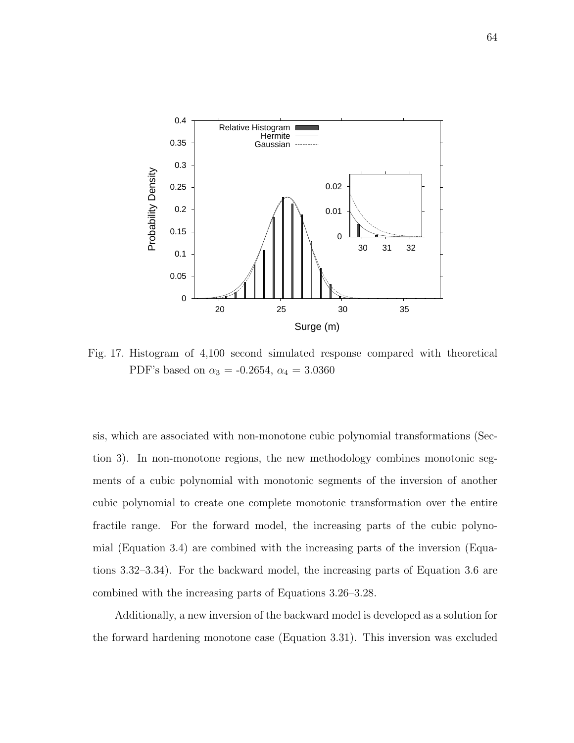Fig. 17. Histogram of 4,100 second simulated response compared with theoretical PDF's based on $\alpha_3$ = -0.2654, $\alpha_4$ = 3.0360

sis, which are associated with non-monotone cubic polynomial transformations (Section 3). In non-monotone regions, the new methodology combines monotonic segments of a cubic polynomial with monotonic segments of the inversion of another cubic polynomial to create one complete monotonic transformation over the entire fractile range. For the forward model, the increasing parts of the cubic polynomial (Equation 3.4) are combined with the increasing parts of the inversion (Equations 3.32–3.34). For the backward model, the increasing parts of Equation 3.6 are combined with the increasing parts of Equations 3.26–3.28.

Additionally, a new inversion of the backward model is developed as a solution for the forward hardening monotone case (Equation 3.31). This inversion was excluded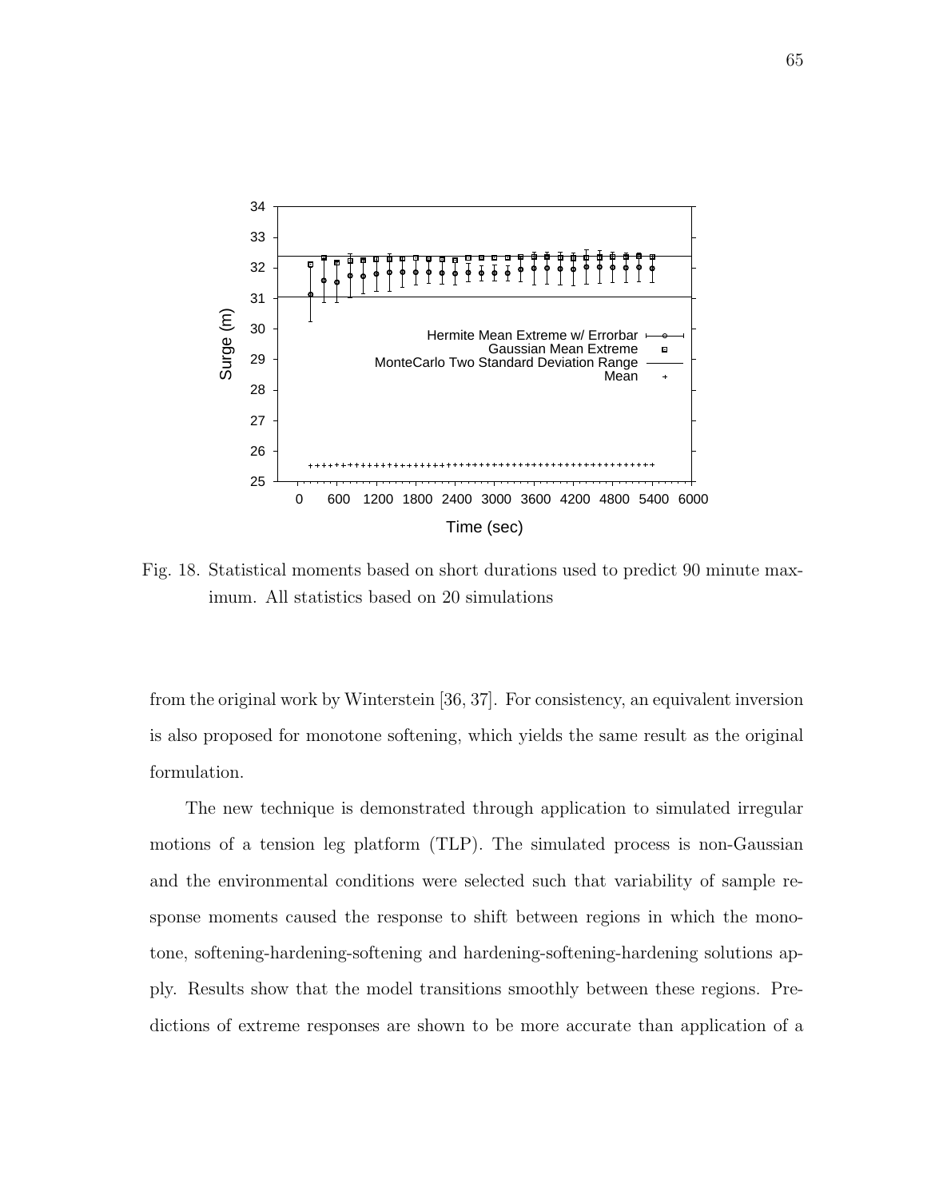Fig. 18. Statistical moments based on short durations used to predict 90 minute maximum. All statistics based on 20 simulations

from the original work by Winterstein [36, 37]. For consistency, an equivalent inversion is also proposed for monotone softening, which yields the same result as the original formulation.

The new technique is demonstrated through application to simulated irregular motions of a tension leg platform (TLP). The simulated process is non-Gaussian and the environmental conditions were selected such that variability of sample response moments caused the response to shift between regions in which the monotone, softening-hardening-softening and hardening-softening-hardening solutions apply. Results show that the model transitions smoothly between these regions. Predictions of extreme responses are shown to be more accurate than application of a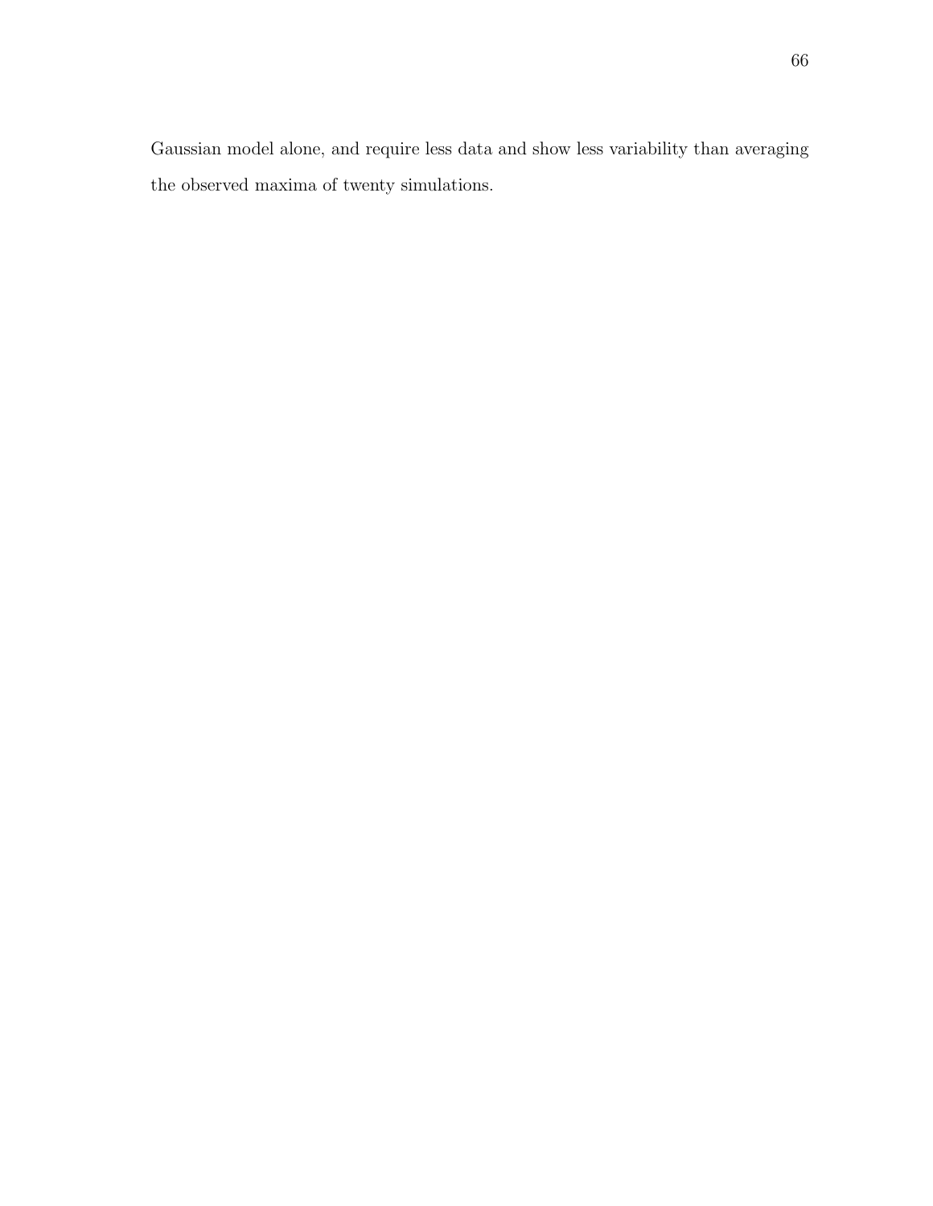Gaussian model alone, and require less data and show less variability than averaging the observed maxima of twenty simulations.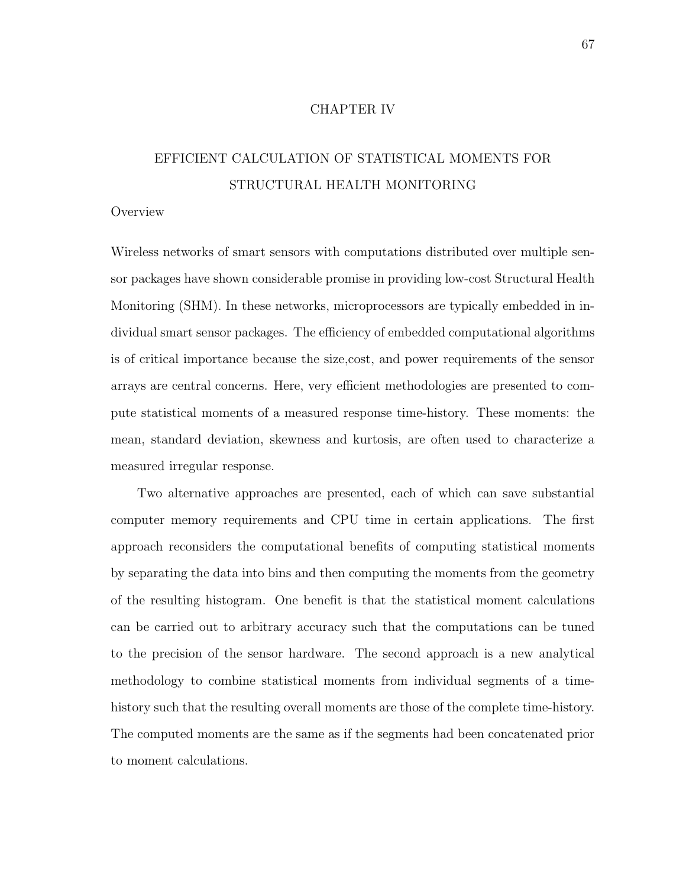# CHAPTER IV

# EFFICIENT CALCULATION OF STATISTICAL MOMENTS FOR STRUCTURAL HEALTH MONITORING

## Overview

Wireless networks of smart sensors with computations distributed over multiple sensor packages have shown considerable promise in providing low-cost Structural Health Monitoring (SHM). In these networks, microprocessors are typically embedded in individual smart sensor packages. The efficiency of embedded computational algorithms is of critical importance because the size,cost, and power requirements of the sensor arrays are central concerns. Here, very efficient methodologies are presented to compute statistical moments of a measured response time-history. These moments: the mean, standard deviation, skewness and kurtosis, are often used to characterize a measured irregular response.

Two alternative approaches are presented, each of which can save substantial computer memory requirements and CPU time in certain applications. The first approach reconsiders the computational benefits of computing statistical moments by separating the data into bins and then computing the moments from the geometry of the resulting histogram. One benefit is that the statistical moment calculations can be carried out to arbitrary accuracy such that the computations can be tuned to the precision of the sensor hardware. The second approach is a new analytical methodology to combine statistical moments from individual segments of a time-history such that the resulting overall moments are those of the complete time-history. The computed moments are the same as if the segments had been concatenated prior to moment calculations.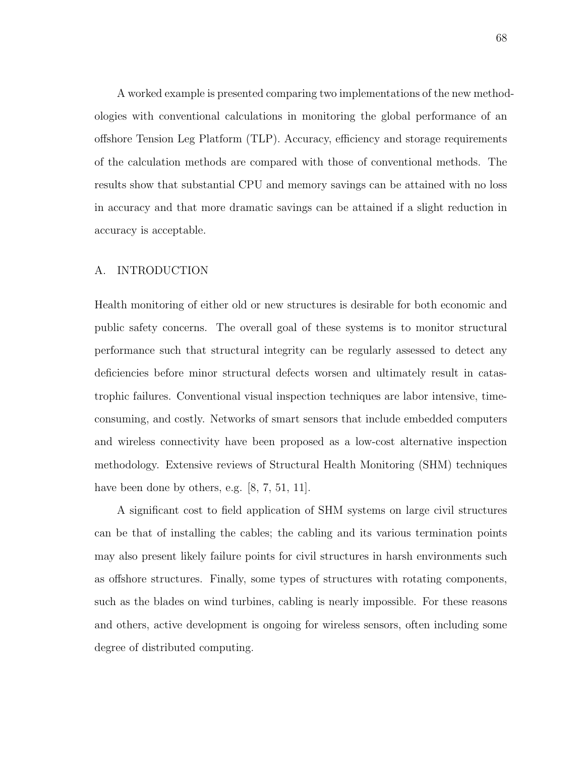A worked example is presented comparing two implementations of the new methodologies with conventional calculations in monitoring the global performance of an offshore Tension Leg Platform (TLP). Accuracy, efficiency and storage requirements of the calculation methods are compared with those of conventional methods. The results show that substantial CPU and memory savings can be attained with no loss in accuracy and that more dramatic savings can be attained if a slight reduction in accuracy is acceptable.

## A. INTRODUCTION

Health monitoring of either old or new structures is desirable for both economic and public safety concerns. The overall goal of these systems is to monitor structural performance such that structural integrity can be regularly assessed to detect any deficiencies before minor structural defects worsen and ultimately result in catastrophic failures. Conventional visual inspection techniques are labor intensive, time-consuming, and costly. Networks of smart sensors that include embedded computers and wireless connectivity have been proposed as a low-cost alternative inspection methodology. Extensive reviews of Structural Health Monitoring (SHM) techniques have been done by others, e.g. [8, 7, 51, 11].

A significant cost to field application of SHM systems on large civil structures can be that of installing the cables; the cabling and its various termination points may also present likely failure points for civil structures in harsh environments such as offshore structures. Finally, some types of structures with rotating components, such as the blades on wind turbines, cabling is nearly impossible. For these reasons and others, active development is ongoing for wireless sensors, often including some degree of distributed computing.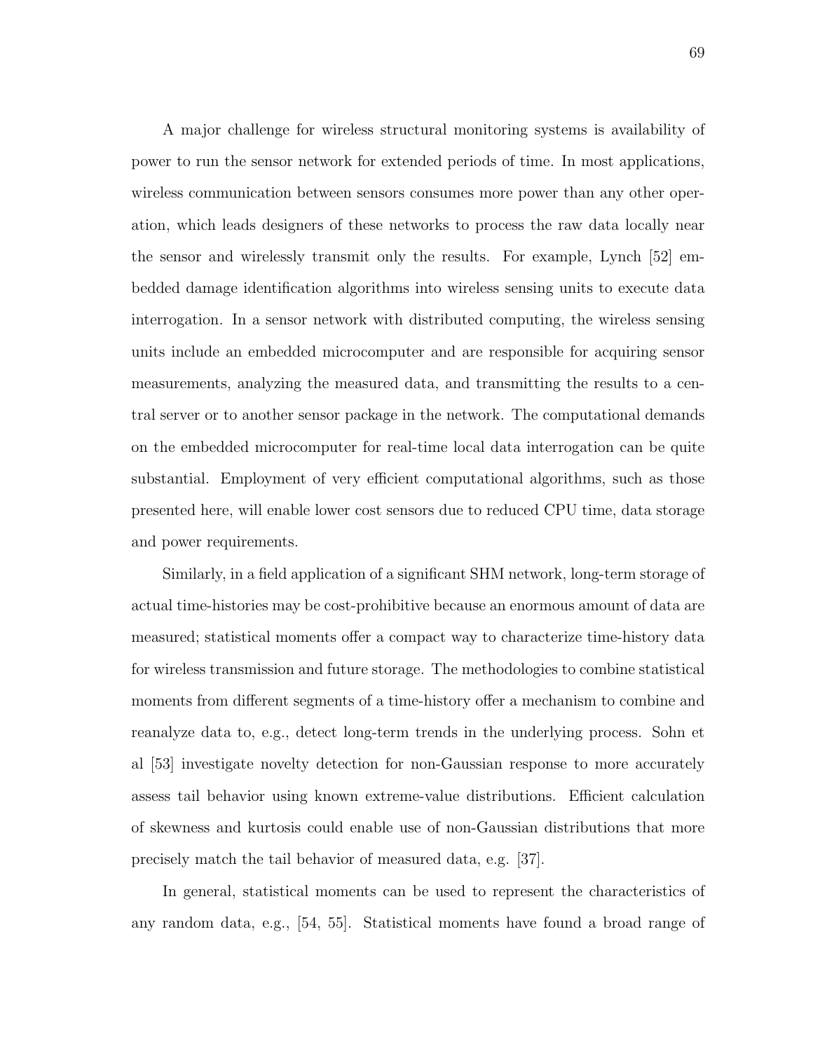A major challenge for wireless structural monitoring systems is availability of power to run the sensor network for extended periods of time. In most applications, wireless communication between sensors consumes more power than any other operation, which leads designers of these networks to process the raw data locally near the sensor and wirelessly transmit only the results. For example, Lynch [52] embedded damage identification algorithms into wireless sensing units to execute data interrogation. In a sensor network with distributed computing, the wireless sensing units include an embedded microcomputer and are responsible for acquiring sensor measurements, analyzing the measured data, and transmitting the results to a central server or to another sensor package in the network. The computational demands on the embedded microcomputer for real-time local data interrogation can be quite substantial. Employment of very efficient computational algorithms, such as those presented here, will enable lower cost sensors due to reduced CPU time, data storage and power requirements.

Similarly, in a field application of a significant SHM network, long-term storage of actual time-histories may be cost-prohibitive because an enormous amount of data are measured; statistical moments offer a compact way to characterize time-history data for wireless transmission and future storage. The methodologies to combine statistical moments from different segments of a time-history offer a mechanism to combine and reanalyze data to, e.g., detect long-term trends in the underlying process. Sohn et al [53] investigate novelty detection for non-Gaussian response to more accurately assess tail behavior using known extreme-value distributions. Efficient calculation of skewness and kurtosis could enable use of non-Gaussian distributions that more precisely match the tail behavior of measured data, e.g. [37].

In general, statistical moments can be used to represent the characteristics of any random data, e.g., [54, 55]. Statistical moments have found a broad range of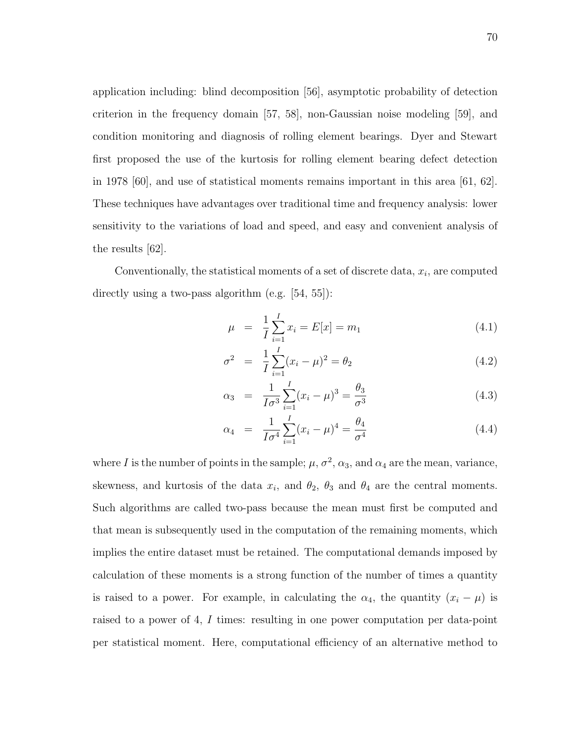application including: blind decomposition [56], asymptotic probability of detection criterion in the frequency domain [57, 58], non-Gaussian noise modeling [59], and condition monitoring and diagnosis of rolling element bearings. Dyer and Stewart first proposed the use of the kurtosis for rolling element bearing defect detection in 1978 [60], and use of statistical moments remains important in this area [61, 62]. These techniques have advantages over traditional time and frequency analysis: lower sensitivity to the variations of load and speed, and easy and convenient analysis of the results [62].

Conventionally, the statistical moments of a set of discrete data, $x_i$, are computed directly using a two-pass algorithm (e.g. [54, 55]):

$$\mu = \frac{1}{I}\sum_{i=1}^{I} x_i = E[x] = m_1 \tag{4.1}$$

$$\sigma^2 = \frac{1}{I}\sum_{i=1}^{I} (x_i - \mu)^2 = \theta_2 \tag{4.2}$$

$$\alpha_3 = \frac{1}{I\sigma^3}\sum_{i=1}^{I} (x_i - \mu)^3 = \frac{\theta_3}{\sigma^3} \tag{4.3}$$

$$\alpha_4 = \frac{1}{I\sigma^4}\sum_{i=1}^{I} (x_i - \mu)^4 = \frac{\theta_4}{\sigma^4} \tag{4.4}$$

where $I$ is the number of points in the sample; $\mu$, $\sigma^2$, $\alpha_3$, and $\alpha_4$ are the mean, variance, skewness, and kurtosis of the data $x_i$, and $\theta_2$, $\theta_3$ and $\theta_4$ are the central moments. Such algorithms are called two-pass because the mean must first be computed and that mean is subsequently used in the computation of the remaining moments, which implies the entire dataset must be retained. The computational demands imposed by calculation of these moments is a strong function of the number of times a quantity is raised to a power. For example, in calculating the $\alpha_4$, the quantity $(x_i - \mu)$ is raised to a power of 4, $I$ times: resulting in one power computation per data-point per statistical moment. Here, computational efficiency of an alternative method to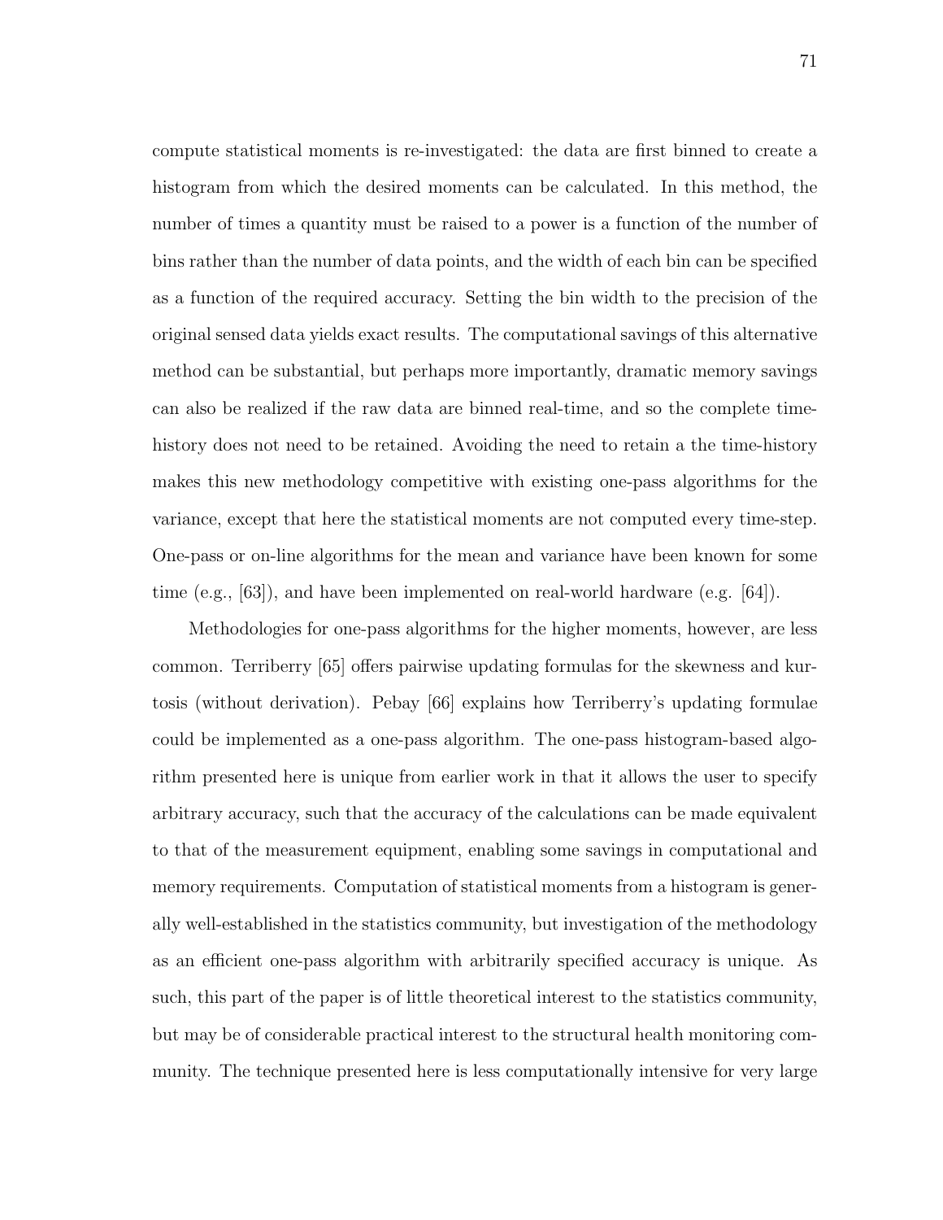compute statistical moments is re-investigated: the data are first binned to create a histogram from which the desired moments can be calculated. In this method, the number of times a quantity must be raised to a power is a function of the number of bins rather than the number of data points, and the width of each bin can be specified as a function of the required accuracy. Setting the bin width to the precision of the original sensed data yields exact results. The computational savings of this alternative method can be substantial, but perhaps more importantly, dramatic memory savings can also be realized if the raw data are binned real-time, and so the complete time-history does not need to be retained. Avoiding the need to retain a the time-history makes this new methodology competitive with existing one-pass algorithms for the variance, except that here the statistical moments are not computed every time-step. One-pass or on-line algorithms for the mean and variance have been known for some time (e.g., [63]), and have been implemented on real-world hardware (e.g. [64]).

Methodologies for one-pass algorithms for the higher moments, however, are less common. Terriberry [65] offers pairwise updating formulas for the skewness and kurtosis (without derivation). Pebay [66] explains how Terriberry's updating formulae could be implemented as a one-pass algorithm. The one-pass histogram-based algorithm presented here is unique from earlier work in that it allows the user to specify arbitrary accuracy, such that the accuracy of the calculations can be made equivalent to that of the measurement equipment, enabling some savings in computational and memory requirements. Computation of statistical moments from a histogram is generally well-established in the statistics community, but investigation of the methodology as an efficient one-pass algorithm with arbitrarily specified accuracy is unique. As such, this part of the paper is of little theoretical interest to the statistics community, but may be of considerable practical interest to the structural health monitoring community. The technique presented here is less computationally intensive for very large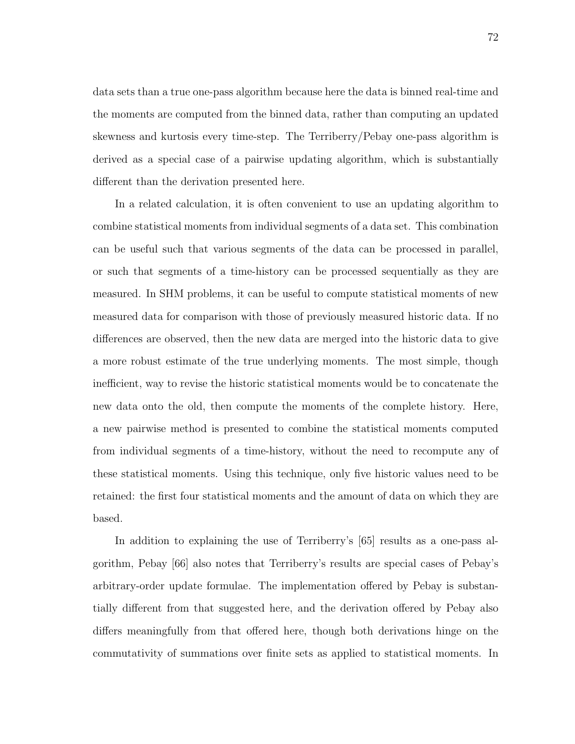data sets than a true one-pass algorithm because here the data is binned real-time and the moments are computed from the binned data, rather than computing an updated skewness and kurtosis every time-step. The Terriberry/Pebay one-pass algorithm is derived as a special case of a pairwise updating algorithm, which is substantially different than the derivation presented here.

In a related calculation, it is often convenient to use an updating algorithm to combine statistical moments from individual segments of a data set. This combination can be useful such that various segments of the data can be processed in parallel, or such that segments of a time-history can be processed sequentially as they are measured. In SHM problems, it can be useful to compute statistical moments of new measured data for comparison with those of previously measured historic data. If no differences are observed, then the new data are merged into the historic data to give a more robust estimate of the true underlying moments. The most simple, though inefficient, way to revise the historic statistical moments would be to concatenate the new data onto the old, then compute the moments of the complete history. Here, a new pairwise method is presented to combine the statistical moments computed from individual segments of a time-history, without the need to recompute any of these statistical moments. Using this technique, only five historic values need to be retained: the first four statistical moments and the amount of data on which they are based.

In addition to explaining the use of Terriberry's [65] results as a one-pass algorithm, Pebay [66] also notes that Terriberry's results are special cases of Pebay's arbitrary-order update formulae. The implementation offered by Pebay is substantially different from that suggested here, and the derivation offered by Pebay also differs meaningfully from that offered here, though both derivations hinge on the commutativity of summations over finite sets as applied to statistical moments. In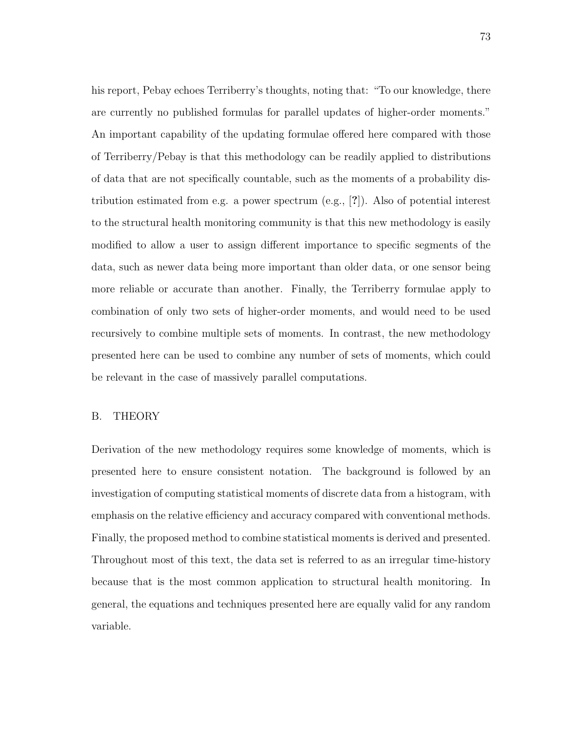his report, Pebay echoes Terriberry's thoughts, noting that: "To our knowledge, there are currently no published formulas for parallel updates of higher-order moments." An important capability of the updating formulae offered here compared with those of Terriberry/Pebay is that this methodology can be readily applied to distributions of data that are not specifically countable, such as the moments of a probability distribution estimated from e.g. a power spectrum (e.g., [?]). Also of potential interest to the structural health monitoring community is that this new methodology is easily modified to allow a user to assign different importance to specific segments of the data, such as newer data being more important than older data, or one sensor being more reliable or accurate than another. Finally, the Terriberry formulae apply to combination of only two sets of higher-order moments, and would need to be used recursively to combine multiple sets of moments. In contrast, the new methodology presented here can be used to combine any number of sets of moments, which could be relevant in the case of massively parallel computations.

## B. THEORY

Derivation of the new methodology requires some knowledge of moments, which is presented here to ensure consistent notation. The background is followed by an investigation of computing statistical moments of discrete data from a histogram, with emphasis on the relative efficiency and accuracy compared with conventional methods. Finally, the proposed method to combine statistical moments is derived and presented. Throughout most of this text, the data set is referred to as an irregular time-history because that is the most common application to structural health monitoring. In general, the equations and techniques presented here are equally valid for any random variable.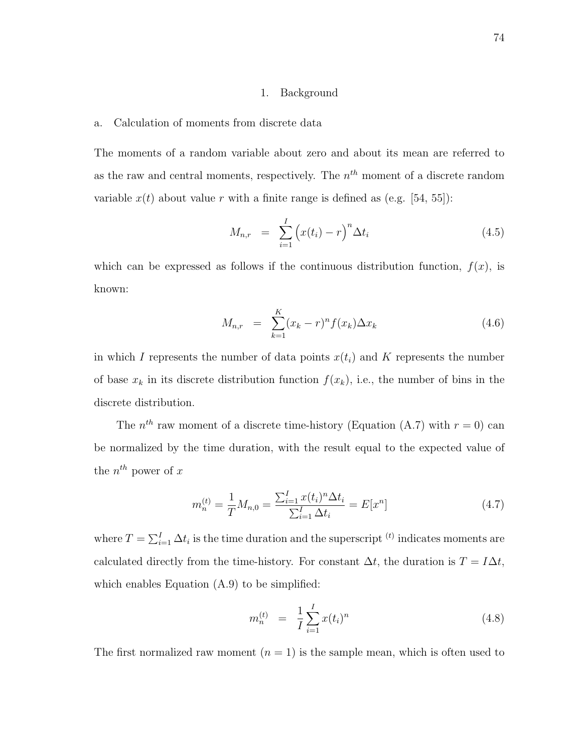## 1. Background

### a. Calculation of moments from discrete data

The moments of a random variable about zero and about its mean are referred to as the raw and central moments, respectively. The $n^{th}$ moment of a discrete random variable $x(t)$ about value $r$ with a finite range is defined as (e.g. [54, 55]):

$$M_{n,r} = \sum_{i=1}^{I} \Big(x(t_i) - r\Big)^n \Delta t_i \tag{4.5}$$

which can be expressed as follows if the continuous distribution function, $f(x)$, is known:

$$M_{n,r} = \sum_{k=1}^{K} (x_k - r)^n f(x_k) \Delta x_k \tag{4.6}$$

in which $I$ represents the number of data points $x(t_i)$ and $K$ represents the number of base $x_k$ in its discrete distribution function $f(x_k)$, i.e., the number of bins in the discrete distribution.

The $n^{th}$ raw moment of a discrete time-history (Equation (A.7) with $r = 0$) can be normalized by the time duration, with the result equal to the expected value of the $n^{th}$ power of $x$

$$m_n^{(t)} = \frac{1}{T} M_{n,0} = \frac{\sum_{i=1}^{I} x(t_i)^n \Delta t_i}{\sum_{i=1}^{I} \Delta t_i} = E[x^n] \tag{4.7}$$

where $T = \sum_{i=1}^{I} \Delta t_i$ is the time duration and the superscript $^{(t)}$ indicates moments are calculated directly from the time-history. For constant $\Delta t$, the duration is $T = I\Delta t$, which enables Equation (A.9) to be simplified:

$$m_n^{(t)} = \frac{1}{I} \sum_{i=1}^{I} x(t_i)^n \tag{4.8}$$

The first normalized raw moment ($n = 1$) is the sample mean, which is often used to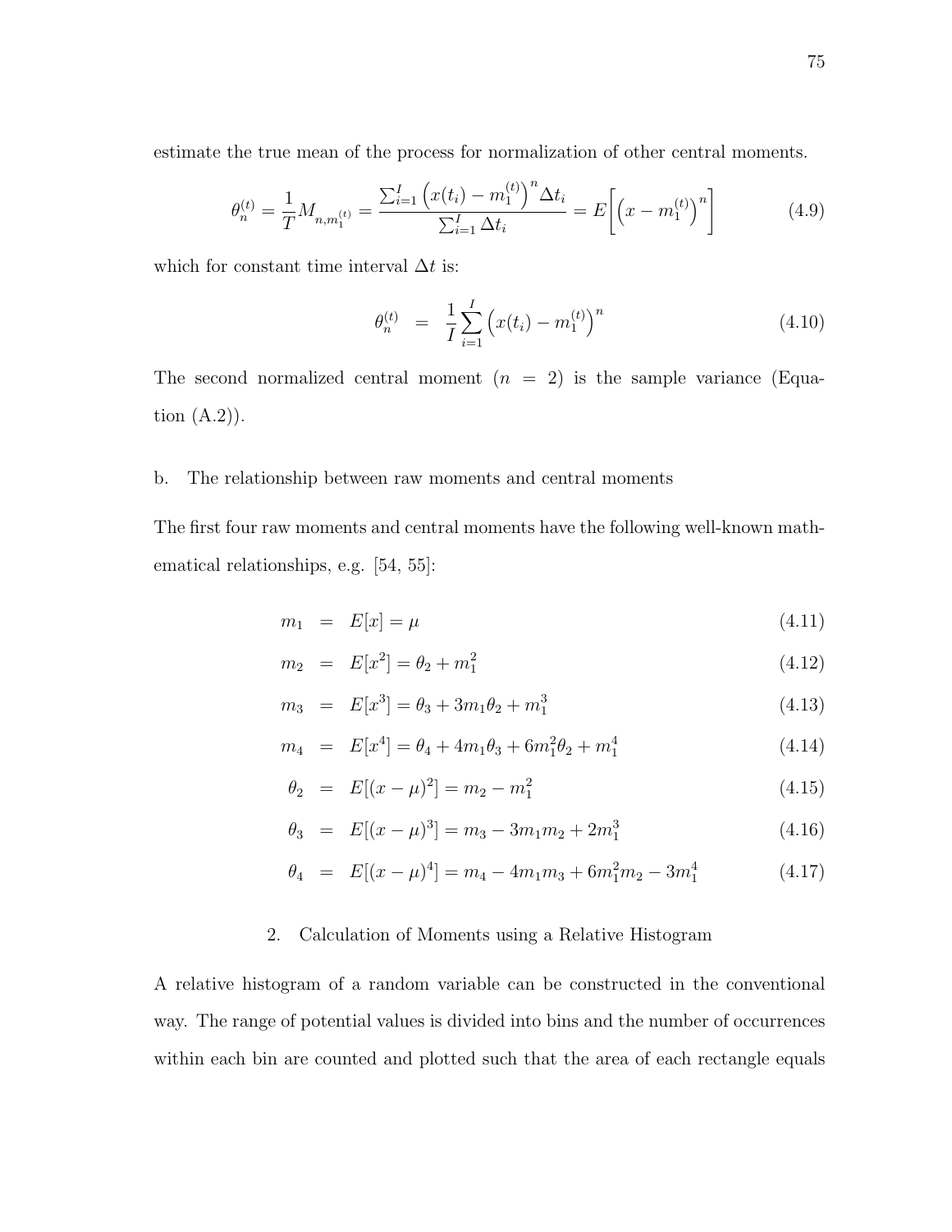estimate the true mean of the process for normalization of other central moments.

$$\theta_n^{(t)} = \frac{1}{T} M_{n,m_1^{(t)}} = \frac{\sum_{i=1}^{I} \left(x(t_i) - m_1^{(t)}\right)^n \Delta t_i}{\sum_{i=1}^{I} \Delta t_i} = E\left[\left(x - m_1^{(t)}\right)^n\right] \tag{4.9}$$

which for constant time interval $\Delta t$ is:

$$\theta_n^{(t)} = \frac{1}{I} \sum_{i=1}^{I} \left(x(t_i) - m_1^{(t)}\right)^n \tag{4.10}$$

The second normalized central moment ($n = 2$) is the sample variance (Equation (A.2)).

b. The relationship between raw moments and central moments

The first four raw moments and central moments have the following well-known mathematical relationships, e.g. [54, 55]:

$$m_1 = E[x] = \mu \tag{4.11}$$

$$m_2 = E[x^2] = \theta_2 + m_1^2 \tag{4.12}$$

$$m_3 = E[x^3] = \theta_3 + 3m_1\theta_2 + m_1^3 \tag{4.13}$$

$$m_4 = E[x^4] = \theta_4 + 4m_1\theta_3 + 6m_1^2\theta_2 + m_1^4 \tag{4.14}$$

$$\theta_2 = E[(x-\mu)^2] = m_2 - m_1^2 \tag{4.15}$$

$$\theta_3 = E[(x-\mu)^3] = m_3 - 3m_1m_2 + 2m_1^3 \tag{4.16}$$

$$\theta_4 = E[(x-\mu)^4] = m_4 - 4m_1m_3 + 6m_1^2m_2 - 3m_1^4 \tag{4.17}$$

## 2. Calculation of Moments using a Relative Histogram

A relative histogram of a random variable can be constructed in the conventional way. The range of potential values is divided into bins and the number of occurrences within each bin are counted and plotted such that the area of each rectangle equals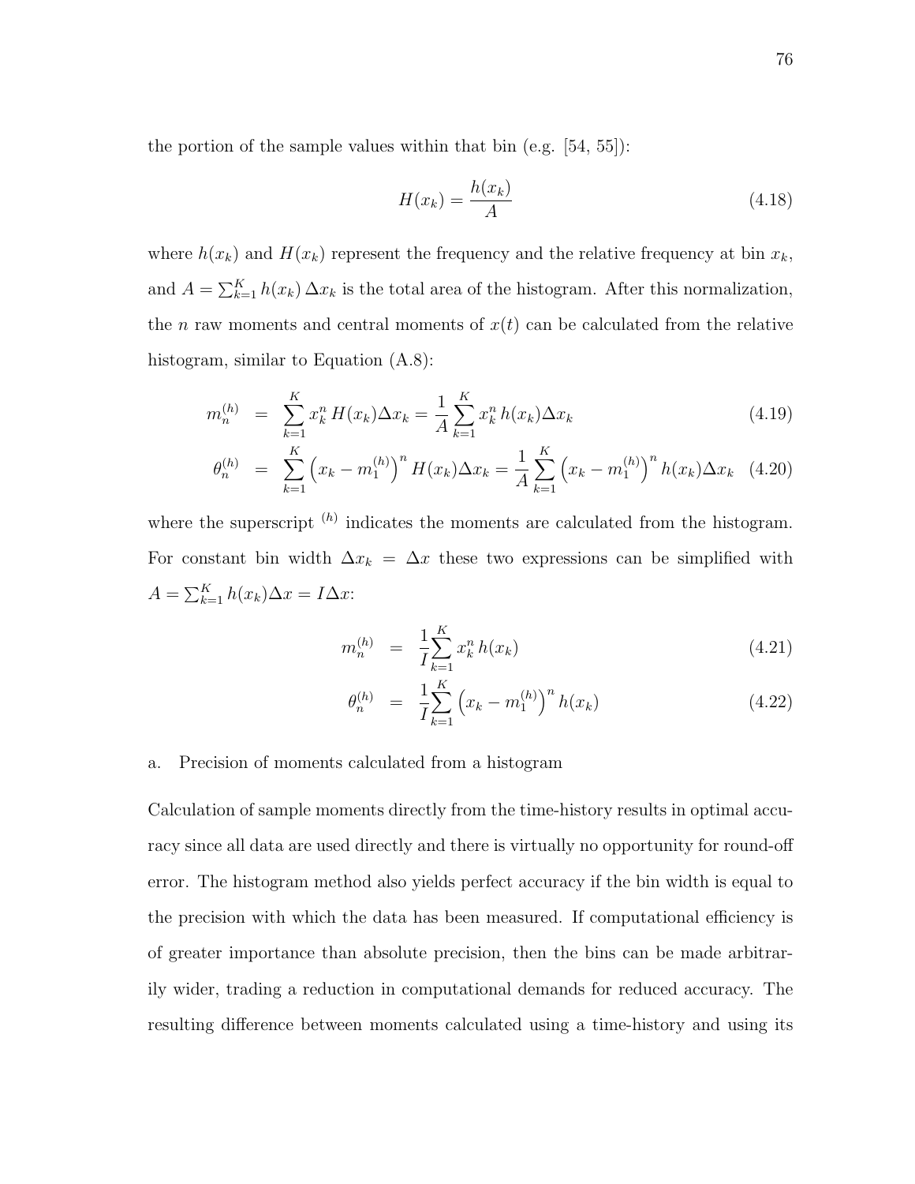the portion of the sample values within that bin (e.g. [54, 55]):

$$H(x_k) = \frac{h(x_k)}{A} \tag{4.18}$$

where $h(x_k)$ and $H(x_k)$ represent the frequency and the relative frequency at bin $x_k$, and $A = \sum_{k=1}^{K} h(x_k)\,\Delta x_k$ is the total area of the histogram. After this normalization, the $n$ raw moments and central moments of $x(t)$ can be calculated from the relative histogram, similar to Equation (A.8):

$$m_n^{(h)} = \sum_{k=1}^{K} x_k^n\, H(x_k)\Delta x_k = \frac{1}{A}\sum_{k=1}^{K} x_k^n\, h(x_k)\Delta x_k \tag{4.19}$$

$$\theta_n^{(h)} = \sum_{k=1}^{K} \left(x_k - m_1^{(h)}\right)^n H(x_k)\Delta x_k = \frac{1}{A}\sum_{k=1}^{K} \left(x_k - m_1^{(h)}\right)^n h(x_k)\Delta x_k \tag{4.20}$$

where the superscript $^{(h)}$ indicates the moments are calculated from the histogram. For constant bin width $\Delta x_k = \Delta x$ these two expressions can be simplified with $A = \sum_{k=1}^{K} h(x_k)\Delta x = I\Delta x$:

$$m_n^{(h)} = \frac{1}{I}\sum_{k=1}^{K} x_k^n\, h(x_k) \tag{4.21}$$

$$\theta_n^{(h)} = \frac{1}{I}\sum_{k=1}^{K} \left(x_k - m_1^{(h)}\right)^n h(x_k) \tag{4.22}$$

a. Precision of moments calculated from a histogram

Calculation of sample moments directly from the time-history results in optimal accuracy since all data are used directly and there is virtually no opportunity for round-off error. The histogram method also yields perfect accuracy if the bin width is equal to the precision with which the data has been measured. If computational efficiency is of greater importance than absolute precision, then the bins can be made arbitrarily wider, trading a reduction in computational demands for reduced accuracy. The resulting difference between moments calculated using a time-history and using its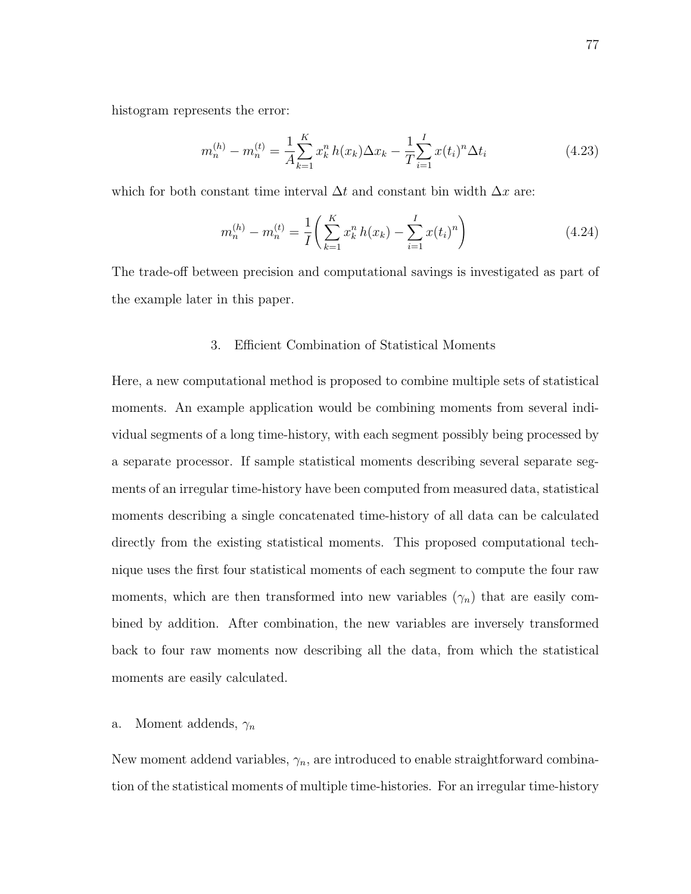histogram represents the error:

$$m_n^{(h)} - m_n^{(t)} = \frac{1}{A}\sum_{k=1}^{K} x_k^n \, h(x_k)\Delta x_k - \frac{1}{T}\sum_{i=1}^{I} x(t_i)^n \Delta t_i \tag{4.23}$$

which for both constant time interval $\Delta t$ and constant bin width $\Delta x$ are:

$$m_n^{(h)} - m_n^{(t)} = \frac{1}{I}\left(\sum_{k=1}^{K} x_k^n \, h(x_k) - \sum_{i=1}^{I} x(t_i)^n\right) \tag{4.24}$$

The trade-off between precision and computational savings is investigated as part of the example later in this paper.

### 3. Efficient Combination of Statistical Moments

Here, a new computational method is proposed to combine multiple sets of statistical moments. An example application would be combining moments from several individual segments of a long time-history, with each segment possibly being processed by a separate processor. If sample statistical moments describing several separate segments of an irregular time-history have been computed from measured data, statistical moments describing a single concatenated time-history of all data can be calculated directly from the existing statistical moments. This proposed computational technique uses the first four statistical moments of each segment to compute the four raw moments, which are then transformed into new variables ($\gamma_n$) that are easily combined by addition. After combination, the new variables are inversely transformed back to four raw moments now describing all the data, from which the statistical moments are easily calculated.

#### a. Moment addends, $\gamma_n$

New moment addend variables, $\gamma_n$, are introduced to enable straightforward combination of the statistical moments of multiple time-histories. For an irregular time-history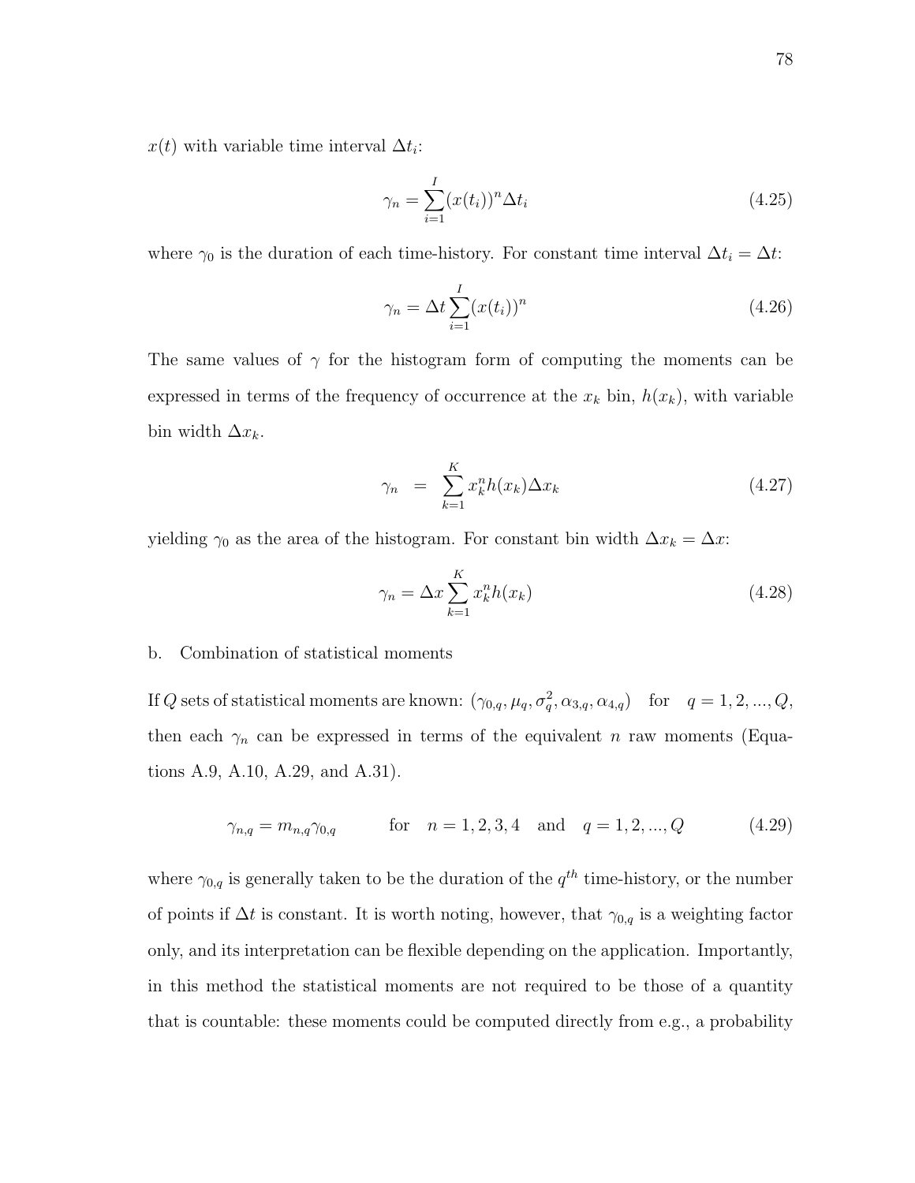$x(t)$ with variable time interval $\Delta t_i$:

$$\gamma_n = \sum_{i=1}^{I} (x(t_i))^n \Delta t_i \tag{4.25}$$

where $\gamma_0$ is the duration of each time-history. For constant time interval $\Delta t_i = \Delta t$:

$$\gamma_n = \Delta t \sum_{i=1}^{I} (x(t_i))^n \tag{4.26}$$

The same values of $\gamma$ for the histogram form of computing the moments can be expressed in terms of the frequency of occurrence at the $x_k$ bin, $h(x_k)$, with variable bin width $\Delta x_k$.

$$\gamma_n = \sum_{k=1}^{K} x_k^n h(x_k) \Delta x_k \tag{4.27}$$

yielding $\gamma_0$ as the area of the histogram. For constant bin width $\Delta x_k = \Delta x$:

$$\gamma_n = \Delta x \sum_{k=1}^{K} x_k^n h(x_k) \tag{4.28}$$

b. Combination of statistical moments

If $Q$ sets of statistical moments are known: $(\gamma_{0,q}, \mu_q, \sigma_q^2, \alpha_{3,q}, \alpha_{4,q})$ for $q = 1, 2, ..., Q$, then each $\gamma_n$ can be expressed in terms of the equivalent $n$ raw moments (Equations A.9, A.10, A.29, and A.31).

$$\gamma_{n,q} = m_{n,q} \gamma_{0,q} \qquad \text{for} \quad n = 1, 2, 3, 4 \quad \text{and} \quad q = 1, 2, ..., Q \tag{4.29}$$

where $\gamma_{0,q}$ is generally taken to be the duration of the $q^{th}$ time-history, or the number of points if $\Delta t$ is constant. It is worth noting, however, that $\gamma_{0,q}$ is a weighting factor only, and its interpretation can be flexible depending on the application. Importantly, in this method the statistical moments are not required to be those of a quantity that is countable: these moments could be computed directly from e.g., a probability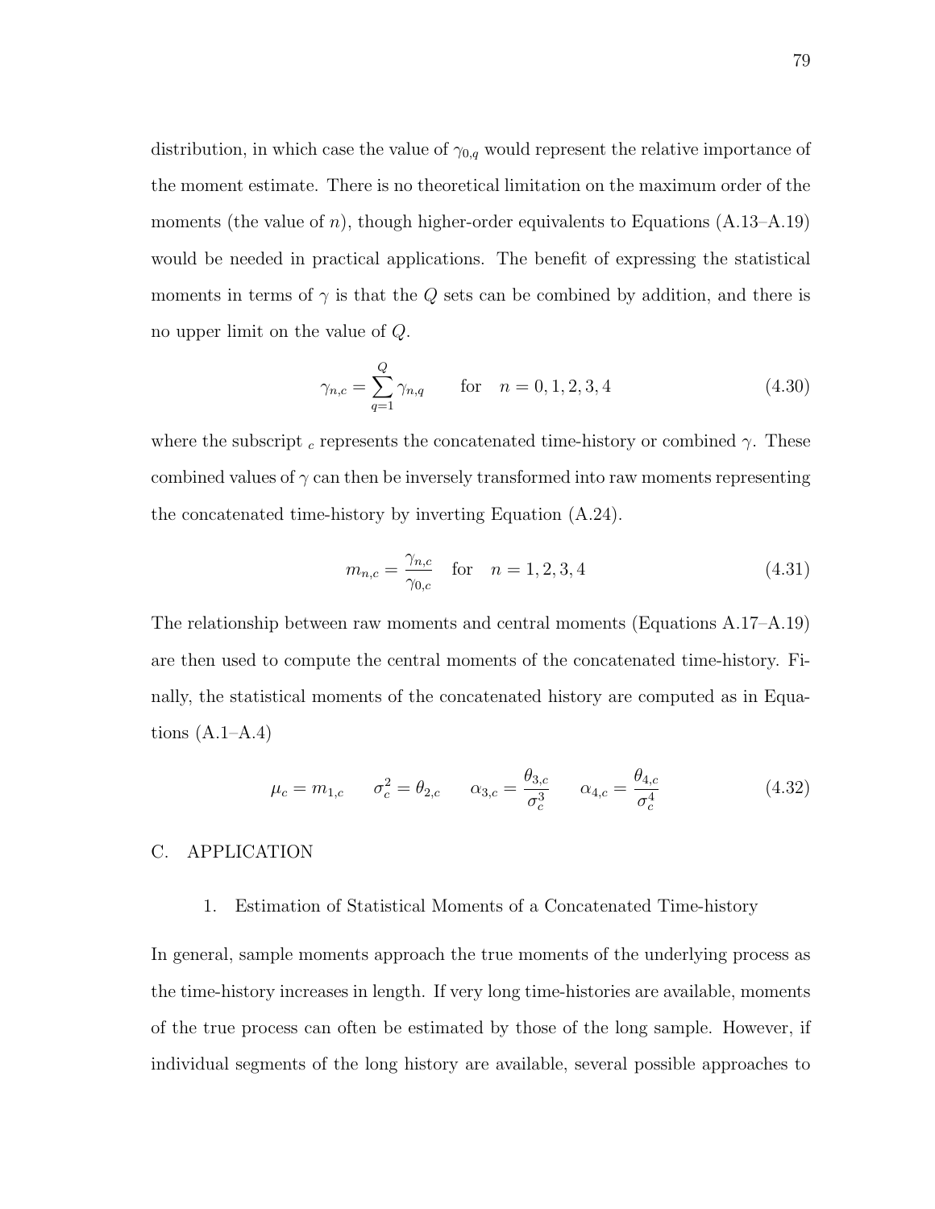distribution, in which case the value of $\gamma_{0,q}$ would represent the relative importance of the moment estimate. There is no theoretical limitation on the maximum order of the moments (the value of $n$), though higher-order equivalents to Equations (A.13–A.19) would be needed in practical applications. The benefit of expressing the statistical moments in terms of $\gamma$ is that the $Q$ sets can be combined by addition, and there is no upper limit on the value of $Q$.

$$\gamma_{n,c} = \sum_{q=1}^{Q} \gamma_{n,q} \qquad \text{for} \quad n = 0, 1, 2, 3, 4 \tag{4.30}$$

where the subscript $_c$ represents the concatenated time-history or combined $\gamma$. These combined values of $\gamma$ can then be inversely transformed into raw moments representing the concatenated time-history by inverting Equation (A.24).

$$m_{n,c} = \frac{\gamma_{n,c}}{\gamma_{0,c}} \quad \text{for} \quad n = 1, 2, 3, 4 \tag{4.31}$$

The relationship between raw moments and central moments (Equations A.17–A.19) are then used to compute the central moments of the concatenated time-history. Finally, the statistical moments of the concatenated history are computed as in Equations (A.1–A.4)

$$\mu_c = m_{1,c} \qquad \sigma_c^2 = \theta_{2,c} \qquad \alpha_{3,c} = \frac{\theta_{3,c}}{\sigma_c^3} \qquad \alpha_{4,c} = \frac{\theta_{4,c}}{\sigma_c^4} \tag{4.32}$$

## C. APPLICATION

### 1. Estimation of Statistical Moments of a Concatenated Time-history

In general, sample moments approach the true moments of the underlying process as the time-history increases in length. If very long time-histories are available, moments of the true process can often be estimated by those of the long sample. However, if individual segments of the long history are available, several possible approaches to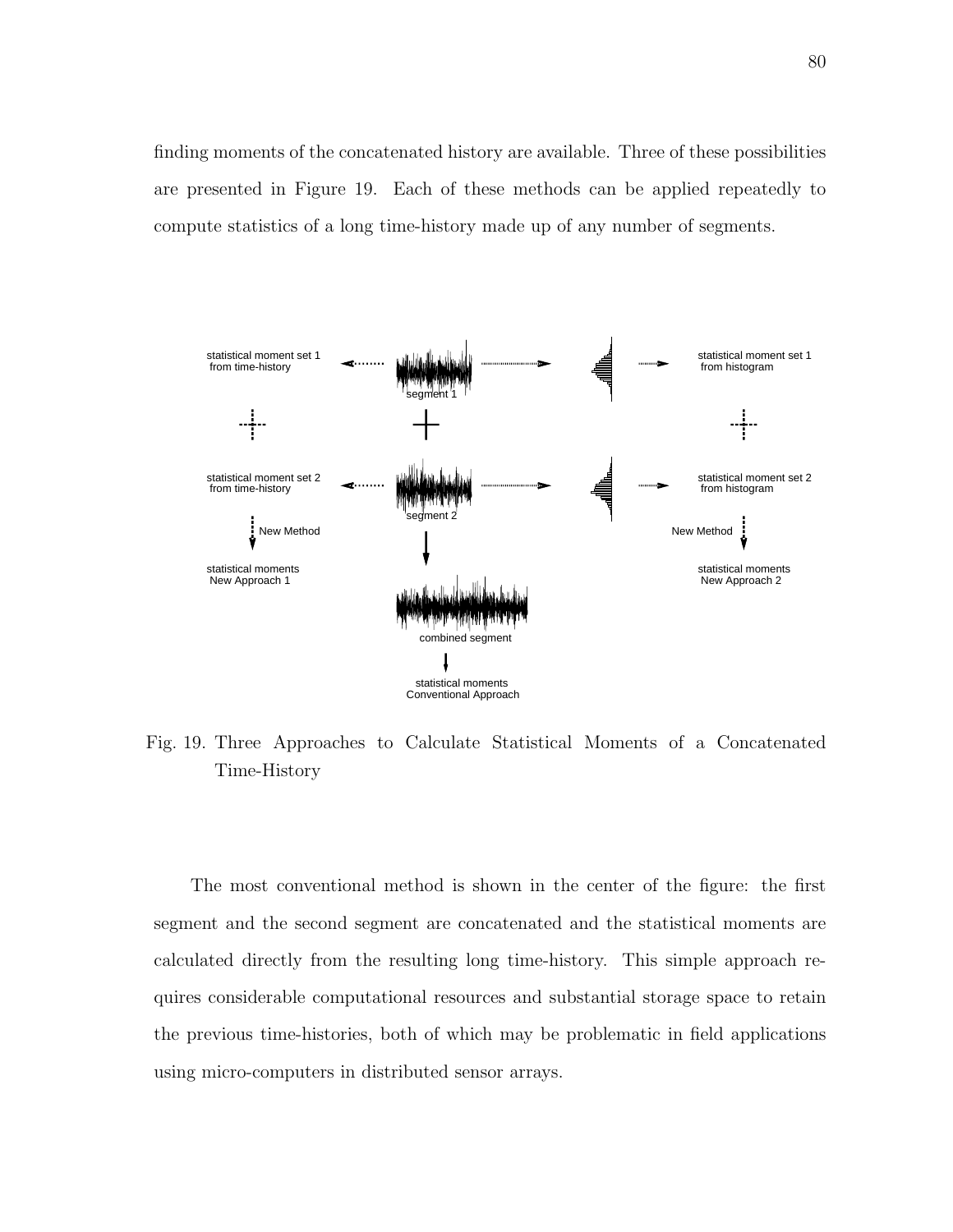finding moments of the concatenated history are available. Three of these possibilities are presented in Figure 19. Each of these methods can be applied repeatedly to compute statistics of a long time-history made up of any number of segments.

Fig. 19. Three Approaches to Calculate Statistical Moments of a Concatenated Time-History

The most conventional method is shown in the center of the figure: the first segment and the second segment are concatenated and the statistical moments are calculated directly from the resulting long time-history. This simple approach requires considerable computational resources and substantial storage space to retain the previous time-histories, both of which may be problematic in field applications using micro-computers in distributed sensor arrays.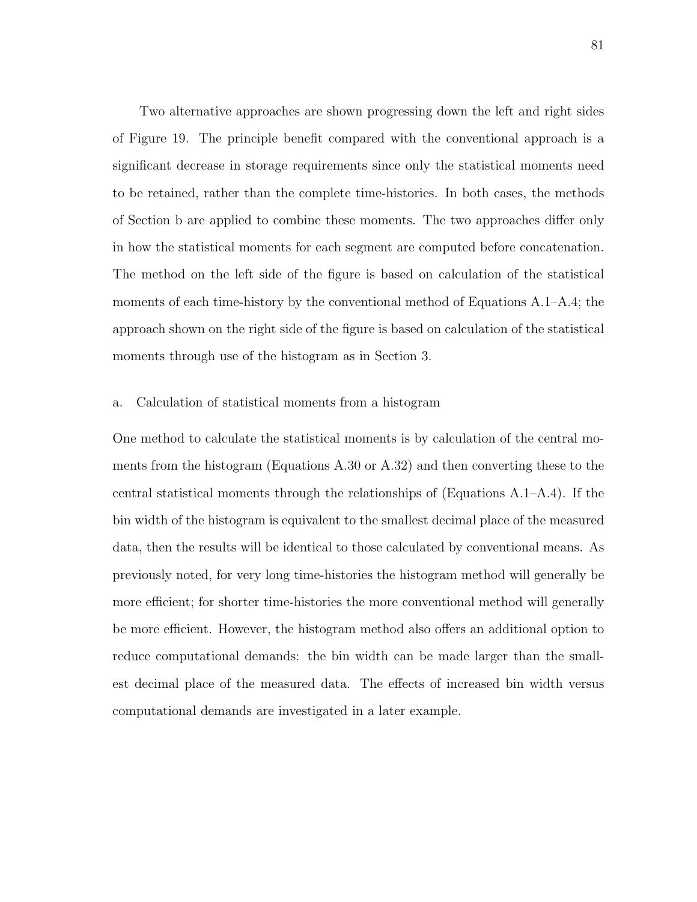Two alternative approaches are shown progressing down the left and right sides of Figure 19. The principle benefit compared with the conventional approach is a significant decrease in storage requirements since only the statistical moments need to be retained, rather than the complete time-histories. In both cases, the methods of Section b are applied to combine these moments. The two approaches differ only in how the statistical moments for each segment are computed before concatenation. The method on the left side of the figure is based on calculation of the statistical moments of each time-history by the conventional method of Equations A.1–A.4; the approach shown on the right side of the figure is based on calculation of the statistical moments through use of the histogram as in Section 3.

#### a. Calculation of statistical moments from a histogram

One method to calculate the statistical moments is by calculation of the central moments from the histogram (Equations A.30 or A.32) and then converting these to the central statistical moments through the relationships of (Equations A.1–A.4). If the bin width of the histogram is equivalent to the smallest decimal place of the measured data, then the results will be identical to those calculated by conventional means. As previously noted, for very long time-histories the histogram method will generally be more efficient; for shorter time-histories the more conventional method will generally be more efficient. However, the histogram method also offers an additional option to reduce computational demands: the bin width can be made larger than the smallest decimal place of the measured data. The effects of increased bin width versus computational demands are investigated in a later example.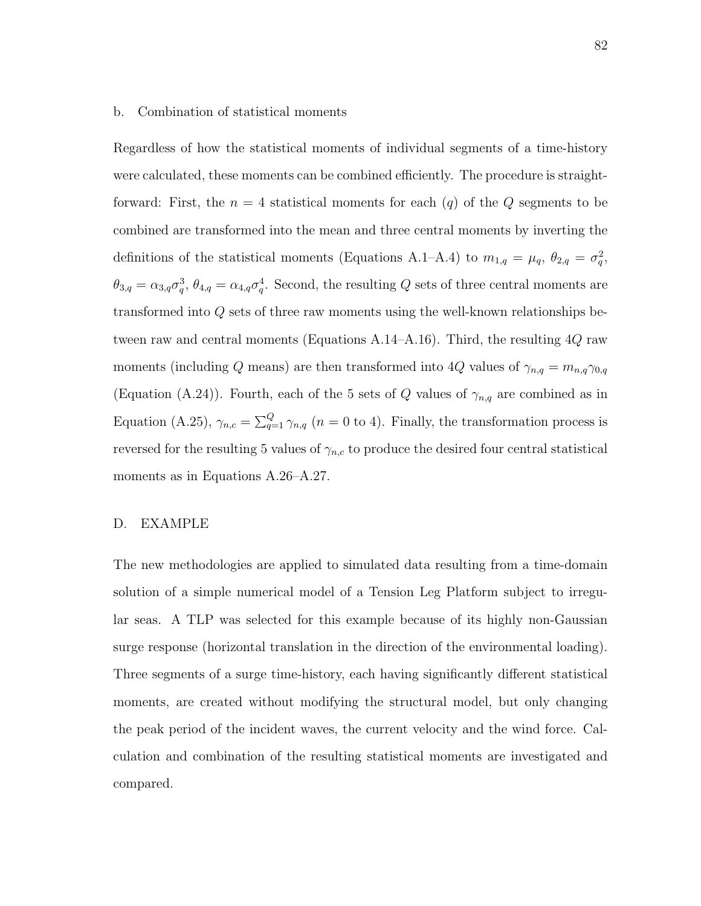b. Combination of statistical moments

Regardless of how the statistical moments of individual segments of a time-history were calculated, these moments can be combined efficiently. The procedure is straightforward: First, the $n = 4$ statistical moments for each ($q$) of the $Q$ segments to be combined are transformed into the mean and three central moments by inverting the definitions of the statistical moments (Equations A.1–A.4) to $m_{1,q} = \mu_q$, $\theta_{2,q} = \sigma_q^2$, $\theta_{3,q} = \alpha_{3,q}\sigma_q^3$, $\theta_{4,q} = \alpha_{4,q}\sigma_q^4$. Second, the resulting $Q$ sets of three central moments are transformed into $Q$ sets of three raw moments using the well-known relationships between raw and central moments (Equations A.14–A.16). Third, the resulting $4Q$ raw moments (including $Q$ means) are then transformed into $4Q$ values of $\gamma_{n,q} = m_{n,q}\gamma_{0,q}$ (Equation (A.24)). Fourth, each of the 5 sets of $Q$ values of $\gamma_{n,q}$ are combined as in Equation (A.25), $\gamma_{n,c} = \sum_{q=1}^{Q} \gamma_{n,q}$ ($n = 0$ to 4). Finally, the transformation process is reversed for the resulting 5 values of $\gamma_{n,c}$ to produce the desired four central statistical moments as in Equations A.26–A.27.

## D. EXAMPLE

The new methodologies are applied to simulated data resulting from a time-domain solution of a simple numerical model of a Tension Leg Platform subject to irregular seas. A TLP was selected for this example because of its highly non-Gaussian surge response (horizontal translation in the direction of the environmental loading). Three segments of a surge time-history, each having significantly different statistical moments, are created without modifying the structural model, but only changing the peak period of the incident waves, the current velocity and the wind force. Calculation and combination of the resulting statistical moments are investigated and compared.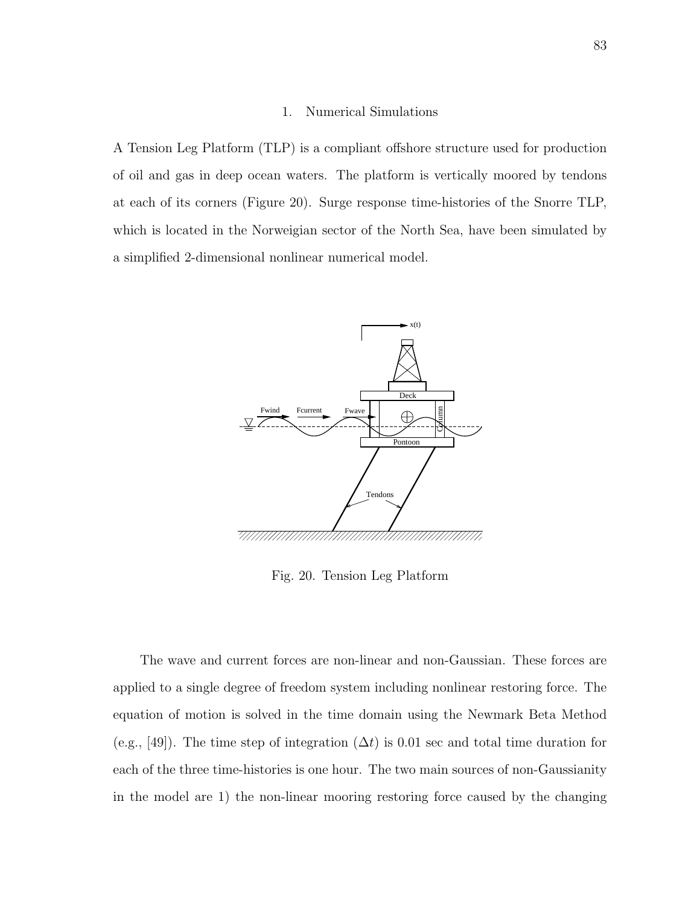### 1. Numerical Simulations

A Tension Leg Platform (TLP) is a compliant offshore structure used for production of oil and gas in deep ocean waters. The platform is vertically moored by tendons at each of its corners (Figure 20). Surge response time-histories of the Snorre TLP, which is located in the Norweigian sector of the North Sea, have been simulated by a simplified 2-dimensional nonlinear numerical model.

Fig. 20. Tension Leg Platform

The wave and current forces are non-linear and non-Gaussian. These forces are applied to a single degree of freedom system including nonlinear restoring force. The equation of motion is solved in the time domain using the Newmark Beta Method (e.g., [49]). The time step of integration ($\Delta t$) is 0.01 sec and total time duration for each of the three time-histories is one hour. The two main sources of non-Gaussianity in the model are 1) the non-linear mooring restoring force caused by the changing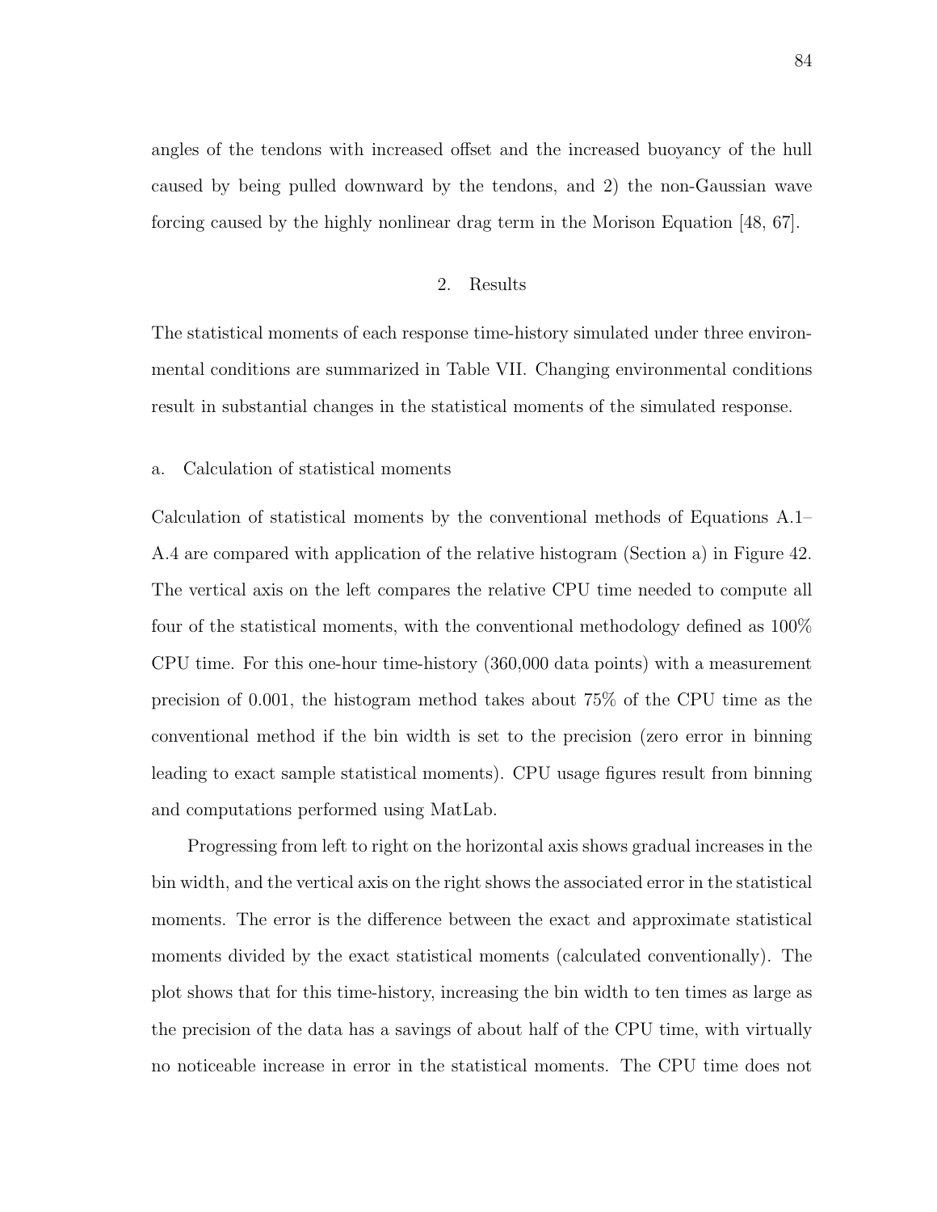angles of the tendons with increased offset and the increased buoyancy of the hull caused by being pulled downward by the tendons, and 2) the non-Gaussian wave forcing caused by the highly nonlinear drag term in the Morison Equation [48, 67].

### 2. Results

The statistical moments of each response time-history simulated under three environmental conditions are summarized in Table VII. Changing environmental conditions result in substantial changes in the statistical moments of the simulated response.

#### a. Calculation of statistical moments

Calculation of statistical moments by the conventional methods of Equations A.1–A.4 are compared with application of the relative histogram (Section a) in Figure 42. The vertical axis on the left compares the relative CPU time needed to compute all four of the statistical moments, with the conventional methodology defined as 100% CPU time. For this one-hour time-history (360,000 data points) with a measurement precision of 0.001, the histogram method takes about 75% of the CPU time as the conventional method if the bin width is set to the precision (zero error in binning leading to exact sample statistical moments). CPU usage figures result from binning and computations performed using MatLab.

Progressing from left to right on the horizontal axis shows gradual increases in the bin width, and the vertical axis on the right shows the associated error in the statistical moments. The error is the difference between the exact and approximate statistical moments divided by the exact statistical moments (calculated conventionally). The plot shows that for this time-history, increasing the bin width to ten times as large as the precision of the data has a savings of about half of the CPU time, with virtually no noticeable increase in error in the statistical moments. The CPU time does not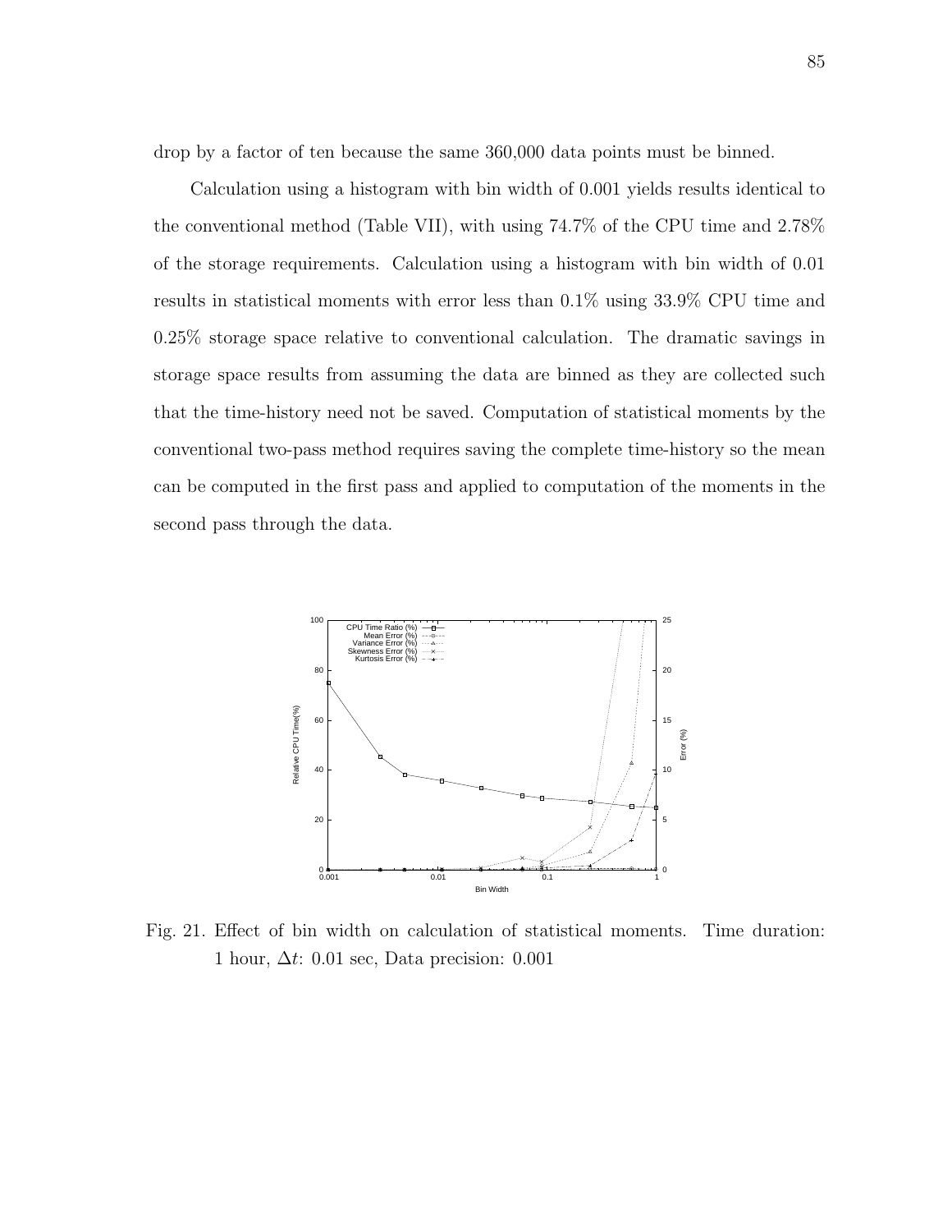drop by a factor of ten because the same 360,000 data points must be binned.

Calculation using a histogram with bin width of 0.001 yields results identical to the conventional method (Table VII), with using 74.7% of the CPU time and 2.78% of the storage requirements. Calculation using a histogram with bin width of 0.01 results in statistical moments with error less than 0.1% using 33.9% CPU time and 0.25% storage space relative to conventional calculation. The dramatic savings in storage space results from assuming the data are binned as they are collected such that the time-history need not be saved. Computation of statistical moments by the conventional two-pass method requires saving the complete time-history so the mean can be computed in the first pass and applied to computation of the moments in the second pass through the data.

Fig. 21. Effect of bin width on calculation of statistical moments. Time duration: 1 hour, $\Delta t$: 0.01 sec, Data precision: 0.001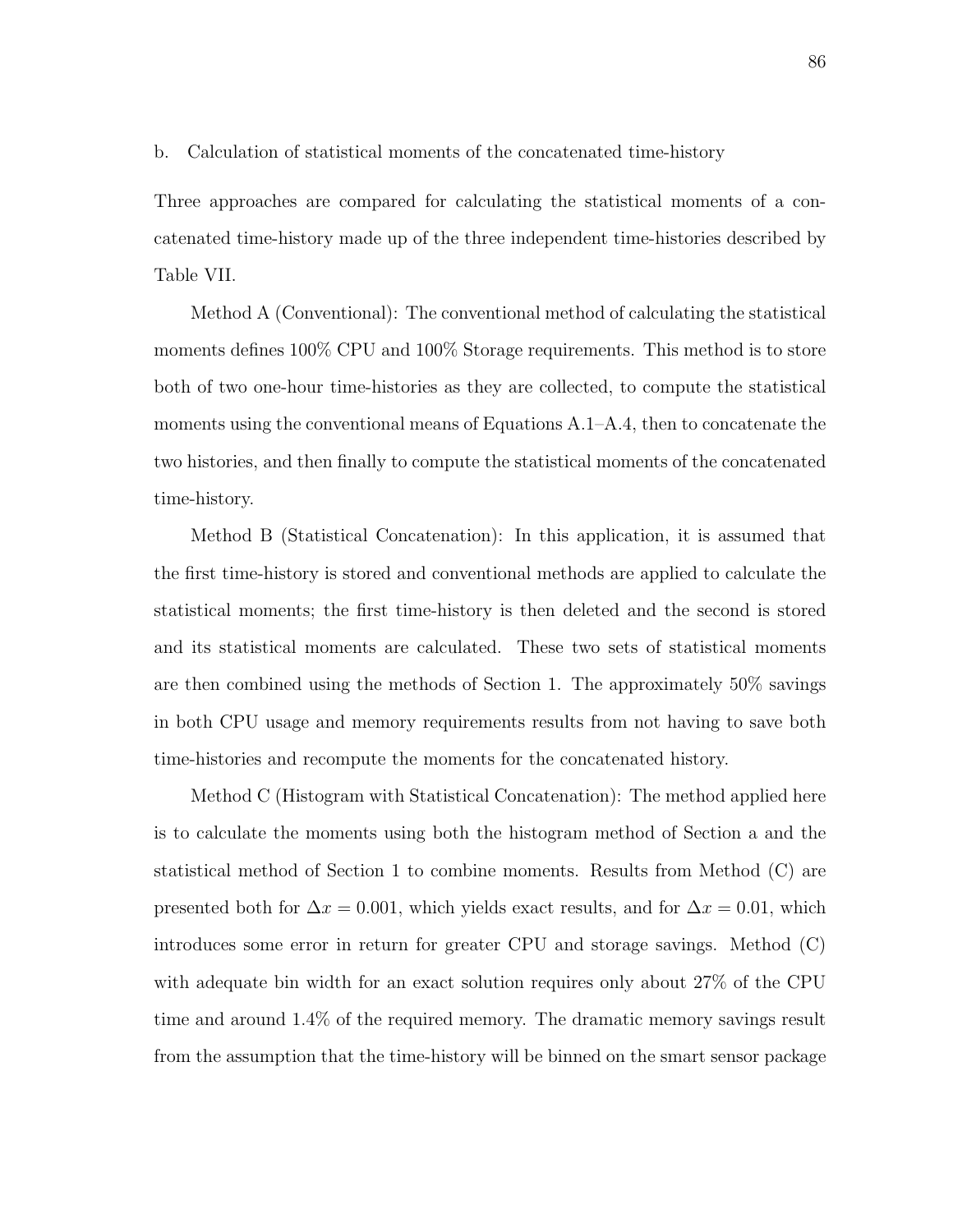b. Calculation of statistical moments of the concatenated time-history

Three approaches are compared for calculating the statistical moments of a concatenated time-history made up of the three independent time-histories described by Table VII.

Method A (Conventional): The conventional method of calculating the statistical moments defines 100% CPU and 100% Storage requirements. This method is to store both of two one-hour time-histories as they are collected, to compute the statistical moments using the conventional means of Equations A.1–A.4, then to concatenate the two histories, and then finally to compute the statistical moments of the concatenated time-history.

Method B (Statistical Concatenation): In this application, it is assumed that the first time-history is stored and conventional methods are applied to calculate the statistical moments; the first time-history is then deleted and the second is stored and its statistical moments are calculated. These two sets of statistical moments are then combined using the methods of Section 1. The approximately 50% savings in both CPU usage and memory requirements results from not having to save both time-histories and recompute the moments for the concatenated history.

Method C (Histogram with Statistical Concatenation): The method applied here is to calculate the moments using both the histogram method of Section a and the statistical method of Section 1 to combine moments. Results from Method (C) are presented both for $\Delta x = 0.001$, which yields exact results, and for $\Delta x = 0.01$, which introduces some error in return for greater CPU and storage savings. Method (C) with adequate bin width for an exact solution requires only about 27% of the CPU time and around 1.4% of the required memory. The dramatic memory savings result from the assumption that the time-history will be binned on the smart sensor package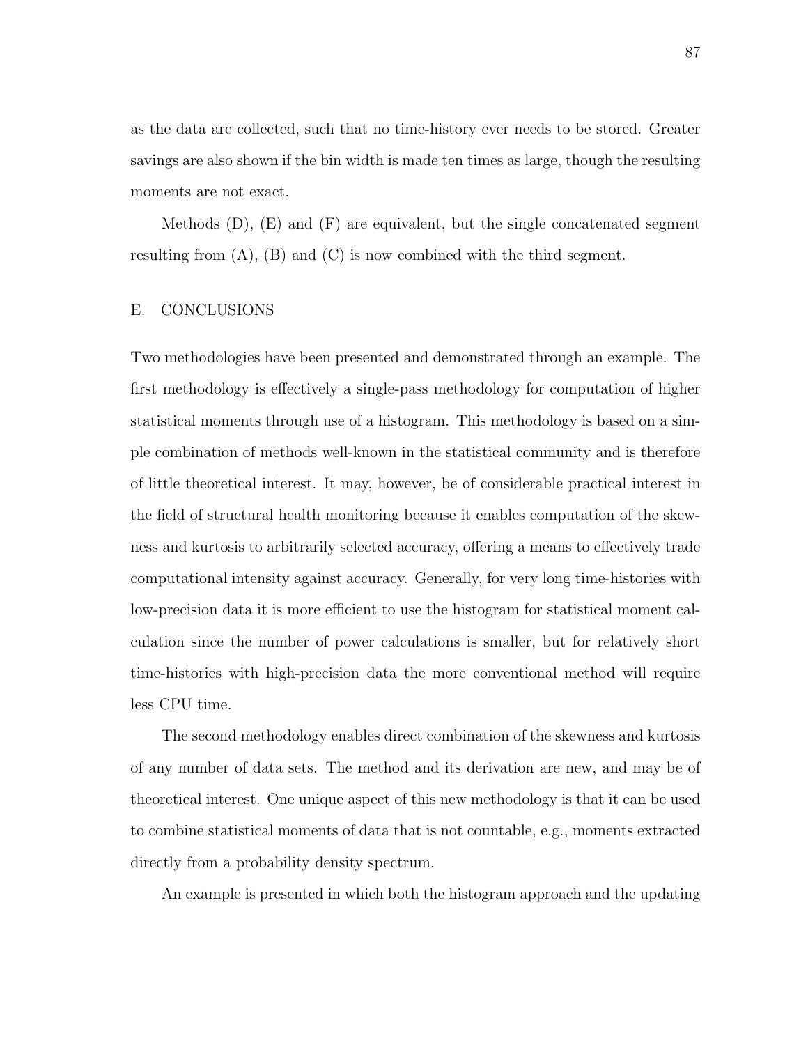as the data are collected, such that no time-history ever needs to be stored. Greater savings are also shown if the bin width is made ten times as large, though the resulting moments are not exact.

Methods (D), (E) and (F) are equivalent, but the single concatenated segment resulting from (A), (B) and (C) is now combined with the third segment.

## E. CONCLUSIONS

Two methodologies have been presented and demonstrated through an example. The first methodology is effectively a single-pass methodology for computation of higher statistical moments through use of a histogram. This methodology is based on a simple combination of methods well-known in the statistical community and is therefore of little theoretical interest. It may, however, be of considerable practical interest in the field of structural health monitoring because it enables computation of the skewness and kurtosis to arbitrarily selected accuracy, offering a means to effectively trade computational intensity against accuracy. Generally, for very long time-histories with low-precision data it is more efficient to use the histogram for statistical moment calculation since the number of power calculations is smaller, but for relatively short time-histories with high-precision data the more conventional method will require less CPU time.

The second methodology enables direct combination of the skewness and kurtosis of any number of data sets. The method and its derivation are new, and may be of theoretical interest. One unique aspect of this new methodology is that it can be used to combine statistical moments of data that is not countable, e.g., moments extracted directly from a probability density spectrum.

An example is presented in which both the histogram approach and the updating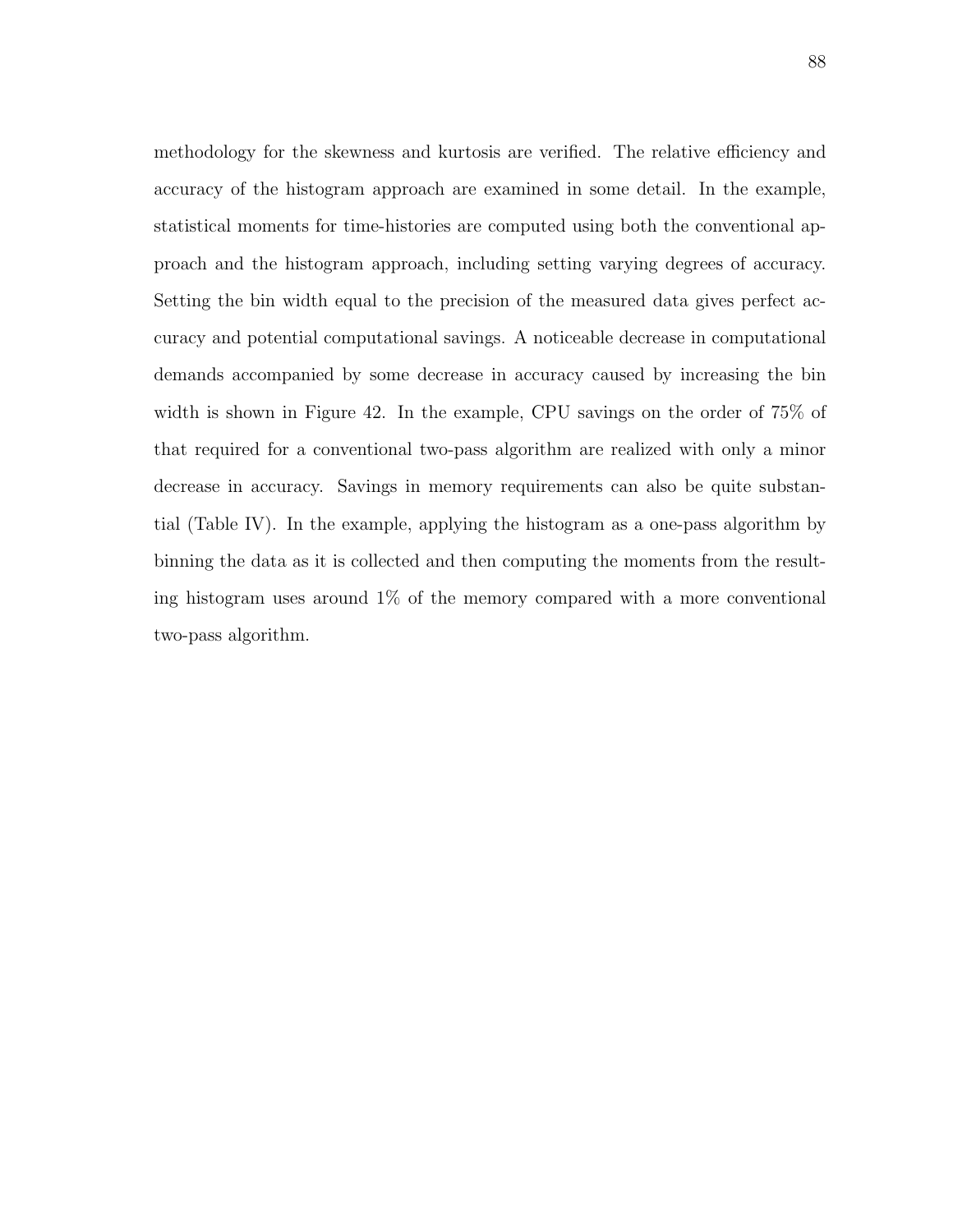methodology for the skewness and kurtosis are verified. The relative efficiency and accuracy of the histogram approach are examined in some detail. In the example, statistical moments for time-histories are computed using both the conventional approach and the histogram approach, including setting varying degrees of accuracy. Setting the bin width equal to the precision of the measured data gives perfect accuracy and potential computational savings. A noticeable decrease in computational demands accompanied by some decrease in accuracy caused by increasing the bin width is shown in Figure 42. In the example, CPU savings on the order of 75% of that required for a conventional two-pass algorithm are realized with only a minor decrease in accuracy. Savings in memory requirements can also be quite substantial (Table IV). In the example, applying the histogram as a one-pass algorithm by binning the data as it is collected and then computing the moments from the resulting histogram uses around 1% of the memory compared with a more conventional two-pass algorithm.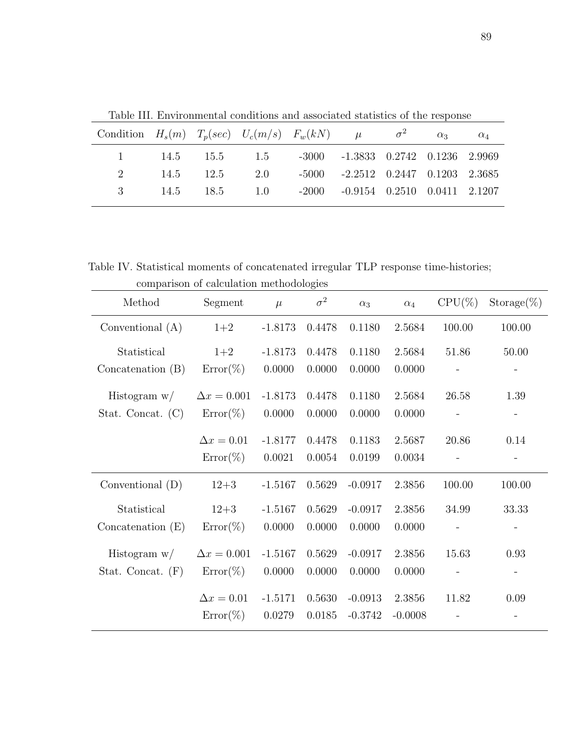Table III. Environmental conditions and associated statistics of the response

| Condition | $H_s(m)$ | $T_p(sec)$ | $U_c(m/s)$ | $F_w(kN)$ | $\mu$ | $\sigma^2$ | $\alpha_3$ | $\alpha_4$ |
|---|---|---|---|---|---|---|---|---|
| 1 | 14.5 | 15.5 | 1.5 | -3000 | -1.3833 | 0.2742 | 0.1236 | 2.9969 |
| 2 | 14.5 | 12.5 | 2.0 | -5000 | -2.2512 | 0.2447 | 0.1203 | 2.3685 |
| 3 | 14.5 | 18.5 | 1.0 | -2000 | -0.9154 | 0.2510 | 0.0411 | 2.1207 |

Table IV. Statistical moments of concatenated irregular TLP response time-histories; comparison of calculation methodologies

| Method | Segment | $\mu$ | $\sigma^2$ | $\alpha_3$ | $\alpha_4$ | CPU(%) | Storage(%) |
|---|---|---|---|---|---|---|---|
| Conventional (A) | 1+2 | -1.8173 | 0.4478 | 0.1180 | 2.5684 | 100.00 | 100.00 |
| Statistical | 1+2 | -1.8173 | 0.4478 | 0.1180 | 2.5684 | 51.86 | 50.00 |
| Concatenation (B) | Error(%) | 0.0000 | 0.0000 | 0.0000 | 0.0000 | - | - |
| Histogram w/ | $\Delta x = 0.001$ | -1.8173 | 0.4478 | 0.1180 | 2.5684 | 26.58 | 1.39 |
| Stat. Concat. (C) | Error(%) | 0.0000 | 0.0000 | 0.0000 | 0.0000 | - | - |
| | $\Delta x = 0.01$ | -1.8177 | 0.4478 | 0.1183 | 2.5687 | 20.86 | 0.14 |
| | Error(%) | 0.0021 | 0.0054 | 0.0199 | 0.0034 | - | - |
| Conventional (D) | 12+3 | -1.5167 | 0.5629 | -0.0917 | 2.3856 | 100.00 | 100.00 |
| Statistical | 12+3 | -1.5167 | 0.5629 | -0.0917 | 2.3856 | 34.99 | 33.33 |
| Concatenation (E) | Error(%) | 0.0000 | 0.0000 | 0.0000 | 0.0000 | - | - |
| Histogram w/ | $\Delta x = 0.001$ | -1.5167 | 0.5629 | -0.0917 | 2.3856 | 15.63 | 0.93 |
| Stat. Concat. (F) | Error(%) | 0.0000 | 0.0000 | 0.0000 | 0.0000 | - | - |
| | $\Delta x = 0.01$ | -1.5171 | 0.5630 | -0.0913 | 2.3856 | 11.82 | 0.09 |
| | Error(%) | 0.0279 | 0.0185 | -0.3742 | -0.0008 | - | - |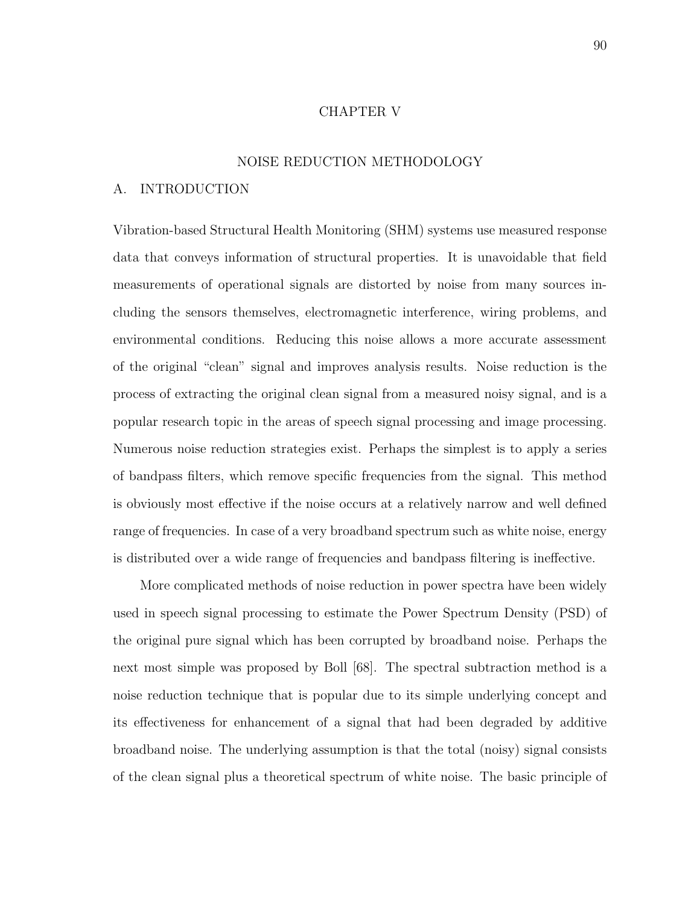# CHAPTER V

# NOISE REDUCTION METHODOLOGY

## A. INTRODUCTION

Vibration-based Structural Health Monitoring (SHM) systems use measured response data that conveys information of structural properties. It is unavoidable that field measurements of operational signals are distorted by noise from many sources including the sensors themselves, electromagnetic interference, wiring problems, and environmental conditions. Reducing this noise allows a more accurate assessment of the original "clean" signal and improves analysis results. Noise reduction is the process of extracting the original clean signal from a measured noisy signal, and is a popular research topic in the areas of speech signal processing and image processing. Numerous noise reduction strategies exist. Perhaps the simplest is to apply a series of bandpass filters, which remove specific frequencies from the signal. This method is obviously most effective if the noise occurs at a relatively narrow and well defined range of frequencies. In case of a very broadband spectrum such as white noise, energy is distributed over a wide range of frequencies and bandpass filtering is ineffective.

More complicated methods of noise reduction in power spectra have been widely used in speech signal processing to estimate the Power Spectrum Density (PSD) of the original pure signal which has been corrupted by broadband noise. Perhaps the next most simple was proposed by Boll [68]. The spectral subtraction method is a noise reduction technique that is popular due to its simple underlying concept and its effectiveness for enhancement of a signal that had been degraded by additive broadband noise. The underlying assumption is that the total (noisy) signal consists of the clean signal plus a theoretical spectrum of white noise. The basic principle of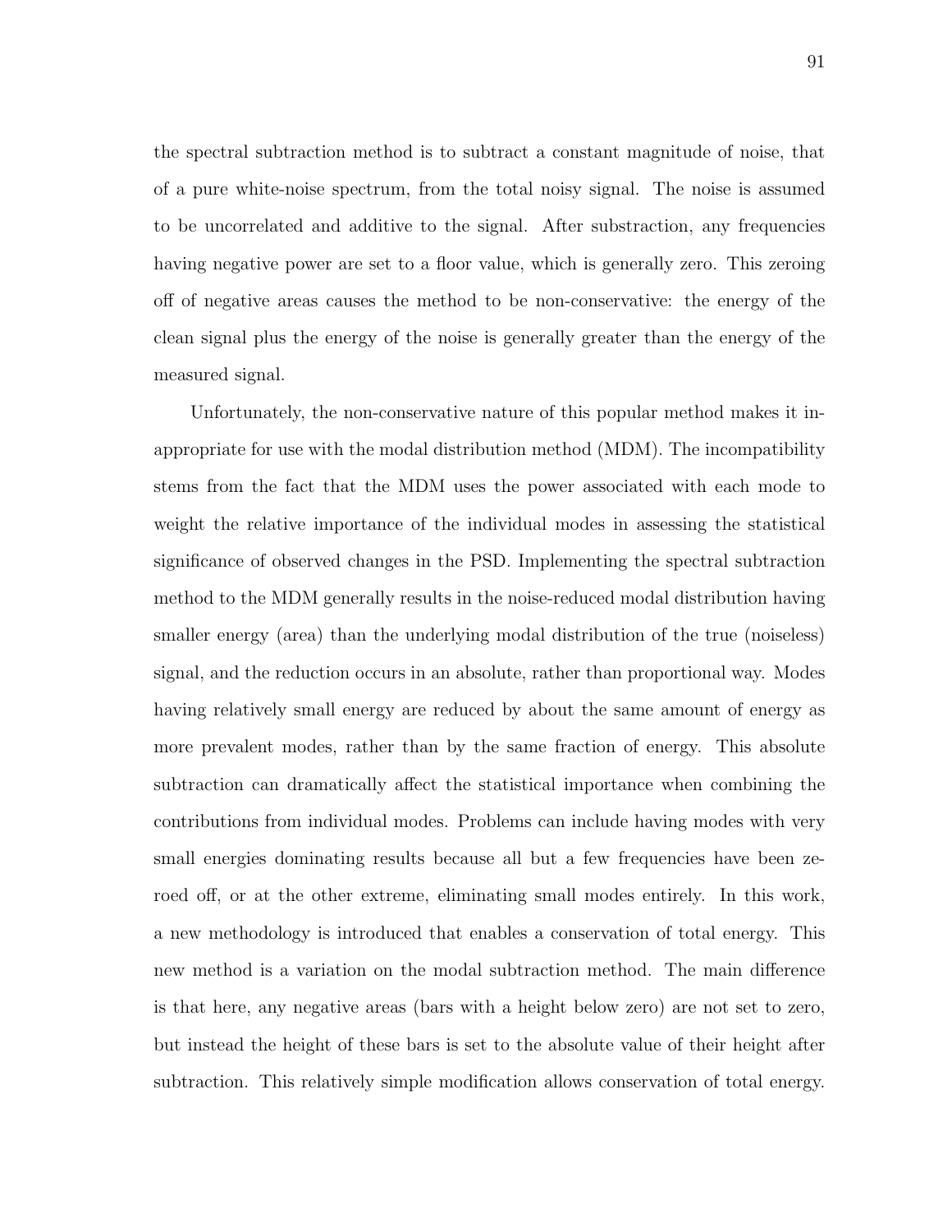the spectral subtraction method is to subtract a constant magnitude of noise, that of a pure white-noise spectrum, from the total noisy signal. The noise is assumed to be uncorrelated and additive to the signal. After substraction, any frequencies having negative power are set to a floor value, which is generally zero. This zeroing off of negative areas causes the method to be non-conservative: the energy of the clean signal plus the energy of the noise is generally greater than the energy of the measured signal.

Unfortunately, the non-conservative nature of this popular method makes it inappropriate for use with the modal distribution method (MDM). The incompatibility stems from the fact that the MDM uses the power associated with each mode to weight the relative importance of the individual modes in assessing the statistical significance of observed changes in the PSD. Implementing the spectral subtraction method to the MDM generally results in the noise-reduced modal distribution having smaller energy (area) than the underlying modal distribution of the true (noiseless) signal, and the reduction occurs in an absolute, rather than proportional way. Modes having relatively small energy are reduced by about the same amount of energy as more prevalent modes, rather than by the same fraction of energy. This absolute subtraction can dramatically affect the statistical importance when combining the contributions from individual modes. Problems can include having modes with very small energies dominating results because all but a few frequencies have been zeroed off, or at the other extreme, eliminating small modes entirely. In this work, a new methodology is introduced that enables a conservation of total energy. This new method is a variation on the modal subtraction method. The main difference is that here, any negative areas (bars with a height below zero) are not set to zero, but instead the height of these bars is set to the absolute value of their height after subtraction. This relatively simple modification allows conservation of total energy.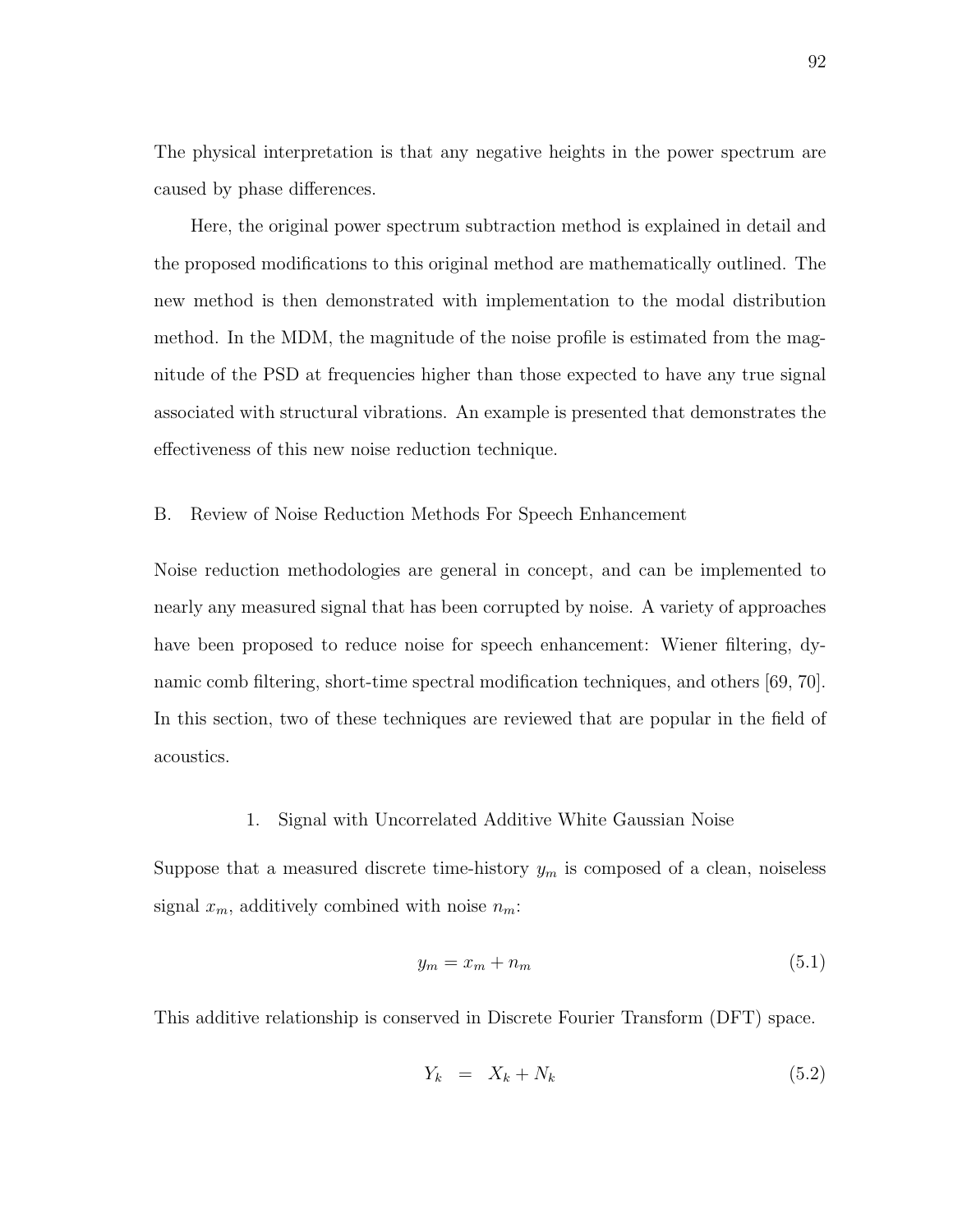The physical interpretation is that any negative heights in the power spectrum are caused by phase differences.

Here, the original power spectrum subtraction method is explained in detail and the proposed modifications to this original method are mathematically outlined. The new method is then demonstrated with implementation to the modal distribution method. In the MDM, the magnitude of the noise profile is estimated from the magnitude of the PSD at frequencies higher than those expected to have any true signal associated with structural vibrations. An example is presented that demonstrates the effectiveness of this new noise reduction technique.

## B. Review of Noise Reduction Methods For Speech Enhancement

Noise reduction methodologies are general in concept, and can be implemented to nearly any measured signal that has been corrupted by noise. A variety of approaches have been proposed to reduce noise for speech enhancement: Wiener filtering, dynamic comb filtering, short-time spectral modification techniques, and others [69, 70]. In this section, two of these techniques are reviewed that are popular in the field of acoustics.

### 1. Signal with Uncorrelated Additive White Gaussian Noise

Suppose that a measured discrete time-history $y_m$ is composed of a clean, noiseless signal $x_m$, additively combined with noise $n_m$:

$$y_m = x_m + n_m \tag{5.1}$$

This additive relationship is conserved in Discrete Fourier Transform (DFT) space.

$$Y_k = X_k + N_k \tag{5.2}$$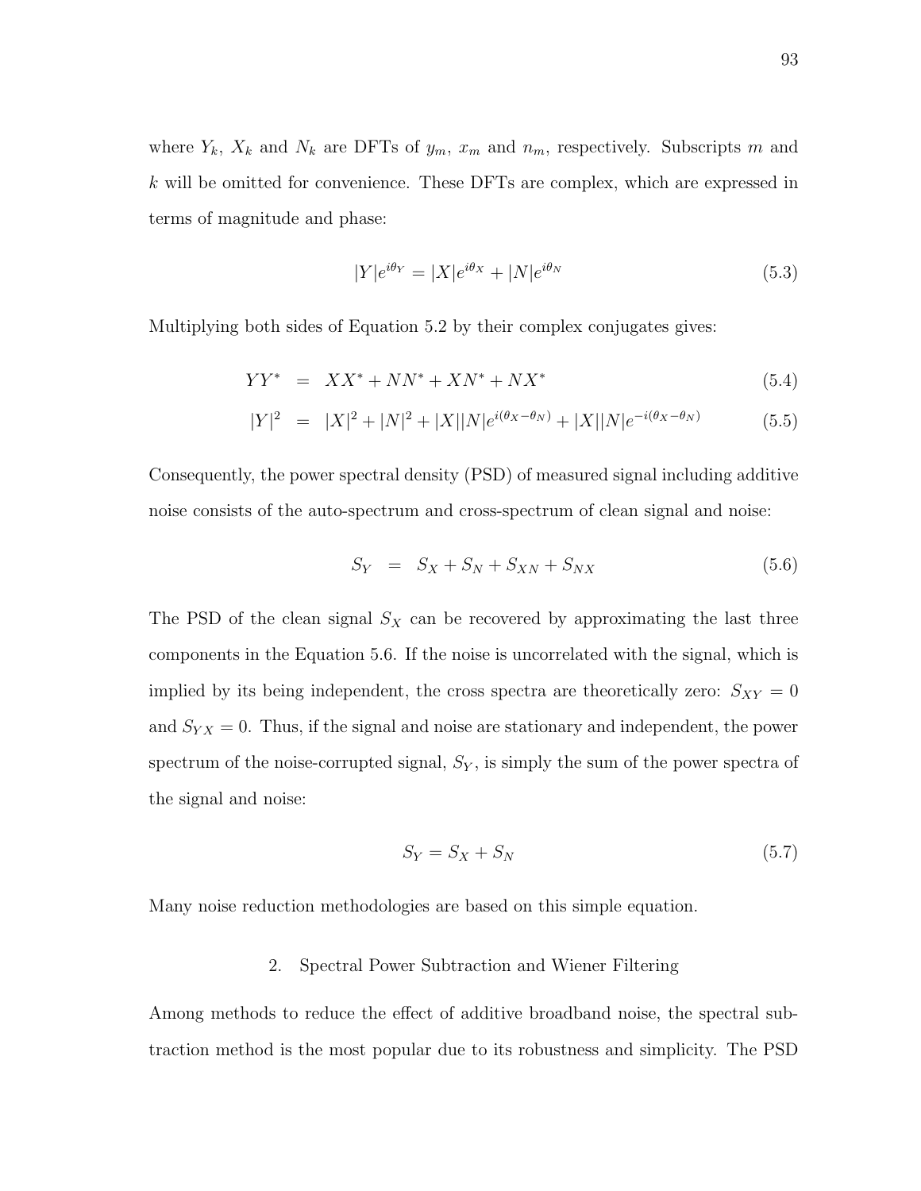where $Y_k$, $X_k$ and $N_k$ are DFTs of $y_m$, $x_m$ and $n_m$, respectively. Subscripts $m$ and $k$ will be omitted for convenience. These DFTs are complex, which are expressed in terms of magnitude and phase:

$$|Y|e^{i\theta_Y} = |X|e^{i\theta_X} + |N|e^{i\theta_N} \tag{5.3}$$

Multiplying both sides of Equation 5.2 by their complex conjugates gives:

$$YY^* = XX^* + NN^* + XN^* + NX^* \tag{5.4}$$

$$|Y|^2 = |X|^2 + |N|^2 + |X||N|e^{i(\theta_X - \theta_N)} + |X||N|e^{-i(\theta_X - \theta_N)} \tag{5.5}$$

Consequently, the power spectral density (PSD) of measured signal including additive noise consists of the auto-spectrum and cross-spectrum of clean signal and noise:

$$S_Y = S_X + S_N + S_{XN} + S_{NX} \tag{5.6}$$

The PSD of the clean signal $S_X$ can be recovered by approximating the last three components in the Equation 5.6. If the noise is uncorrelated with the signal, which is implied by its being independent, the cross spectra are theoretically zero: $S_{XY} = 0$ and $S_{YX} = 0$. Thus, if the signal and noise are stationary and independent, the power spectrum of the noise-corrupted signal, $S_Y$, is simply the sum of the power spectra of the signal and noise:

$$S_Y = S_X + S_N \tag{5.7}$$

Many noise reduction methodologies are based on this simple equation.

## 2. Spectral Power Subtraction and Wiener Filtering

Among methods to reduce the effect of additive broadband noise, the spectral subtraction method is the most popular due to its robustness and simplicity. The PSD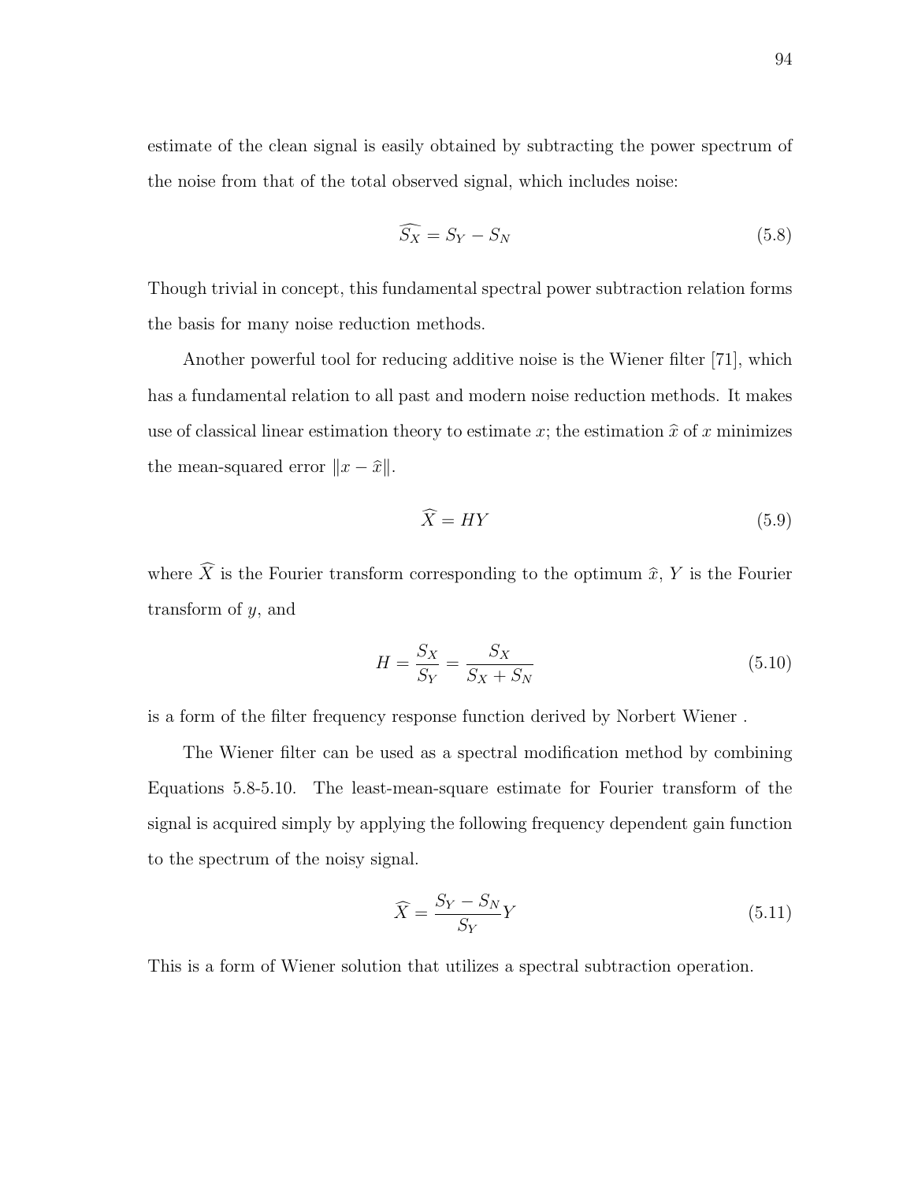estimate of the clean signal is easily obtained by subtracting the power spectrum of the noise from that of the total observed signal, which includes noise:

$$\widehat{S_X} = S_Y - S_N \tag{5.8}$$

Though trivial in concept, this fundamental spectral power subtraction relation forms the basis for many noise reduction methods.

Another powerful tool for reducing additive noise is the Wiener filter [71], which has a fundamental relation to all past and modern noise reduction methods. It makes use of classical linear estimation theory to estimate $x$; the estimation $\widehat{x}$ of $x$ minimizes the mean-squared error $\|x - \widehat{x}\|$.

$$\widehat{X} = HY \tag{5.9}$$

where $\widehat{X}$ is the Fourier transform corresponding to the optimum $\widehat{x}$, $Y$ is the Fourier transform of $y$, and

$$H = \frac{S_X}{S_Y} = \frac{S_X}{S_X + S_N} \tag{5.10}$$

is a form of the filter frequency response function derived by Norbert Wiener .

The Wiener filter can be used as a spectral modification method by combining Equations 5.8-5.10. The least-mean-square estimate for Fourier transform of the signal is acquired simply by applying the following frequency dependent gain function to the spectrum of the noisy signal.

$$\widehat{X} = \frac{S_Y - S_N}{S_Y} Y \tag{5.11}$$

This is a form of Wiener solution that utilizes a spectral subtraction operation.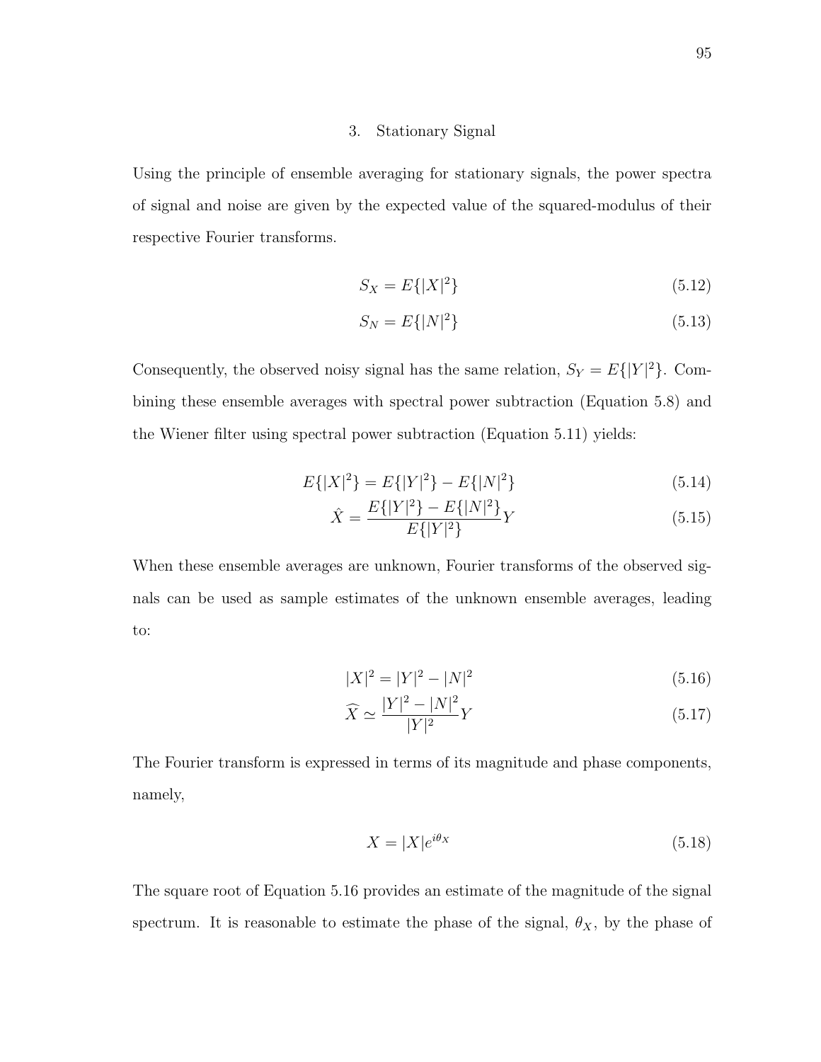### 3. Stationary Signal

Using the principle of ensemble averaging for stationary signals, the power spectra of signal and noise are given by the expected value of the squared-modulus of their respective Fourier transforms.

$$S_X = E\{|X|^2\} \tag{5.12}$$

$$S_N = E\{|N|^2\} \tag{5.13}$$

Consequently, the observed noisy signal has the same relation, $S_Y = E\{|Y|^2\}$. Combining these ensemble averages with spectral power subtraction (Equation 5.8) and the Wiener filter using spectral power subtraction (Equation 5.11) yields:

$$E\{|X|^2\} = E\{|Y|^2\} - E\{|N|^2\} \tag{5.14}$$

$$\hat{X} = \frac{E\{|Y|^2\} - E\{|N|^2\}}{E\{|Y|^2\}} Y \tag{5.15}$$

When these ensemble averages are unknown, Fourier transforms of the observed signals can be used as sample estimates of the unknown ensemble averages, leading to:

$$|X|^2 = |Y|^2 - |N|^2 \tag{5.16}$$

$$\widehat{X} \simeq \frac{|Y|^2 - |N|^2}{|Y|^2} Y \tag{5.17}$$

The Fourier transform is expressed in terms of its magnitude and phase components, namely,

$$X = |X| e^{i\theta_X} \tag{5.18}$$

The square root of Equation 5.16 provides an estimate of the magnitude of the signal spectrum. It is reasonable to estimate the phase of the signal, $\theta_X$, by the phase of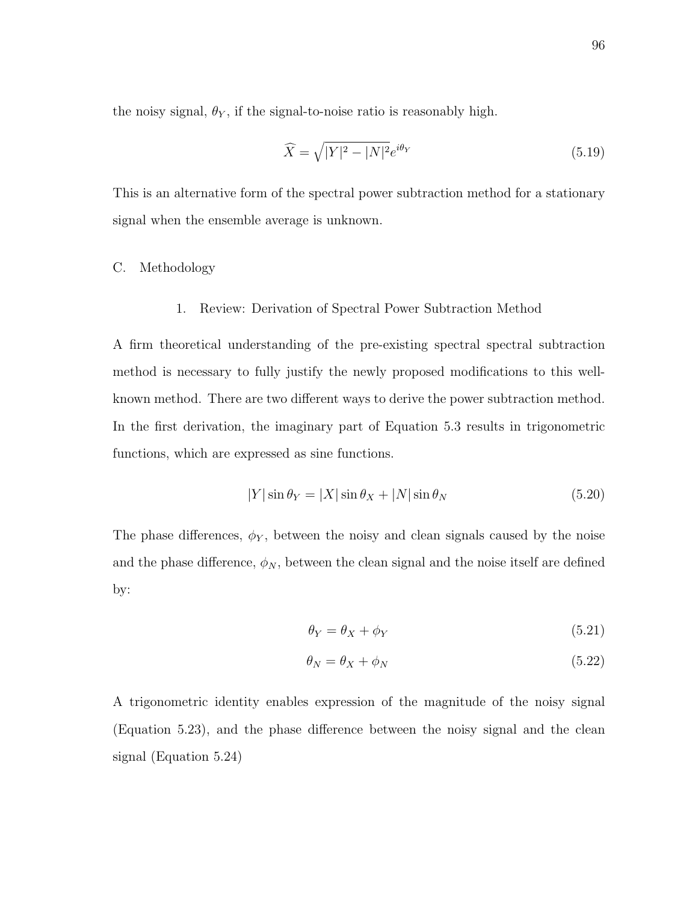the noisy signal, $\theta_Y$, if the signal-to-noise ratio is reasonably high.

$$\widehat{X} = \sqrt{|Y|^2 - |N|^2} e^{i\theta_Y} \tag{5.19}$$

This is an alternative form of the spectral power subtraction method for a stationary signal when the ensemble average is unknown.

## C. Methodology

### 1. Review: Derivation of Spectral Power Subtraction Method

A firm theoretical understanding of the pre-existing spectral spectral subtraction method is necessary to fully justify the newly proposed modifications to this well-known method. There are two different ways to derive the power subtraction method. In the first derivation, the imaginary part of Equation 5.3 results in trigonometric functions, which are expressed as sine functions.

$$|Y| \sin \theta_Y = |X| \sin \theta_X + |N| \sin \theta_N \tag{5.20}$$

The phase differences, $\phi_Y$, between the noisy and clean signals caused by the noise and the phase difference, $\phi_N$, between the clean signal and the noise itself are defined by:

$$\theta_Y = \theta_X + \phi_Y \tag{5.21}$$

$$\theta_N = \theta_X + \phi_N \tag{5.22}$$

A trigonometric identity enables expression of the magnitude of the noisy signal (Equation 5.23), and the phase difference between the noisy signal and the clean signal (Equation 5.24)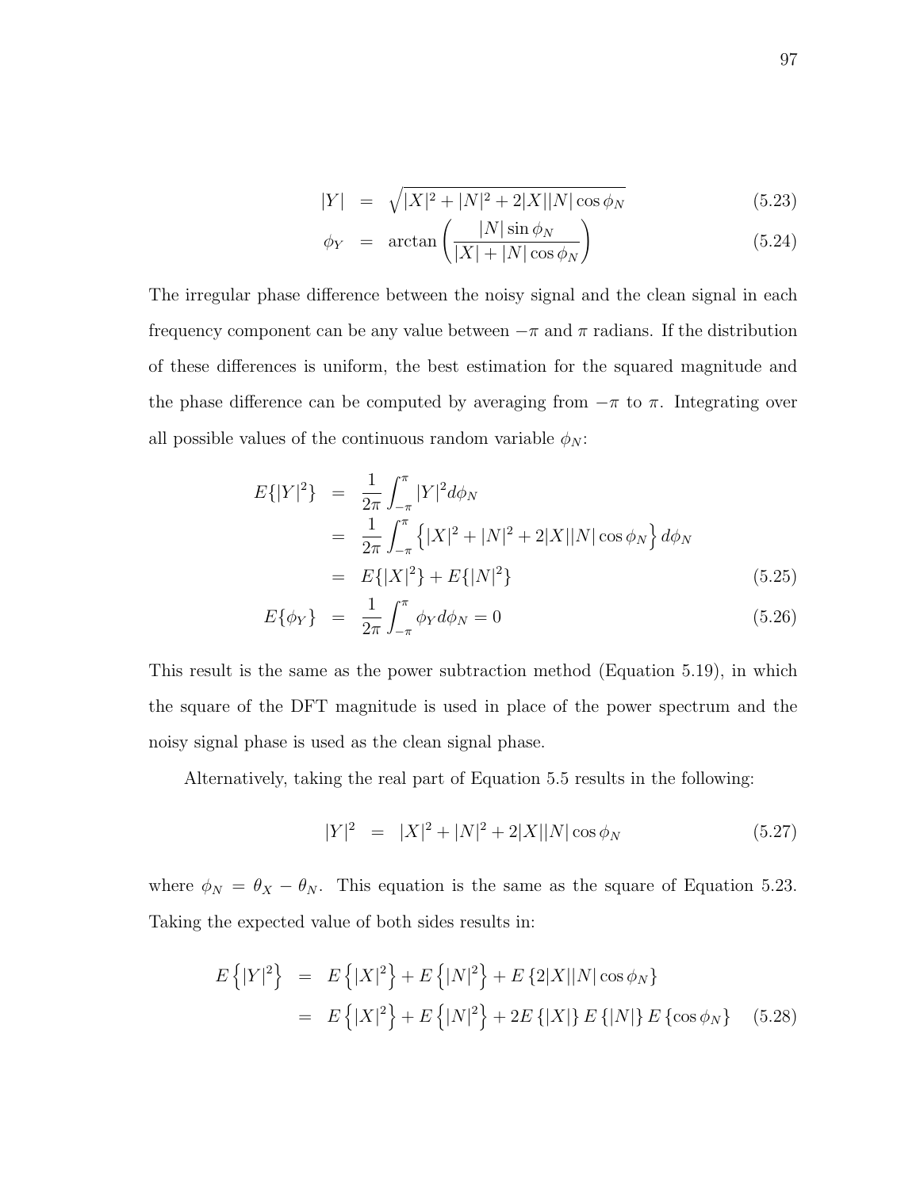$$|Y| = \sqrt{|X|^2 + |N|^2 + 2|X||N|\cos\phi_N} \tag{5.23}$$

$$\phi_Y = \arctan\left(\frac{|N|\sin\phi_N}{|X| + |N|\cos\phi_N}\right) \tag{5.24}$$

The irregular phase difference between the noisy signal and the clean signal in each frequency component can be any value between $-\pi$ and $\pi$ radians. If the distribution of these differences is uniform, the best estimation for the squared magnitude and the phase difference can be computed by averaging from $-\pi$ to $\pi$. Integrating over all possible values of the continuous random variable $\phi_N$:

$$\begin{aligned} E\{|Y|^2\} &= \frac{1}{2\pi}\int_{-\pi}^{\pi} |Y|^2 d\phi_N \\ &= \frac{1}{2\pi}\int_{-\pi}^{\pi} \left\{|X|^2 + |N|^2 + 2|X||N|\cos\phi_N\right\} d\phi_N \\ &= E\{|X|^2\} + E\{|N|^2\} \end{aligned} \tag{5.25}$$

$$E\{\phi_Y\} = \frac{1}{2\pi}\int_{-\pi}^{\pi} \phi_Y d\phi_N = 0 \tag{5.26}$$

This result is the same as the power subtraction method (Equation 5.19), in which the square of the DFT magnitude is used in place of the power spectrum and the noisy signal phase is used as the clean signal phase.

Alternatively, taking the real part of Equation 5.5 results in the following:

$$|Y|^2 = |X|^2 + |N|^2 + 2|X||N|\cos\phi_N \tag{5.27}$$

where $\phi_N = \theta_X - \theta_N$. This equation is the same as the square of Equation 5.23. Taking the expected value of both sides results in:

$$\begin{aligned} E\left\{|Y|^2\right\} &= E\left\{|X|^2\right\} + E\left\{|N|^2\right\} + E\left\{2|X||N|\cos\phi_N\right\} \\ &= E\left\{|X|^2\right\} + E\left\{|N|^2\right\} + 2E\left\{|X|\right\}E\left\{|N|\right\}E\left\{\cos\phi_N\right\} \end{aligned} \tag{5.28}$$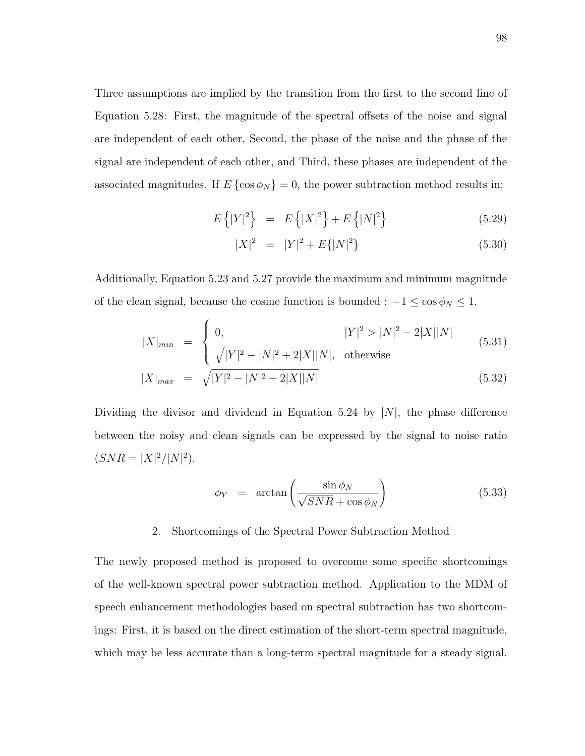Three assumptions are implied by the transition from the first to the second line of Equation 5.28: First, the magnitude of the spectral offsets of the noise and signal are independent of each other, Second, the phase of the noise and the phase of the signal are independent of each other, and Third, these phases are independent of the associated magnitudes. If $E\{\cos\phi_N\} = 0$, the power subtraction method results in:

$$
\begin{aligned}
E\left\{|Y|^2\right\} &= E\left\{|X|^2\right\} + E\left\{|N|^2\right\} &(5.29)\\
|X|^2 &= |Y|^2 + E\{|N|^2\} &(5.30)
\end{aligned}
$$

Additionally, Equation 5.23 and 5.27 provide the maximum and minimum magnitude of the clean signal, because the cosine function is bounded : $-1 \leq \cos\phi_N \leq 1$.

$$
\begin{aligned}
|X|_{min} &= \begin{cases} 0, & |Y|^2 > |N|^2 - 2|X||N| \\ \sqrt{|Y|^2 - |N|^2 + 2|X||N|}, & \text{otherwise} \end{cases} &(5.31)\\
|X|_{max} &= \sqrt{|Y|^2 - |N|^2 + 2|X||N|} &(5.32)
\end{aligned}
$$

Dividing the divisor and dividend in Equation 5.24 by $|N|$, the phase difference between the noisy and clean signals can be expressed by the signal to noise ratio ($SNR = |X|^2/|N|^2$).

$$
\phi_Y = \arctan\left(\frac{\sin\phi_N}{\sqrt{SNR} + \cos\phi_N}\right) \tag{5.33}
$$

### 2. Shortcomings of the Spectral Power Subtraction Method

The newly proposed method is proposed to overcome some specific shortcomings of the well-known spectral power subtraction method. Application to the MDM of speech enhancement methodologies based on spectral subtraction has two shortcomings: First, it is based on the direct estimation of the short-term spectral magnitude, which may be less accurate than a long-term spectral magnitude for a steady signal.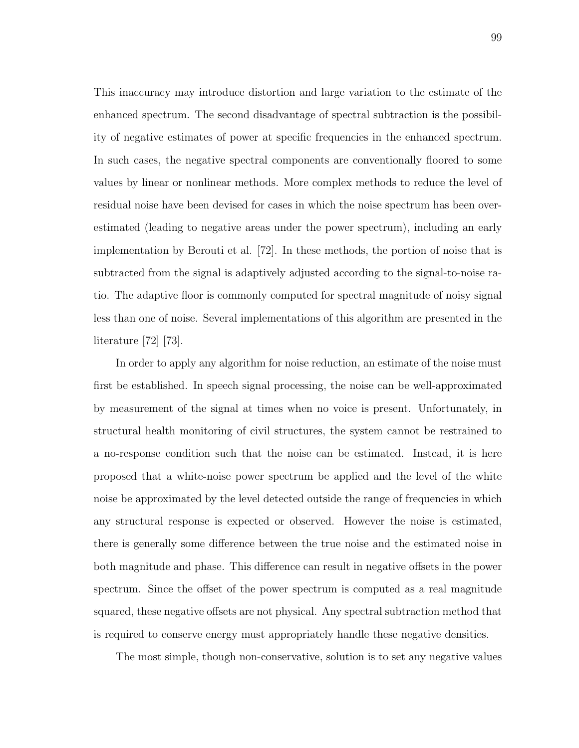This inaccuracy may introduce distortion and large variation to the estimate of the enhanced spectrum. The second disadvantage of spectral subtraction is the possibility of negative estimates of power at specific frequencies in the enhanced spectrum. In such cases, the negative spectral components are conventionally floored to some values by linear or nonlinear methods. More complex methods to reduce the level of residual noise have been devised for cases in which the noise spectrum has been overestimated (leading to negative areas under the power spectrum), including an early implementation by Berouti et al. [72]. In these methods, the portion of noise that is subtracted from the signal is adaptively adjusted according to the signal-to-noise ratio. The adaptive floor is commonly computed for spectral magnitude of noisy signal less than one of noise. Several implementations of this algorithm are presented in the literature [72] [73].

In order to apply any algorithm for noise reduction, an estimate of the noise must first be established. In speech signal processing, the noise can be well-approximated by measurement of the signal at times when no voice is present. Unfortunately, in structural health monitoring of civil structures, the system cannot be restrained to a no-response condition such that the noise can be estimated. Instead, it is here proposed that a white-noise power spectrum be applied and the level of the white noise be approximated by the level detected outside the range of frequencies in which any structural response is expected or observed. However the noise is estimated, there is generally some difference between the true noise and the estimated noise in both magnitude and phase. This difference can result in negative offsets in the power spectrum. Since the offset of the power spectrum is computed as a real magnitude squared, these negative offsets are not physical. Any spectral subtraction method that is required to conserve energy must appropriately handle these negative densities.

The most simple, though non-conservative, solution is to set any negative values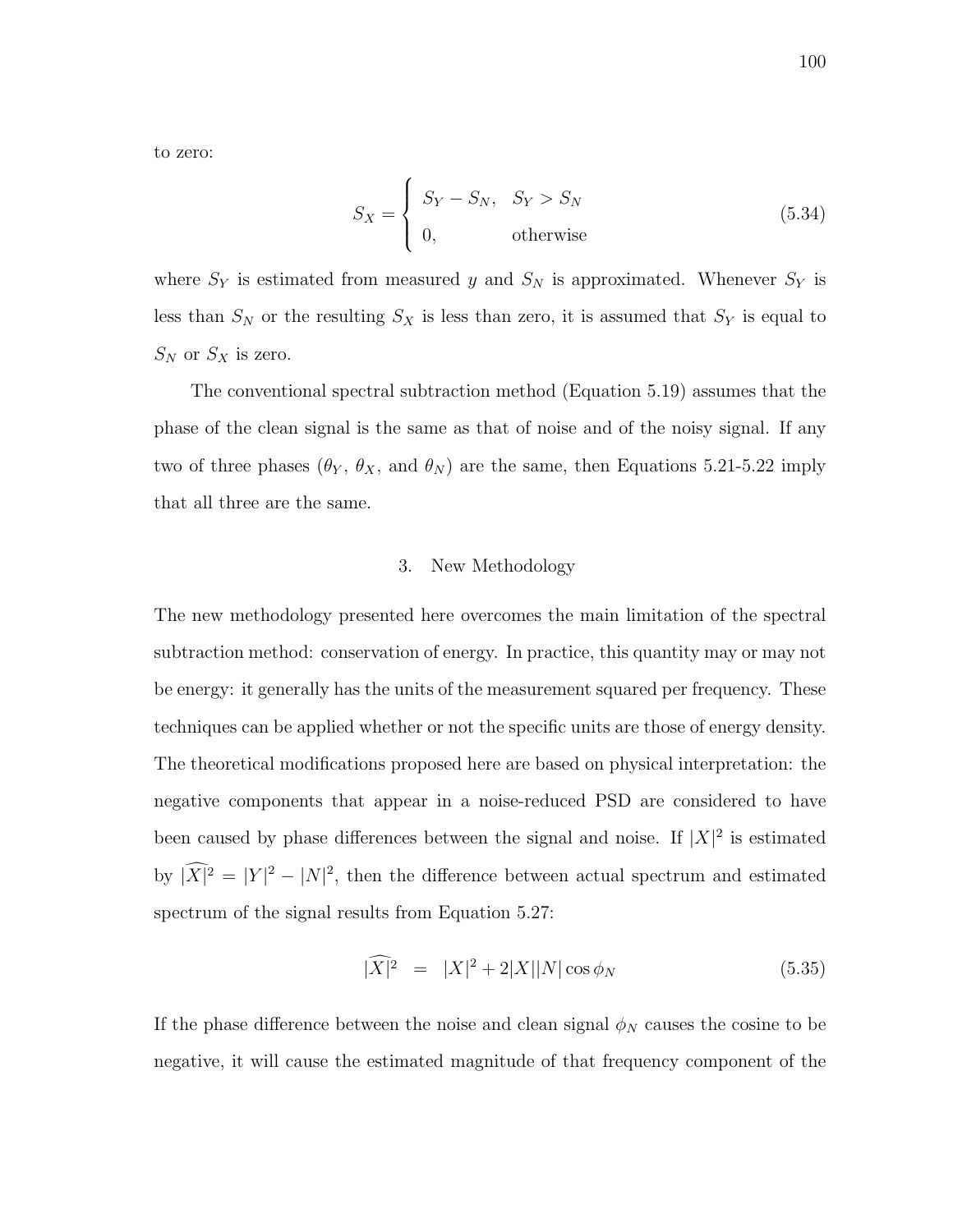to zero:

$$S_X = \begin{cases} S_Y - S_N, & S_Y > S_N \\ 0, & \text{otherwise} \end{cases} \tag{5.34}$$

where $S_Y$ is estimated from measured $y$ and $S_N$ is approximated. Whenever $S_Y$ is less than $S_N$ or the resulting $S_X$ is less than zero, it is assumed that $S_Y$ is equal to $S_N$ or $S_X$ is zero.

The conventional spectral subtraction method (Equation 5.19) assumes that the phase of the clean signal is the same as that of noise and of the noisy signal. If any two of three phases ($\theta_Y$, $\theta_X$, and $\theta_N$) are the same, then Equations 5.21-5.22 imply that all three are the same.

## 3. New Methodology

The new methodology presented here overcomes the main limitation of the spectral subtraction method: conservation of energy. In practice, this quantity may or may not be energy: it generally has the units of the measurement squared per frequency. These techniques can be applied whether or not the specific units are those of energy density. The theoretical modifications proposed here are based on physical interpretation: the negative components that appear in a noise-reduced PSD are considered to have been caused by phase differences between the signal and noise. If $|X|^2$ is estimated by $\widehat{|X|^2} = |Y|^2 - |N|^2$, then the difference between actual spectrum and estimated spectrum of the signal results from Equation 5.27:

$$\widehat{|X|^2} \;\; = \;\; |X|^2 + 2|X||N| \cos \phi_N \tag{5.35}$$

If the phase difference between the noise and clean signal $\phi_N$ causes the cosine to be negative, it will cause the estimated magnitude of that frequency component of the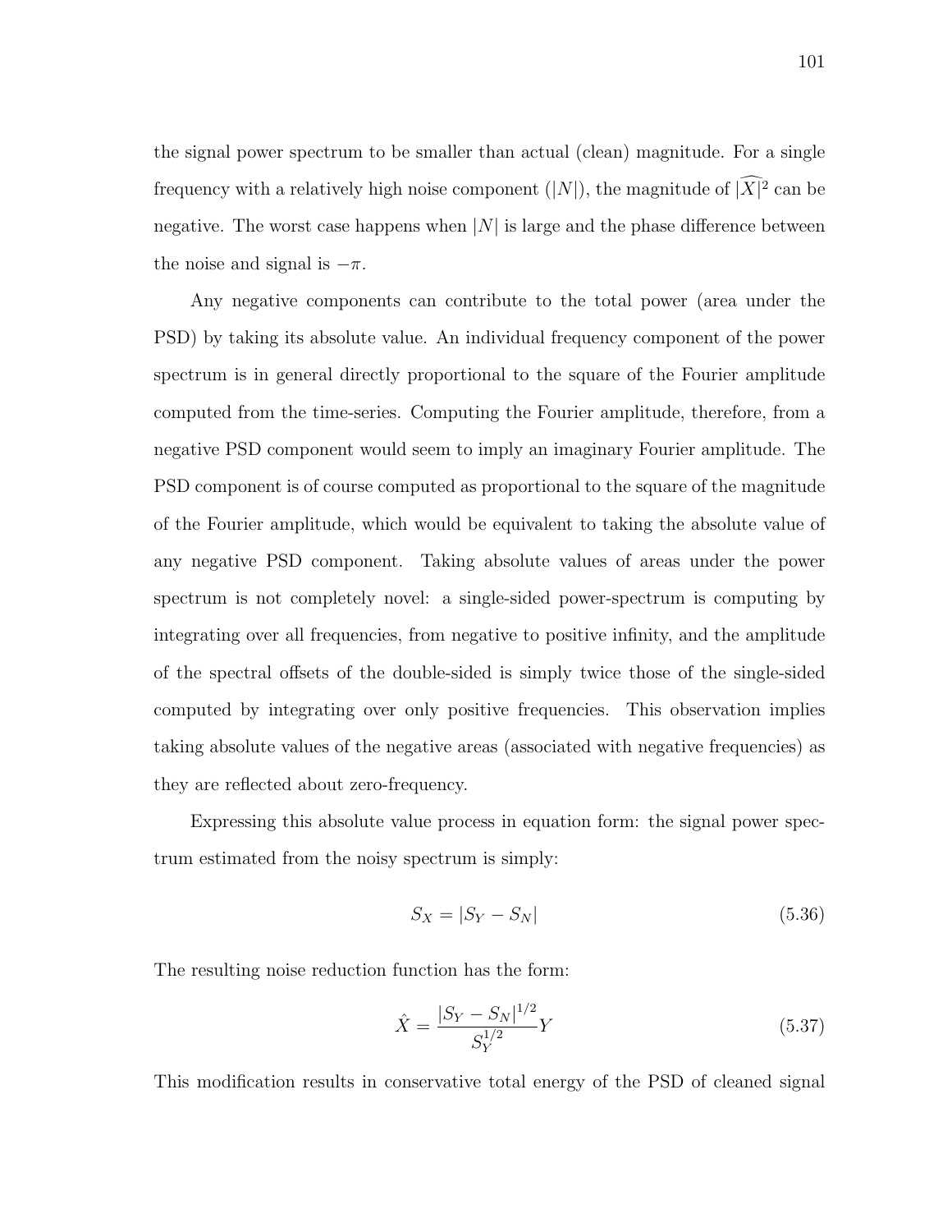the signal power spectrum to be smaller than actual (clean) magnitude. For a single frequency with a relatively high noise component ($|N|$), the magnitude of $\widehat{|X|}^2$ can be negative. The worst case happens when $|N|$ is large and the phase difference between the noise and signal is $-\pi$.

Any negative components can contribute to the total power (area under the PSD) by taking its absolute value. An individual frequency component of the power spectrum is in general directly proportional to the square of the Fourier amplitude computed from the time-series. Computing the Fourier amplitude, therefore, from a negative PSD component would seem to imply an imaginary Fourier amplitude. The PSD component is of course computed as proportional to the square of the magnitude of the Fourier amplitude, which would be equivalent to taking the absolute value of any negative PSD component. Taking absolute values of areas under the power spectrum is not completely novel: a single-sided power-spectrum is computing by integrating over all frequencies, from negative to positive infinity, and the amplitude of the spectral offsets of the double-sided is simply twice those of the single-sided computed by integrating over only positive frequencies. This observation implies taking absolute values of the negative areas (associated with negative frequencies) as they are reflected about zero-frequency.

Expressing this absolute value process in equation form: the signal power spectrum estimated from the noisy spectrum is simply:

$$S_X = |S_Y - S_N| \tag{5.36}$$

The resulting noise reduction function has the form:

$$\hat{X} = \frac{|S_Y - S_N|^{1/2}}{S_Y^{1/2}} Y \tag{5.37}$$

This modification results in conservative total energy of the PSD of cleaned signal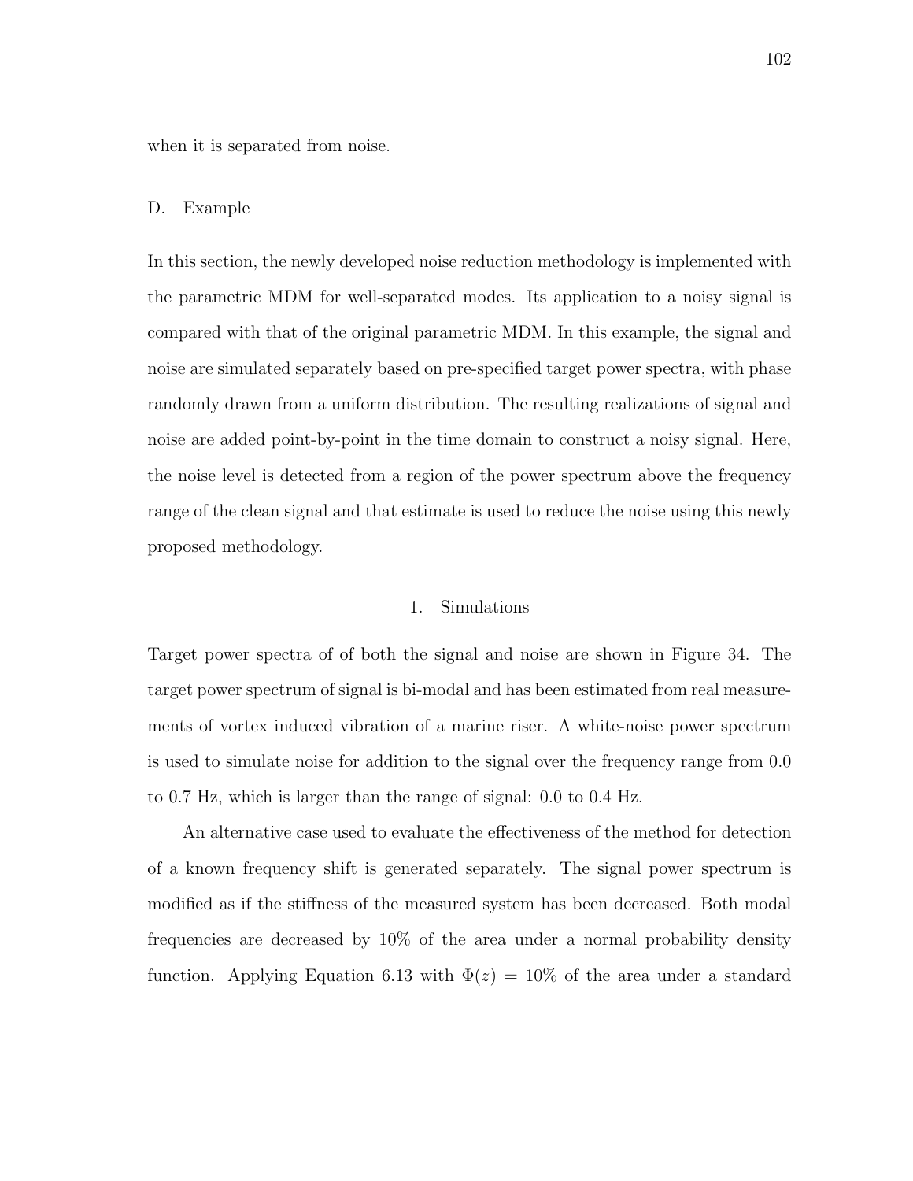when it is separated from noise.

## D. Example

In this section, the newly developed noise reduction methodology is implemented with the parametric MDM for well-separated modes. Its application to a noisy signal is compared with that of the original parametric MDM. In this example, the signal and noise are simulated separately based on pre-specified target power spectra, with phase randomly drawn from a uniform distribution. The resulting realizations of signal and noise are added point-by-point in the time domain to construct a noisy signal. Here, the noise level is detected from a region of the power spectrum above the frequency range of the clean signal and that estimate is used to reduce the noise using this newly proposed methodology.

### 1. Simulations

Target power spectra of of both the signal and noise are shown in Figure 34. The target power spectrum of signal is bi-modal and has been estimated from real measurements of vortex induced vibration of a marine riser. A white-noise power spectrum is used to simulate noise for addition to the signal over the frequency range from 0.0 to 0.7 Hz, which is larger than the range of signal: 0.0 to 0.4 Hz.

An alternative case used to evaluate the effectiveness of the method for detection of a known frequency shift is generated separately. The signal power spectrum is modified as if the stiffness of the measured system has been decreased. Both modal frequencies are decreased by 10% of the area under a normal probability density function. Applying Equation 6.13 with $\Phi(z)$ = 10% of the area under a standard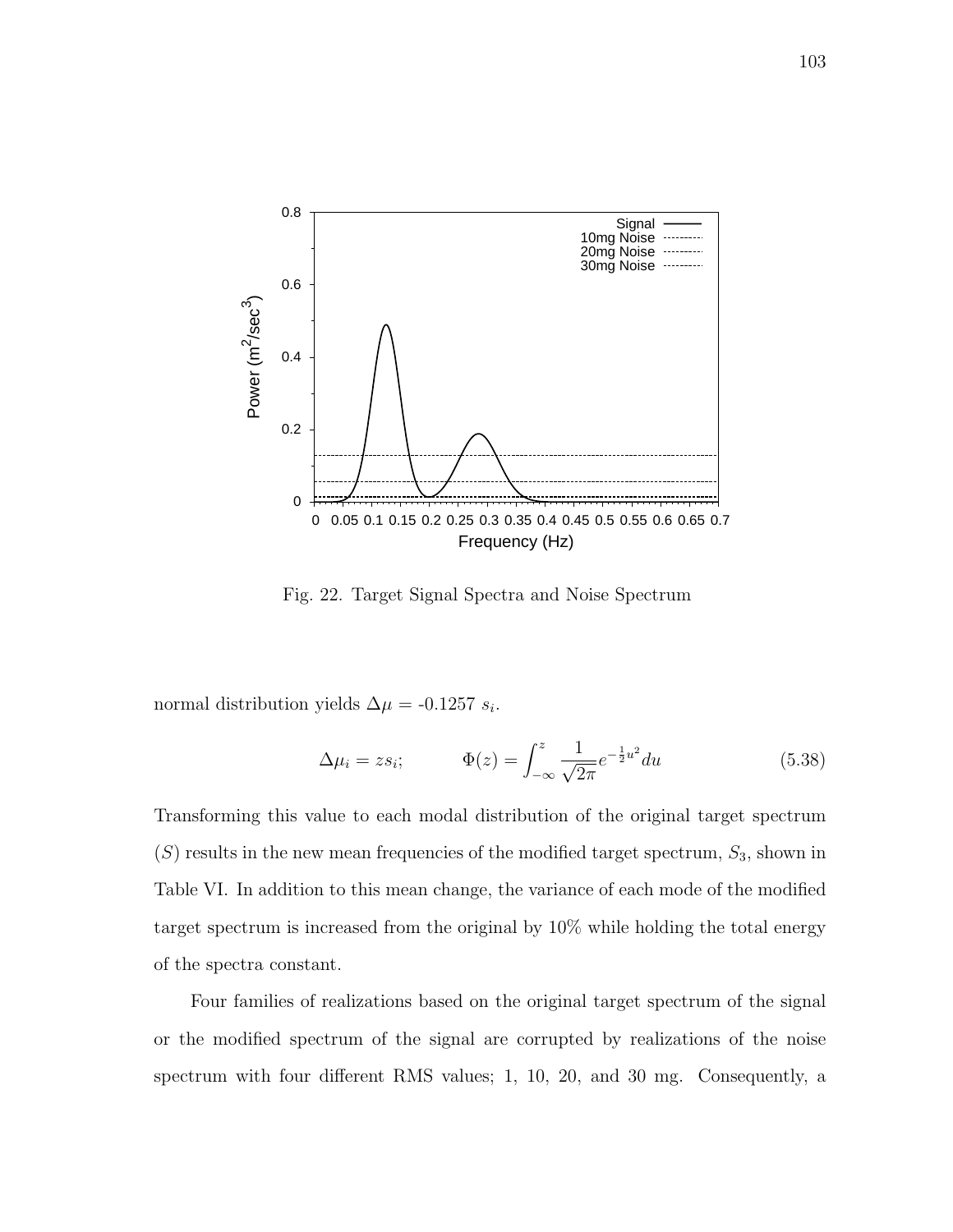Fig. 22. Target Signal Spectra and Noise Spectrum

normal distribution yields $\Delta\mu$ = -0.1257 $s_i$.

$$\Delta\mu_i = z s_i; \qquad \Phi(z) = \int_{-\infty}^{z} \frac{1}{\sqrt{2\pi}} e^{-\frac{1}{2}u^2} du \tag{5.38}$$

Transforming this value to each modal distribution of the original target spectrum ($S$) results in the new mean frequencies of the modified target spectrum, $S_3$, shown in Table VI. In addition to this mean change, the variance of each mode of the modified target spectrum is increased from the original by 10% while holding the total energy of the spectra constant.

Four families of realizations based on the original target spectrum of the signal or the modified spectrum of the signal are corrupted by realizations of the noise spectrum with four different RMS values; 1, 10, 20, and 30 mg. Consequently, a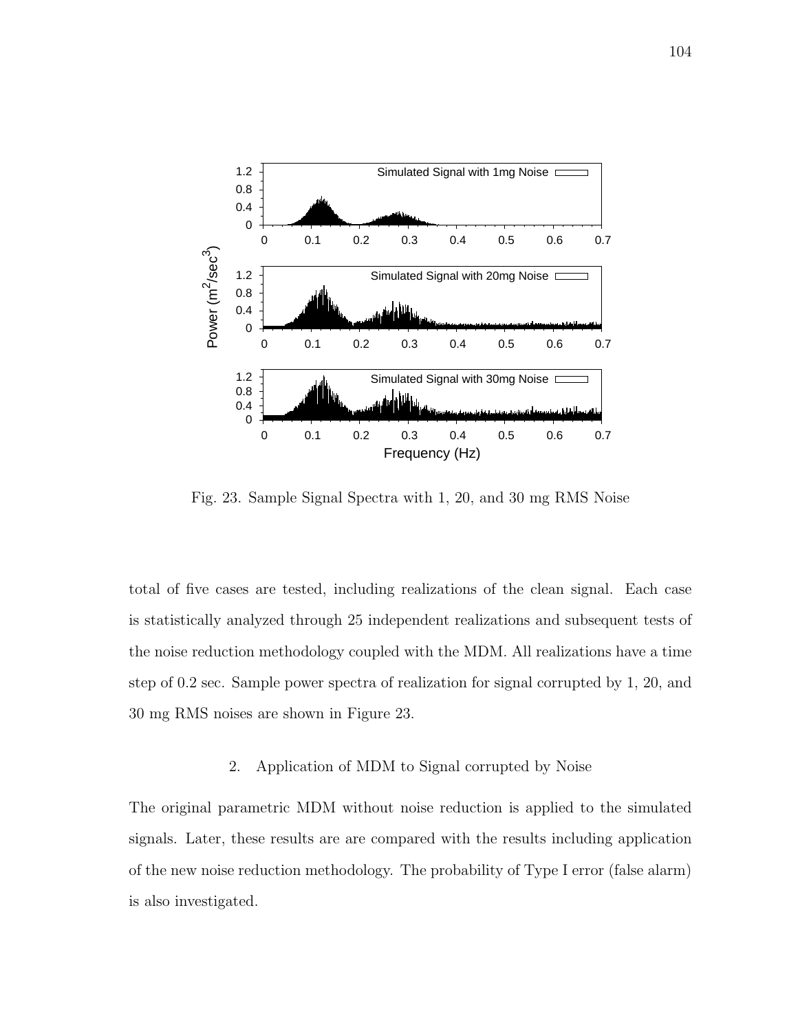Fig. 23. Sample Signal Spectra with 1, 20, and 30 mg RMS Noise

total of five cases are tested, including realizations of the clean signal. Each case is statistically analyzed through 25 independent realizations and subsequent tests of the noise reduction methodology coupled with the MDM. All realizations have a time step of 0.2 sec. Sample power spectra of realization for signal corrupted by 1, 20, and 30 mg RMS noises are shown in Figure 23.

### 2. Application of MDM to Signal corrupted by Noise

The original parametric MDM without noise reduction is applied to the simulated signals. Later, these results are are compared with the results including application of the new noise reduction methodology. The probability of Type I error (false alarm) is also investigated.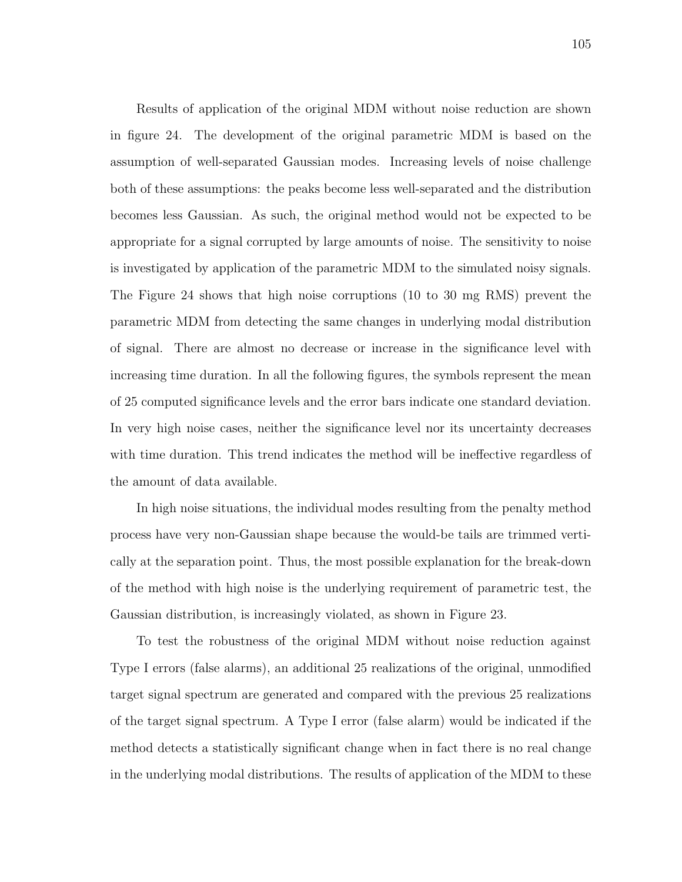Results of application of the original MDM without noise reduction are shown in figure 24. The development of the original parametric MDM is based on the assumption of well-separated Gaussian modes. Increasing levels of noise challenge both of these assumptions: the peaks become less well-separated and the distribution becomes less Gaussian. As such, the original method would not be expected to be appropriate for a signal corrupted by large amounts of noise. The sensitivity to noise is investigated by application of the parametric MDM to the simulated noisy signals. The Figure 24 shows that high noise corruptions (10 to 30 mg RMS) prevent the parametric MDM from detecting the same changes in underlying modal distribution of signal. There are almost no decrease or increase in the significance level with increasing time duration. In all the following figures, the symbols represent the mean of 25 computed significance levels and the error bars indicate one standard deviation. In very high noise cases, neither the significance level nor its uncertainty decreases with time duration. This trend indicates the method will be ineffective regardless of the amount of data available.

In high noise situations, the individual modes resulting from the penalty method process have very non-Gaussian shape because the would-be tails are trimmed vertically at the separation point. Thus, the most possible explanation for the break-down of the method with high noise is the underlying requirement of parametric test, the Gaussian distribution, is increasingly violated, as shown in Figure 23.

To test the robustness of the original MDM without noise reduction against Type I errors (false alarms), an additional 25 realizations of the original, unmodified target signal spectrum are generated and compared with the previous 25 realizations of the target signal spectrum. A Type I error (false alarm) would be indicated if the method detects a statistically significant change when in fact there is no real change in the underlying modal distributions. The results of application of the MDM to these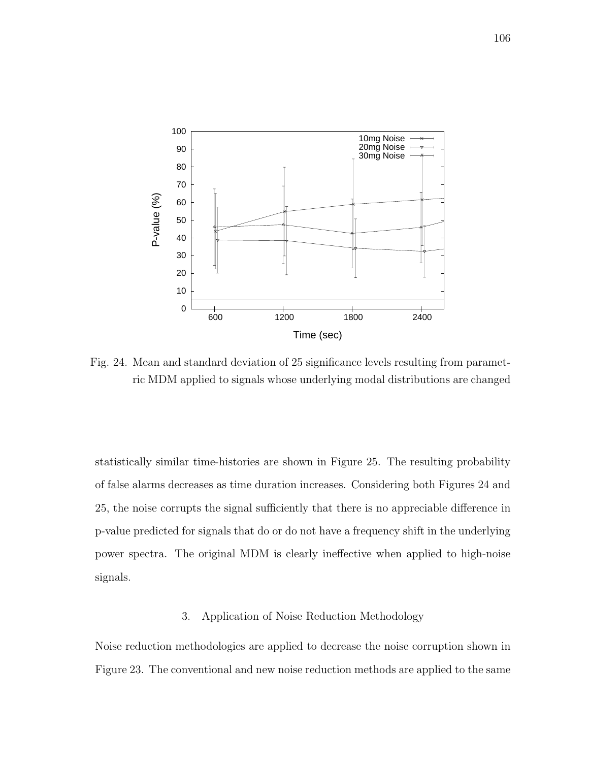Fig. 24. Mean and standard deviation of 25 significance levels resulting from parametric MDM applied to signals whose underlying modal distributions are changed

statistically similar time-histories are shown in Figure 25. The resulting probability of false alarms decreases as time duration increases. Considering both Figures 24 and 25, the noise corrupts the signal sufficiently that there is no appreciable difference in p-value predicted for signals that do or do not have a frequency shift in the underlying power spectra. The original MDM is clearly ineffective when applied to high-noise signals.

### 3. Application of Noise Reduction Methodology

Noise reduction methodologies are applied to decrease the noise corruption shown in Figure 23. The conventional and new noise reduction methods are applied to the same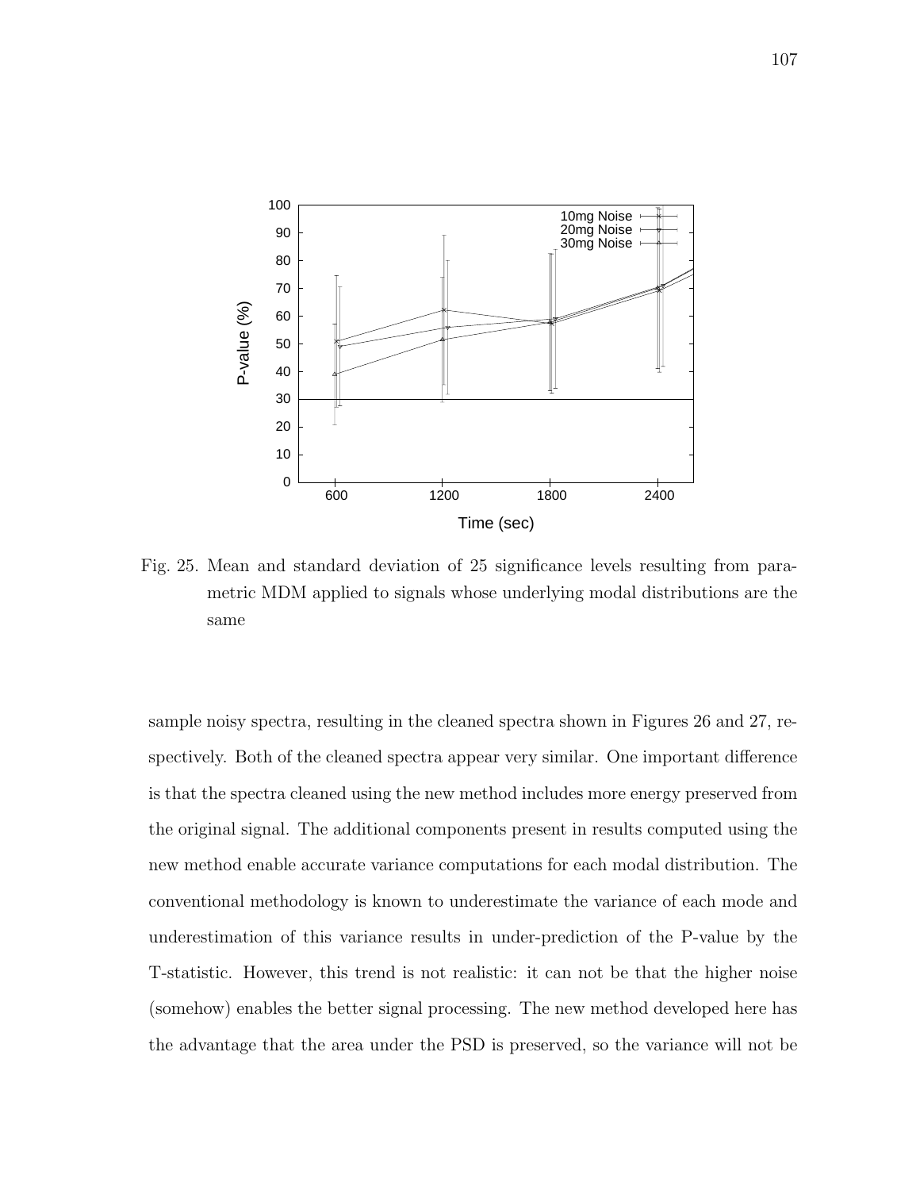Fig. 25. Mean and standard deviation of 25 significance levels resulting from parametric MDM applied to signals whose underlying modal distributions are the same

sample noisy spectra, resulting in the cleaned spectra shown in Figures 26 and 27, respectively. Both of the cleaned spectra appear very similar. One important difference is that the spectra cleaned using the new method includes more energy preserved from the original signal. The additional components present in results computed using the new method enable accurate variance computations for each modal distribution. The conventional methodology is known to underestimate the variance of each mode and underestimation of this variance results in under-prediction of the P-value by the T-statistic. However, this trend is not realistic: it can not be that the higher noise (somehow) enables the better signal processing. The new method developed here has the advantage that the area under the PSD is preserved, so the variance will not be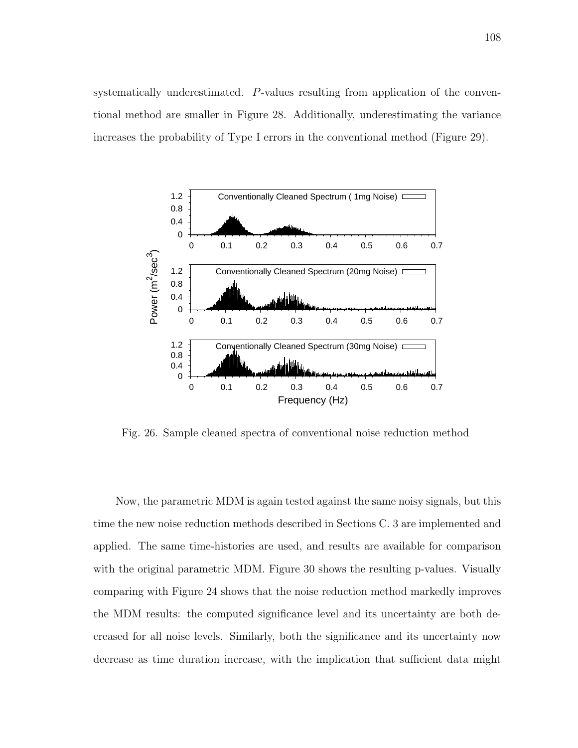systematically underestimated. *P*-values resulting from application of the conventional method are smaller in Figure 28. Additionally, underestimating the variance increases the probability of Type I errors in the conventional method (Figure 29).

Fig. 26. Sample cleaned spectra of conventional noise reduction method

Now, the parametric MDM is again tested against the same noisy signals, but this time the new noise reduction methods described in Sections C. 3 are implemented and applied. The same time-histories are used, and results are available for comparison with the original parametric MDM. Figure 30 shows the resulting p-values. Visually comparing with Figure 24 shows that the noise reduction method markedly improves the MDM results: the computed significance level and its uncertainty are both decreased for all noise levels. Similarly, both the significance and its uncertainty now decrease as time duration increase, with the implication that sufficient data might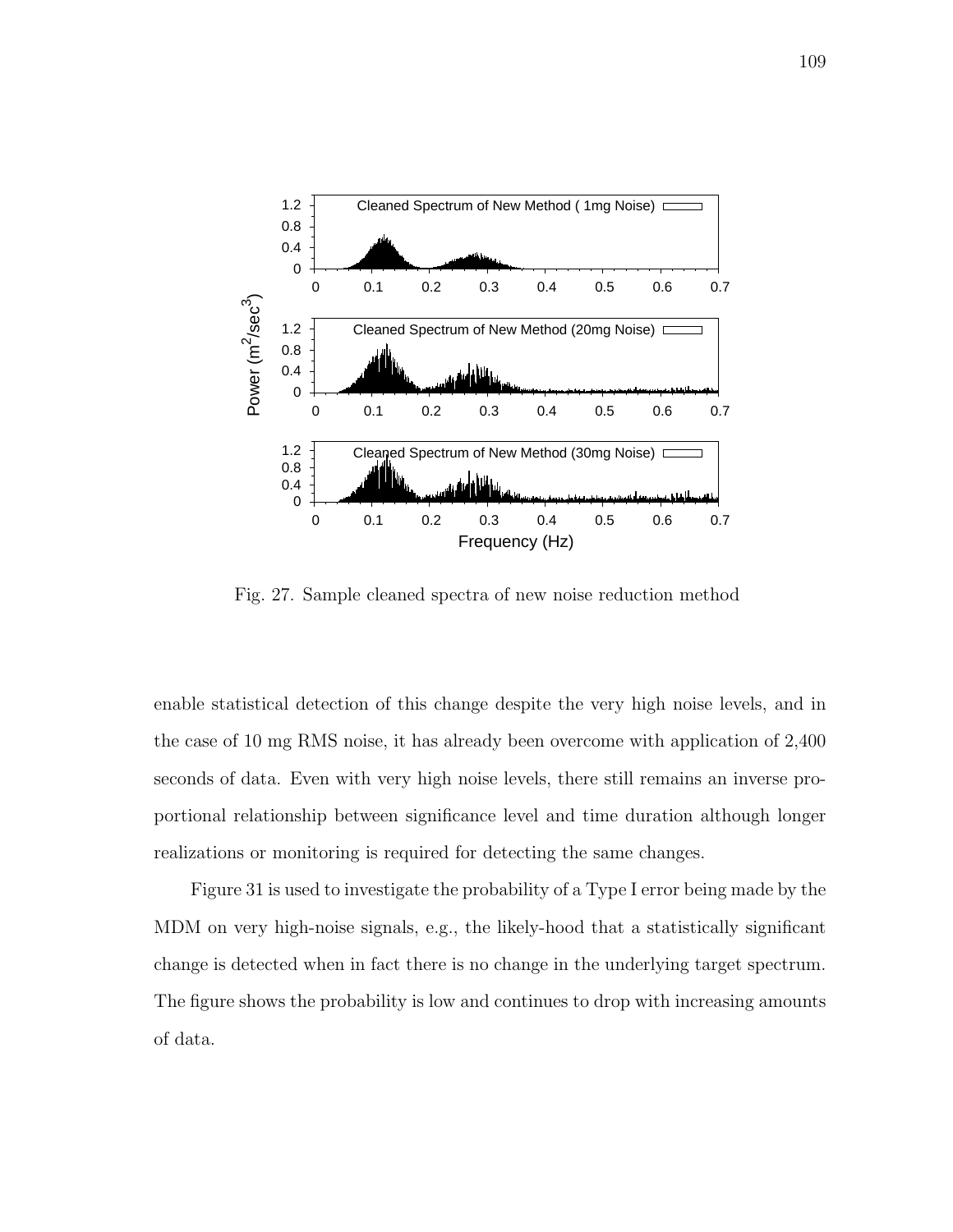Fig. 27. Sample cleaned spectra of new noise reduction method

enable statistical detection of this change despite the very high noise levels, and in the case of 10 mg RMS noise, it has already been overcome with application of 2,400 seconds of data. Even with very high noise levels, there still remains an inverse proportional relationship between significance level and time duration although longer realizations or monitoring is required for detecting the same changes.

Figure 31 is used to investigate the probability of a Type I error being made by the MDM on very high-noise signals, e.g., the likely-hood that a statistically significant change is detected when in fact there is no change in the underlying target spectrum. The figure shows the probability is low and continues to drop with increasing amounts of data.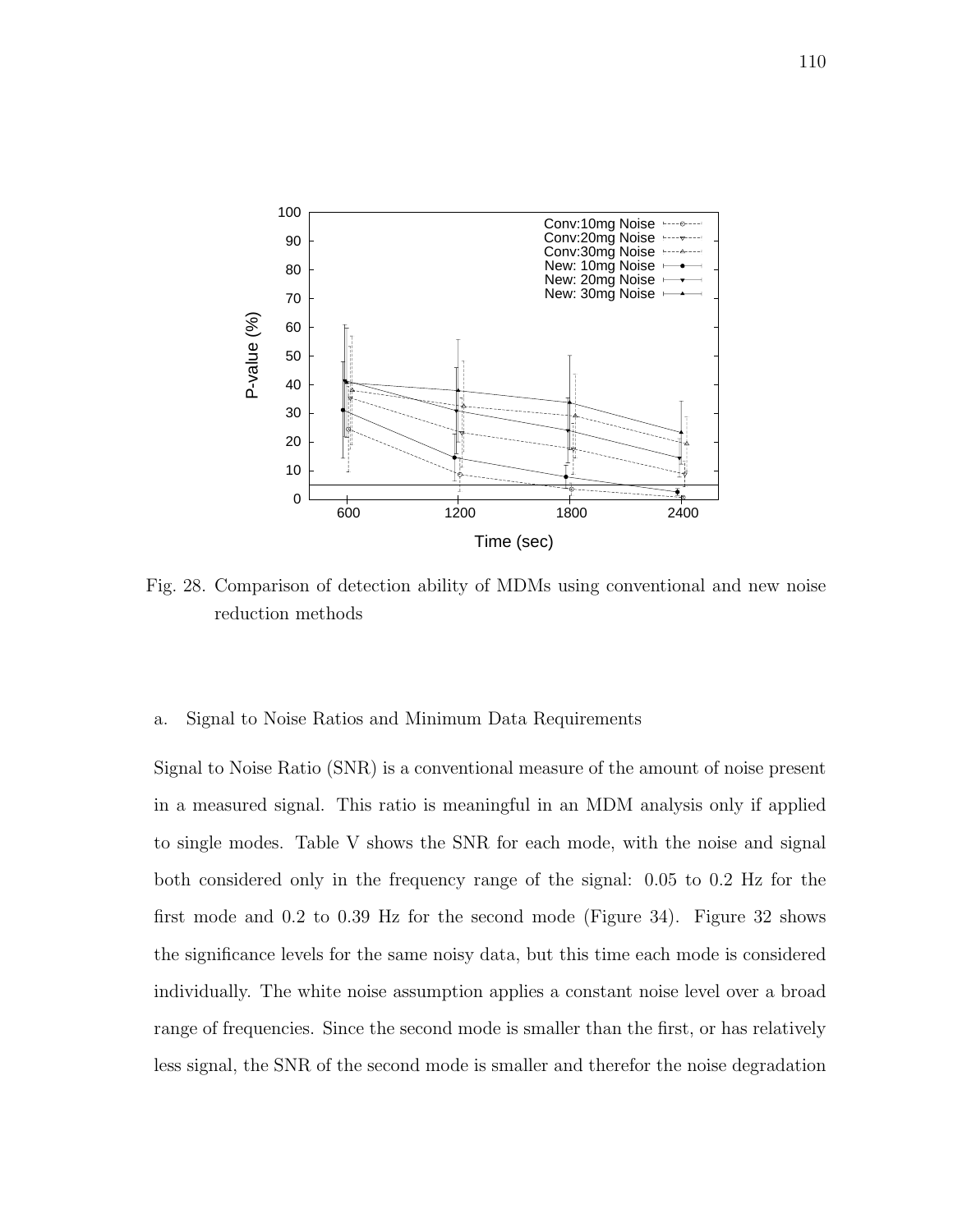Fig. 28. Comparison of detection ability of MDMs using conventional and new noise reduction methods

a. Signal to Noise Ratios and Minimum Data Requirements

Signal to Noise Ratio (SNR) is a conventional measure of the amount of noise present in a measured signal. This ratio is meaningful in an MDM analysis only if applied to single modes. Table V shows the SNR for each mode, with the noise and signal both considered only in the frequency range of the signal: 0.05 to 0.2 Hz for the first mode and 0.2 to 0.39 Hz for the second mode (Figure 34). Figure 32 shows the significance levels for the same noisy data, but this time each mode is considered individually. The white noise assumption applies a constant noise level over a broad range of frequencies. Since the second mode is smaller than the first, or has relatively less signal, the SNR of the second mode is smaller and therefor the noise degradation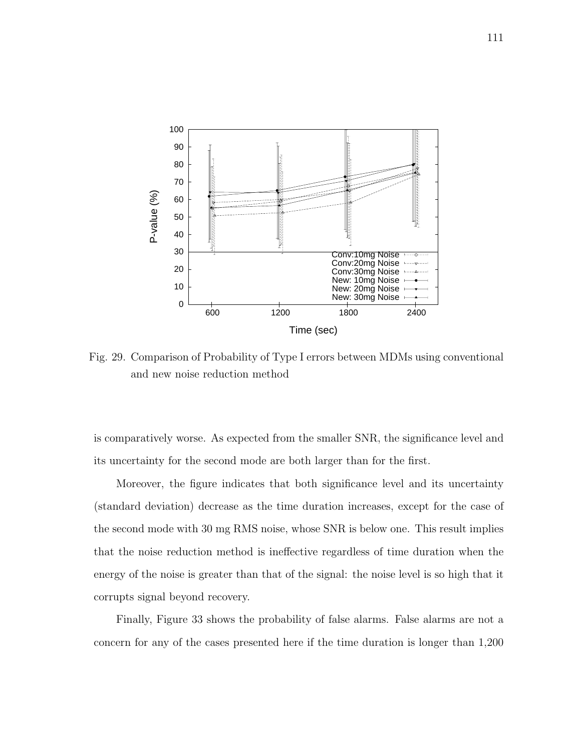Fig. 29. Comparison of Probability of Type I errors between MDMs using conventional and new noise reduction method

is comparatively worse. As expected from the smaller SNR, the significance level and its uncertainty for the second mode are both larger than for the first.

Moreover, the figure indicates that both significance level and its uncertainty (standard deviation) decrease as the time duration increases, except for the case of the second mode with 30 mg RMS noise, whose SNR is below one. This result implies that the noise reduction method is ineffective regardless of time duration when the energy of the noise is greater than that of the signal: the noise level is so high that it corrupts signal beyond recovery.

Finally, Figure 33 shows the probability of false alarms. False alarms are not a concern for any of the cases presented here if the time duration is longer than 1,200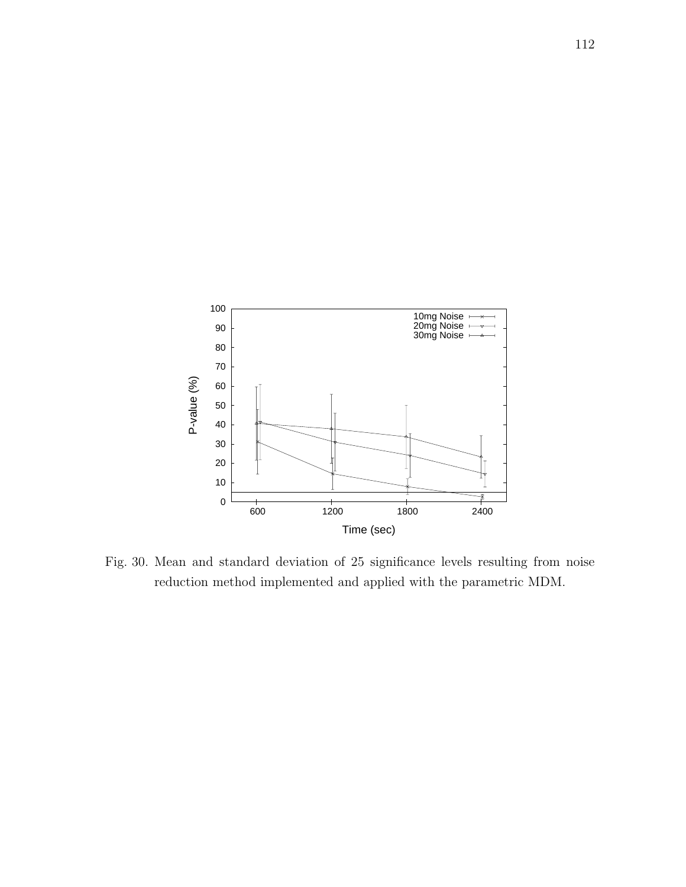Fig. 30. Mean and standard deviation of 25 significance levels resulting from noise reduction method implemented and applied with the parametric MDM.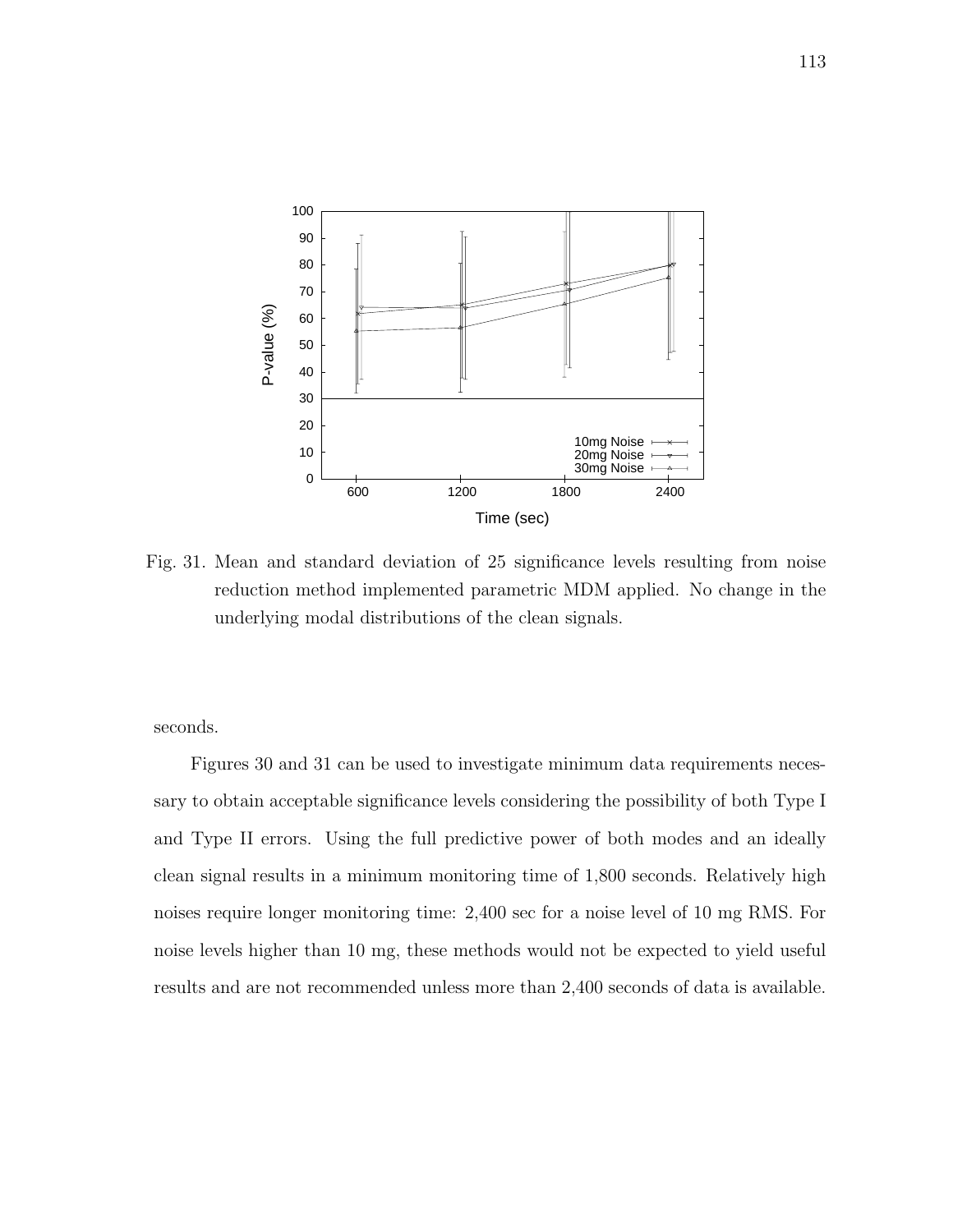Fig. 31. Mean and standard deviation of 25 significance levels resulting from noise reduction method implemented parametric MDM applied. No change in the underlying modal distributions of the clean signals.

seconds.

Figures 30 and 31 can be used to investigate minimum data requirements necessary to obtain acceptable significance levels considering the possibility of both Type I and Type II errors. Using the full predictive power of both modes and an ideally clean signal results in a minimum monitoring time of 1,800 seconds. Relatively high noises require longer monitoring time: 2,400 sec for a noise level of 10 mg RMS. For noise levels higher than 10 mg, these methods would not be expected to yield useful results and are not recommended unless more than 2,400 seconds of data is available.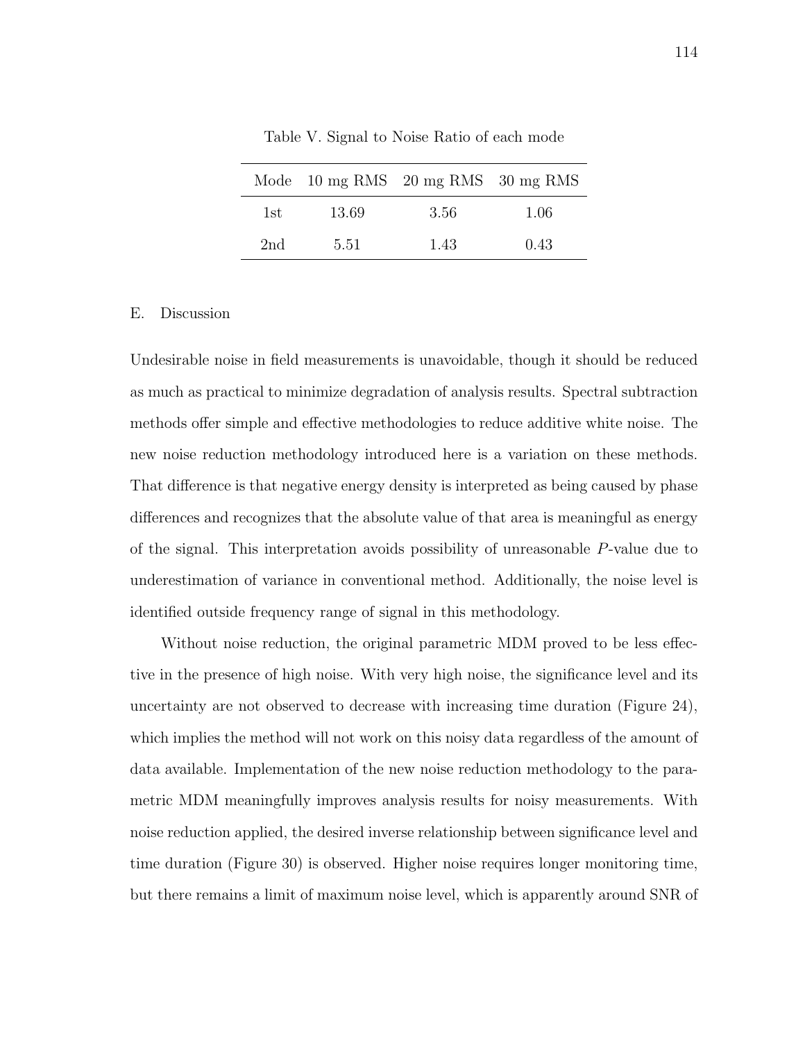Table V. Signal to Noise Ratio of each mode

| Mode | 10 mg RMS | 20 mg RMS | 30 mg RMS |
|---|---|---|---|
| 1st | 13.69 | 3.56 | 1.06 |
| 2nd | 5.51 | 1.43 | 0.43 |

### E. Discussion

Undesirable noise in field measurements is unavoidable, though it should be reduced as much as practical to minimize degradation of analysis results. Spectral subtraction methods offer simple and effective methodologies to reduce additive white noise. The new noise reduction methodology introduced here is a variation on these methods. That difference is that negative energy density is interpreted as being caused by phase differences and recognizes that the absolute value of that area is meaningful as energy of the signal. This interpretation avoids possibility of unreasonable $P$-value due to underestimation of variance in conventional method. Additionally, the noise level is identified outside frequency range of signal in this methodology.

Without noise reduction, the original parametric MDM proved to be less effective in the presence of high noise. With very high noise, the significance level and its uncertainty are not observed to decrease with increasing time duration (Figure 24), which implies the method will not work on this noisy data regardless of the amount of data available. Implementation of the new noise reduction methodology to the parametric MDM meaningfully improves analysis results for noisy measurements. With noise reduction applied, the desired inverse relationship between significance level and time duration (Figure 30) is observed. Higher noise requires longer monitoring time, but there remains a limit of maximum noise level, which is apparently around SNR of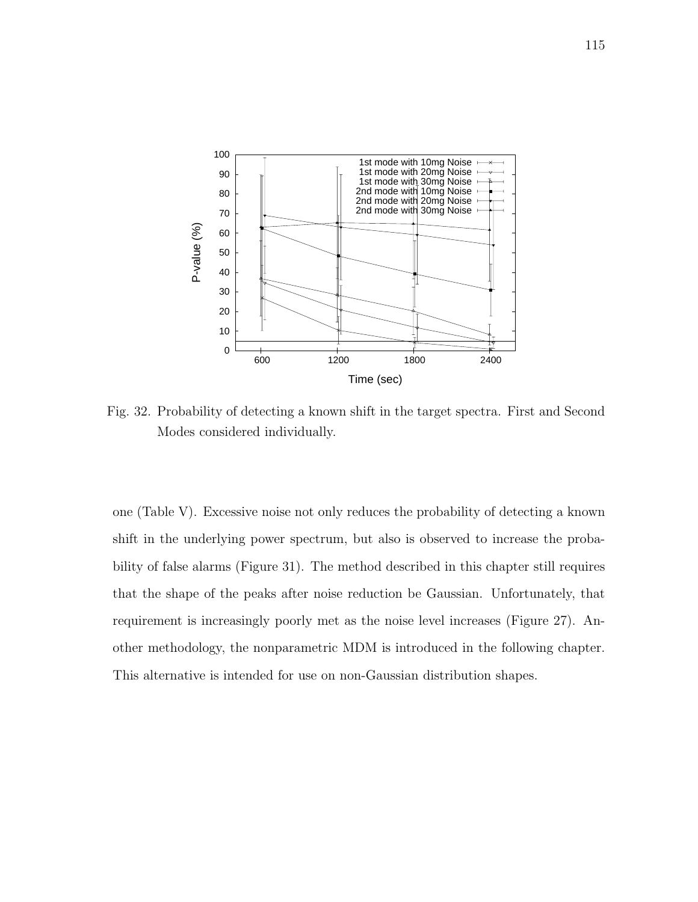Fig. 32. Probability of detecting a known shift in the target spectra. First and Second Modes considered individually.

one (Table V). Excessive noise not only reduces the probability of detecting a known shift in the underlying power spectrum, but also is observed to increase the probability of false alarms (Figure 31). The method described in this chapter still requires that the shape of the peaks after noise reduction be Gaussian. Unfortunately, that requirement is increasingly poorly met as the noise level increases (Figure 27). Another methodology, the nonparametric MDM is introduced in the following chapter. This alternative is intended for use on non-Gaussian distribution shapes.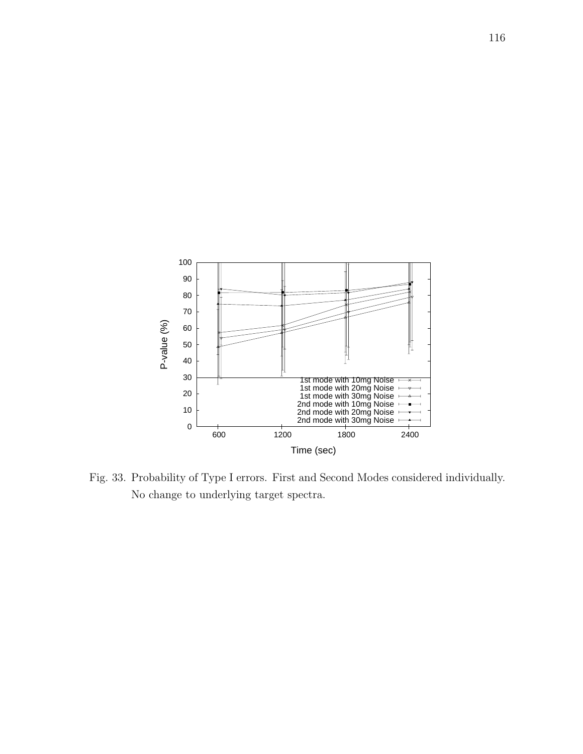Fig. 33. Probability of Type I errors. First and Second Modes considered individually. No change to underlying target spectra.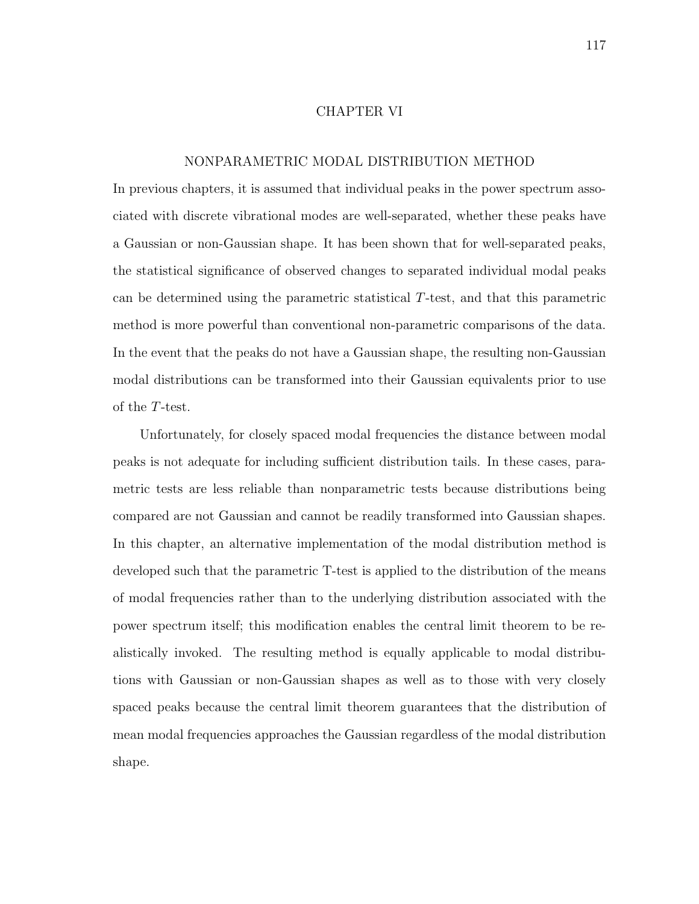# CHAPTER VI

## NONPARAMETRIC MODAL DISTRIBUTION METHOD

In previous chapters, it is assumed that individual peaks in the power spectrum associated with discrete vibrational modes are well-separated, whether these peaks have a Gaussian or non-Gaussian shape. It has been shown that for well-separated peaks, the statistical significance of observed changes to separated individual modal peaks can be determined using the parametric statistical $T$-test, and that this parametric method is more powerful than conventional non-parametric comparisons of the data. In the event that the peaks do not have a Gaussian shape, the resulting non-Gaussian modal distributions can be transformed into their Gaussian equivalents prior to use of the $T$-test.

Unfortunately, for closely spaced modal frequencies the distance between modal peaks is not adequate for including sufficient distribution tails. In these cases, parametric tests are less reliable than nonparametric tests because distributions being compared are not Gaussian and cannot be readily transformed into Gaussian shapes. In this chapter, an alternative implementation of the modal distribution method is developed such that the parametric T-test is applied to the distribution of the means of modal frequencies rather than to the underlying distribution associated with the power spectrum itself; this modification enables the central limit theorem to be realistically invoked. The resulting method is equally applicable to modal distributions with Gaussian or non-Gaussian shapes as well as to those with very closely spaced peaks because the central limit theorem guarantees that the distribution of mean modal frequencies approaches the Gaussian regardless of the modal distribution shape.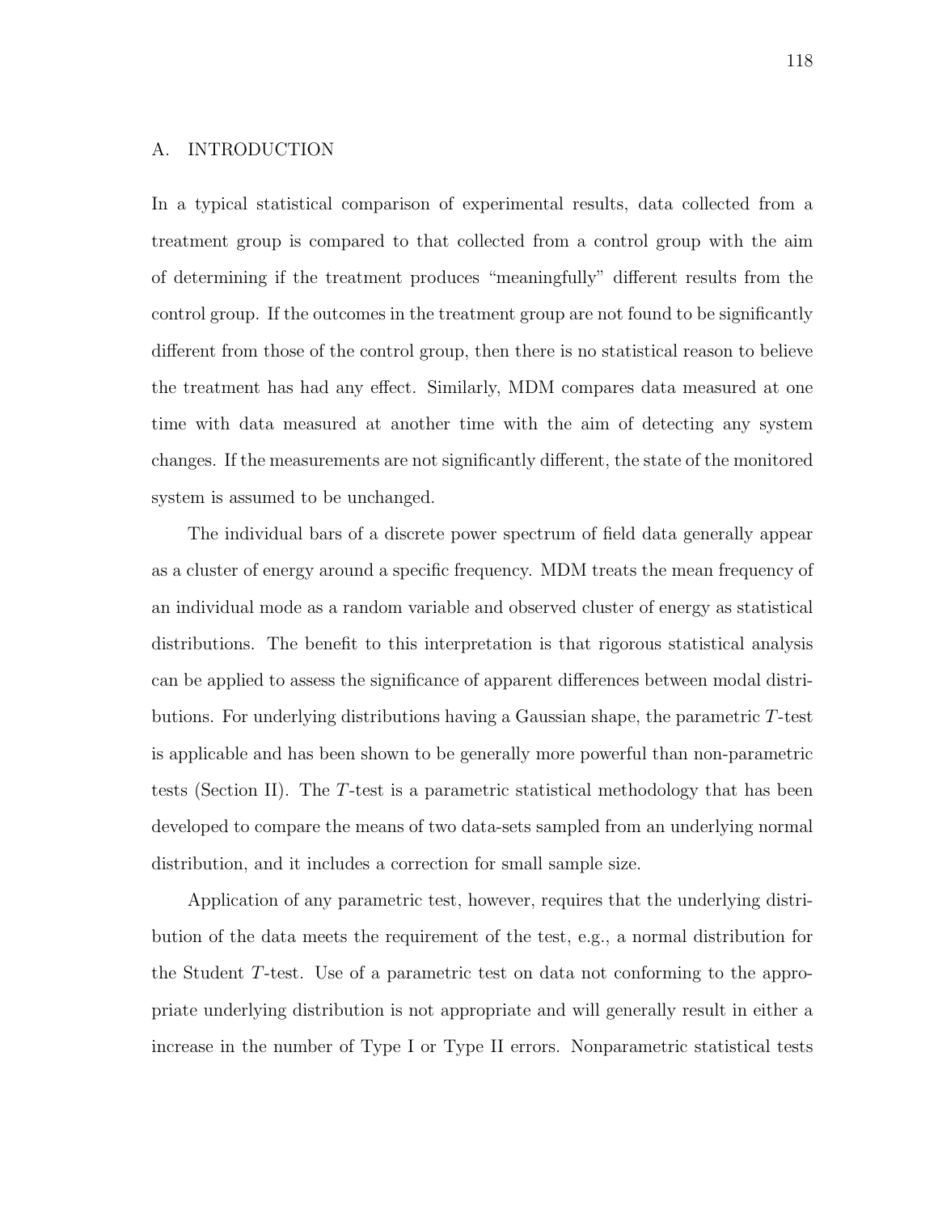## A. INTRODUCTION

In a typical statistical comparison of experimental results, data collected from a treatment group is compared to that collected from a control group with the aim of determining if the treatment produces "meaningfully" different results from the control group. If the outcomes in the treatment group are not found to be significantly different from those of the control group, then there is no statistical reason to believe the treatment has had any effect. Similarly, MDM compares data measured at one time with data measured at another time with the aim of detecting any system changes. If the measurements are not significantly different, the state of the monitored system is assumed to be unchanged.

The individual bars of a discrete power spectrum of field data generally appear as a cluster of energy around a specific frequency. MDM treats the mean frequency of an individual mode as a random variable and observed cluster of energy as statistical distributions. The benefit to this interpretation is that rigorous statistical analysis can be applied to assess the significance of apparent differences between modal distributions. For underlying distributions having a Gaussian shape, the parametric $T$-test is applicable and has been shown to be generally more powerful than non-parametric tests (Section II). The $T$-test is a parametric statistical methodology that has been developed to compare the means of two data-sets sampled from an underlying normal distribution, and it includes a correction for small sample size.

Application of any parametric test, however, requires that the underlying distribution of the data meets the requirement of the test, e.g., a normal distribution for the Student $T$-test. Use of a parametric test on data not conforming to the appropriate underlying distribution is not appropriate and will generally result in either a increase in the number of Type I or Type II errors. Nonparametric statistical tests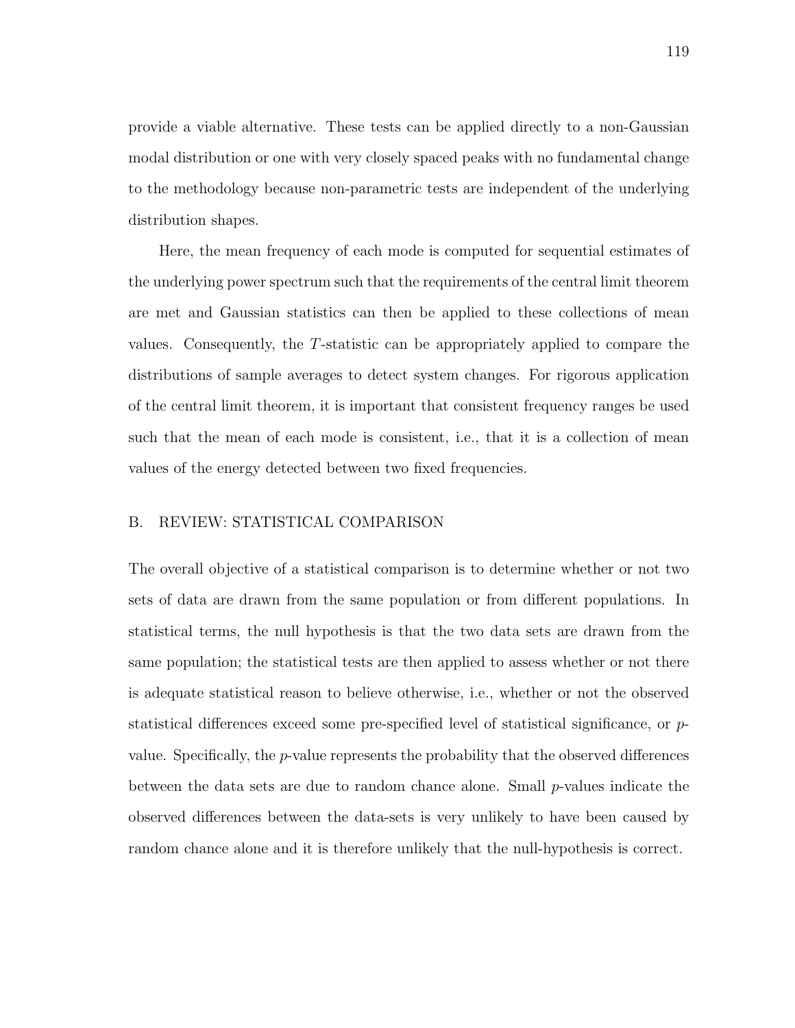provide a viable alternative. These tests can be applied directly to a non-Gaussian modal distribution or one with very closely spaced peaks with no fundamental change to the methodology because non-parametric tests are independent of the underlying distribution shapes.

Here, the mean frequency of each mode is computed for sequential estimates of the underlying power spectrum such that the requirements of the central limit theorem are met and Gaussian statistics can then be applied to these collections of mean values. Consequently, the $T$-statistic can be appropriately applied to compare the distributions of sample averages to detect system changes. For rigorous application of the central limit theorem, it is important that consistent frequency ranges be used such that the mean of each mode is consistent, i.e., that it is a collection of mean values of the energy detected between two fixed frequencies.

## B. REVIEW: STATISTICAL COMPARISON

The overall objective of a statistical comparison is to determine whether or not two sets of data are drawn from the same population or from different populations. In statistical terms, the null hypothesis is that the two data sets are drawn from the same population; the statistical tests are then applied to assess whether or not there is adequate statistical reason to believe otherwise, i.e., whether or not the observed statistical differences exceed some pre-specified level of statistical significance, or $p$-value. Specifically, the $p$-value represents the probability that the observed differences between the data sets are due to random chance alone. Small $p$-values indicate the observed differences between the data-sets is very unlikely to have been caused by random chance alone and it is therefore unlikely that the null-hypothesis is correct.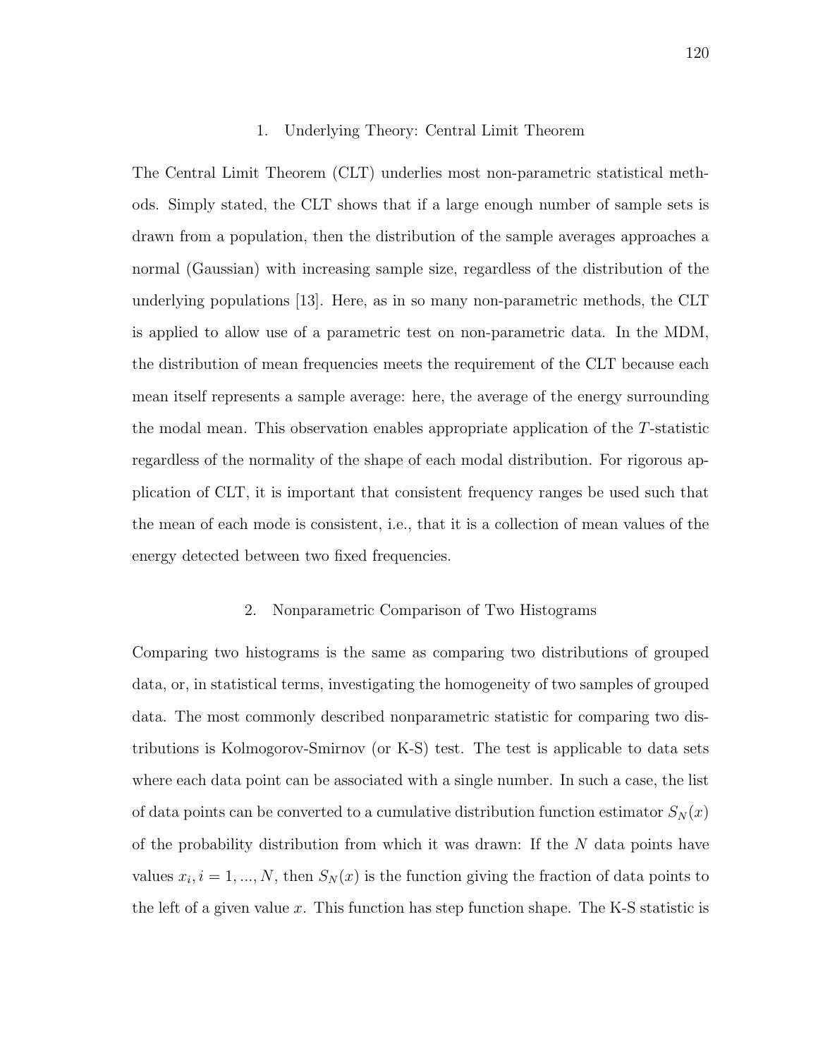### 1. Underlying Theory: Central Limit Theorem

The Central Limit Theorem (CLT) underlies most non-parametric statistical methods. Simply stated, the CLT shows that if a large enough number of sample sets is drawn from a population, then the distribution of the sample averages approaches a normal (Gaussian) with increasing sample size, regardless of the distribution of the underlying populations [13]. Here, as in so many non-parametric methods, the CLT is applied to allow use of a parametric test on non-parametric data. In the MDM, the distribution of mean frequencies meets the requirement of the CLT because each mean itself represents a sample average: here, the average of the energy surrounding the modal mean. This observation enables appropriate application of the $T$-statistic regardless of the normality of the shape of each modal distribution. For rigorous application of CLT, it is important that consistent frequency ranges be used such that the mean of each mode is consistent, i.e., that it is a collection of mean values of the energy detected between two fixed frequencies.

### 2. Nonparametric Comparison of Two Histograms

Comparing two histograms is the same as comparing two distributions of grouped data, or, in statistical terms, investigating the homogeneity of two samples of grouped data. The most commonly described nonparametric statistic for comparing two distributions is Kolmogorov-Smirnov (or K-S) test. The test is applicable to data sets where each data point can be associated with a single number. In such a case, the list of data points can be converted to a cumulative distribution function estimator $S_N(x)$ of the probability distribution from which it was drawn: If the $N$ data points have values $x_i, i = 1, ..., N$, then $S_N(x)$ is the function giving the fraction of data points to the left of a given value $x$. This function has step function shape. The K-S statistic is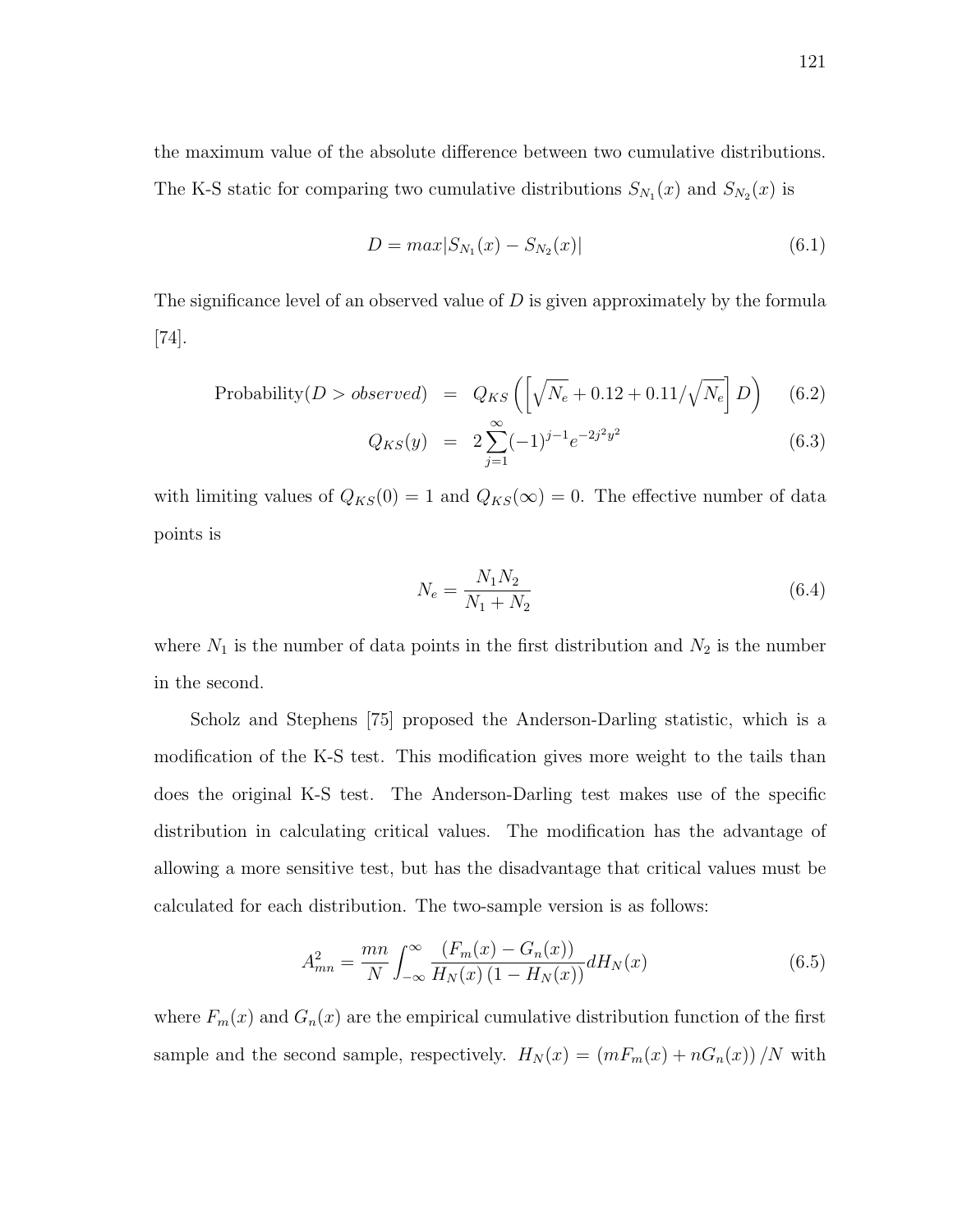the maximum value of the absolute difference between two cumulative distributions. The K-S static for comparing two cumulative distributions $S_{N_1}(x)$ and $S_{N_2}(x)$ is

$$D = max|S_{N_1}(x) - S_{N_2}(x)| \tag{6.1}$$

The significance level of an observed value of $D$ is given approximately by the formula [74].

$$\begin{aligned}
\text{Probability}(D > \textit{observed}) &= Q_{KS}\left(\left[\sqrt{N_e} + 0.12 + 0.11/\sqrt{N_e}\right] D\right) \quad &(6.2)\\
Q_{KS}(y) &= 2\sum_{j=1}^{\infty}(-1)^{j-1}e^{-2j^2y^2} \quad &(6.3)
\end{aligned}$$

with limiting values of $Q_{KS}(0) = 1$ and $Q_{KS}(\infty) = 0$. The effective number of data points is

$$N_e = \frac{N_1 N_2}{N_1 + N_2} \tag{6.4}$$

where $N_1$ is the number of data points in the first distribution and $N_2$ is the number in the second.

Scholz and Stephens [75] proposed the Anderson-Darling statistic, which is a modification of the K-S test. This modification gives more weight to the tails than does the original K-S test. The Anderson-Darling test makes use of the specific distribution in calculating critical values. The modification has the advantage of allowing a more sensitive test, but has the disadvantage that critical values must be calculated for each distribution. The two-sample version is as follows:

$$A^2_{mn} = \frac{mn}{N}\int_{-\infty}^{\infty}\frac{(F_m(x) - G_n(x))}{H_N(x)\,(1 - H_N(x))}dH_N(x) \tag{6.5}$$

where $F_m(x)$ and $G_n(x)$ are the empirical cumulative distribution function of the first sample and the second sample, respectively. $H_N(x) = (mF_m(x) + nG_n(x))\,/N$ with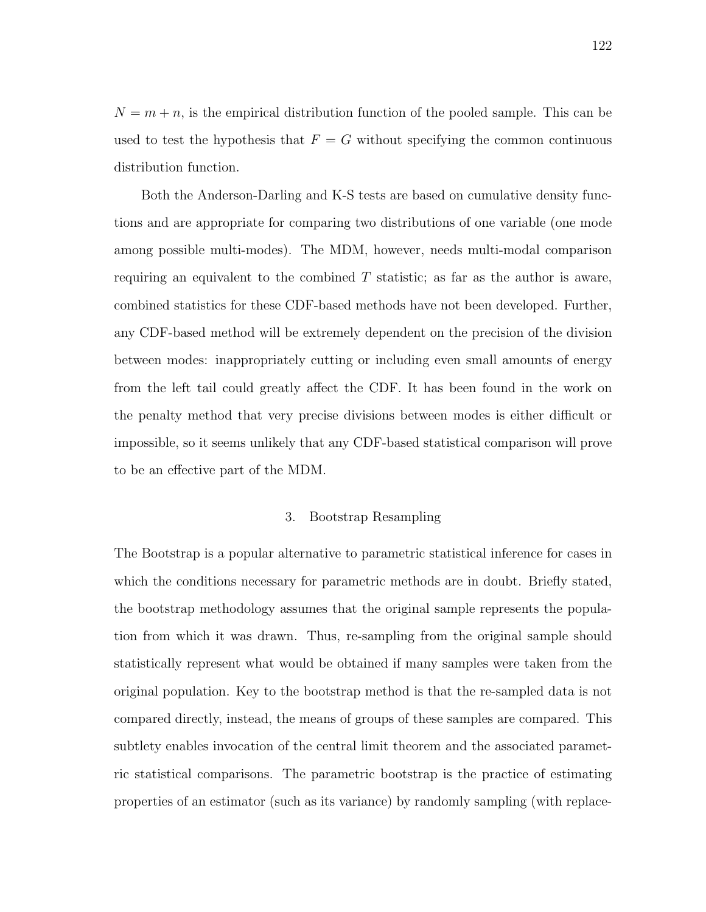$N = m + n$, is the empirical distribution function of the pooled sample. This can be used to test the hypothesis that $F = G$ without specifying the common continuous distribution function.

Both the Anderson-Darling and K-S tests are based on cumulative density functions and are appropriate for comparing two distributions of one variable (one mode among possible multi-modes). The MDM, however, needs multi-modal comparison requiring an equivalent to the combined $T$ statistic; as far as the author is aware, combined statistics for these CDF-based methods have not been developed. Further, any CDF-based method will be extremely dependent on the precision of the division between modes: inappropriately cutting or including even small amounts of energy from the left tail could greatly affect the CDF. It has been found in the work on the penalty method that very precise divisions between modes is either difficult or impossible, so it seems unlikely that any CDF-based statistical comparison will prove to be an effective part of the MDM.

### 3. Bootstrap Resampling

The Bootstrap is a popular alternative to parametric statistical inference for cases in which the conditions necessary for parametric methods are in doubt. Briefly stated, the bootstrap methodology assumes that the original sample represents the population from which it was drawn. Thus, re-sampling from the original sample should statistically represent what would be obtained if many samples were taken from the original population. Key to the bootstrap method is that the re-sampled data is not compared directly, instead, the means of groups of these samples are compared. This subtlety enables invocation of the central limit theorem and the associated parametric statistical comparisons. The parametric bootstrap is the practice of estimating properties of an estimator (such as its variance) by randomly sampling (with replace-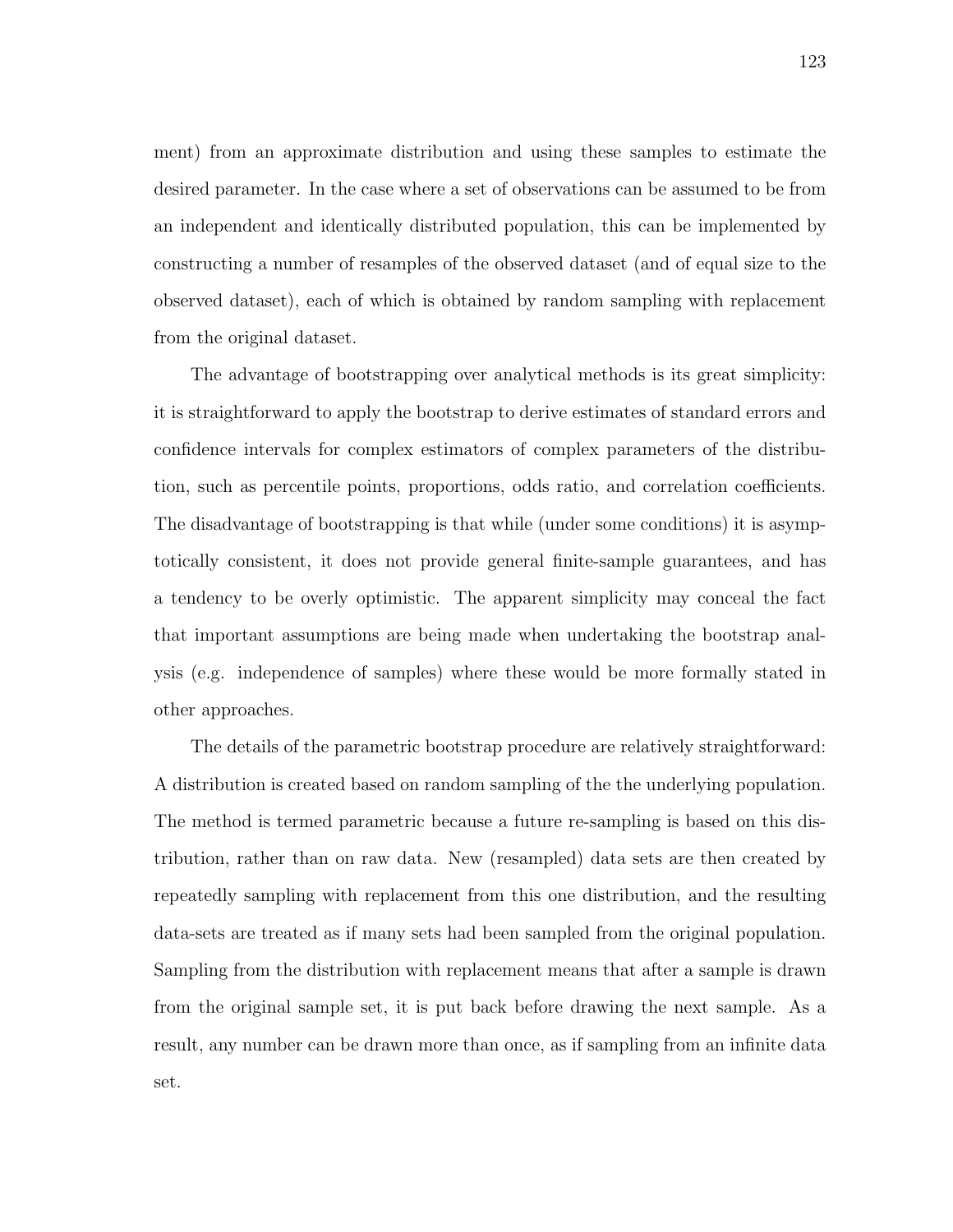ment) from an approximate distribution and using these samples to estimate the desired parameter. In the case where a set of observations can be assumed to be from an independent and identically distributed population, this can be implemented by constructing a number of resamples of the observed dataset (and of equal size to the observed dataset), each of which is obtained by random sampling with replacement from the original dataset.

The advantage of bootstrapping over analytical methods is its great simplicity: it is straightforward to apply the bootstrap to derive estimates of standard errors and confidence intervals for complex estimators of complex parameters of the distribution, such as percentile points, proportions, odds ratio, and correlation coefficients. The disadvantage of bootstrapping is that while (under some conditions) it is asymptotically consistent, it does not provide general finite-sample guarantees, and has a tendency to be overly optimistic. The apparent simplicity may conceal the fact that important assumptions are being made when undertaking the bootstrap analysis (e.g. independence of samples) where these would be more formally stated in other approaches.

The details of the parametric bootstrap procedure are relatively straightforward: A distribution is created based on random sampling of the the underlying population. The method is termed parametric because a future re-sampling is based on this distribution, rather than on raw data. New (resampled) data sets are then created by repeatedly sampling with replacement from this one distribution, and the resulting data-sets are treated as if many sets had been sampled from the original population. Sampling from the distribution with replacement means that after a sample is drawn from the original sample set, it is put back before drawing the next sample. As a result, any number can be drawn more than once, as if sampling from an infinite data set.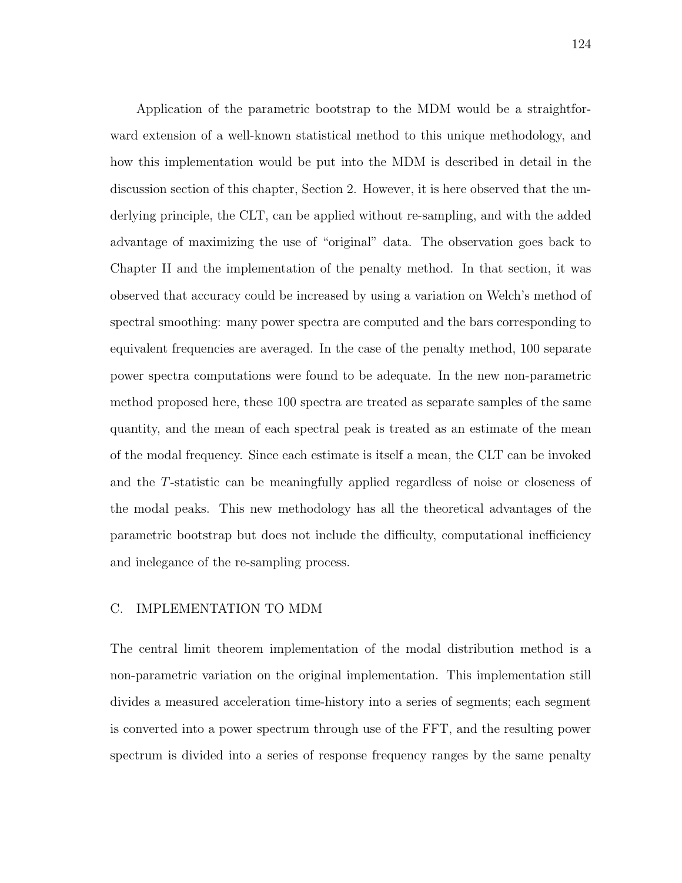Application of the parametric bootstrap to the MDM would be a straightforward extension of a well-known statistical method to this unique methodology, and how this implementation would be put into the MDM is described in detail in the discussion section of this chapter, Section 2. However, it is here observed that the underlying principle, the CLT, can be applied without re-sampling, and with the added advantage of maximizing the use of "original" data. The observation goes back to Chapter II and the implementation of the penalty method. In that section, it was observed that accuracy could be increased by using a variation on Welch's method of spectral smoothing: many power spectra are computed and the bars corresponding to equivalent frequencies are averaged. In the case of the penalty method, 100 separate power spectra computations were found to be adequate. In the new non-parametric method proposed here, these 100 spectra are treated as separate samples of the same quantity, and the mean of each spectral peak is treated as an estimate of the mean of the modal frequency. Since each estimate is itself a mean, the CLT can be invoked and the $T$-statistic can be meaningfully applied regardless of noise or closeness of the modal peaks. This new methodology has all the theoretical advantages of the parametric bootstrap but does not include the difficulty, computational inefficiency and inelegance of the re-sampling process.

### C. IMPLEMENTATION TO MDM

The central limit theorem implementation of the modal distribution method is a non-parametric variation on the original implementation. This implementation still divides a measured acceleration time-history into a series of segments; each segment is converted into a power spectrum through use of the FFT, and the resulting power spectrum is divided into a series of response frequency ranges by the same penalty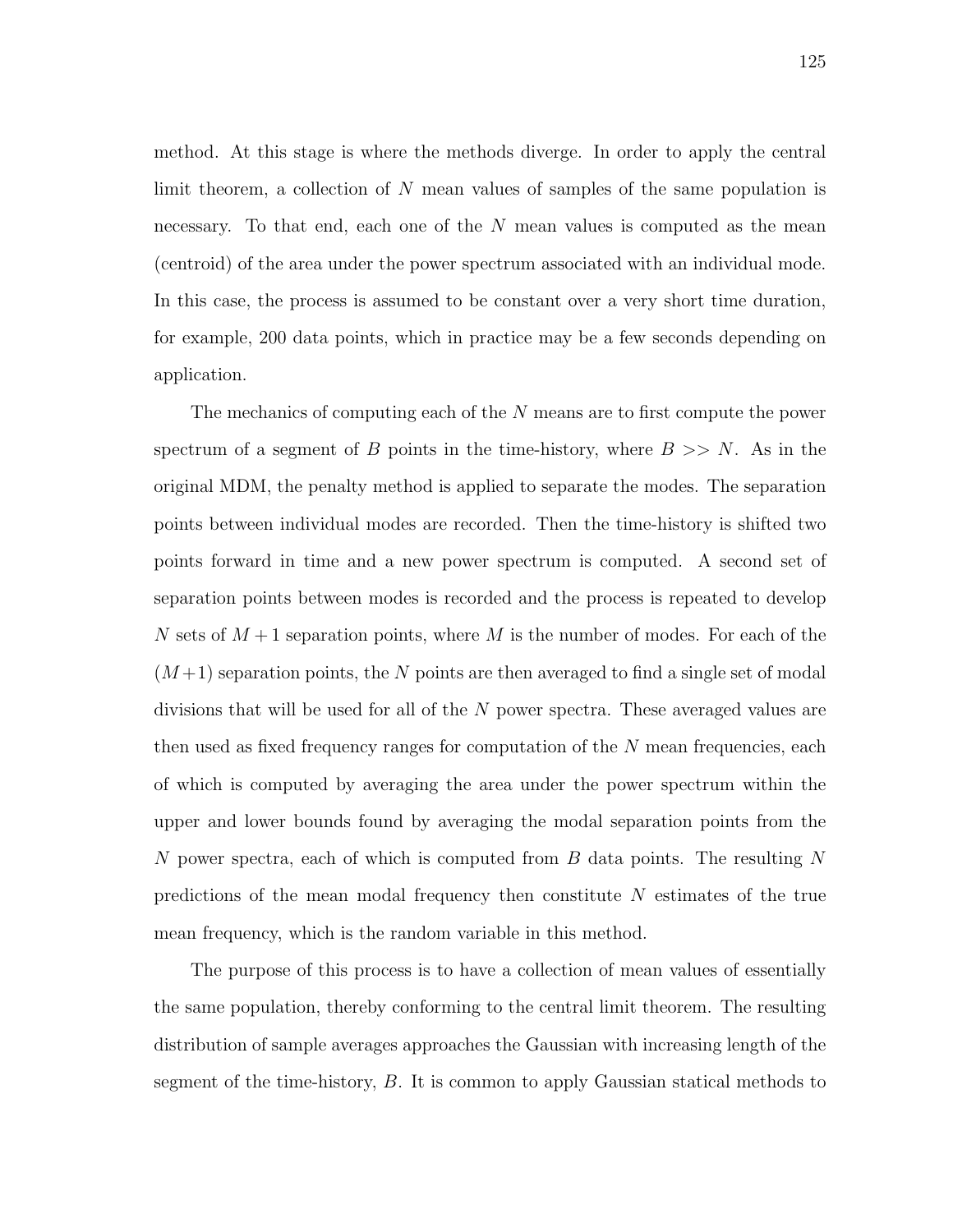method. At this stage is where the methods diverge. In order to apply the central limit theorem, a collection of $N$ mean values of samples of the same population is necessary. To that end, each one of the $N$ mean values is computed as the mean (centroid) of the area under the power spectrum associated with an individual mode. In this case, the process is assumed to be constant over a very short time duration, for example, 200 data points, which in practice may be a few seconds depending on application.

The mechanics of computing each of the $N$ means are to first compute the power spectrum of a segment of $B$ points in the time-history, where $B >> N$. As in the original MDM, the penalty method is applied to separate the modes. The separation points between individual modes are recorded. Then the time-history is shifted two points forward in time and a new power spectrum is computed. A second set of separation points between modes is recorded and the process is repeated to develop $N$ sets of $M + 1$ separation points, where $M$ is the number of modes. For each of the $(M+1)$ separation points, the $N$ points are then averaged to find a single set of modal divisions that will be used for all of the $N$ power spectra. These averaged values are then used as fixed frequency ranges for computation of the $N$ mean frequencies, each of which is computed by averaging the area under the power spectrum within the upper and lower bounds found by averaging the modal separation points from the $N$ power spectra, each of which is computed from $B$ data points. The resulting $N$ predictions of the mean modal frequency then constitute $N$ estimates of the true mean frequency, which is the random variable in this method.

The purpose of this process is to have a collection of mean values of essentially the same population, thereby conforming to the central limit theorem. The resulting distribution of sample averages approaches the Gaussian with increasing length of the segment of the time-history, $B$. It is common to apply Gaussian statical methods to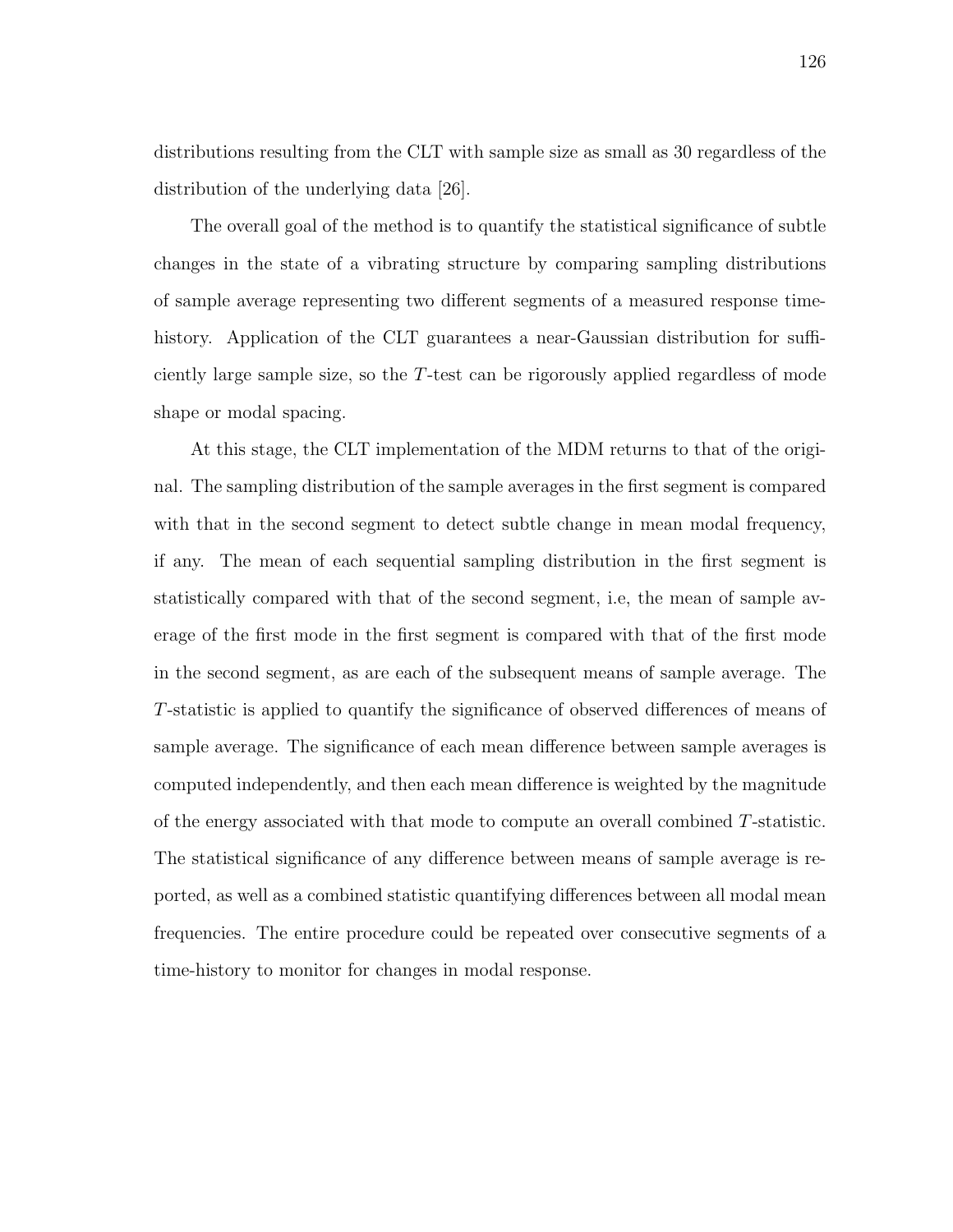distributions resulting from the CLT with sample size as small as 30 regardless of the distribution of the underlying data [26].

The overall goal of the method is to quantify the statistical significance of subtle changes in the state of a vibrating structure by comparing sampling distributions of sample average representing two different segments of a measured response time-history. Application of the CLT guarantees a near-Gaussian distribution for sufficiently large sample size, so the $T$-test can be rigorously applied regardless of mode shape or modal spacing.

At this stage, the CLT implementation of the MDM returns to that of the original. The sampling distribution of the sample averages in the first segment is compared with that in the second segment to detect subtle change in mean modal frequency, if any. The mean of each sequential sampling distribution in the first segment is statistically compared with that of the second segment, i.e, the mean of sample average of the first mode in the first segment is compared with that of the first mode in the second segment, as are each of the subsequent means of sample average. The $T$-statistic is applied to quantify the significance of observed differences of means of sample average. The significance of each mean difference between sample averages is computed independently, and then each mean difference is weighted by the magnitude of the energy associated with that mode to compute an overall combined $T$-statistic. The statistical significance of any difference between means of sample average is reported, as well as a combined statistic quantifying differences between all modal mean frequencies. The entire procedure could be repeated over consecutive segments of a time-history to monitor for changes in modal response.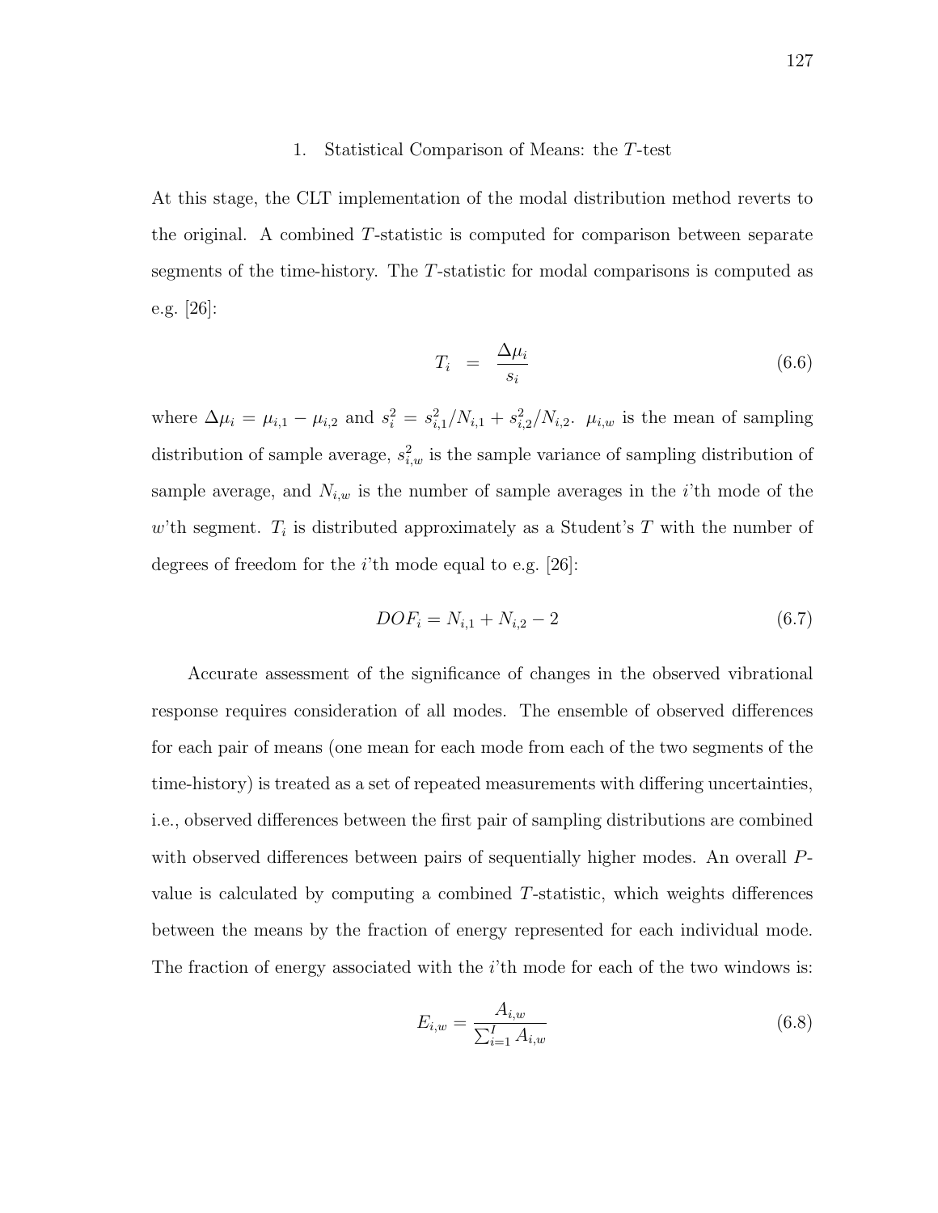### 1. Statistical Comparison of Means: the $T$-test

At this stage, the CLT implementation of the modal distribution method reverts to the original. A combined $T$-statistic is computed for comparison between separate segments of the time-history. The $T$-statistic for modal comparisons is computed as e.g. [26]:

$$T_i = \frac{\Delta\mu_i}{s_i} \tag{6.6}$$

where $\Delta\mu_i = \mu_{i,1} - \mu_{i,2}$ and $s_i^2 = s_{i,1}^2/N_{i,1} + s_{i,2}^2/N_{i,2}$. $\mu_{i,w}$ is the mean of sampling distribution of sample average, $s_{i,w}^2$ is the sample variance of sampling distribution of sample average, and $N_{i,w}$ is the number of sample averages in the $i$'th mode of the $w$'th segment. $T_i$ is distributed approximately as a Student's $T$ with the number of degrees of freedom for the $i$'th mode equal to e.g. [26]:

$$DOF_i = N_{i,1} + N_{i,2} - 2 \tag{6.7}$$

Accurate assessment of the significance of changes in the observed vibrational response requires consideration of all modes. The ensemble of observed differences for each pair of means (one mean for each mode from each of the two segments of the time-history) is treated as a set of repeated measurements with differing uncertainties, i.e., observed differences between the first pair of sampling distributions are combined with observed differences between pairs of sequentially higher modes. An overall $P$-value is calculated by computing a combined $T$-statistic, which weights differences between the means by the fraction of energy represented for each individual mode. The fraction of energy associated with the $i$'th mode for each of the two windows is:

$$E_{i,w} = \frac{A_{i,w}}{\sum_{i=1}^{I} A_{i,w}} \tag{6.8}$$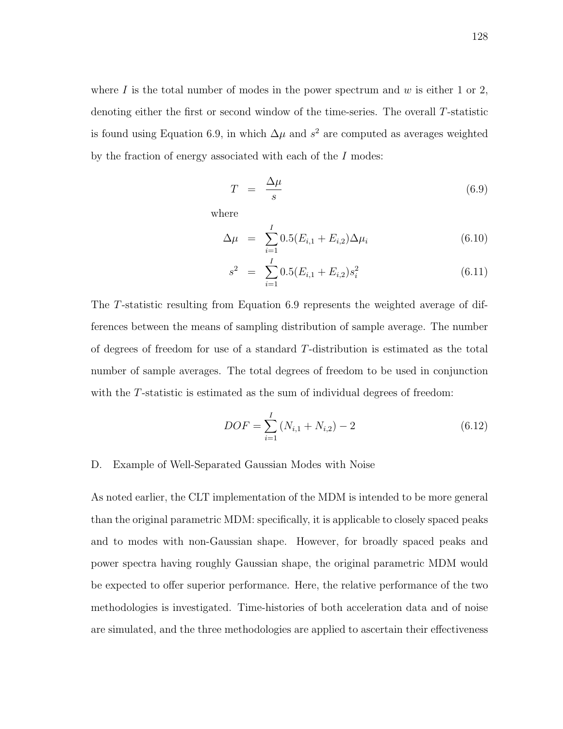where $I$ is the total number of modes in the power spectrum and $w$ is either 1 or 2, denoting either the first or second window of the time-series. The overall $T$-statistic is found using Equation 6.9, in which $\Delta\mu$ and $s^2$ are computed as averages weighted by the fraction of energy associated with each of the $I$ modes:

$$T = \frac{\Delta\mu}{s} \tag{6.9}$$

where

$$\Delta\mu = \sum_{i=1}^{I} 0.5(E_{i,1} + E_{i,2})\Delta\mu_i \tag{6.10}$$

$$s^2 = \sum_{i=1}^{I} 0.5(E_{i,1} + E_{i,2})s_i^2 \tag{6.11}$$

The $T$-statistic resulting from Equation 6.9 represents the weighted average of differences between the means of sampling distribution of sample average. The number of degrees of freedom for use of a standard $T$-distribution is estimated as the total number of sample averages. The total degrees of freedom to be used in conjunction with the $T$-statistic is estimated as the sum of individual degrees of freedom:

$$DOF = \sum_{i=1}^{I} (N_{i,1} + N_{i,2}) - 2 \tag{6.12}$$

## D. Example of Well-Separated Gaussian Modes with Noise

As noted earlier, the CLT implementation of the MDM is intended to be more general than the original parametric MDM: specifically, it is applicable to closely spaced peaks and to modes with non-Gaussian shape. However, for broadly spaced peaks and power spectra having roughly Gaussian shape, the original parametric MDM would be expected to offer superior performance. Here, the relative performance of the two methodologies is investigated. Time-histories of both acceleration data and of noise are simulated, and the three methodologies are applied to ascertain their effectiveness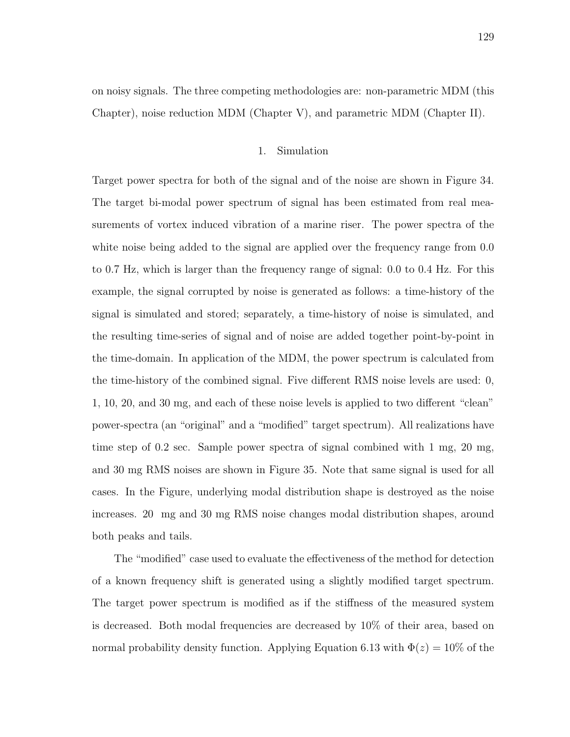on noisy signals. The three competing methodologies are: non-parametric MDM (this Chapter), noise reduction MDM (Chapter V), and parametric MDM (Chapter II).

### 1. Simulation

Target power spectra for both of the signal and of the noise are shown in Figure 34. The target bi-modal power spectrum of signal has been estimated from real measurements of vortex induced vibration of a marine riser. The power spectra of the white noise being added to the signal are applied over the frequency range from 0.0 to 0.7 Hz, which is larger than the frequency range of signal: 0.0 to 0.4 Hz. For this example, the signal corrupted by noise is generated as follows: a time-history of the signal is simulated and stored; separately, a time-history of noise is simulated, and the resulting time-series of signal and of noise are added together point-by-point in the time-domain. In application of the MDM, the power spectrum is calculated from the time-history of the combined signal. Five different RMS noise levels are used: 0, 1, 10, 20, and 30 mg, and each of these noise levels is applied to two different "clean" power-spectra (an "original" and a "modified" target spectrum). All realizations have time step of 0.2 sec. Sample power spectra of signal combined with 1 mg, 20 mg, and 30 mg RMS noises are shown in Figure 35. Note that same signal is used for all cases. In the Figure, underlying modal distribution shape is destroyed as the noise increases. 20 mg and 30 mg RMS noise changes modal distribution shapes, around both peaks and tails.

The "modified" case used to evaluate the effectiveness of the method for detection of a known frequency shift is generated using a slightly modified target spectrum. The target power spectrum is modified as if the stiffness of the measured system is decreased. Both modal frequencies are decreased by 10% of their area, based on normal probability density function. Applying Equation 6.13 with $\Phi(z) = 10\%$ of the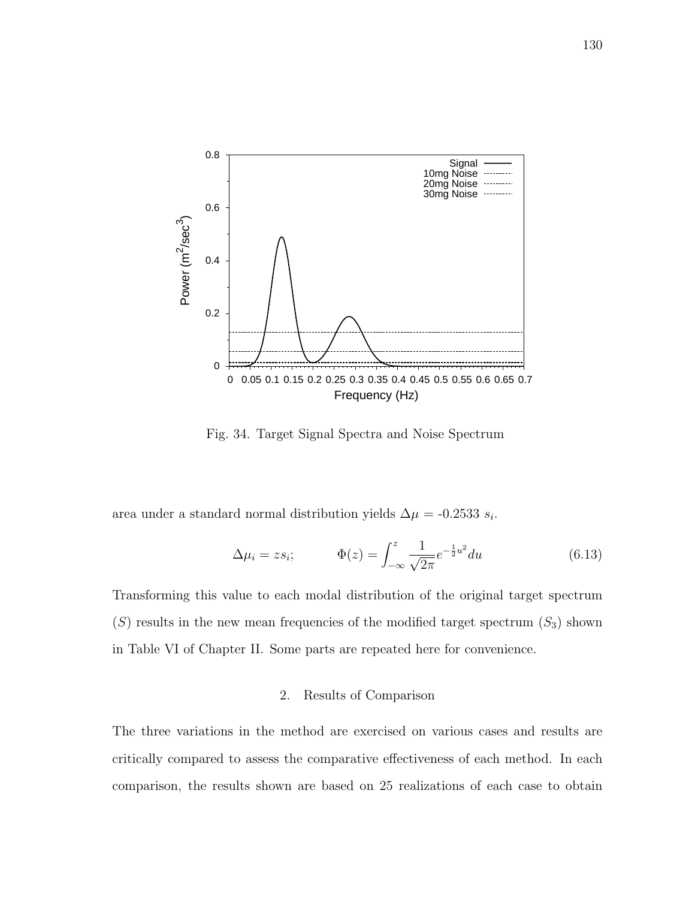Fig. 34. Target Signal Spectra and Noise Spectrum

area under a standard normal distribution yields $\Delta\mu$ = -0.2533 $s_i$.

$$\Delta\mu_i = zs_i; \qquad \Phi(z) = \int_{-\infty}^{z} \frac{1}{\sqrt{2\pi}} e^{-\frac{1}{2}u^2} du \tag{6.13}$$

Transforming this value to each modal distribution of the original target spectrum ($S$) results in the new mean frequencies of the modified target spectrum ($S_3$) shown in Table VI of Chapter II. Some parts are repeated here for convenience.

### 2. Results of Comparison

The three variations in the method are exercised on various cases and results are critically compared to assess the comparative effectiveness of each method. In each comparison, the results shown are based on 25 realizations of each case to obtain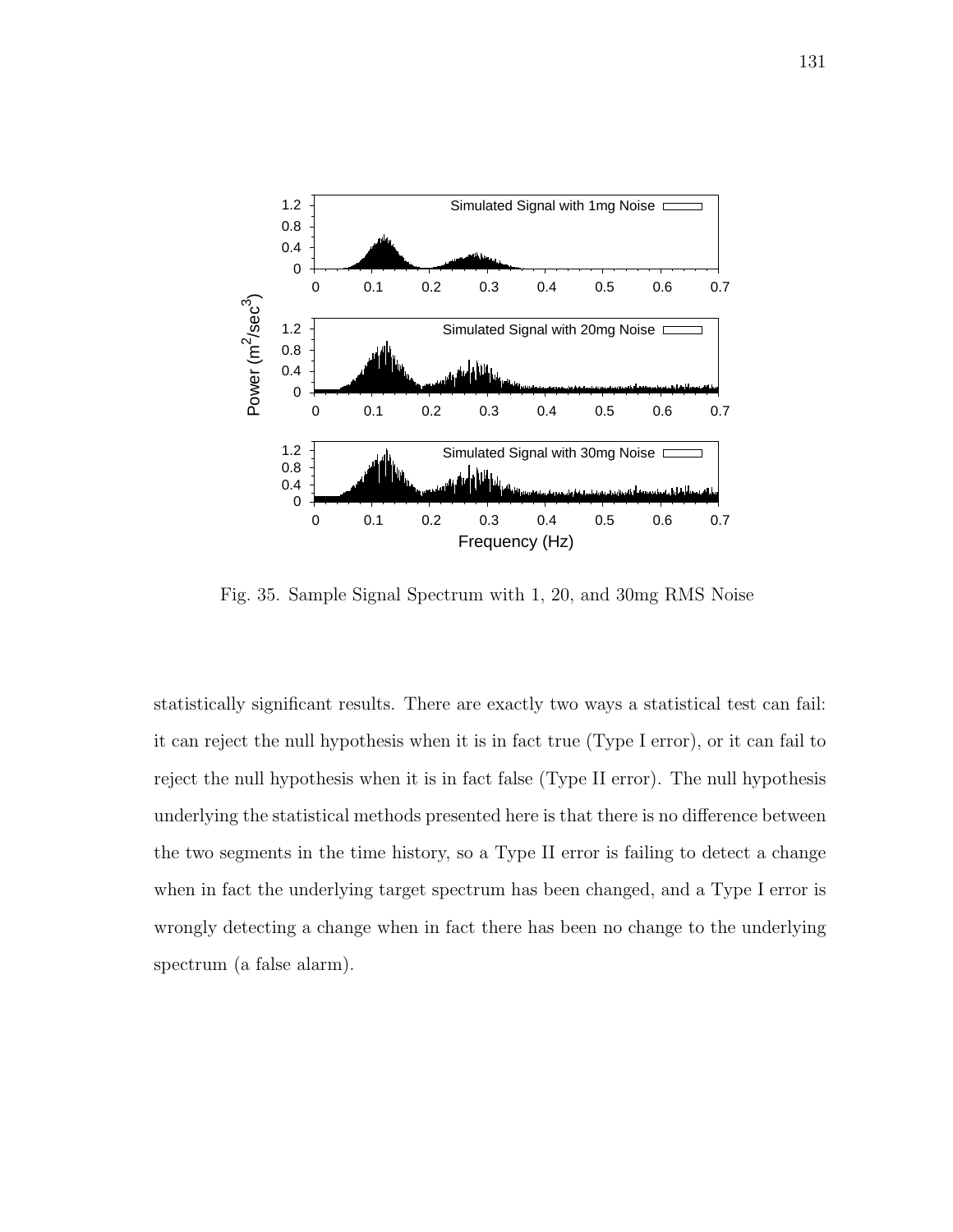Fig. 35. Sample Signal Spectrum with 1, 20, and 30mg RMS Noise

statistically significant results. There are exactly two ways a statistical test can fail: it can reject the null hypothesis when it is in fact true (Type I error), or it can fail to reject the null hypothesis when it is in fact false (Type II error). The null hypothesis underlying the statistical methods presented here is that there is no difference between the two segments in the time history, so a Type II error is failing to detect a change when in fact the underlying target spectrum has been changed, and a Type I error is wrongly detecting a change when in fact there has been no change to the underlying spectrum (a false alarm).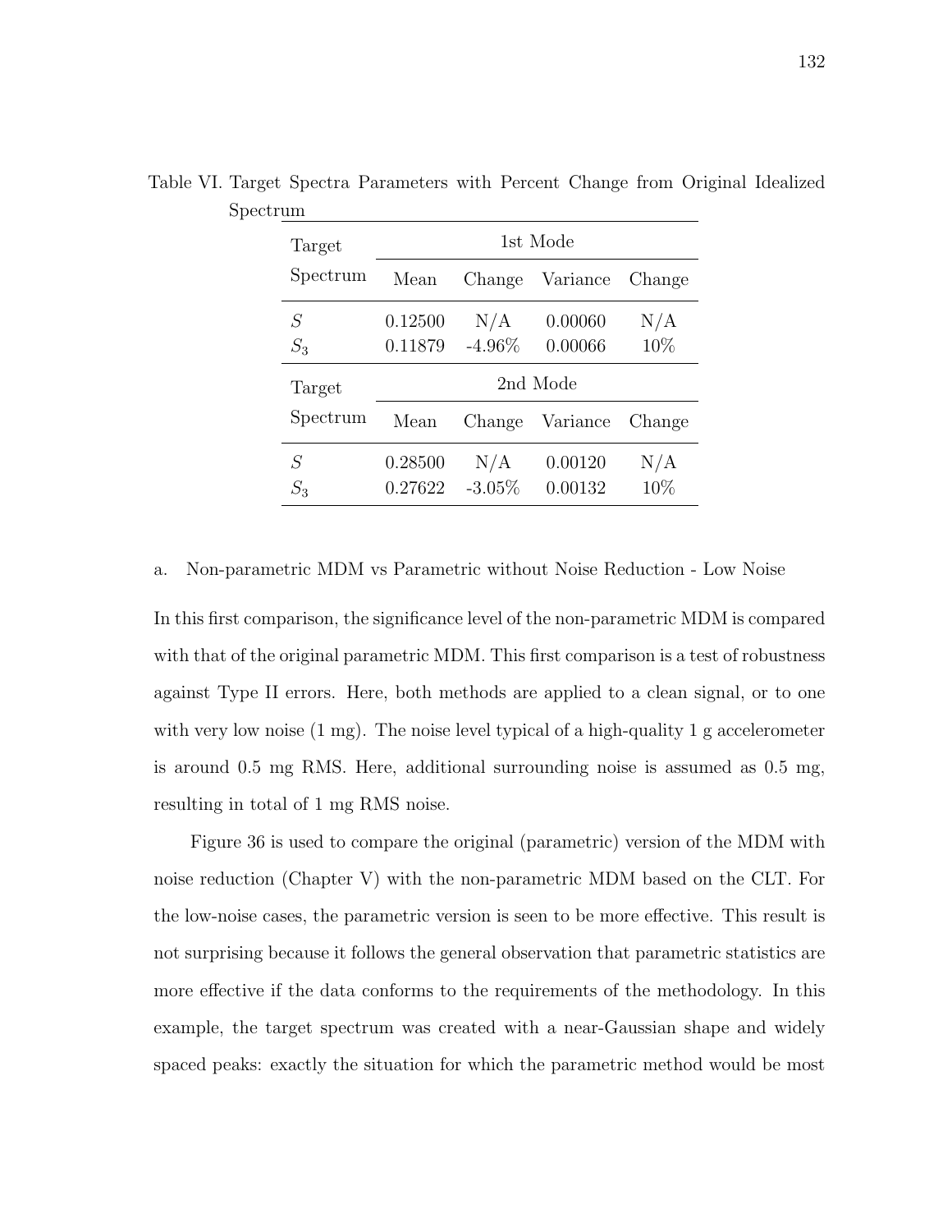Table VI. Target Spectra Parameters with Percent Change from Original Idealized Spectrum

| Target Spectrum | 1st Mode | | | |
|---|---|---|---|---|
| | Mean | Change | Variance | Change |
| $S$ | 0.12500 | N/A | 0.00060 | N/A |
| $S_3$ | 0.11879 | -4.96% | 0.00066 | 10% |
| **Target Spectrum** | **2nd Mode** | | | |
| | Mean | Change | Variance | Change |
| $S$ | 0.28500 | N/A | 0.00120 | N/A |
| $S_3$ | 0.27622 | -3.05% | 0.00132 | 10% |

a. Non-parametric MDM vs Parametric without Noise Reduction - Low Noise

In this first comparison, the significance level of the non-parametric MDM is compared with that of the original parametric MDM. This first comparison is a test of robustness against Type II errors. Here, both methods are applied to a clean signal, or to one with very low noise (1 mg). The noise level typical of a high-quality 1 g accelerometer is around 0.5 mg RMS. Here, additional surrounding noise is assumed as 0.5 mg, resulting in total of 1 mg RMS noise.

Figure 36 is used to compare the original (parametric) version of the MDM with noise reduction (Chapter V) with the non-parametric MDM based on the CLT. For the low-noise cases, the parametric version is seen to be more effective. This result is not surprising because it follows the general observation that parametric statistics are more effective if the data conforms to the requirements of the methodology. In this example, the target spectrum was created with a near-Gaussian shape and widely spaced peaks: exactly the situation for which the parametric method would be most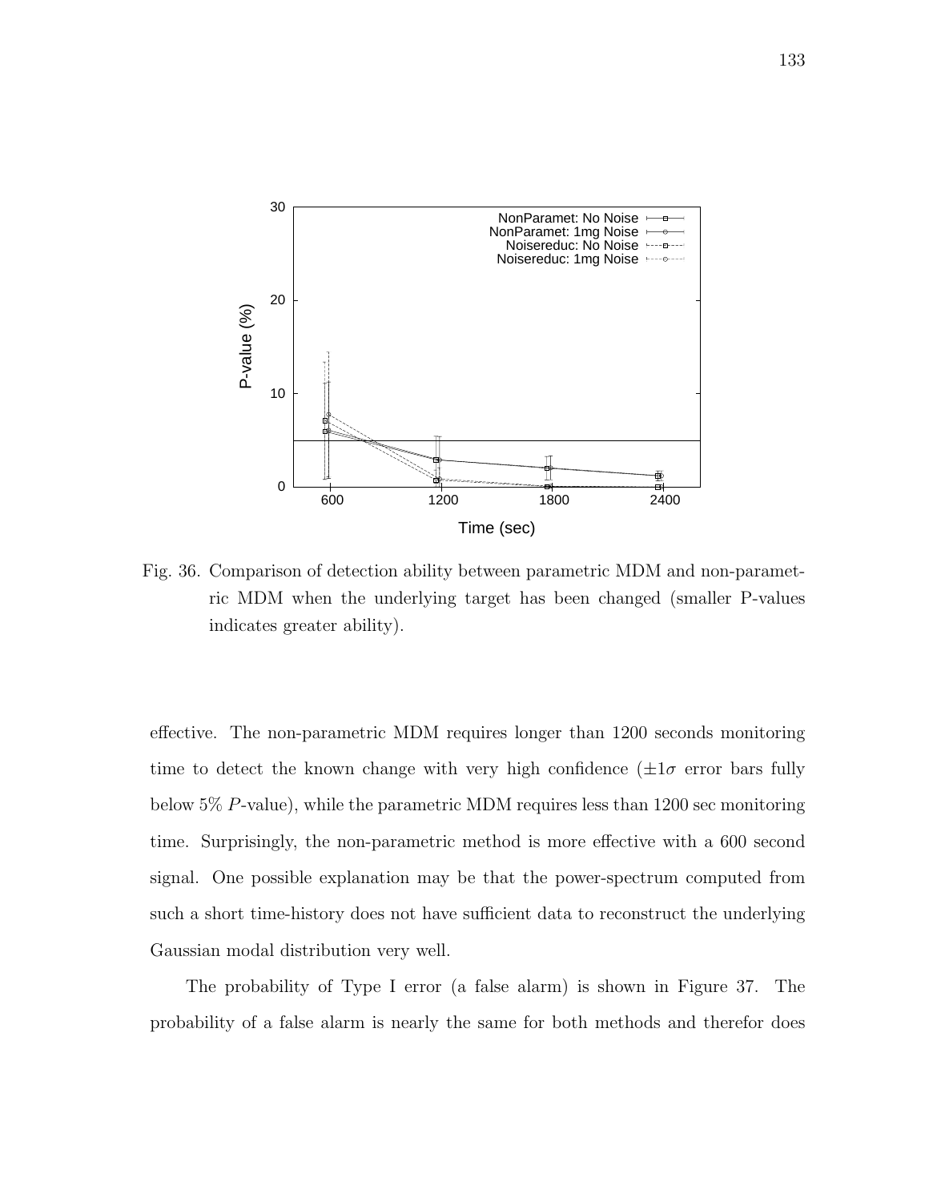Fig. 36. Comparison of detection ability between parametric MDM and non-parametric MDM when the underlying target has been changed (smaller P-values indicates greater ability).

effective. The non-parametric MDM requires longer than 1200 seconds monitoring time to detect the known change with very high confidence ($\pm 1\sigma$ error bars fully below 5% $P$-value), while the parametric MDM requires less than 1200 sec monitoring time. Surprisingly, the non-parametric method is more effective with a 600 second signal. One possible explanation may be that the power-spectrum computed from such a short time-history does not have sufficient data to reconstruct the underlying Gaussian modal distribution very well.

The probability of Type I error (a false alarm) is shown in Figure 37. The probability of a false alarm is nearly the same for both methods and therefor does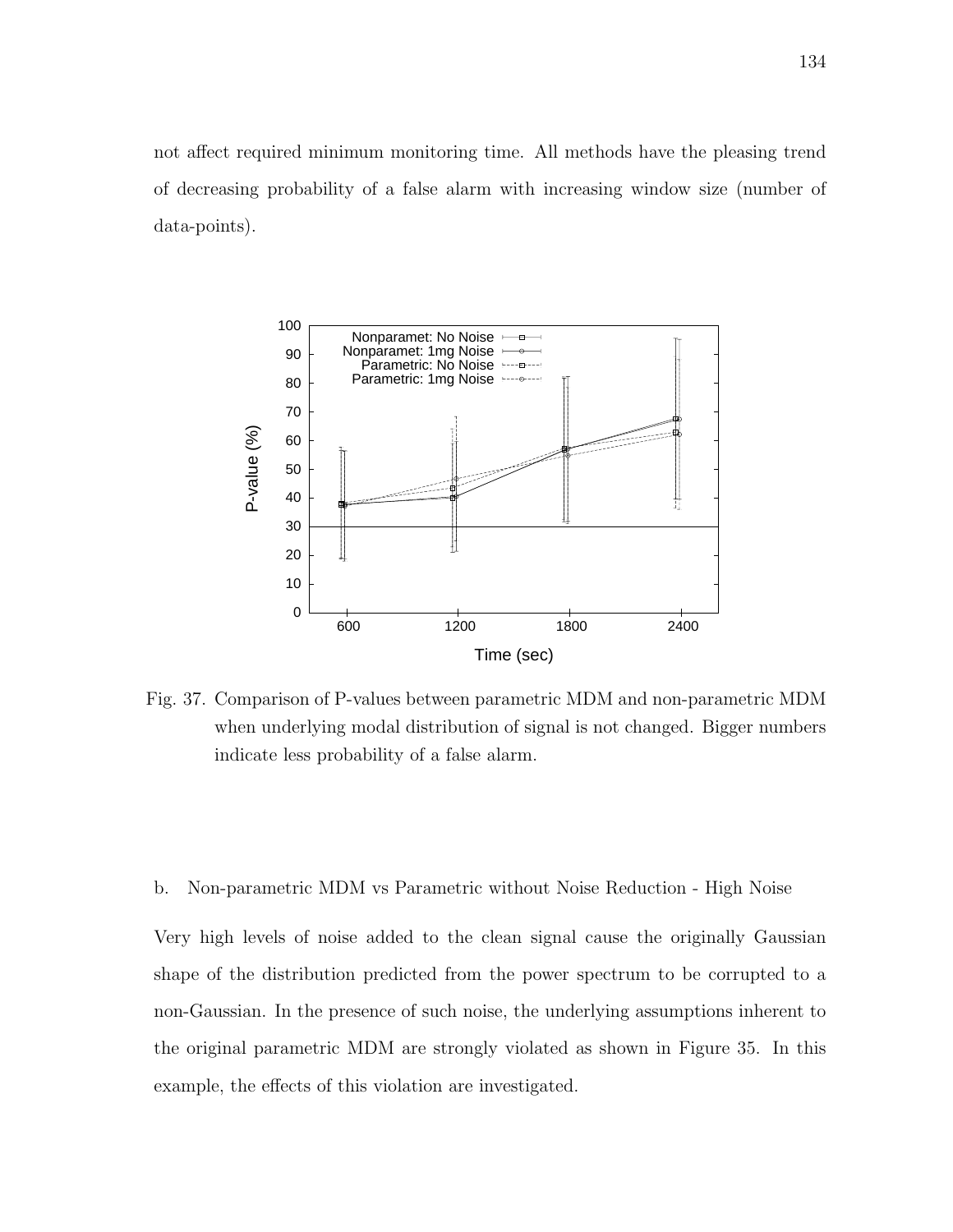not affect required minimum monitoring time. All methods have the pleasing trend of decreasing probability of a false alarm with increasing window size (number of data-points).

Fig. 37. Comparison of P-values between parametric MDM and non-parametric MDM when underlying modal distribution of signal is not changed. Bigger numbers indicate less probability of a false alarm.

b. Non-parametric MDM vs Parametric without Noise Reduction - High Noise

Very high levels of noise added to the clean signal cause the originally Gaussian shape of the distribution predicted from the power spectrum to be corrupted to a non-Gaussian. In the presence of such noise, the underlying assumptions inherent to the original parametric MDM are strongly violated as shown in Figure 35. In this example, the effects of this violation are investigated.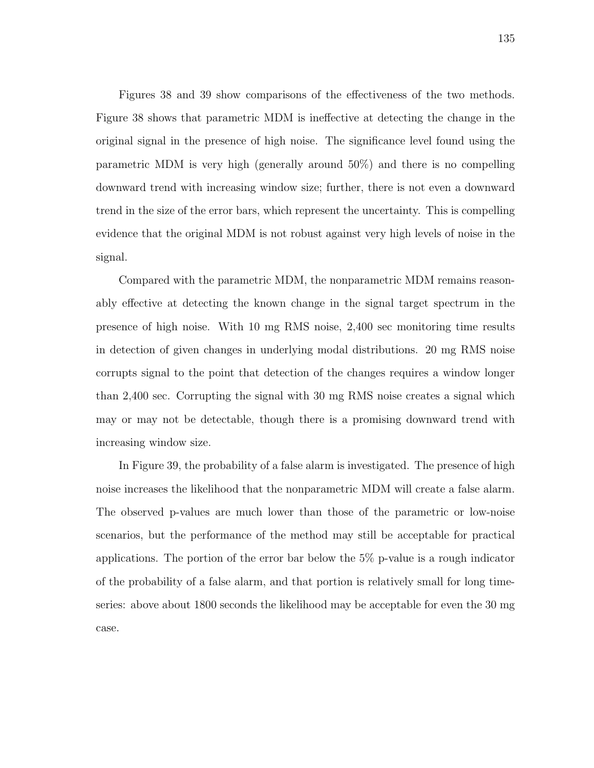Figures 38 and 39 show comparisons of the effectiveness of the two methods. Figure 38 shows that parametric MDM is ineffective at detecting the change in the original signal in the presence of high noise. The significance level found using the parametric MDM is very high (generally around 50%) and there is no compelling downward trend with increasing window size; further, there is not even a downward trend in the size of the error bars, which represent the uncertainty. This is compelling evidence that the original MDM is not robust against very high levels of noise in the signal.

Compared with the parametric MDM, the nonparametric MDM remains reasonably effective at detecting the known change in the signal target spectrum in the presence of high noise. With 10 mg RMS noise, 2,400 sec monitoring time results in detection of given changes in underlying modal distributions. 20 mg RMS noise corrupts signal to the point that detection of the changes requires a window longer than 2,400 sec. Corrupting the signal with 30 mg RMS noise creates a signal which may or may not be detectable, though there is a promising downward trend with increasing window size.

In Figure 39, the probability of a false alarm is investigated. The presence of high noise increases the likelihood that the nonparametric MDM will create a false alarm. The observed p-values are much lower than those of the parametric or low-noise scenarios, but the performance of the method may still be acceptable for practical applications. The portion of the error bar below the 5% p-value is a rough indicator of the probability of a false alarm, and that portion is relatively small for long time-series: above about 1800 seconds the likelihood may be acceptable for even the 30 mg case.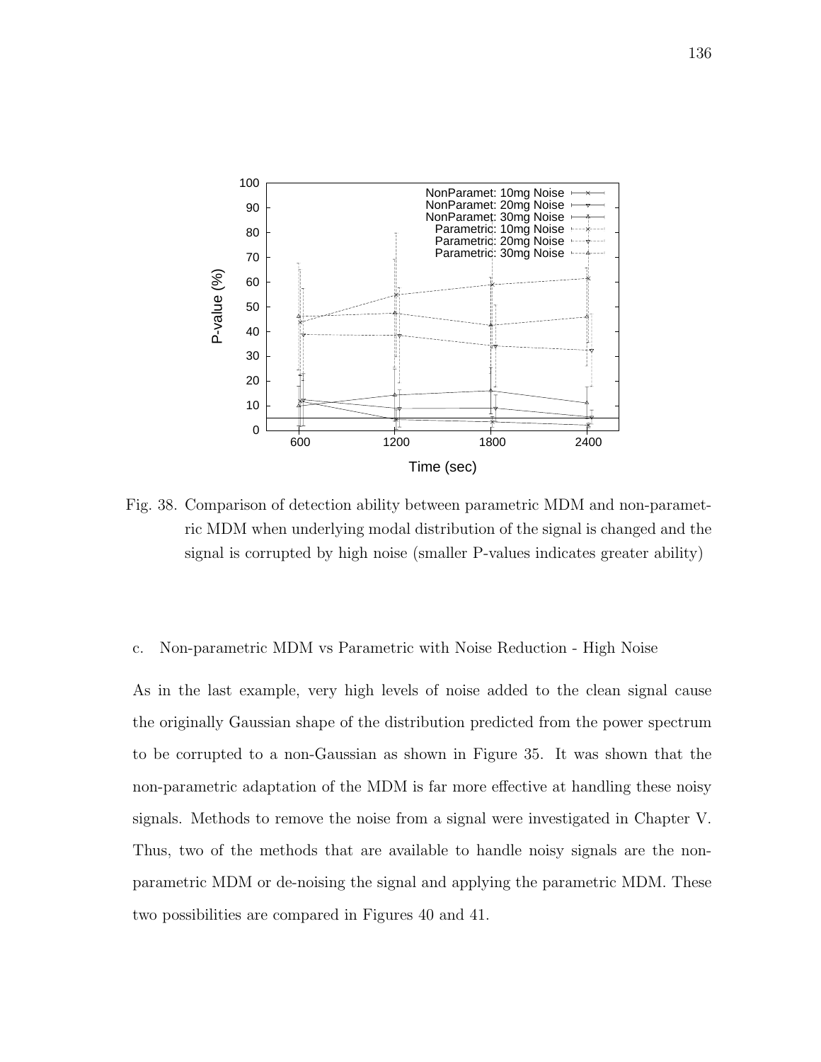Fig. 38. Comparison of detection ability between parametric MDM and non-parametric MDM when underlying modal distribution of the signal is changed and the signal is corrupted by high noise (smaller P-values indicates greater ability)

c. Non-parametric MDM vs Parametric with Noise Reduction - High Noise

As in the last example, very high levels of noise added to the clean signal cause the originally Gaussian shape of the distribution predicted from the power spectrum to be corrupted to a non-Gaussian as shown in Figure 35. It was shown that the non-parametric adaptation of the MDM is far more effective at handling these noisy signals. Methods to remove the noise from a signal were investigated in Chapter V. Thus, two of the methods that are available to handle noisy signals are the non-parametric MDM or de-noising the signal and applying the parametric MDM. These two possibilities are compared in Figures 40 and 41.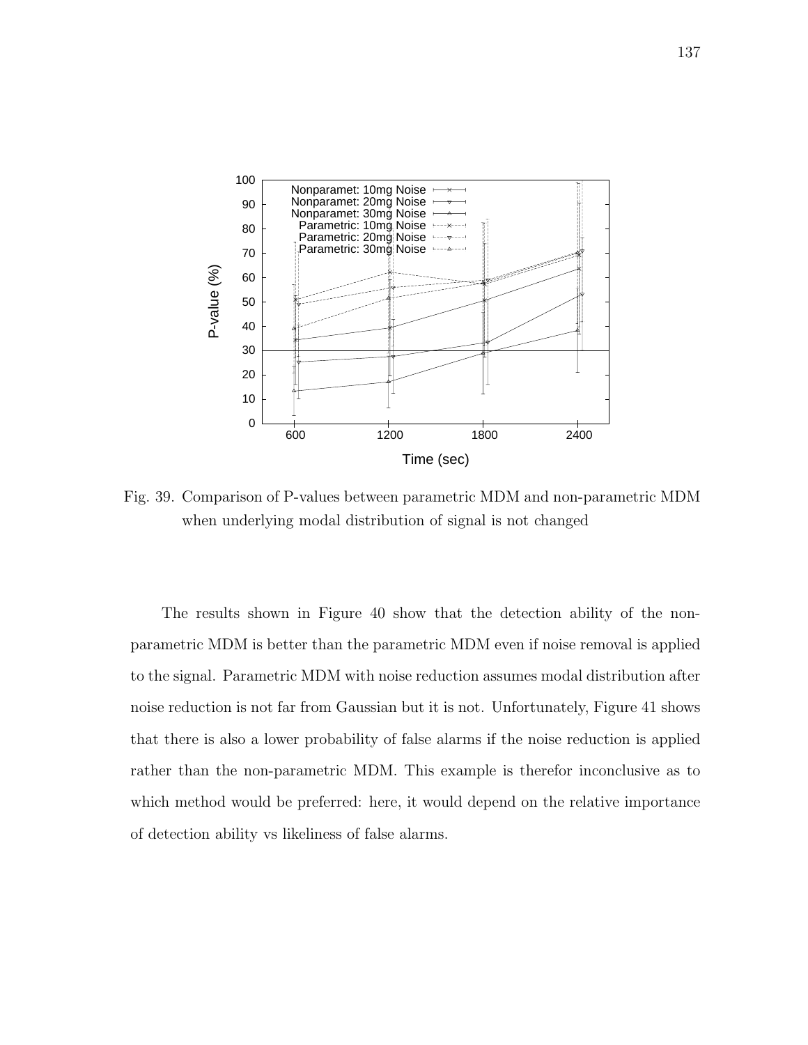Fig. 39. Comparison of P-values between parametric MDM and non-parametric MDM when underlying modal distribution of signal is not changed

The results shown in Figure 40 show that the detection ability of the non-parametric MDM is better than the parametric MDM even if noise removal is applied to the signal. Parametric MDM with noise reduction assumes modal distribution after noise reduction is not far from Gaussian but it is not. Unfortunately, Figure 41 shows that there is also a lower probability of false alarms if the noise reduction is applied rather than the non-parametric MDM. This example is therefor inconclusive as to which method would be preferred: here, it would depend on the relative importance of detection ability vs likeliness of false alarms.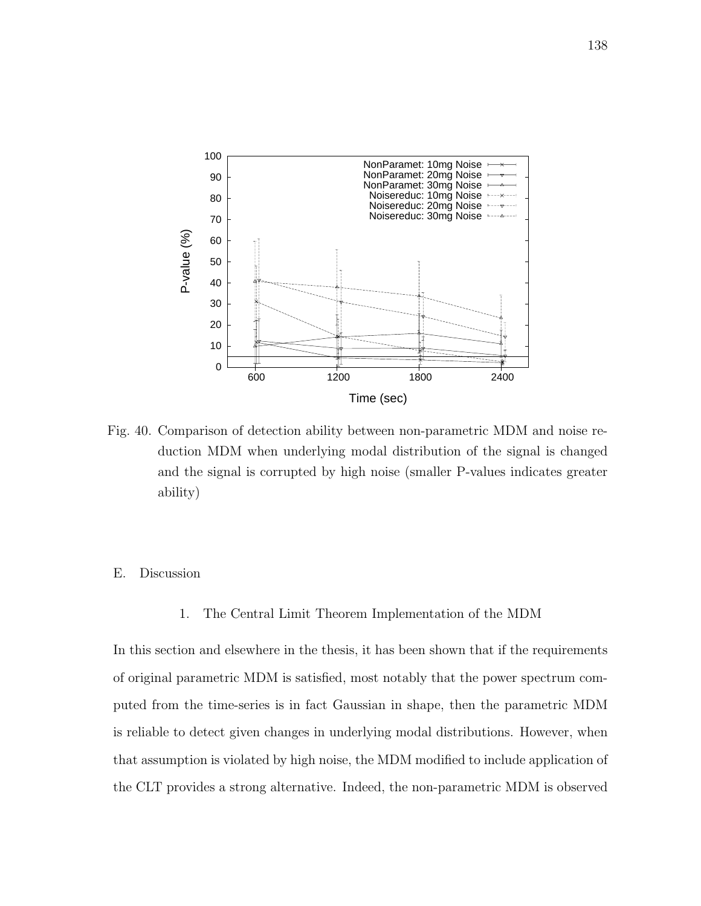Fig. 40. Comparison of detection ability between non-parametric MDM and noise reduction MDM when underlying modal distribution of the signal is changed and the signal is corrupted by high noise (smaller P-values indicates greater ability)

## E. Discussion

### 1. The Central Limit Theorem Implementation of the MDM

In this section and elsewhere in the thesis, it has been shown that if the requirements of original parametric MDM is satisfied, most notably that the power spectrum computed from the time-series is in fact Gaussian in shape, then the parametric MDM is reliable to detect given changes in underlying modal distributions. However, when that assumption is violated by high noise, the MDM modified to include application of the CLT provides a strong alternative. Indeed, the non-parametric MDM is observed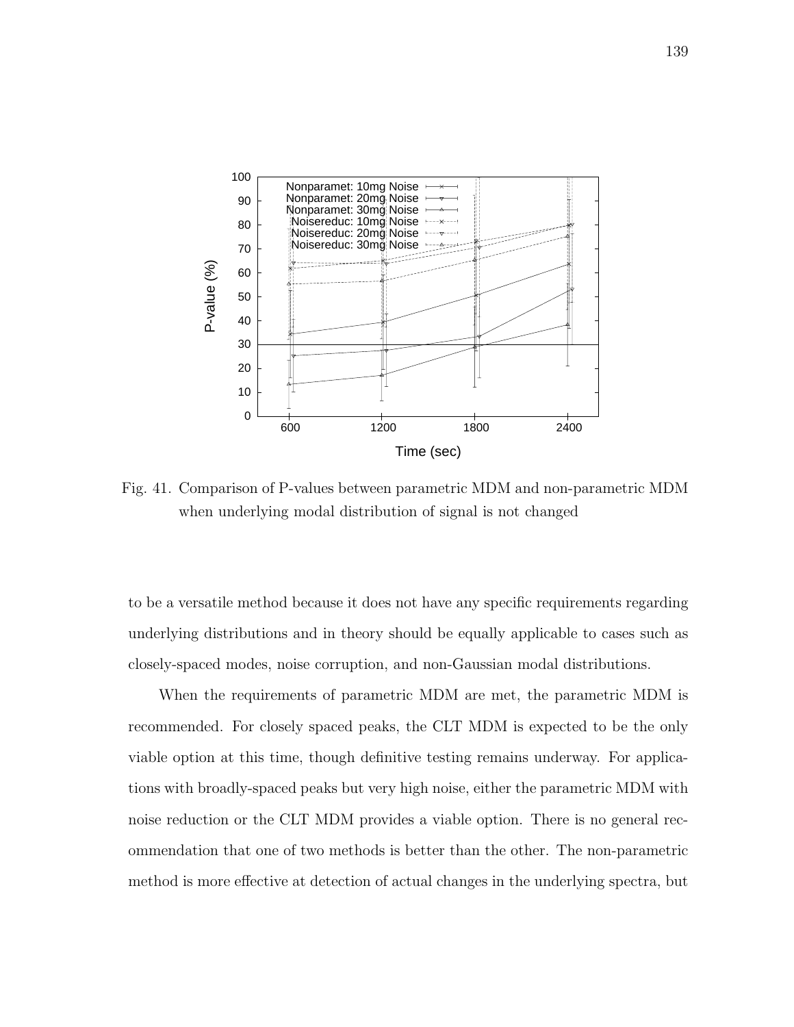Fig. 41. Comparison of P-values between parametric MDM and non-parametric MDM when underlying modal distribution of signal is not changed

to be a versatile method because it does not have any specific requirements regarding underlying distributions and in theory should be equally applicable to cases such as closely-spaced modes, noise corruption, and non-Gaussian modal distributions.

When the requirements of parametric MDM are met, the parametric MDM is recommended. For closely spaced peaks, the CLT MDM is expected to be the only viable option at this time, though definitive testing remains underway. For applications with broadly-spaced peaks but very high noise, either the parametric MDM with noise reduction or the CLT MDM provides a viable option. There is no general recommendation that one of two methods is better than the other. The non-parametric method is more effective at detection of actual changes in the underlying spectra, but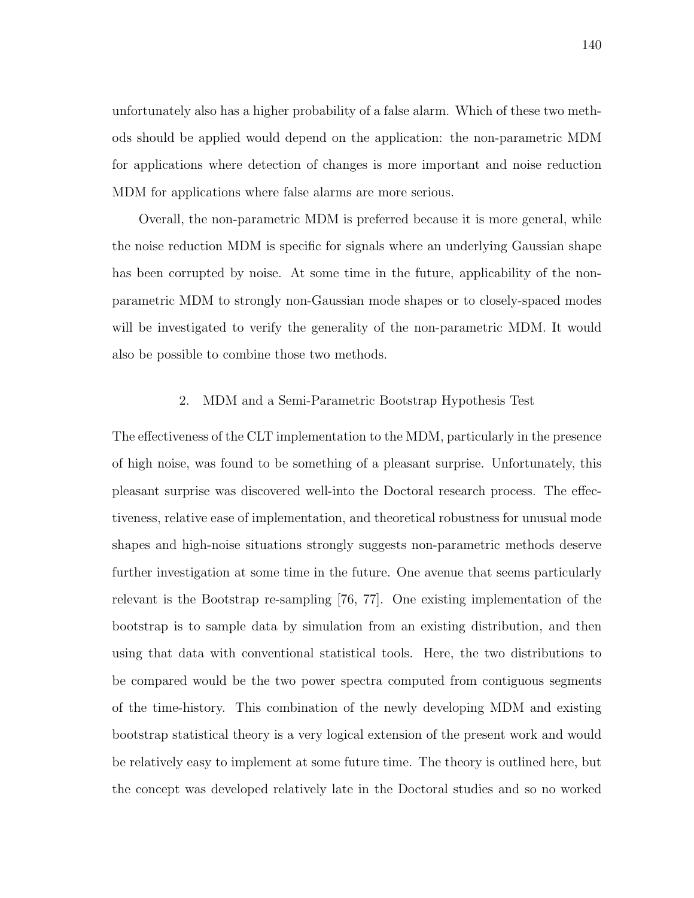unfortunately also has a higher probability of a false alarm. Which of these two methods should be applied would depend on the application: the non-parametric MDM for applications where detection of changes is more important and noise reduction MDM for applications where false alarms are more serious.

Overall, the non-parametric MDM is preferred because it is more general, while the noise reduction MDM is specific for signals where an underlying Gaussian shape has been corrupted by noise. At some time in the future, applicability of the non-parametric MDM to strongly non-Gaussian mode shapes or to closely-spaced modes will be investigated to verify the generality of the non-parametric MDM. It would also be possible to combine those two methods.

### 2. MDM and a Semi-Parametric Bootstrap Hypothesis Test

The effectiveness of the CLT implementation to the MDM, particularly in the presence of high noise, was found to be something of a pleasant surprise. Unfortunately, this pleasant surprise was discovered well-into the Doctoral research process. The effectiveness, relative ease of implementation, and theoretical robustness for unusual mode shapes and high-noise situations strongly suggests non-parametric methods deserve further investigation at some time in the future. One avenue that seems particularly relevant is the Bootstrap re-sampling [76, 77]. One existing implementation of the bootstrap is to sample data by simulation from an existing distribution, and then using that data with conventional statistical tools. Here, the two distributions to be compared would be the two power spectra computed from contiguous segments of the time-history. This combination of the newly developing MDM and existing bootstrap statistical theory is a very logical extension of the present work and would be relatively easy to implement at some future time. The theory is outlined here, but the concept was developed relatively late in the Doctoral studies and so no worked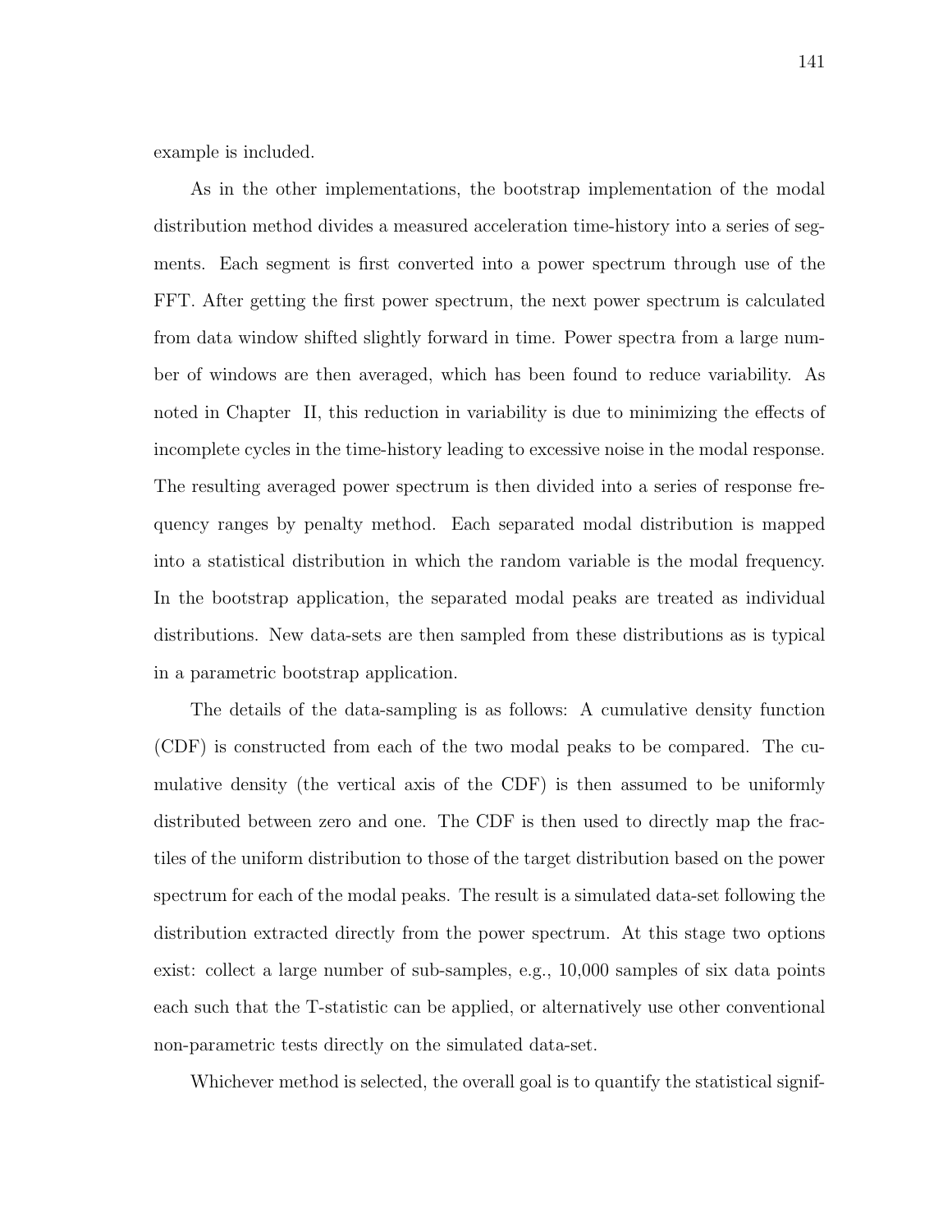example is included.

As in the other implementations, the bootstrap implementation of the modal distribution method divides a measured acceleration time-history into a series of segments. Each segment is first converted into a power spectrum through use of the FFT. After getting the first power spectrum, the next power spectrum is calculated from data window shifted slightly forward in time. Power spectra from a large number of windows are then averaged, which has been found to reduce variability. As noted in Chapter II, this reduction in variability is due to minimizing the effects of incomplete cycles in the time-history leading to excessive noise in the modal response. The resulting averaged power spectrum is then divided into a series of response frequency ranges by penalty method. Each separated modal distribution is mapped into a statistical distribution in which the random variable is the modal frequency. In the bootstrap application, the separated modal peaks are treated as individual distributions. New data-sets are then sampled from these distributions as is typical in a parametric bootstrap application.

The details of the data-sampling is as follows: A cumulative density function (CDF) is constructed from each of the two modal peaks to be compared. The cumulative density (the vertical axis of the CDF) is then assumed to be uniformly distributed between zero and one. The CDF is then used to directly map the fractiles of the uniform distribution to those of the target distribution based on the power spectrum for each of the modal peaks. The result is a simulated data-set following the distribution extracted directly from the power spectrum. At this stage two options exist: collect a large number of sub-samples, e.g., 10,000 samples of six data points each such that the T-statistic can be applied, or alternatively use other conventional non-parametric tests directly on the simulated data-set.

Whichever method is selected, the overall goal is to quantify the statistical signif-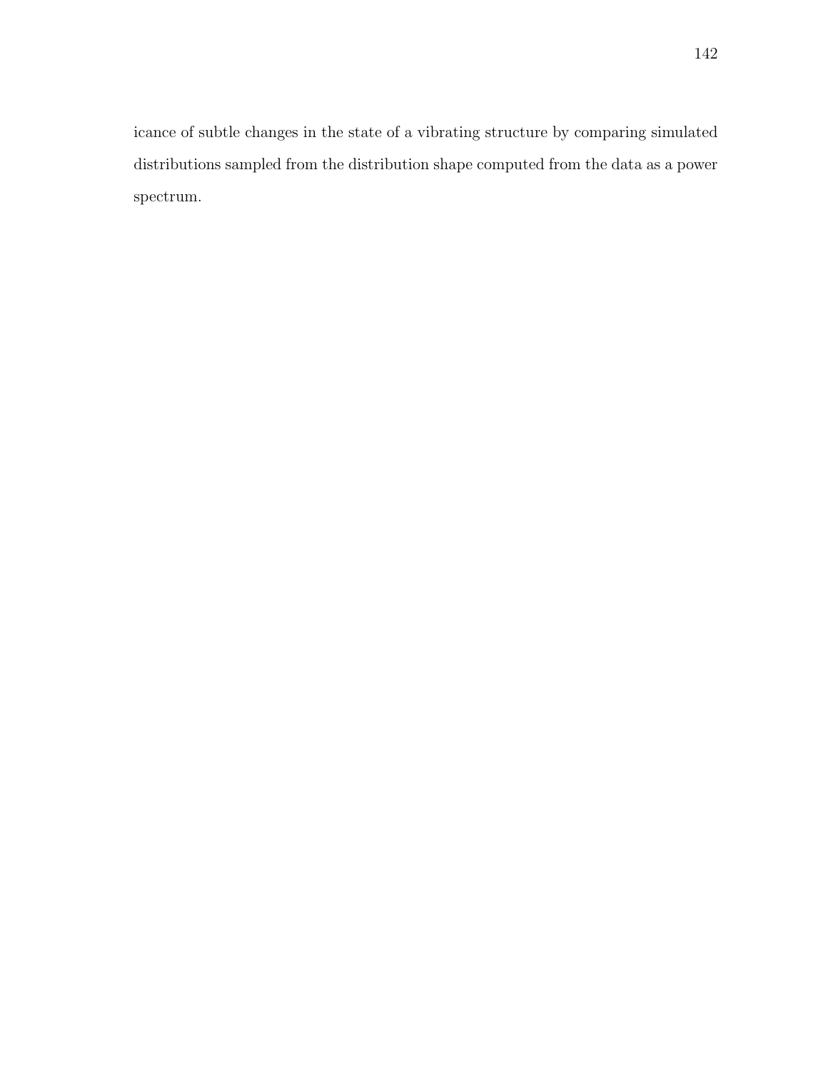icance of subtle changes in the state of a vibrating structure by comparing simulated distributions sampled from the distribution shape computed from the data as a power spectrum.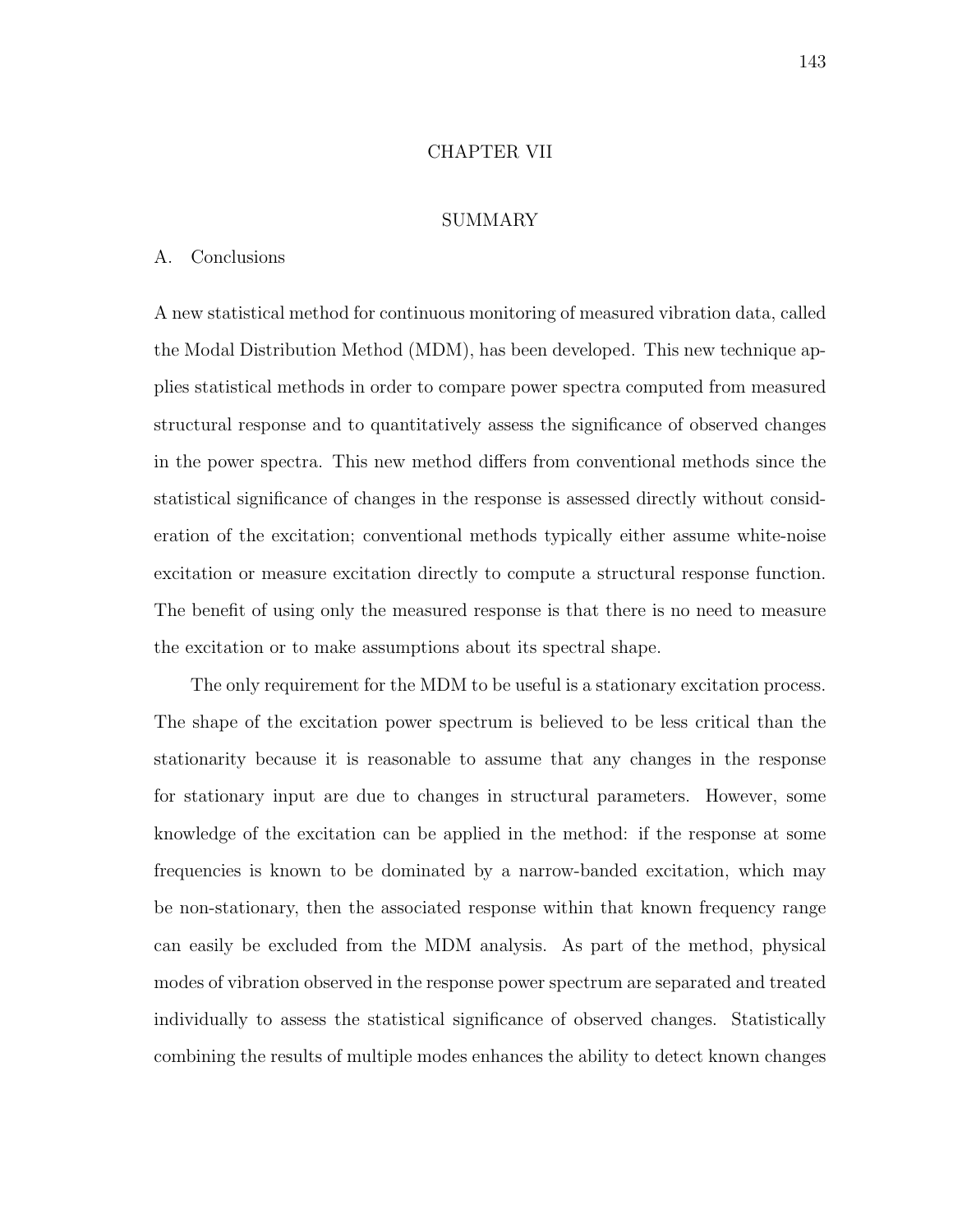# CHAPTER VII

# SUMMARY

## A. Conclusions

A new statistical method for continuous monitoring of measured vibration data, called the Modal Distribution Method (MDM), has been developed. This new technique applies statistical methods in order to compare power spectra computed from measured structural response and to quantitatively assess the significance of observed changes in the power spectra. This new method differs from conventional methods since the statistical significance of changes in the response is assessed directly without consideration of the excitation; conventional methods typically either assume white-noise excitation or measure excitation directly to compute a structural response function. The benefit of using only the measured response is that there is no need to measure the excitation or to make assumptions about its spectral shape.

The only requirement for the MDM to be useful is a stationary excitation process. The shape of the excitation power spectrum is believed to be less critical than the stationarity because it is reasonable to assume that any changes in the response for stationary input are due to changes in structural parameters. However, some knowledge of the excitation can be applied in the method: if the response at some frequencies is known to be dominated by a narrow-banded excitation, which may be non-stationary, then the associated response within that known frequency range can easily be excluded from the MDM analysis. As part of the method, physical modes of vibration observed in the response power spectrum are separated and treated individually to assess the statistical significance of observed changes. Statistically combining the results of multiple modes enhances the ability to detect known changes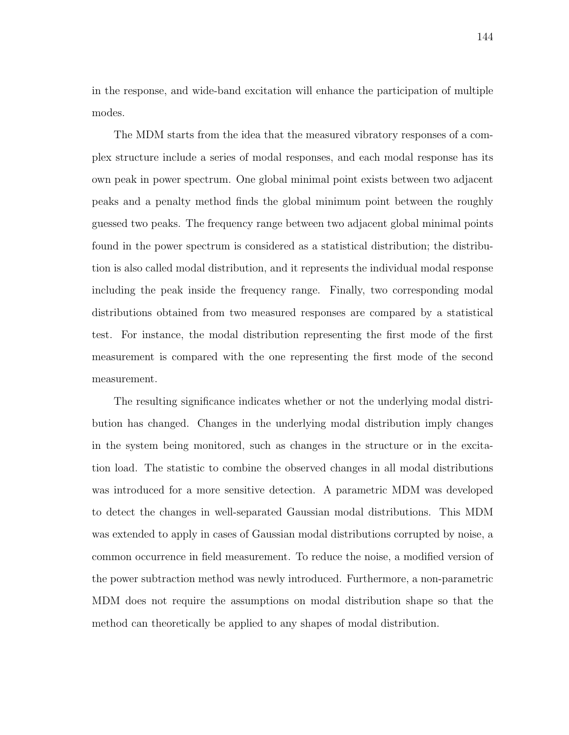in the response, and wide-band excitation will enhance the participation of multiple modes.

The MDM starts from the idea that the measured vibratory responses of a complex structure include a series of modal responses, and each modal response has its own peak in power spectrum. One global minimal point exists between two adjacent peaks and a penalty method finds the global minimum point between the roughly guessed two peaks. The frequency range between two adjacent global minimal points found in the power spectrum is considered as a statistical distribution; the distribution is also called modal distribution, and it represents the individual modal response including the peak inside the frequency range. Finally, two corresponding modal distributions obtained from two measured responses are compared by a statistical test. For instance, the modal distribution representing the first mode of the first measurement is compared with the one representing the first mode of the second measurement.

The resulting significance indicates whether or not the underlying modal distribution has changed. Changes in the underlying modal distribution imply changes in the system being monitored, such as changes in the structure or in the excitation load. The statistic to combine the observed changes in all modal distributions was introduced for a more sensitive detection. A parametric MDM was developed to detect the changes in well-separated Gaussian modal distributions. This MDM was extended to apply in cases of Gaussian modal distributions corrupted by noise, a common occurrence in field measurement. To reduce the noise, a modified version of the power subtraction method was newly introduced. Furthermore, a non-parametric MDM does not require the assumptions on modal distribution shape so that the method can theoretically be applied to any shapes of modal distribution.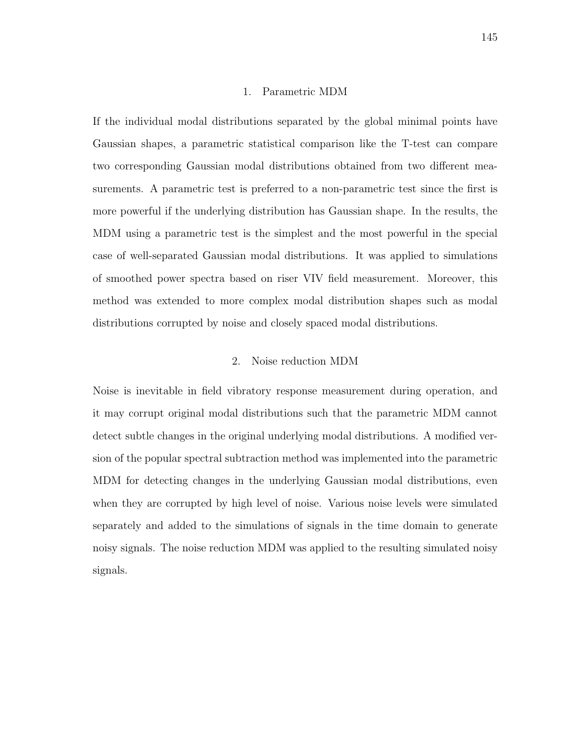### 1. Parametric MDM

If the individual modal distributions separated by the global minimal points have Gaussian shapes, a parametric statistical comparison like the T-test can compare two corresponding Gaussian modal distributions obtained from two different measurements. A parametric test is preferred to a non-parametric test since the first is more powerful if the underlying distribution has Gaussian shape. In the results, the MDM using a parametric test is the simplest and the most powerful in the special case of well-separated Gaussian modal distributions. It was applied to simulations of smoothed power spectra based on riser VIV field measurement. Moreover, this method was extended to more complex modal distribution shapes such as modal distributions corrupted by noise and closely spaced modal distributions.

### 2. Noise reduction MDM

Noise is inevitable in field vibratory response measurement during operation, and it may corrupt original modal distributions such that the parametric MDM cannot detect subtle changes in the original underlying modal distributions. A modified version of the popular spectral subtraction method was implemented into the parametric MDM for detecting changes in the underlying Gaussian modal distributions, even when they are corrupted by high level of noise. Various noise levels were simulated separately and added to the simulations of signals in the time domain to generate noisy signals. The noise reduction MDM was applied to the resulting simulated noisy signals.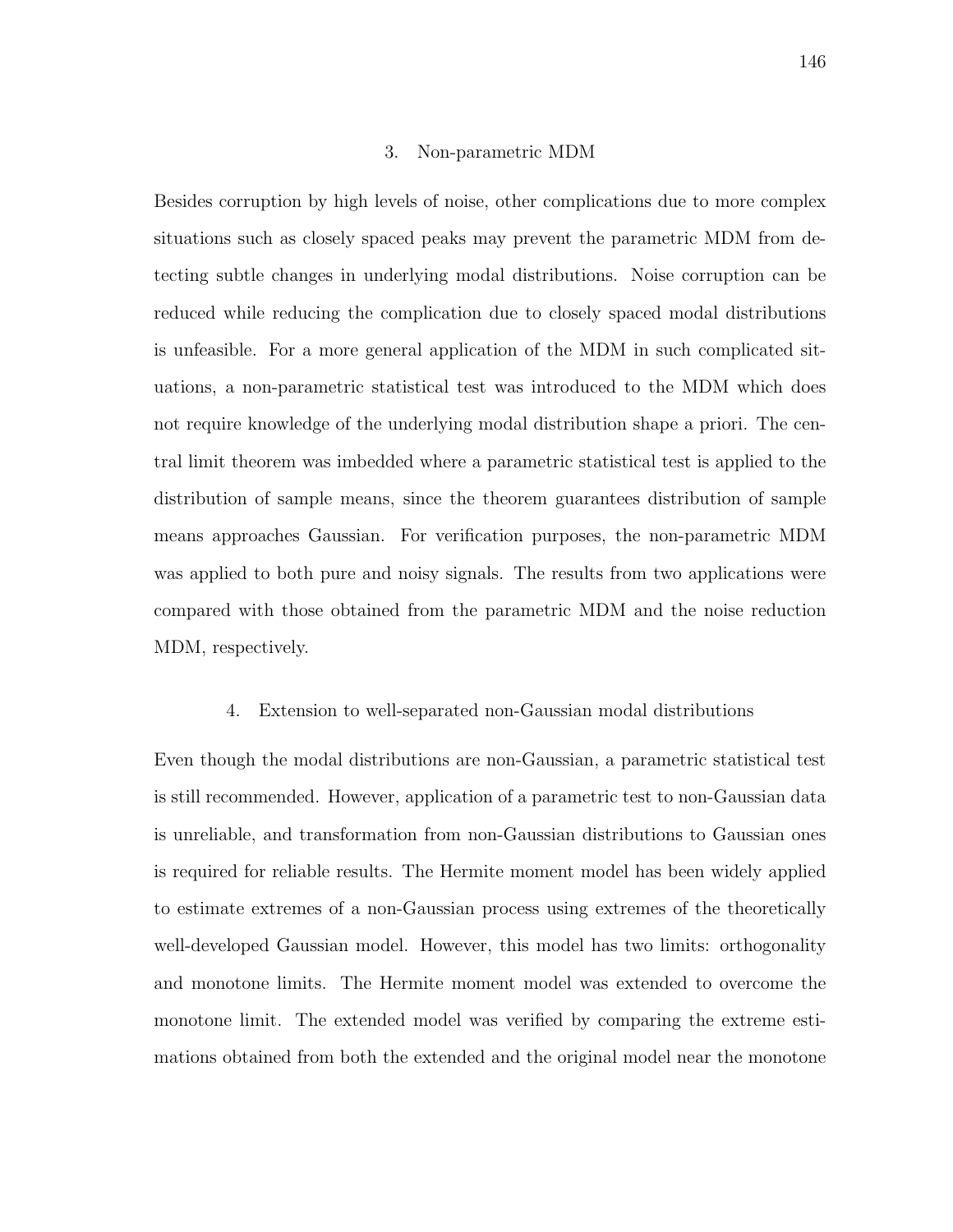### 3. Non-parametric MDM

Besides corruption by high levels of noise, other complications due to more complex situations such as closely spaced peaks may prevent the parametric MDM from detecting subtle changes in underlying modal distributions. Noise corruption can be reduced while reducing the complication due to closely spaced modal distributions is unfeasible. For a more general application of the MDM in such complicated situations, a non-parametric statistical test was introduced to the MDM which does not require knowledge of the underlying modal distribution shape a priori. The central limit theorem was imbedded where a parametric statistical test is applied to the distribution of sample means, since the theorem guarantees distribution of sample means approaches Gaussian. For verification purposes, the non-parametric MDM was applied to both pure and noisy signals. The results from two applications were compared with those obtained from the parametric MDM and the noise reduction MDM, respectively.

### 4. Extension to well-separated non-Gaussian modal distributions

Even though the modal distributions are non-Gaussian, a parametric statistical test is still recommended. However, application of a parametric test to non-Gaussian data is unreliable, and transformation from non-Gaussian distributions to Gaussian ones is required for reliable results. The Hermite moment model has been widely applied to estimate extremes of a non-Gaussian process using extremes of the theoretically well-developed Gaussian model. However, this model has two limits: orthogonality and monotone limits. The Hermite moment model was extended to overcome the monotone limit. The extended model was verified by comparing the extreme estimations obtained from both the extended and the original model near the monotone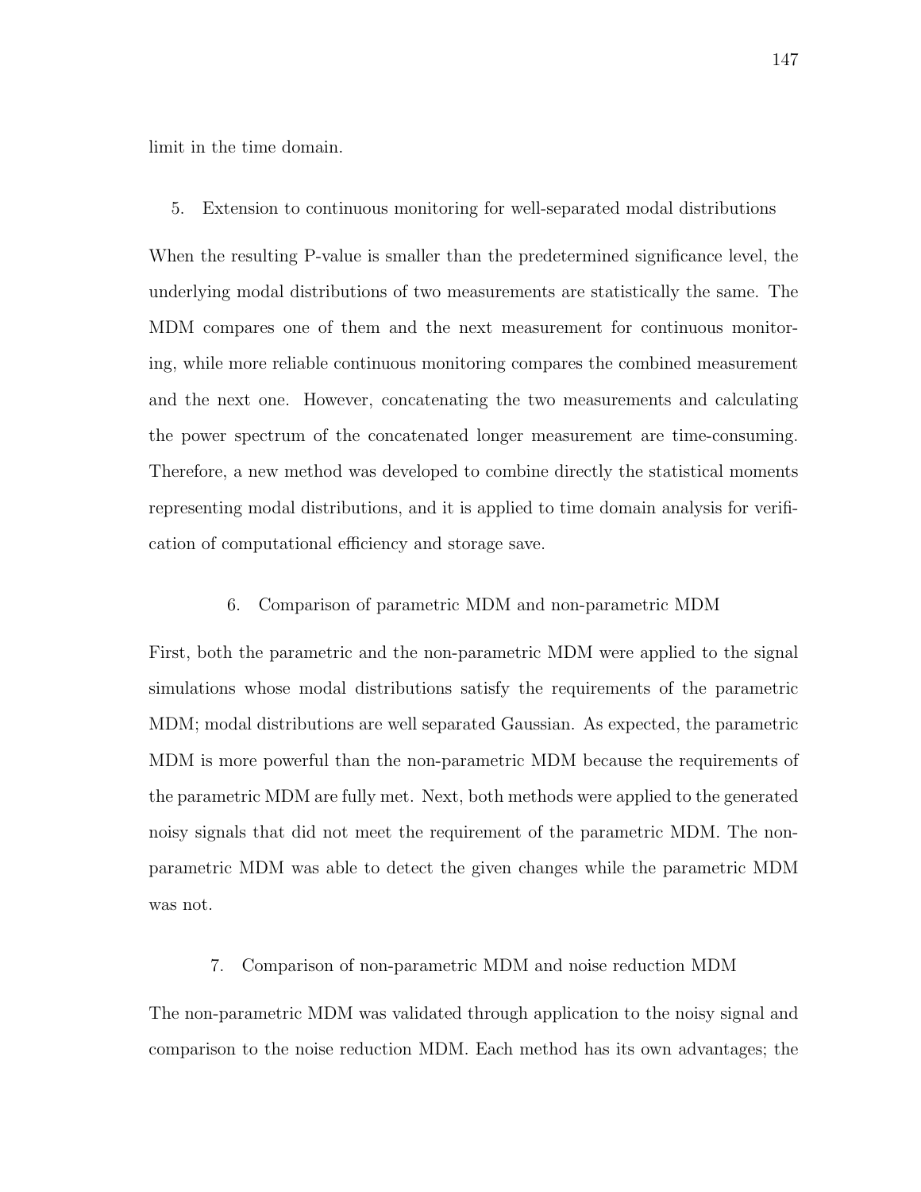limit in the time domain.

5. Extension to continuous monitoring for well-separated modal distributions

When the resulting P-value is smaller than the predetermined significance level, the underlying modal distributions of two measurements are statistically the same. The MDM compares one of them and the next measurement for continuous monitoring, while more reliable continuous monitoring compares the combined measurement and the next one. However, concatenating the two measurements and calculating the power spectrum of the concatenated longer measurement are time-consuming. Therefore, a new method was developed to combine directly the statistical moments representing modal distributions, and it is applied to time domain analysis for verification of computational efficiency and storage save.

6. Comparison of parametric MDM and non-parametric MDM

First, both the parametric and the non-parametric MDM were applied to the signal simulations whose modal distributions satisfy the requirements of the parametric MDM; modal distributions are well separated Gaussian. As expected, the parametric MDM is more powerful than the non-parametric MDM because the requirements of the parametric MDM are fully met. Next, both methods were applied to the generated noisy signals that did not meet the requirement of the parametric MDM. The non-parametric MDM was able to detect the given changes while the parametric MDM was not.

7. Comparison of non-parametric MDM and noise reduction MDM

The non-parametric MDM was validated through application to the noisy signal and comparison to the noise reduction MDM. Each method has its own advantages; the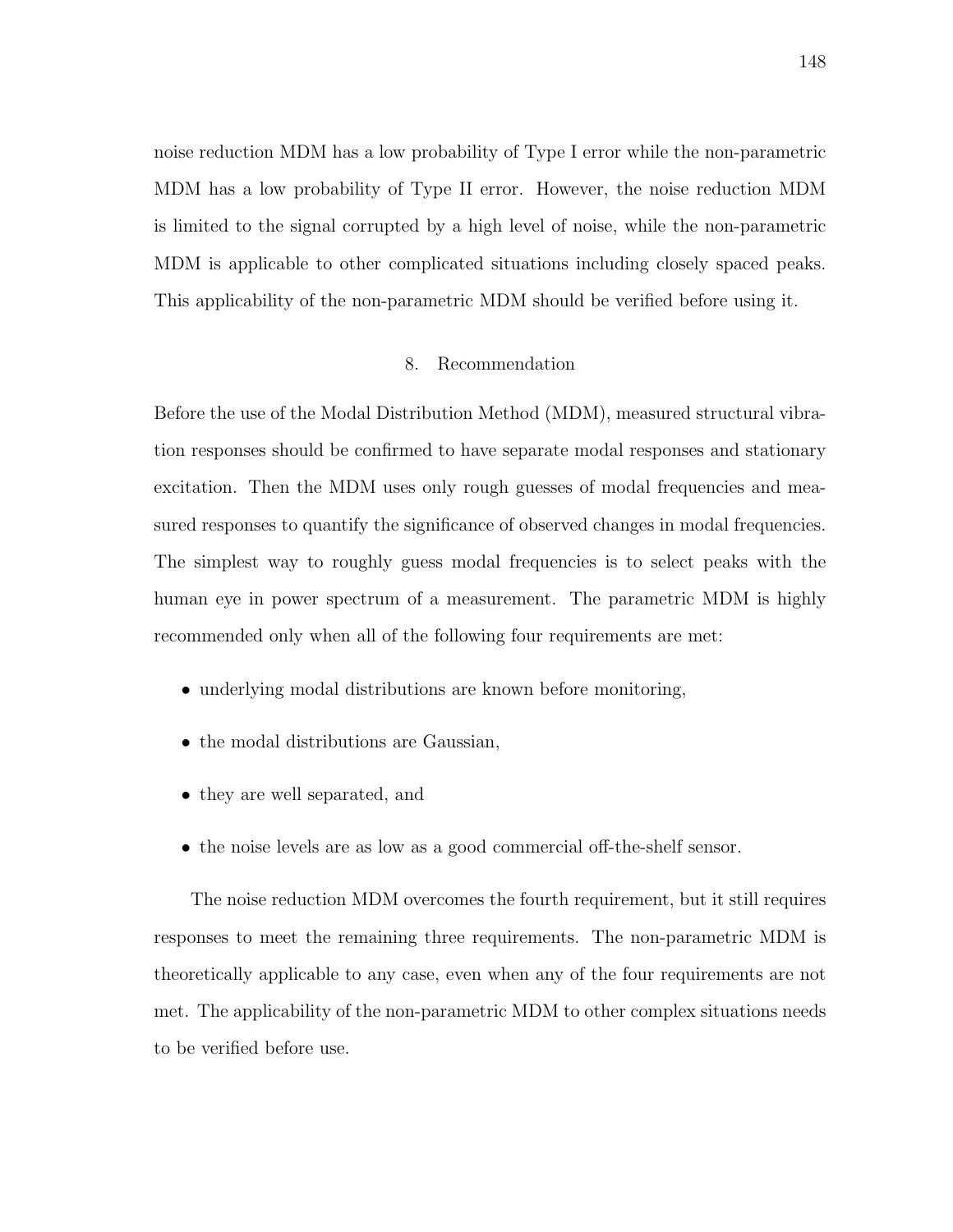noise reduction MDM has a low probability of Type I error while the non-parametric MDM has a low probability of Type II error. However, the noise reduction MDM is limited to the signal corrupted by a high level of noise, while the non-parametric MDM is applicable to other complicated situations including closely spaced peaks. This applicability of the non-parametric MDM should be verified before using it.

## 8. Recommendation

Before the use of the Modal Distribution Method (MDM), measured structural vibration responses should be confirmed to have separate modal responses and stationary excitation. Then the MDM uses only rough guesses of modal frequencies and measured responses to quantify the significance of observed changes in modal frequencies. The simplest way to roughly guess modal frequencies is to select peaks with the human eye in power spectrum of a measurement. The parametric MDM is highly recommended only when all of the following four requirements are met:

- underlying modal distributions are known before monitoring,
- the modal distributions are Gaussian,
- they are well separated, and
- the noise levels are as low as a good commercial off-the-shelf sensor.

The noise reduction MDM overcomes the fourth requirement, but it still requires responses to meet the remaining three requirements. The non-parametric MDM is theoretically applicable to any case, even when any of the four requirements are not met. The applicability of the non-parametric MDM to other complex situations needs to be verified before use.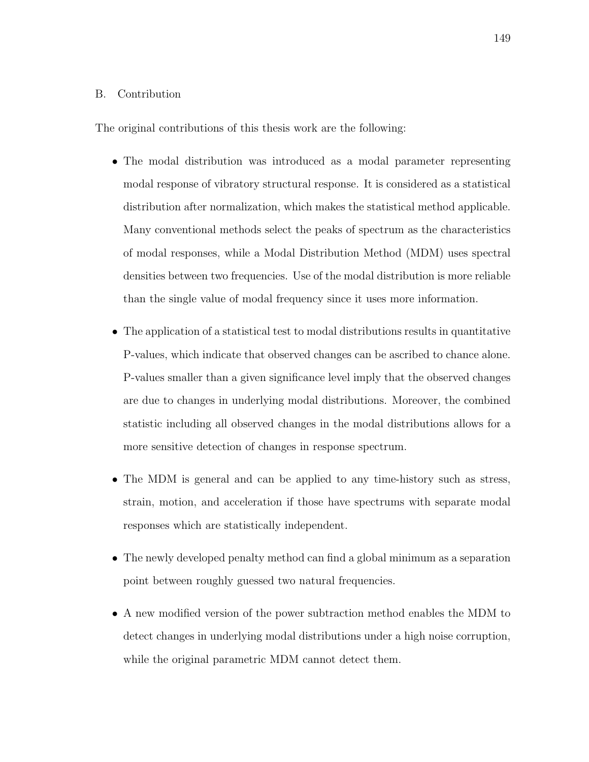## B. Contribution

The original contributions of this thesis work are the following:

- The modal distribution was introduced as a modal parameter representing modal response of vibratory structural response. It is considered as a statistical distribution after normalization, which makes the statistical method applicable. Many conventional methods select the peaks of spectrum as the characteristics of modal responses, while a Modal Distribution Method (MDM) uses spectral densities between two frequencies. Use of the modal distribution is more reliable than the single value of modal frequency since it uses more information.

- The application of a statistical test to modal distributions results in quantitative P-values, which indicate that observed changes can be ascribed to chance alone. P-values smaller than a given significance level imply that the observed changes are due to changes in underlying modal distributions. Moreover, the combined statistic including all observed changes in the modal distributions allows for a more sensitive detection of changes in response spectrum.

- The MDM is general and can be applied to any time-history such as stress, strain, motion, and acceleration if those have spectrums with separate modal responses which are statistically independent.

- The newly developed penalty method can find a global minimum as a separation point between roughly guessed two natural frequencies.

- A new modified version of the power subtraction method enables the MDM to detect changes in underlying modal distributions under a high noise corruption, while the original parametric MDM cannot detect them.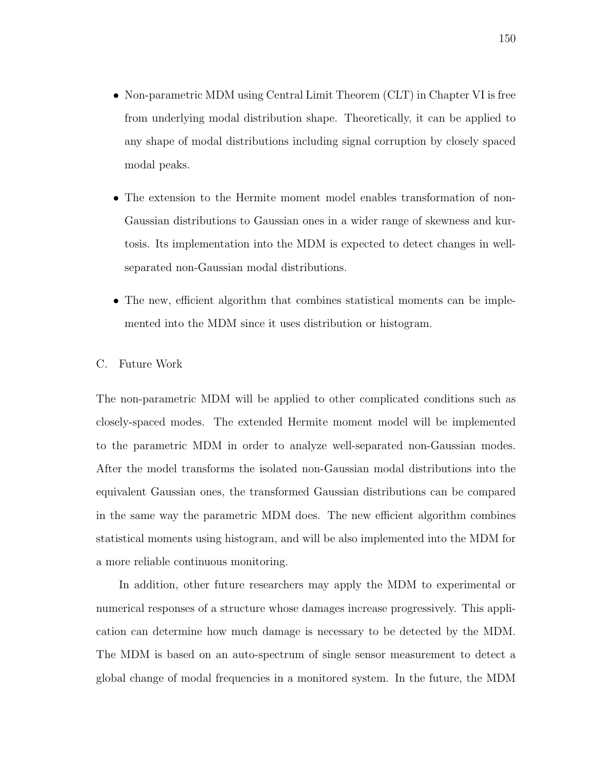- Non-parametric MDM using Central Limit Theorem (CLT) in Chapter VI is free from underlying modal distribution shape. Theoretically, it can be applied to any shape of modal distributions including signal corruption by closely spaced modal peaks.

- The extension to the Hermite moment model enables transformation of non-Gaussian distributions to Gaussian ones in a wider range of skewness and kurtosis. Its implementation into the MDM is expected to detect changes in well-separated non-Gaussian modal distributions.

- The new, efficient algorithm that combines statistical moments can be implemented into the MDM since it uses distribution or histogram.

## C. Future Work

The non-parametric MDM will be applied to other complicated conditions such as closely-spaced modes. The extended Hermite moment model will be implemented to the parametric MDM in order to analyze well-separated non-Gaussian modes. After the model transforms the isolated non-Gaussian modal distributions into the equivalent Gaussian ones, the transformed Gaussian distributions can be compared in the same way the parametric MDM does. The new efficient algorithm combines statistical moments using histogram, and will be also implemented into the MDM for a more reliable continuous monitoring.

In addition, other future researchers may apply the MDM to experimental or numerical responses of a structure whose damages increase progressively. This application can determine how much damage is necessary to be detected by the MDM. The MDM is based on an auto-spectrum of single sensor measurement to detect a global change of modal frequencies in a monitored system. In the future, the MDM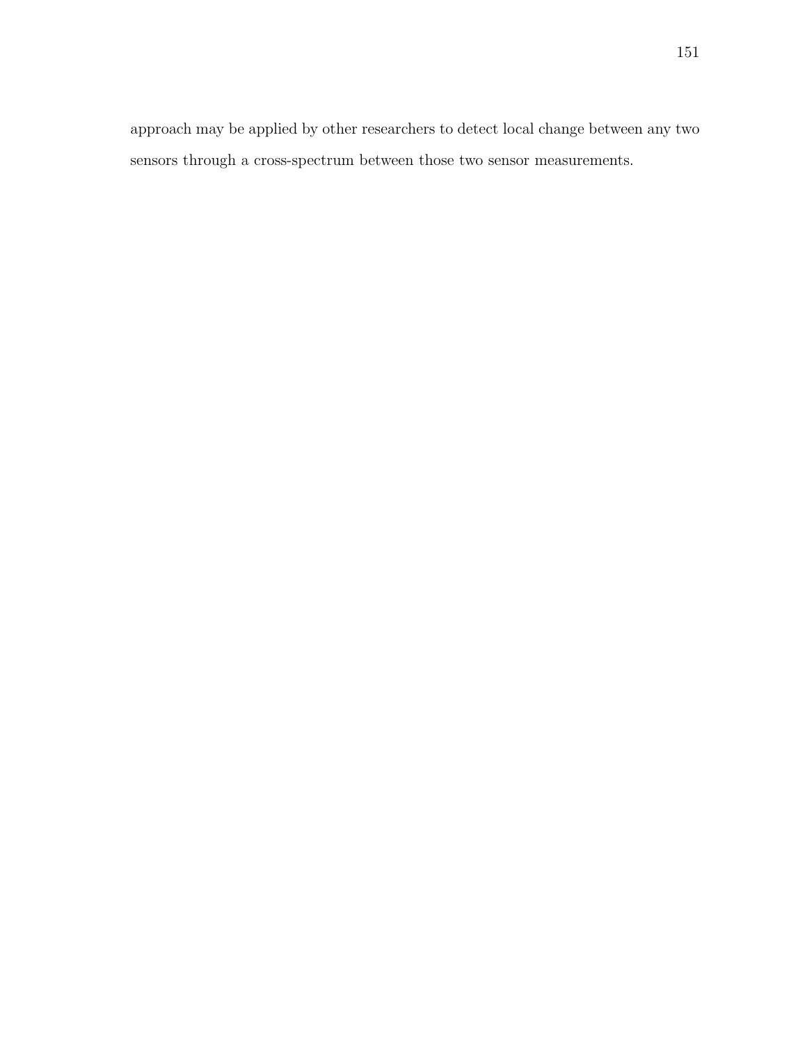approach may be applied by other researchers to detect local change between any two sensors through a cross-spectrum between those two sensor measurements.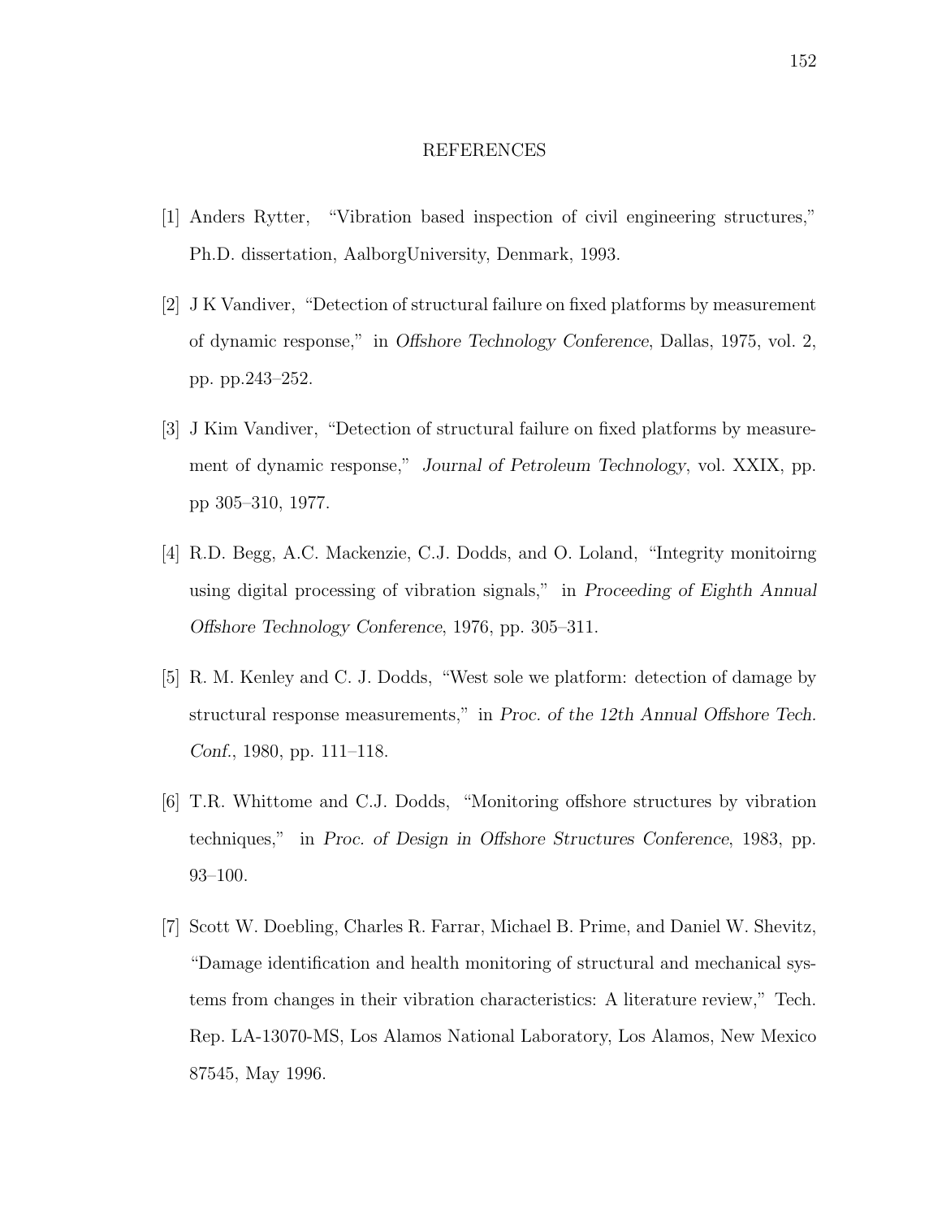# REFERENCES

[1] Anders Rytter, "Vibration based inspection of civil engineering structures," Ph.D. dissertation, AalborgUniversity, Denmark, 1993.

[2] J K Vandiver, "Detection of structural failure on fixed platforms by measurement of dynamic response," in *Offshore Technology Conference*, Dallas, 1975, vol. 2, pp. pp.243–252.

[3] J Kim Vandiver, "Detection of structural failure on fixed platforms by measurement of dynamic response," *Journal of Petroleum Technology*, vol. XXIX, pp. pp 305–310, 1977.

[4] R.D. Begg, A.C. Mackenzie, C.J. Dodds, and O. Loland, "Integrity monitoirng using digital processing of vibration signals," in *Proceeding of Eighth Annual Offshore Technology Conference*, 1976, pp. 305–311.

[5] R. M. Kenley and C. J. Dodds, "West sole we platform: detection of damage by structural response measurements," in *Proc. of the 12th Annual Offshore Tech. Conf.*, 1980, pp. 111–118.

[6] T.R. Whittome and C.J. Dodds, "Monitoring offshore structures by vibration techniques," in *Proc. of Design in Offshore Structures Conference*, 1983, pp. 93–100.

[7] Scott W. Doebling, Charles R. Farrar, Michael B. Prime, and Daniel W. Shevitz, "Damage identification and health monitoring of structural and mechanical systems from changes in their vibration characteristics: A literature review," Tech. Rep. LA-13070-MS, Los Alamos National Laboratory, Los Alamos, New Mexico 87545, May 1996.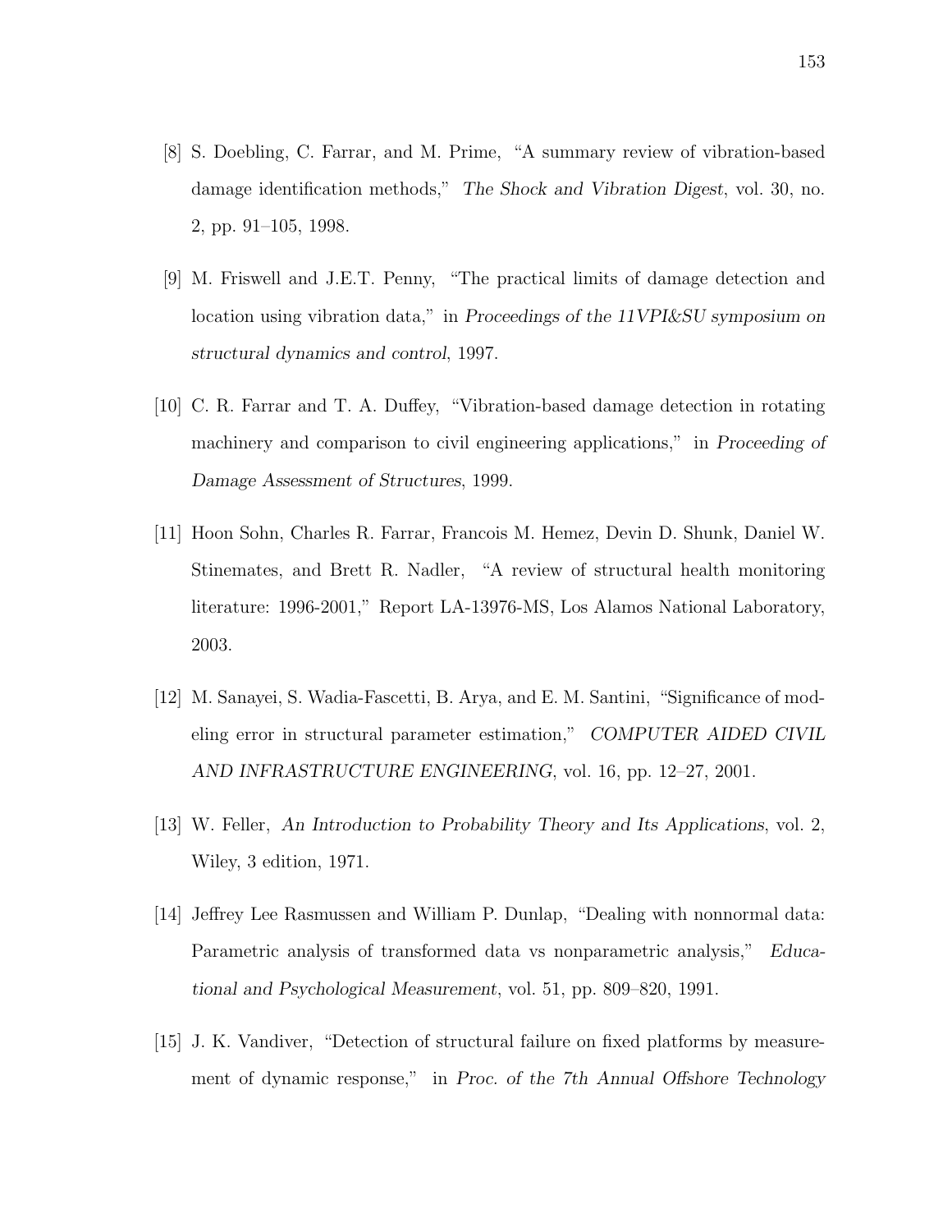[8] S. Doebling, C. Farrar, and M. Prime, "A summary review of vibration-based damage identification methods," *The Shock and Vibration Digest*, vol. 30, no. 2, pp. 91–105, 1998.

[9] M. Friswell and J.E.T. Penny, "The practical limits of damage detection and location using vibration data," in *Proceedings of the 11VPI&SU symposium on structural dynamics and control*, 1997.

[10] C. R. Farrar and T. A. Duffey, "Vibration-based damage detection in rotating machinery and comparison to civil engineering applications," in *Proceeding of Damage Assessment of Structures*, 1999.

[11] Hoon Sohn, Charles R. Farrar, Francois M. Hemez, Devin D. Shunk, Daniel W. Stinemates, and Brett R. Nadler, "A review of structural health monitoring literature: 1996-2001," Report LA-13976-MS, Los Alamos National Laboratory, 2003.

[12] M. Sanayei, S. Wadia-Fascetti, B. Arya, and E. M. Santini, "Significance of modeling error in structural parameter estimation," *COMPUTER AIDED CIVIL AND INFRASTRUCTURE ENGINEERING*, vol. 16, pp. 12–27, 2001.

[13] W. Feller, *An Introduction to Probability Theory and Its Applications*, vol. 2, Wiley, 3 edition, 1971.

[14] Jeffrey Lee Rasmussen and William P. Dunlap, "Dealing with nonnormal data: Parametric analysis of transformed data vs nonparametric analysis," *Educational and Psychological Measurement*, vol. 51, pp. 809–820, 1991.

[15] J. K. Vandiver, "Detection of structural failure on fixed platforms by measurement of dynamic response," in *Proc. of the 7th Annual Offshore Technology*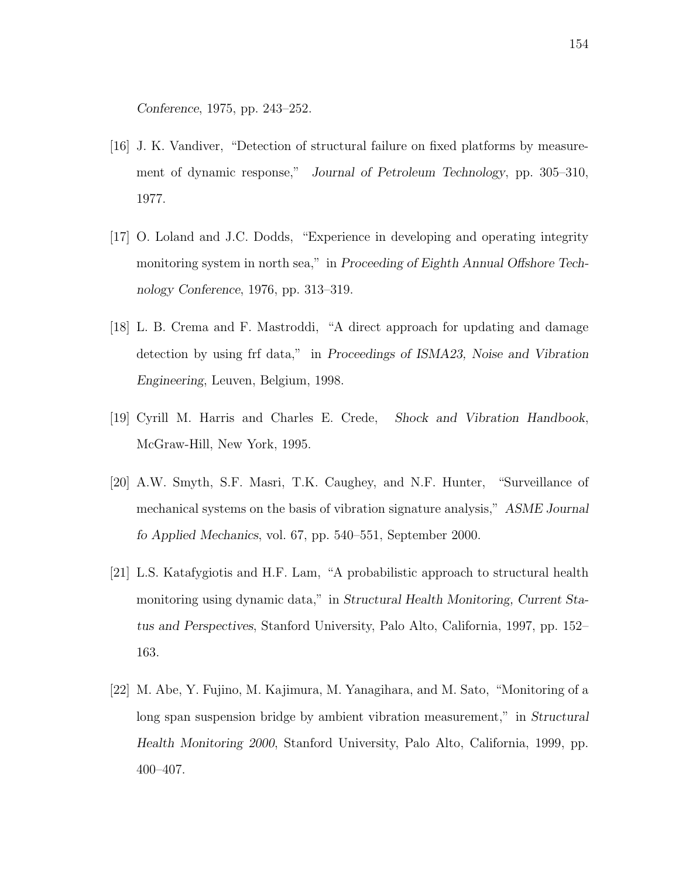*Conference*, 1975, pp. 243–252.

[16] J. K. Vandiver, "Detection of structural failure on fixed platforms by measurement of dynamic response," *Journal of Petroleum Technology*, pp. 305–310, 1977.

[17] O. Loland and J.C. Dodds, "Experience in developing and operating integrity monitoring system in north sea," in *Proceeding of Eighth Annual Offshore Technology Conference*, 1976, pp. 313–319.

[18] L. B. Crema and F. Mastroddi, "A direct approach for updating and damage detection by using frf data," in *Proceedings of ISMA23, Noise and Vibration Engineering*, Leuven, Belgium, 1998.

[19] Cyrill M. Harris and Charles E. Crede, *Shock and Vibration Handbook*, McGraw-Hill, New York, 1995.

[20] A.W. Smyth, S.F. Masri, T.K. Caughey, and N.F. Hunter, "Surveillance of mechanical systems on the basis of vibration signature analysis," *ASME Journal fo Applied Mechanics*, vol. 67, pp. 540–551, September 2000.

[21] L.S. Katafygiotis and H.F. Lam, "A probabilistic approach to structural health monitoring using dynamic data," in *Structural Health Monitoring, Current Status and Perspectives*, Stanford University, Palo Alto, California, 1997, pp. 152–163.

[22] M. Abe, Y. Fujino, M. Kajimura, M. Yanagihara, and M. Sato, "Monitoring of a long span suspension bridge by ambient vibration measurement," in *Structural Health Monitoring 2000*, Stanford University, Palo Alto, California, 1999, pp. 400–407.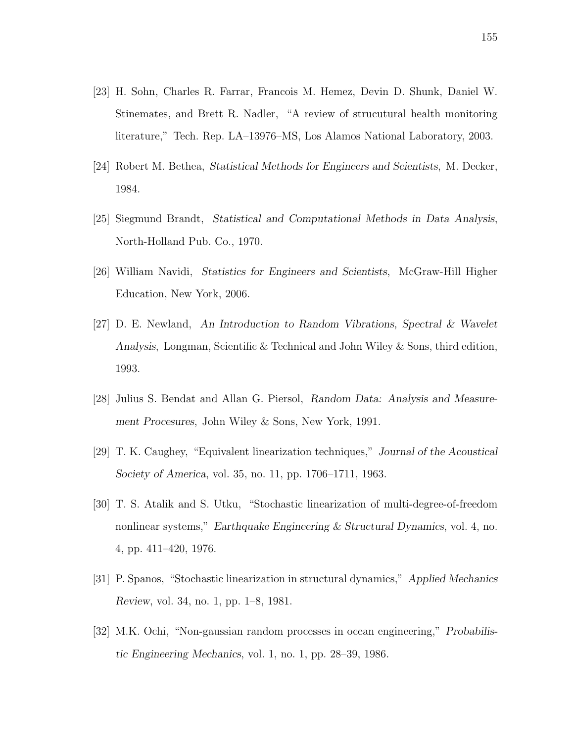[23] H. Sohn, Charles R. Farrar, Francois M. Hemez, Devin D. Shunk, Daniel W. Stinemates, and Brett R. Nadler, "A review of strucutural health monitoring literature," Tech. Rep. LA–13976–MS, Los Alamos National Laboratory, 2003.

[24] Robert M. Bethea, *Statistical Methods for Engineers and Scientists*, M. Decker, 1984.

[25] Siegmund Brandt, *Statistical and Computational Methods in Data Analysis*, North-Holland Pub. Co., 1970.

[26] William Navidi, *Statistics for Engineers and Scientists*, McGraw-Hill Higher Education, New York, 2006.

[27] D. E. Newland, *An Introduction to Random Vibrations, Spectral & Wavelet Analysis*, Longman, Scientific & Technical and John Wiley & Sons, third edition, 1993.

[28] Julius S. Bendat and Allan G. Piersol, *Random Data: Analysis and Measurement Procesures*, John Wiley & Sons, New York, 1991.

[29] T. K. Caughey, "Equivalent linearization techniques," *Journal of the Acoustical Society of America*, vol. 35, no. 11, pp. 1706–1711, 1963.

[30] T. S. Atalik and S. Utku, "Stochastic linearization of multi-degree-of-freedom nonlinear systems," *Earthquake Engineering & Structural Dynamics*, vol. 4, no. 4, pp. 411–420, 1976.

[31] P. Spanos, "Stochastic linearization in structural dynamics," *Applied Mechanics Review*, vol. 34, no. 1, pp. 1–8, 1981.

[32] M.K. Ochi, "Non-gaussian random processes in ocean engineering," *Probabilistic Engineering Mechanics*, vol. 1, no. 1, pp. 28–39, 1986.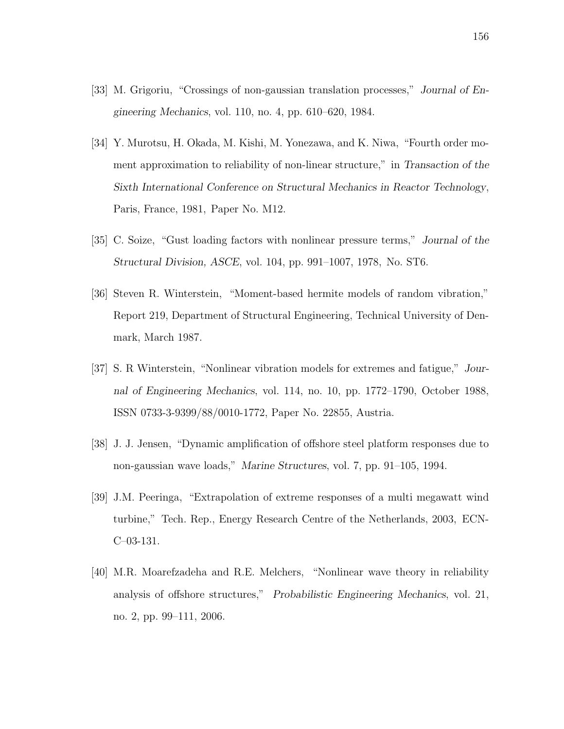[33] M. Grigoriu, "Crossings of non-gaussian translation processes," *Journal of Engineering Mechanics*, vol. 110, no. 4, pp. 610–620, 1984.

[34] Y. Murotsu, H. Okada, M. Kishi, M. Yonezawa, and K. Niwa, "Fourth order moment approximation to reliability of non-linear structure," in *Transaction of the Sixth International Conference on Structural Mechanics in Reactor Technology*, Paris, France, 1981, Paper No. M12.

[35] C. Soize, "Gust loading factors with nonlinear pressure terms," *Journal of the Structural Division, ASCE*, vol. 104, pp. 991–1007, 1978, No. ST6.

[36] Steven R. Winterstein, "Moment-based hermite models of random vibration," Report 219, Department of Structural Engineering, Technical University of Denmark, March 1987.

[37] S. R Winterstein, "Nonlinear vibration models for extremes and fatigue," *Journal of Engineering Mechanics*, vol. 114, no. 10, pp. 1772–1790, October 1988, ISSN 0733-3-9399/88/0010-1772, Paper No. 22855, Austria.

[38] J. J. Jensen, "Dynamic amplification of offshore steel platform responses due to non-gaussian wave loads," *Marine Structures*, vol. 7, pp. 91–105, 1994.

[39] J.M. Peeringa, "Extrapolation of extreme responses of a multi megawatt wind turbine," Tech. Rep., Energy Research Centre of the Netherlands, 2003, ECN-C–03-131.

[40] M.R. Moarefzadeha and R.E. Melchers, "Nonlinear wave theory in reliability analysis of offshore structures," *Probabilistic Engineering Mechanics*, vol. 21, no. 2, pp. 99–111, 2006.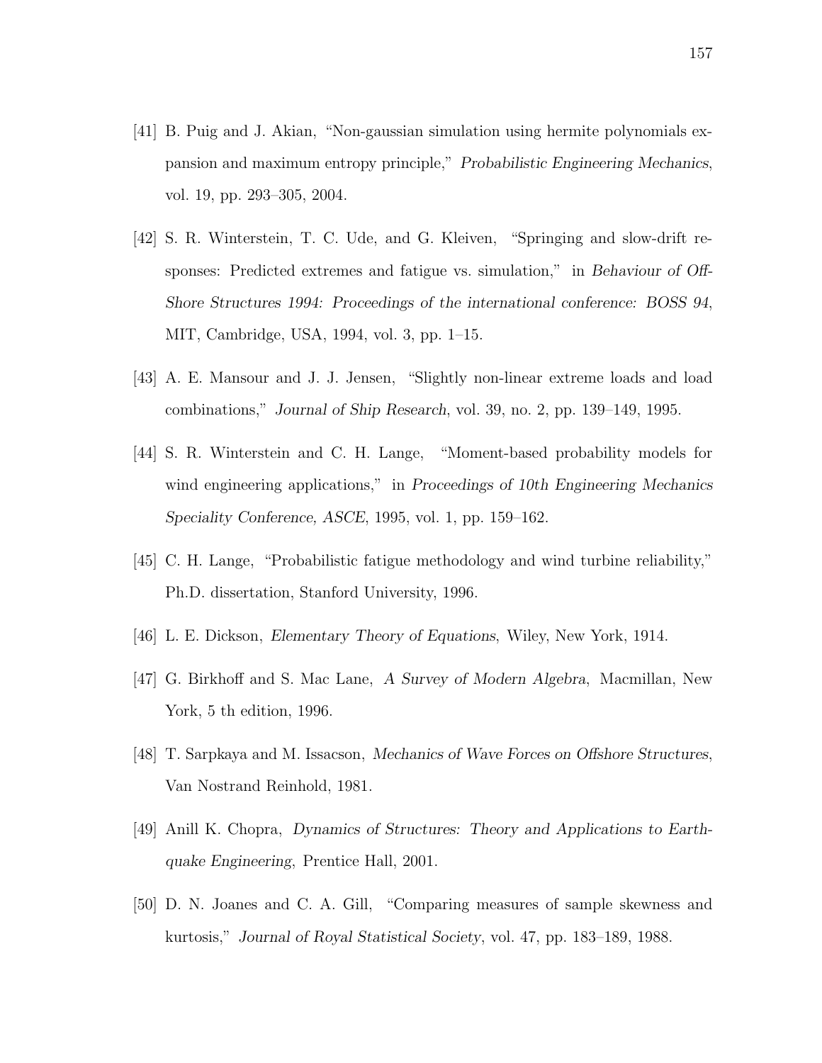[41] B. Puig and J. Akian, "Non-gaussian simulation using hermite polynomials expansion and maximum entropy principle," *Probabilistic Engineering Mechanics*, vol. 19, pp. 293–305, 2004.

[42] S. R. Winterstein, T. C. Ude, and G. Kleiven, "Springing and slow-drift responses: Predicted extremes and fatigue vs. simulation," in *Behaviour of Off-Shore Structures 1994: Proceedings of the international conference: BOSS 94*, MIT, Cambridge, USA, 1994, vol. 3, pp. 1–15.

[43] A. E. Mansour and J. J. Jensen, "Slightly non-linear extreme loads and load combinations," *Journal of Ship Research*, vol. 39, no. 2, pp. 139–149, 1995.

[44] S. R. Winterstein and C. H. Lange, "Moment-based probability models for wind engineering applications," in *Proceedings of 10th Engineering Mechanics Speciality Conference, ASCE*, 1995, vol. 1, pp. 159–162.

[45] C. H. Lange, "Probabilistic fatigue methodology and wind turbine reliability," Ph.D. dissertation, Stanford University, 1996.

[46] L. E. Dickson, *Elementary Theory of Equations*, Wiley, New York, 1914.

[47] G. Birkhoff and S. Mac Lane, *A Survey of Modern Algebra*, Macmillan, New York, 5 th edition, 1996.

[48] T. Sarpkaya and M. Issacson, *Mechanics of Wave Forces on Offshore Structures*, Van Nostrand Reinhold, 1981.

[49] Anill K. Chopra, *Dynamics of Structures: Theory and Applications to Earthquake Engineering*, Prentice Hall, 2001.

[50] D. N. Joanes and C. A. Gill, "Comparing measures of sample skewness and kurtosis," *Journal of Royal Statistical Society*, vol. 47, pp. 183–189, 1988.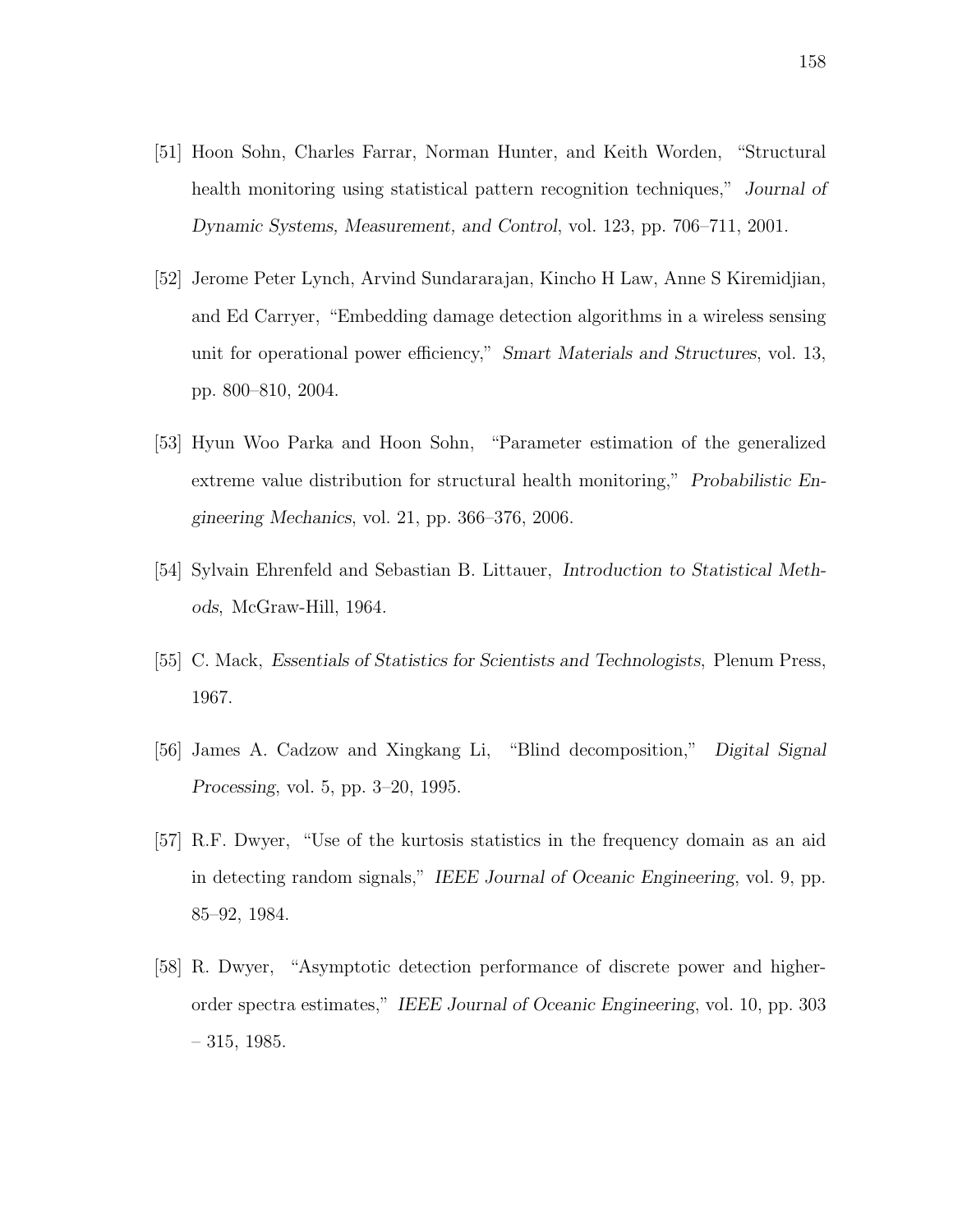[51] Hoon Sohn, Charles Farrar, Norman Hunter, and Keith Worden, "Structural health monitoring using statistical pattern recognition techniques," *Journal of Dynamic Systems, Measurement, and Control*, vol. 123, pp. 706–711, 2001.

[52] Jerome Peter Lynch, Arvind Sundararajan, Kincho H Law, Anne S Kiremidjian, and Ed Carryer, "Embedding damage detection algorithms in a wireless sensing unit for operational power efficiency," *Smart Materials and Structures*, vol. 13, pp. 800–810, 2004.

[53] Hyun Woo Parka and Hoon Sohn, "Parameter estimation of the generalized extreme value distribution for structural health monitoring," *Probabilistic Engineering Mechanics*, vol. 21, pp. 366–376, 2006.

[54] Sylvain Ehrenfeld and Sebastian B. Littauer, *Introduction to Statistical Methods*, McGraw-Hill, 1964.

[55] C. Mack, *Essentials of Statistics for Scientists and Technologists*, Plenum Press, 1967.

[56] James A. Cadzow and Xingkang Li, "Blind decomposition," *Digital Signal Processing*, vol. 5, pp. 3–20, 1995.

[57] R.F. Dwyer, "Use of the kurtosis statistics in the frequency domain as an aid in detecting random signals," *IEEE Journal of Oceanic Engineering*, vol. 9, pp. 85–92, 1984.

[58] R. Dwyer, "Asymptotic detection performance of discrete power and higher-order spectra estimates," *IEEE Journal of Oceanic Engineering*, vol. 10, pp. 303 – 315, 1985.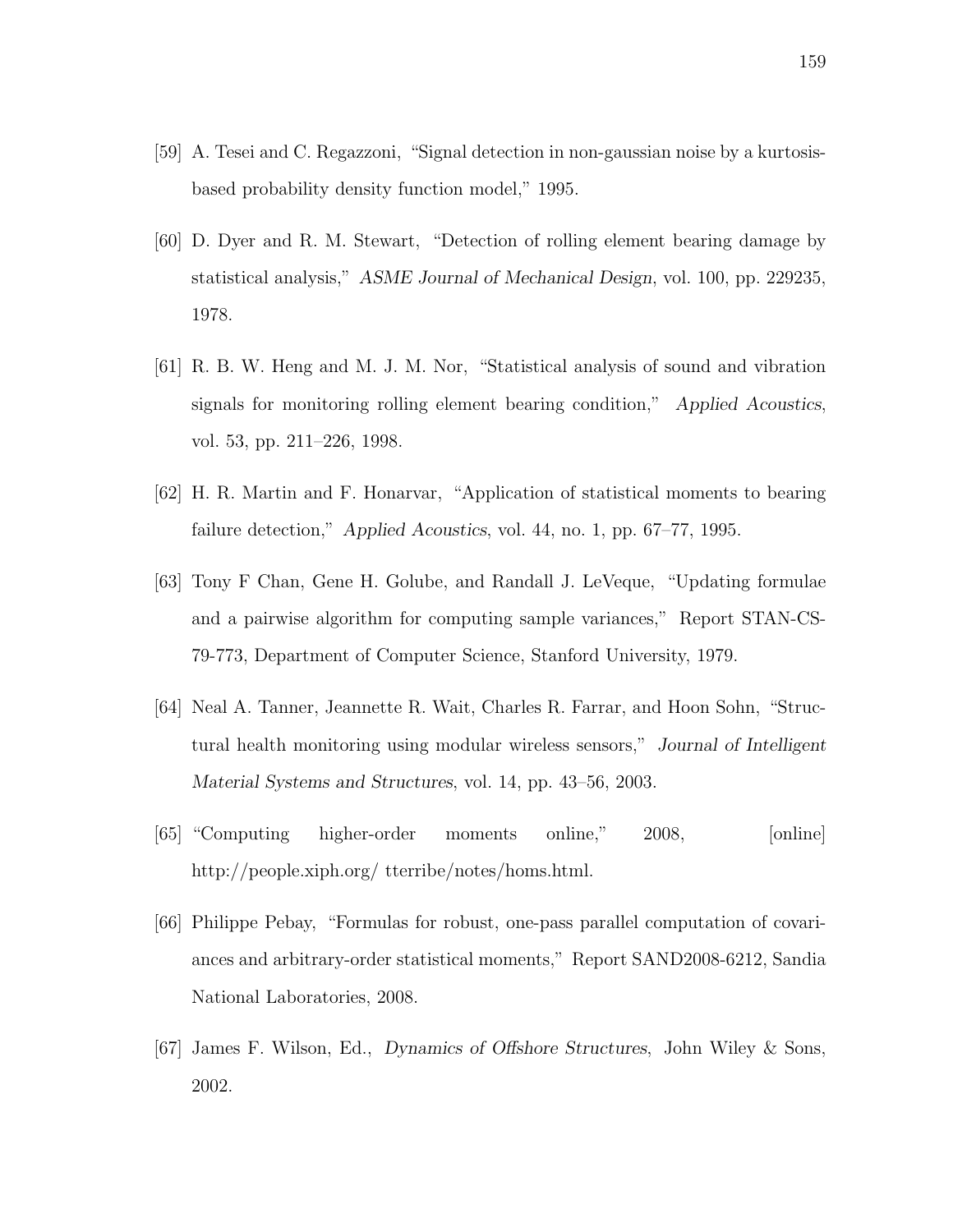[59] A. Tesei and C. Regazzoni, "Signal detection in non-gaussian noise by a kurtosis-based probability density function model," 1995.

[60] D. Dyer and R. M. Stewart, "Detection of rolling element bearing damage by statistical analysis," *ASME Journal of Mechanical Design*, vol. 100, pp. 229235, 1978.

[61] R. B. W. Heng and M. J. M. Nor, "Statistical analysis of sound and vibration signals for monitoring rolling element bearing condition," *Applied Acoustics*, vol. 53, pp. 211–226, 1998.

[62] H. R. Martin and F. Honarvar, "Application of statistical moments to bearing failure detection," *Applied Acoustics*, vol. 44, no. 1, pp. 67–77, 1995.

[63] Tony F Chan, Gene H. Golube, and Randall J. LeVeque, "Updating formulae and a pairwise algorithm for computing sample variances," Report STAN-CS-79-773, Department of Computer Science, Stanford University, 1979.

[64] Neal A. Tanner, Jeannette R. Wait, Charles R. Farrar, and Hoon Sohn, "Structural health monitoring using modular wireless sensors," *Journal of Intelligent Material Systems and Structures*, vol. 14, pp. 43–56, 2003.

[65] "Computing higher-order moments online," 2008, [online] http://people.xiph.org/ tterribe/notes/homs.html.

[66] Philippe Pebay, "Formulas for robust, one-pass parallel computation of covariances and arbitrary-order statistical moments," Report SAND2008-6212, Sandia National Laboratories, 2008.

[67] James F. Wilson, Ed., *Dynamics of Offshore Structures*, John Wiley & Sons, 2002.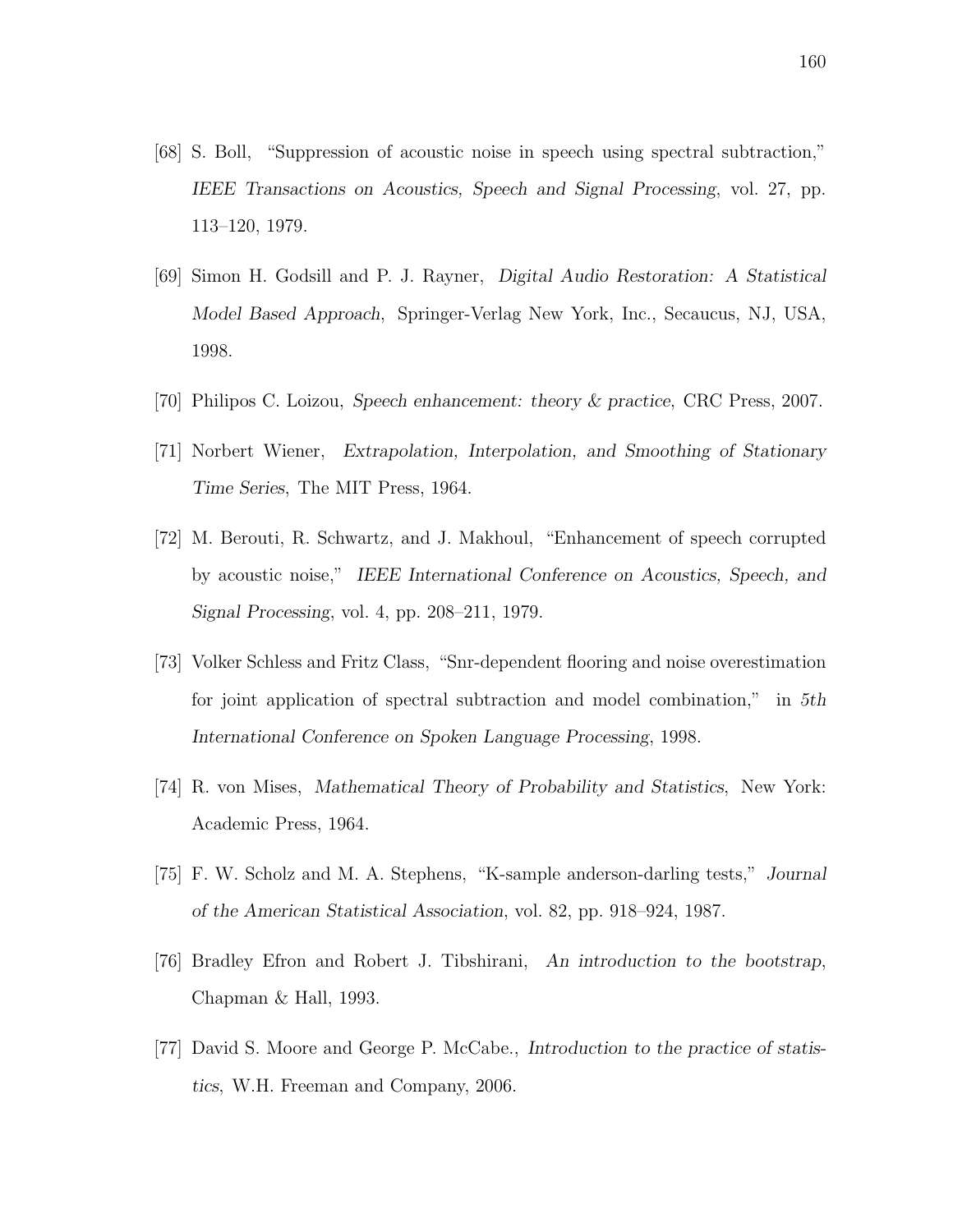[68] S. Boll, "Suppression of acoustic noise in speech using spectral subtraction," *IEEE Transactions on Acoustics, Speech and Signal Processing*, vol. 27, pp. 113–120, 1979.

[69] Simon H. Godsill and P. J. Rayner, *Digital Audio Restoration: A Statistical Model Based Approach*, Springer-Verlag New York, Inc., Secaucus, NJ, USA, 1998.

[70] Philipos C. Loizou, *Speech enhancement: theory & practice*, CRC Press, 2007.

[71] Norbert Wiener, *Extrapolation, Interpolation, and Smoothing of Stationary Time Series*, The MIT Press, 1964.

[72] M. Berouti, R. Schwartz, and J. Makhoul, "Enhancement of speech corrupted by acoustic noise," *IEEE International Conference on Acoustics, Speech, and Signal Processing*, vol. 4, pp. 208–211, 1979.

[73] Volker Schless and Fritz Class, "Snr-dependent flooring and noise overestimation for joint application of spectral subtraction and model combination," in *5th International Conference on Spoken Language Processing*, 1998.

[74] R. von Mises, *Mathematical Theory of Probability and Statistics*, New York: Academic Press, 1964.

[75] F. W. Scholz and M. A. Stephens, "K-sample anderson-darling tests," *Journal of the American Statistical Association*, vol. 82, pp. 918–924, 1987.

[76] Bradley Efron and Robert J. Tibshirani, *An introduction to the bootstrap*, Chapman & Hall, 1993.

[77] David S. Moore and George P. McCabe., *Introduction to the practice of statistics*, W.H. Freeman and Company, 2006.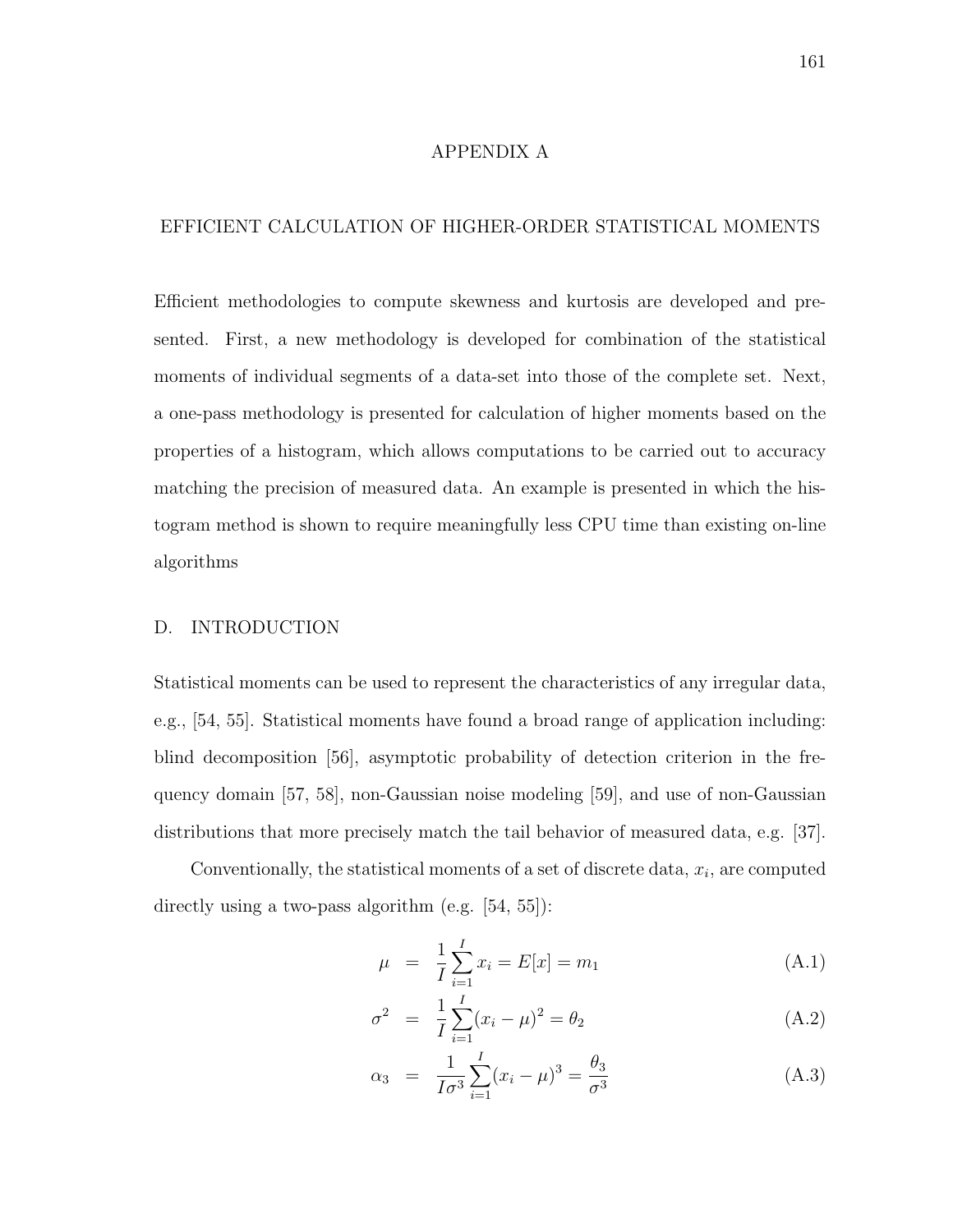# APPENDIX A

## EFFICIENT CALCULATION OF HIGHER-ORDER STATISTICAL MOMENTS

Efficient methodologies to compute skewness and kurtosis are developed and presented. First, a new methodology is developed for combination of the statistical moments of individual segments of a data-set into those of the complete set. Next, a one-pass methodology is presented for calculation of higher moments based on the properties of a histogram, which allows computations to be carried out to accuracy matching the precision of measured data. An example is presented in which the histogram method is shown to require meaningfully less CPU time than existing on-line algorithms

### D. INTRODUCTION

Statistical moments can be used to represent the characteristics of any irregular data, e.g., [54, 55]. Statistical moments have found a broad range of application including: blind decomposition [56], asymptotic probability of detection criterion in the frequency domain [57, 58], non-Gaussian noise modeling [59], and use of non-Gaussian distributions that more precisely match the tail behavior of measured data, e.g. [37].

Conventionally, the statistical moments of a set of discrete data, $x_i$, are computed directly using a two-pass algorithm (e.g. [54, 55]):

$$\mu = \frac{1}{I}\sum_{i=1}^{I} x_i = E[x] = m_1 \tag{A.1}$$

$$\sigma^2 = \frac{1}{I}\sum_{i=1}^{I}(x_i - \mu)^2 = \theta_2 \tag{A.2}$$

$$\alpha_3 = \frac{1}{I\sigma^3}\sum_{i=1}^{I}(x_i - \mu)^3 = \frac{\theta_3}{\sigma^3} \tag{A.3}$$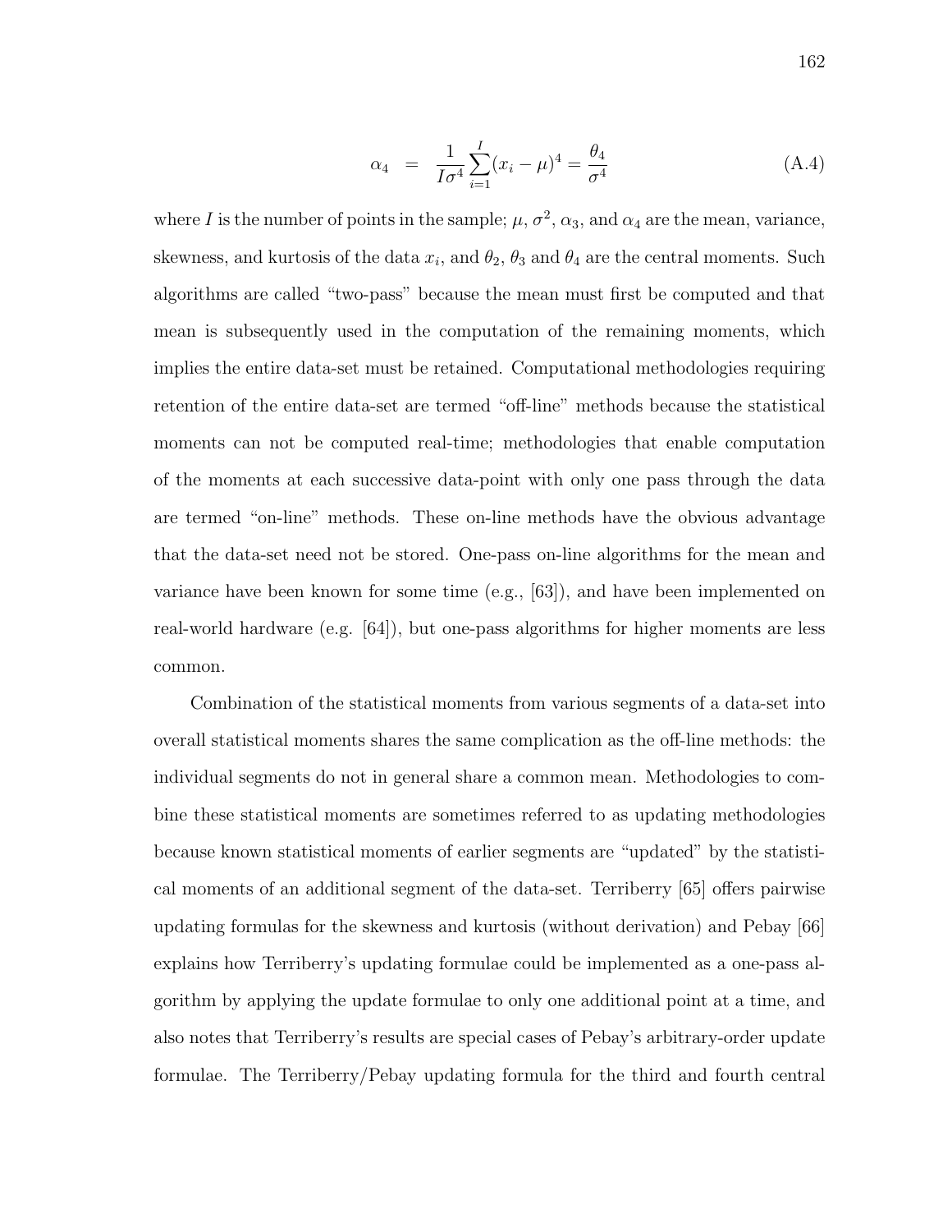$$\alpha_4 = \frac{1}{I\sigma^4}\sum_{i=1}^{I}(x_i - \mu)^4 = \frac{\theta_4}{\sigma^4} \tag{A.4}$$

where $I$ is the number of points in the sample; $\mu$, $\sigma^2$, $\alpha_3$, and $\alpha_4$ are the mean, variance, skewness, and kurtosis of the data $x_i$, and $\theta_2$, $\theta_3$ and $\theta_4$ are the central moments. Such algorithms are called "two-pass" because the mean must first be computed and that mean is subsequently used in the computation of the remaining moments, which implies the entire data-set must be retained. Computational methodologies requiring retention of the entire data-set are termed "off-line" methods because the statistical moments can not be computed real-time; methodologies that enable computation of the moments at each successive data-point with only one pass through the data are termed "on-line" methods. These on-line methods have the obvious advantage that the data-set need not be stored. One-pass on-line algorithms for the mean and variance have been known for some time (e.g., [63]), and have been implemented on real-world hardware (e.g. [64]), but one-pass algorithms for higher moments are less common.

Combination of the statistical moments from various segments of a data-set into overall statistical moments shares the same complication as the off-line methods: the individual segments do not in general share a common mean. Methodologies to combine these statistical moments are sometimes referred to as updating methodologies because known statistical moments of earlier segments are "updated" by the statistical moments of an additional segment of the data-set. Terriberry [65] offers pairwise updating formulas for the skewness and kurtosis (without derivation) and Pebay [66] explains how Terriberry's updating formulae could be implemented as a one-pass algorithm by applying the update formulae to only one additional point at a time, and also notes that Terriberry's results are special cases of Pebay's arbitrary-order update formulae. The Terriberry/Pebay updating formula for the third and fourth central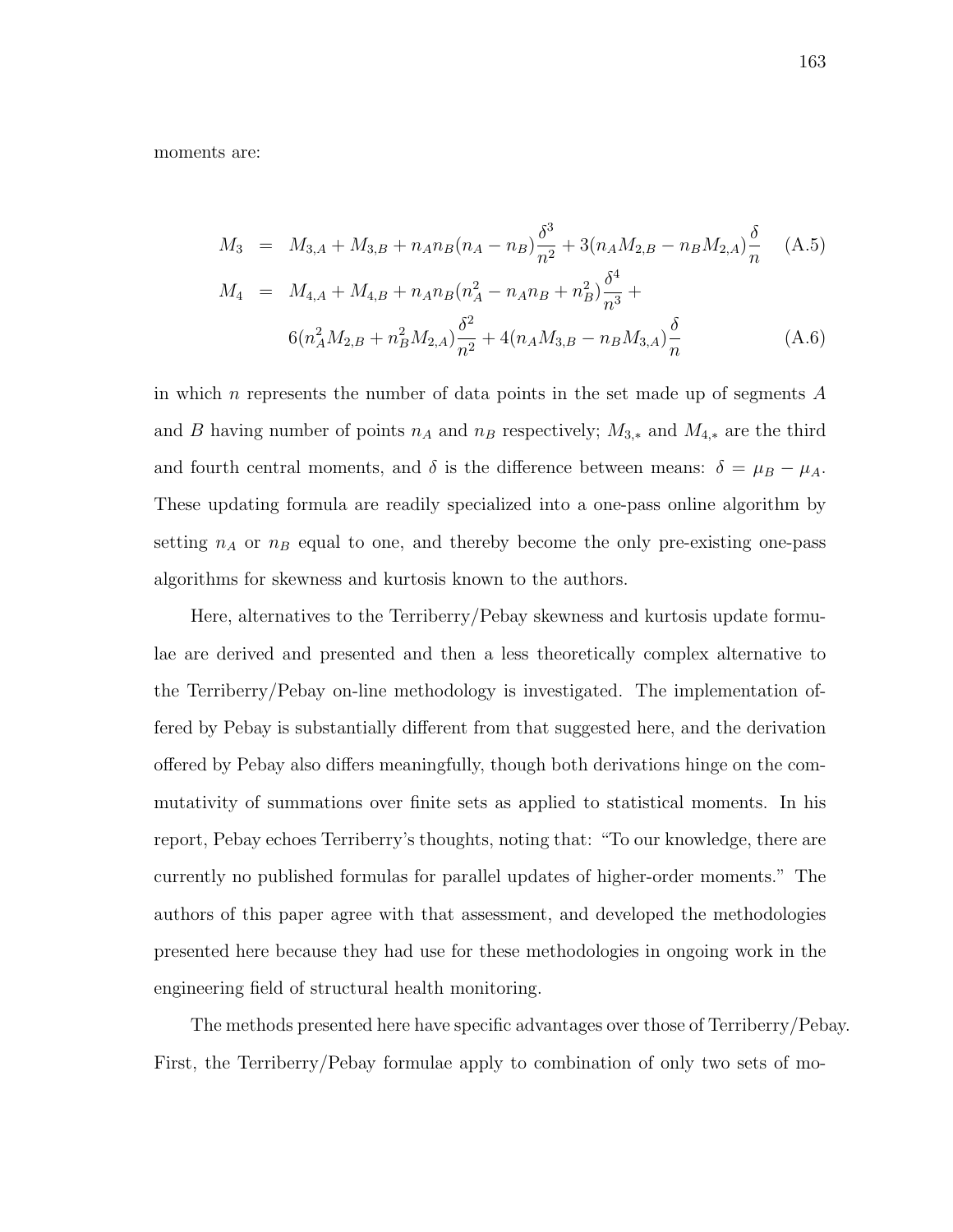moments are:

$$M_3 = M_{3,A} + M_{3,B} + n_A n_B (n_A - n_B) \frac{\delta^3}{n^2} + 3(n_A M_{2,B} - n_B M_{2,A}) \frac{\delta}{n} \quad \text{(A.5)}$$

$$M_4 = M_{4,A} + M_{4,B} + n_A n_B (n_A^2 - n_A n_B + n_B^2) \frac{\delta^4}{n^3} + 6(n_A^2 M_{2,B} + n_B^2 M_{2,A}) \frac{\delta^2}{n^2} + 4(n_A M_{3,B} - n_B M_{3,A}) \frac{\delta}{n} \quad \text{(A.6)}$$

in which $n$ represents the number of data points in the set made up of segments $A$ and $B$ having number of points $n_A$ and $n_B$ respectively; $M_{3,*}$ and $M_{4,*}$ are the third and fourth central moments, and $\delta$ is the difference between means: $\delta = \mu_B - \mu_A$. These updating formula are readily specialized into a one-pass online algorithm by setting $n_A$ or $n_B$ equal to one, and thereby become the only pre-existing one-pass algorithms for skewness and kurtosis known to the authors.

Here, alternatives to the Terriberry/Pebay skewness and kurtosis update formulae are derived and presented and then a less theoretically complex alternative to the Terriberry/Pebay on-line methodology is investigated. The implementation offered by Pebay is substantially different from that suggested here, and the derivation offered by Pebay also differs meaningfully, though both derivations hinge on the commutativity of summations over finite sets as applied to statistical moments. In his report, Pebay echoes Terriberry's thoughts, noting that: "To our knowledge, there are currently no published formulas for parallel updates of higher-order moments." The authors of this paper agree with that assessment, and developed the methodologies presented here because they had use for these methodologies in ongoing work in the engineering field of structural health monitoring.

The methods presented here have specific advantages over those of Terriberry/Pebay. First, the Terriberry/Pebay formulae apply to combination of only two sets of mo-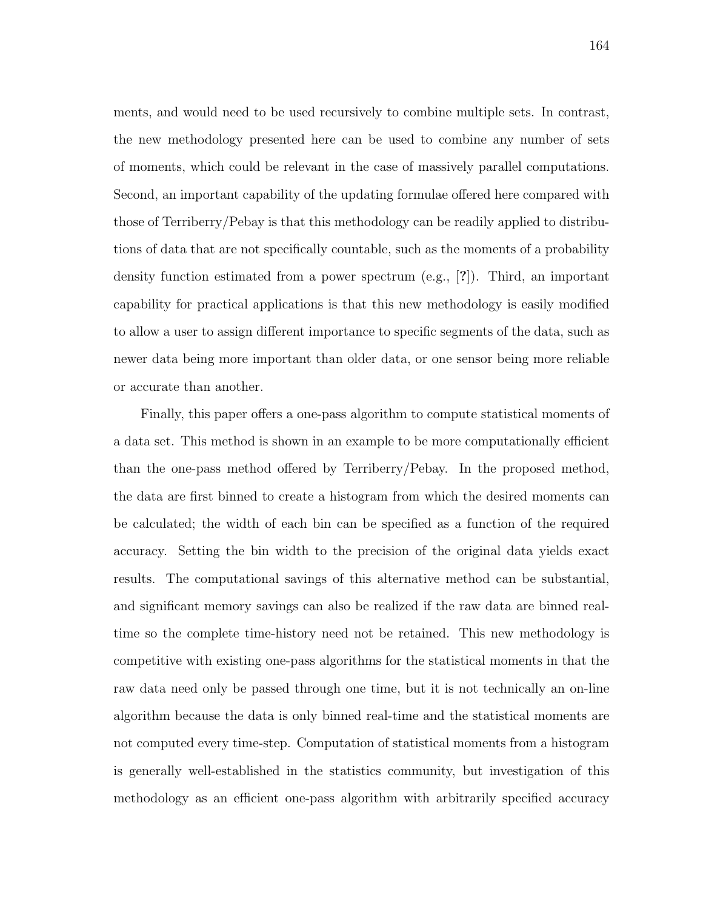ments, and would need to be used recursively to combine multiple sets. In contrast, the new methodology presented here can be used to combine any number of sets of moments, which could be relevant in the case of massively parallel computations. Second, an important capability of the updating formulae offered here compared with those of Terriberry/Pebay is that this methodology can be readily applied to distributions of data that are not specifically countable, such as the moments of a probability density function estimated from a power spectrum (e.g., [?]). Third, an important capability for practical applications is that this new methodology is easily modified to allow a user to assign different importance to specific segments of the data, such as newer data being more important than older data, or one sensor being more reliable or accurate than another.

Finally, this paper offers a one-pass algorithm to compute statistical moments of a data set. This method is shown in an example to be more computationally efficient than the one-pass method offered by Terriberry/Pebay. In the proposed method, the data are first binned to create a histogram from which the desired moments can be calculated; the width of each bin can be specified as a function of the required accuracy. Setting the bin width to the precision of the original data yields exact results. The computational savings of this alternative method can be substantial, and significant memory savings can also be realized if the raw data are binned real-time so the complete time-history need not be retained. This new methodology is competitive with existing one-pass algorithms for the statistical moments in that the raw data need only be passed through one time, but it is not technically an on-line algorithm because the data is only binned real-time and the statistical moments are not computed every time-step. Computation of statistical moments from a histogram is generally well-established in the statistics community, but investigation of this methodology as an efficient one-pass algorithm with arbitrarily specified accuracy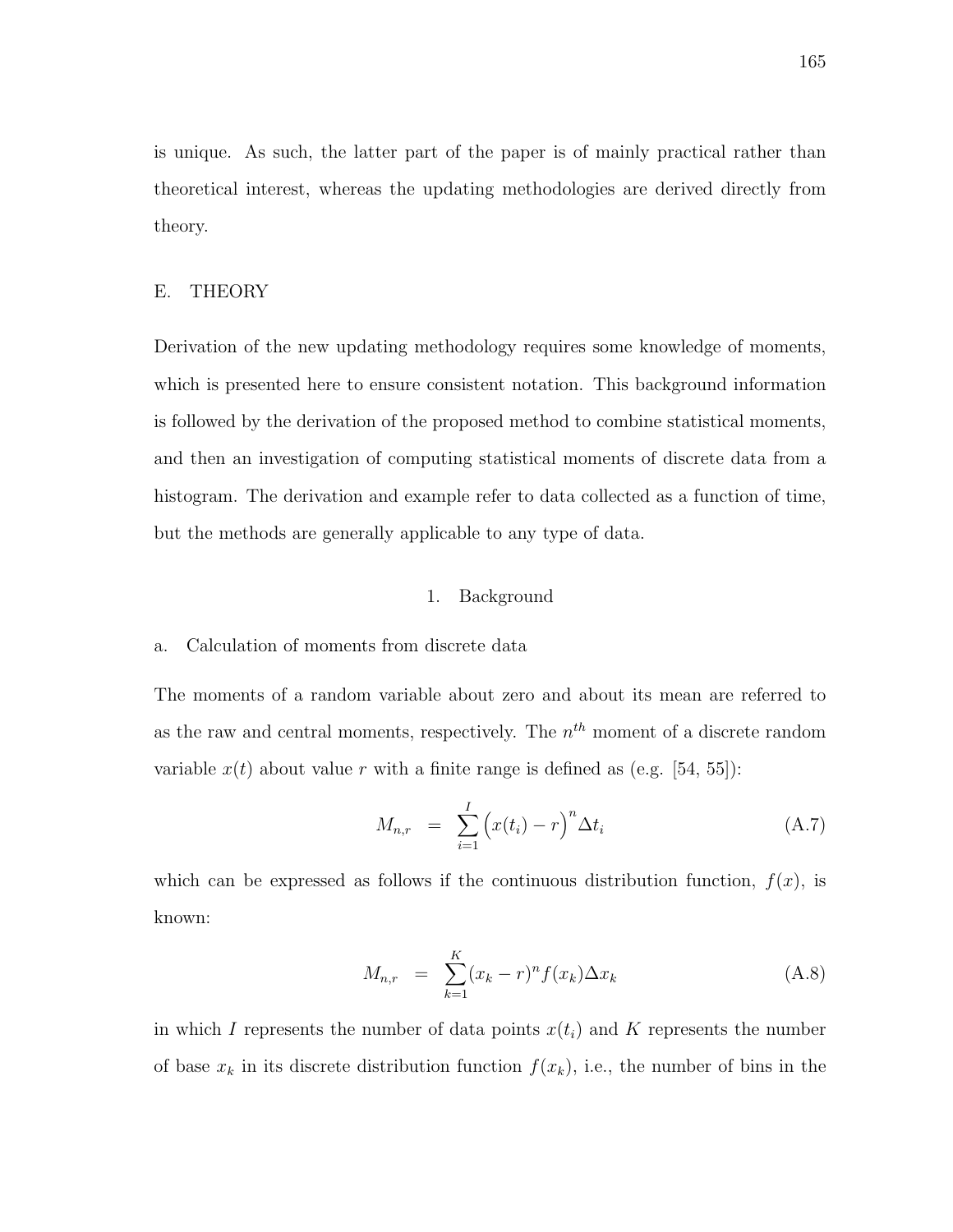is unique. As such, the latter part of the paper is of mainly practical rather than theoretical interest, whereas the updating methodologies are derived directly from theory.

## E. THEORY

Derivation of the new updating methodology requires some knowledge of moments, which is presented here to ensure consistent notation. This background information is followed by the derivation of the proposed method to combine statistical moments, and then an investigation of computing statistical moments of discrete data from a histogram. The derivation and example refer to data collected as a function of time, but the methods are generally applicable to any type of data.

### 1. Background

#### a. Calculation of moments from discrete data

The moments of a random variable about zero and about its mean are referred to as the raw and central moments, respectively. The $n^{th}$ moment of a discrete random variable $x(t)$ about value $r$ with a finite range is defined as (e.g. [54, 55]):

$$M_{n,r} = \sum_{i=1}^{I} \Big(x(t_i) - r\Big)^n \Delta t_i \tag{A.7}$$

which can be expressed as follows if the continuous distribution function, $f(x)$, is known:

$$M_{n,r} = \sum_{k=1}^{K} (x_k - r)^n f(x_k) \Delta x_k \tag{A.8}$$

in which $I$ represents the number of data points $x(t_i)$ and $K$ represents the number of base $x_k$ in its discrete distribution function $f(x_k)$, i.e., the number of bins in the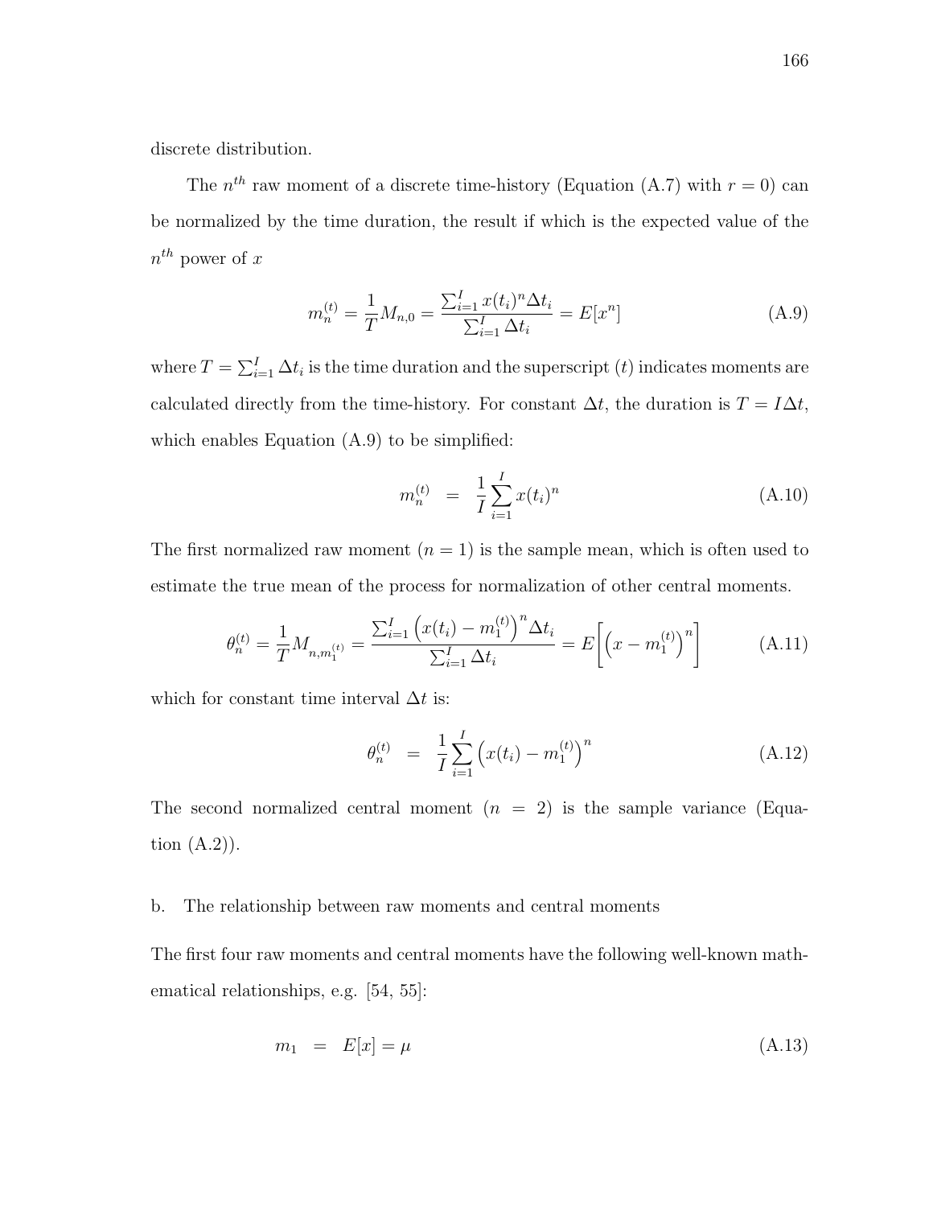discrete distribution.

The $n^{th}$ raw moment of a discrete time-history (Equation (A.7) with $r = 0$) can be normalized by the time duration, the result if which is the expected value of the $n^{th}$ power of $x$

$$m_n^{(t)} = \frac{1}{T} M_{n,0} = \frac{\sum_{i=1}^{I} x(t_i)^n \Delta t_i}{\sum_{i=1}^{I} \Delta t_i} = E[x^n] \tag{A.9}$$

where $T = \sum_{i=1}^{I} \Delta t_i$ is the time duration and the superscript $(t)$ indicates moments are calculated directly from the time-history. For constant $\Delta t$, the duration is $T = I\Delta t$, which enables Equation (A.9) to be simplified:

$$m_n^{(t)} = \frac{1}{I} \sum_{i=1}^{I} x(t_i)^n \tag{A.10}$$

The first normalized raw moment ($n = 1$) is the sample mean, which is often used to estimate the true mean of the process for normalization of other central moments.

$$\theta_n^{(t)} = \frac{1}{T} M_{n,m_1^{(t)}} = \frac{\sum_{i=1}^{I} \left( x(t_i) - m_1^{(t)} \right)^n \Delta t_i}{\sum_{i=1}^{I} \Delta t_i} = E\left[ \left( x - m_1^{(t)} \right)^n \right] \tag{A.11}$$

which for constant time interval $\Delta t$ is:

$$\theta_n^{(t)} = \frac{1}{I} \sum_{i=1}^{I} \left( x(t_i) - m_1^{(t)} \right)^n \tag{A.12}$$

The second normalized central moment ($n = 2$) is the sample variance (Equation (A.2)).

b. The relationship between raw moments and central moments

The first four raw moments and central moments have the following well-known mathematical relationships, e.g. [54, 55]:

$$m_1 = E[x] = \mu \tag{A.13}$$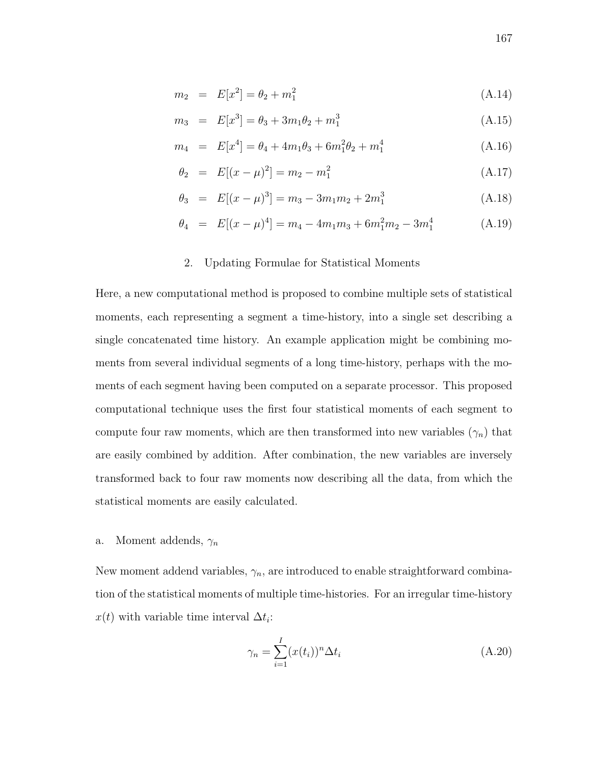$$m_2 = E[x^2] = \theta_2 + m_1^2 \tag{A.14}$$

$$m_3 = E[x^3] = \theta_3 + 3m_1\theta_2 + m_1^3 \tag{A.15}$$

$$m_4 = E[x^4] = \theta_4 + 4m_1\theta_3 + 6m_1^2\theta_2 + m_1^4 \tag{A.16}$$

$$\theta_2 = E[(x-\mu)^2] = m_2 - m_1^2 \tag{A.17}$$

$$\theta_3 = E[(x-\mu)^3] = m_3 - 3m_1m_2 + 2m_1^3 \tag{A.18}$$

$$\theta_4 = E[(x-\mu)^4] = m_4 - 4m_1m_3 + 6m_1^2m_2 - 3m_1^4 \tag{A.19}$$

## 2. Updating Formulae for Statistical Moments

Here, a new computational method is proposed to combine multiple sets of statistical moments, each representing a segment a time-history, into a single set describing a single concatenated time history. An example application might be combining moments from several individual segments of a long time-history, perhaps with the moments of each segment having been computed on a separate processor. This proposed computational technique uses the first four statistical moments of each segment to compute four raw moments, which are then transformed into new variables ($\gamma_n$) that are easily combined by addition. After combination, the new variables are inversely transformed back to four raw moments now describing all the data, from which the statistical moments are easily calculated.

### a. Moment addends, $\gamma_n$

New moment addend variables, $\gamma_n$, are introduced to enable straightforward combination of the statistical moments of multiple time-histories. For an irregular time-history $x(t)$ with variable time interval $\Delta t_i$:

$$\gamma_n = \sum_{i=1}^{I} (x(t_i))^n \Delta t_i \tag{A.20}$$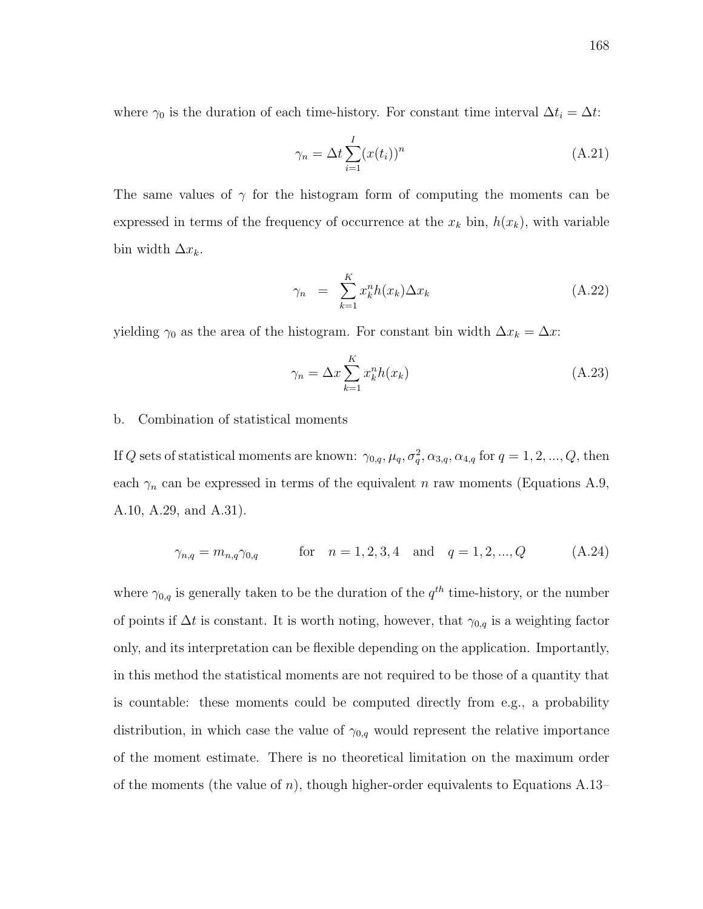where $\gamma_0$ is the duration of each time-history. For constant time interval $\Delta t_i = \Delta t$:

$$\gamma_n = \Delta t \sum_{i=1}^{I} (x(t_i))^n \tag{A.21}$$

The same values of $\gamma$ for the histogram form of computing the moments can be expressed in terms of the frequency of occurrence at the $x_k$ bin, $h(x_k)$, with variable bin width $\Delta x_k$.

$$\gamma_n = \sum_{k=1}^{K} x_k^n h(x_k) \Delta x_k \tag{A.22}$$

yielding $\gamma_0$ as the area of the histogram. For constant bin width $\Delta x_k = \Delta x$:

$$\gamma_n = \Delta x \sum_{k=1}^{K} x_k^n h(x_k) \tag{A.23}$$

b. Combination of statistical moments

If $Q$ sets of statistical moments are known: $\gamma_{0,q}, \mu_q, \sigma_q^2, \alpha_{3,q}, \alpha_{4,q}$ for $q = 1, 2, ..., Q$, then each $\gamma_n$ can be expressed in terms of the equivalent $n$ raw moments (Equations A.9, A.10, A.29, and A.31).

$$\gamma_{n,q} = m_{n,q}\gamma_{0,q} \qquad \text{for} \quad n = 1, 2, 3, 4 \quad \text{and} \quad q = 1, 2, ..., Q \tag{A.24}$$

where $\gamma_{0,q}$ is generally taken to be the duration of the $q^{th}$ time-history, or the number of points if $\Delta t$ is constant. It is worth noting, however, that $\gamma_{0,q}$ is a weighting factor only, and its interpretation can be flexible depending on the application. Importantly, in this method the statistical moments are not required to be those of a quantity that is countable: these moments could be computed directly from e.g., a probability distribution, in which case the value of $\gamma_{0,q}$ would represent the relative importance of the moment estimate. There is no theoretical limitation on the maximum order of the moments (the value of $n$), though higher-order equivalents to Equations A.13–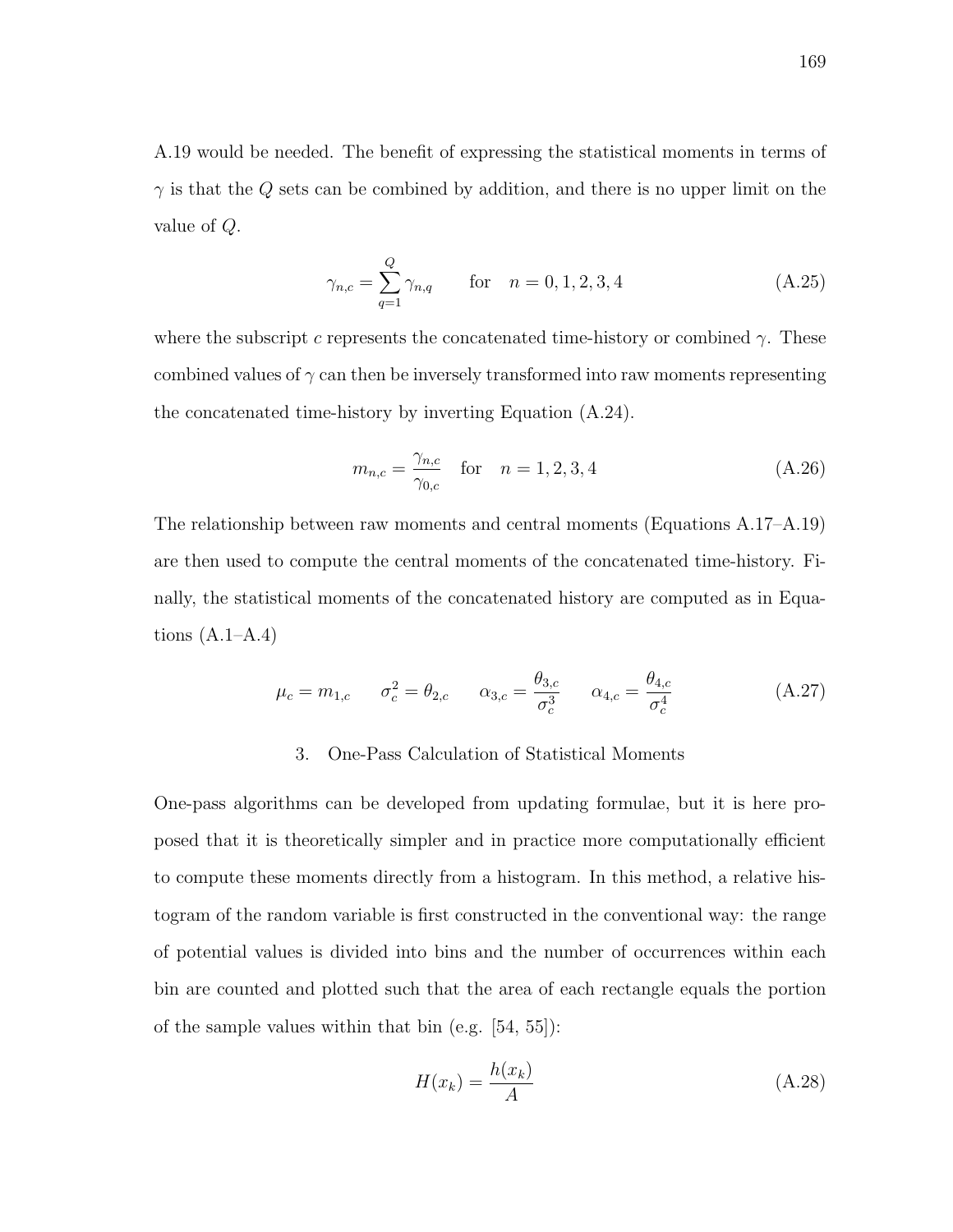A.19 would be needed. The benefit of expressing the statistical moments in terms of $\gamma$ is that the $Q$ sets can be combined by addition, and there is no upper limit on the value of $Q$.

$$\gamma_{n,c} = \sum_{q=1}^{Q} \gamma_{n,q} \qquad \text{for} \quad n = 0, 1, 2, 3, 4 \tag{A.25}$$

where the subscript $c$ represents the concatenated time-history or combined $\gamma$. These combined values of $\gamma$ can then be inversely transformed into raw moments representing the concatenated time-history by inverting Equation (A.24).

$$m_{n,c} = \frac{\gamma_{n,c}}{\gamma_{0,c}} \quad \text{for} \quad n = 1, 2, 3, 4 \tag{A.26}$$

The relationship between raw moments and central moments (Equations A.17–A.19) are then used to compute the central moments of the concatenated time-history. Finally, the statistical moments of the concatenated history are computed as in Equations (A.1–A.4)

$$\mu_c = m_{1,c} \qquad \sigma_c^2 = \theta_{2,c} \qquad \alpha_{3,c} = \frac{\theta_{3,c}}{\sigma_c^3} \qquad \alpha_{4,c} = \frac{\theta_{4,c}}{\sigma_c^4} \tag{A.27}$$

### 3. One-Pass Calculation of Statistical Moments

One-pass algorithms can be developed from updating formulae, but it is here proposed that it is theoretically simpler and in practice more computationally efficient to compute these moments directly from a histogram. In this method, a relative histogram of the random variable is first constructed in the conventional way: the range of potential values is divided into bins and the number of occurrences within each bin are counted and plotted such that the area of each rectangle equals the portion of the sample values within that bin (e.g. [54, 55]):

$$H(x_k) = \frac{h(x_k)}{A} \tag{A.28}$$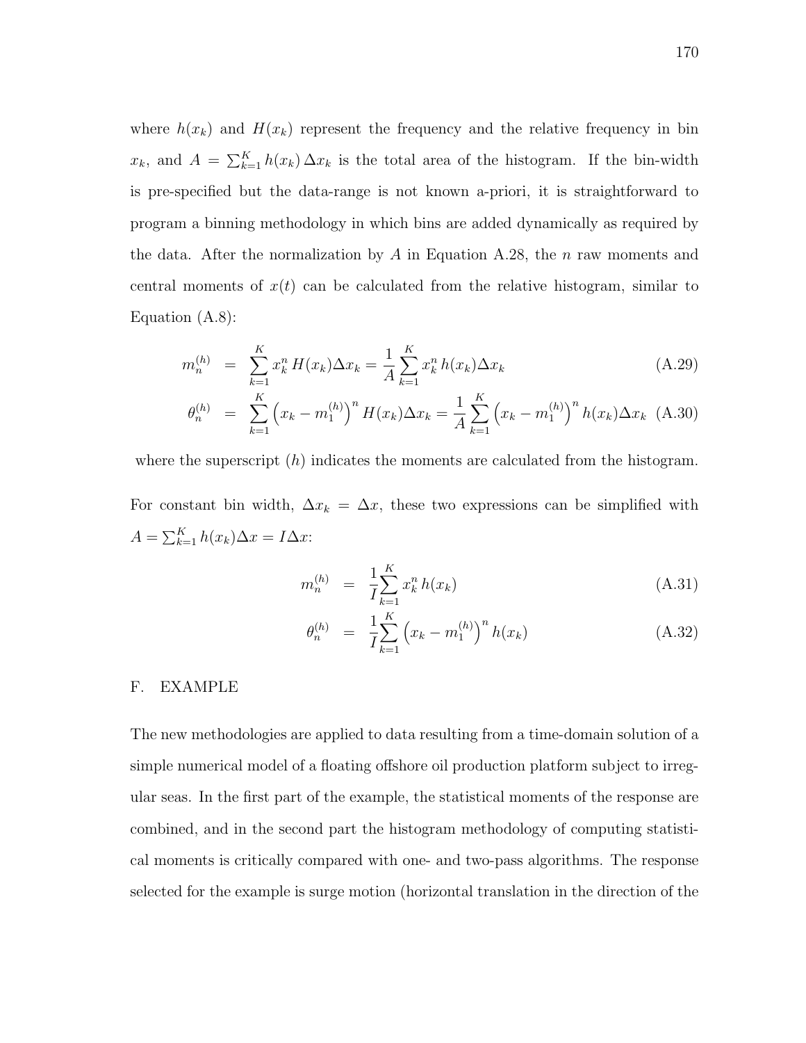where $h(x_k)$ and $H(x_k)$ represent the frequency and the relative frequency in bin $x_k$, and $A = \sum_{k=1}^{K} h(x_k)\,\Delta x_k$ is the total area of the histogram. If the bin-width is pre-specified but the data-range is not known a-priori, it is straightforward to program a binning methodology in which bins are added dynamically as required by the data. After the normalization by $A$ in Equation A.28, the $n$ raw moments and central moments of $x(t)$ can be calculated from the relative histogram, similar to Equation (A.8):

$$m_n^{(h)} = \sum_{k=1}^{K} x_k^n\, H(x_k)\Delta x_k = \frac{1}{A}\sum_{k=1}^{K} x_k^n\, h(x_k)\Delta x_k \tag{A.29}$$

$$\theta_n^{(h)} = \sum_{k=1}^{K} \left(x_k - m_1^{(h)}\right)^n H(x_k)\Delta x_k = \frac{1}{A}\sum_{k=1}^{K} \left(x_k - m_1^{(h)}\right)^n h(x_k)\Delta x_k \tag{A.30}$$

where the superscript $(h)$ indicates the moments are calculated from the histogram.

For constant bin width, $\Delta x_k = \Delta x$, these two expressions can be simplified with $A = \sum_{k=1}^{K} h(x_k)\Delta x = I\Delta x$:

$$m_n^{(h)} = \frac{1}{I}\sum_{k=1}^{K} x_k^n\, h(x_k) \tag{A.31}$$

$$\theta_n^{(h)} = \frac{1}{I}\sum_{k=1}^{K} \left(x_k - m_1^{(h)}\right)^n h(x_k) \tag{A.32}$$

## F. EXAMPLE

The new methodologies are applied to data resulting from a time-domain solution of a simple numerical model of a floating offshore oil production platform subject to irregular seas. In the first part of the example, the statistical moments of the response are combined, and in the second part the histogram methodology of computing statistical moments is critically compared with one- and two-pass algorithms. The response selected for the example is surge motion (horizontal translation in the direction of the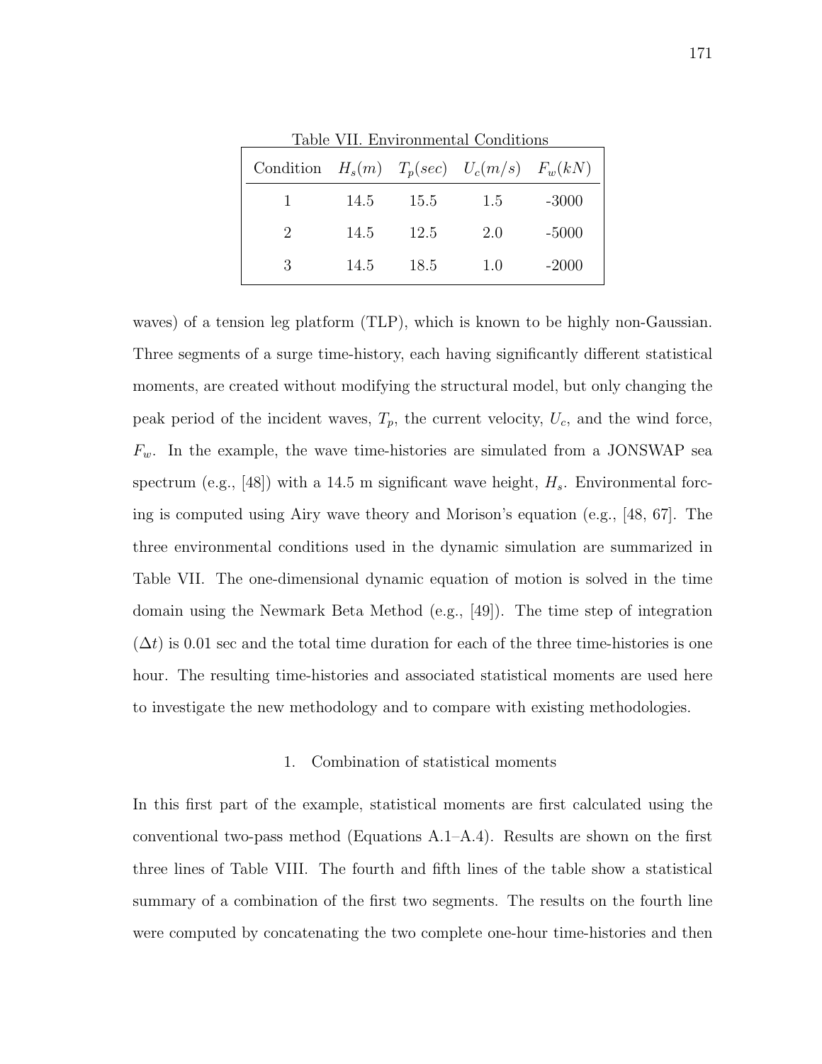Table VII. Environmental Conditions

| Condition | $H_s(m)$ | $T_p(sec)$ | $U_c(m/s)$ | $F_w(kN)$ |
|---|---|---|---|---|
| 1 | 14.5 | 15.5 | 1.5 | -3000 |
| 2 | 14.5 | 12.5 | 2.0 | -5000 |
| 3 | 14.5 | 18.5 | 1.0 | -2000 |

waves) of a tension leg platform (TLP), which is known to be highly non-Gaussian. Three segments of a surge time-history, each having significantly different statistical moments, are created without modifying the structural model, but only changing the peak period of the incident waves, $T_p$, the current velocity, $U_c$, and the wind force, $F_w$. In the example, the wave time-histories are simulated from a JONSWAP sea spectrum (e.g., [48]) with a 14.5 m significant wave height, $H_s$. Environmental forcing is computed using Airy wave theory and Morison's equation (e.g., [48, 67]. The three environmental conditions used in the dynamic simulation are summarized in Table VII. The one-dimensional dynamic equation of motion is solved in the time domain using the Newmark Beta Method (e.g., [49]). The time step of integration ($\Delta t$) is 0.01 sec and the total time duration for each of the three time-histories is one hour. The resulting time-histories and associated statistical moments are used here to investigate the new methodology and to compare with existing methodologies.

### 1. Combination of statistical moments

In this first part of the example, statistical moments are first calculated using the conventional two-pass method (Equations A.1–A.4). Results are shown on the first three lines of Table VIII. The fourth and fifth lines of the table show a statistical summary of a combination of the first two segments. The results on the fourth line were computed by concatenating the two complete one-hour time-histories and then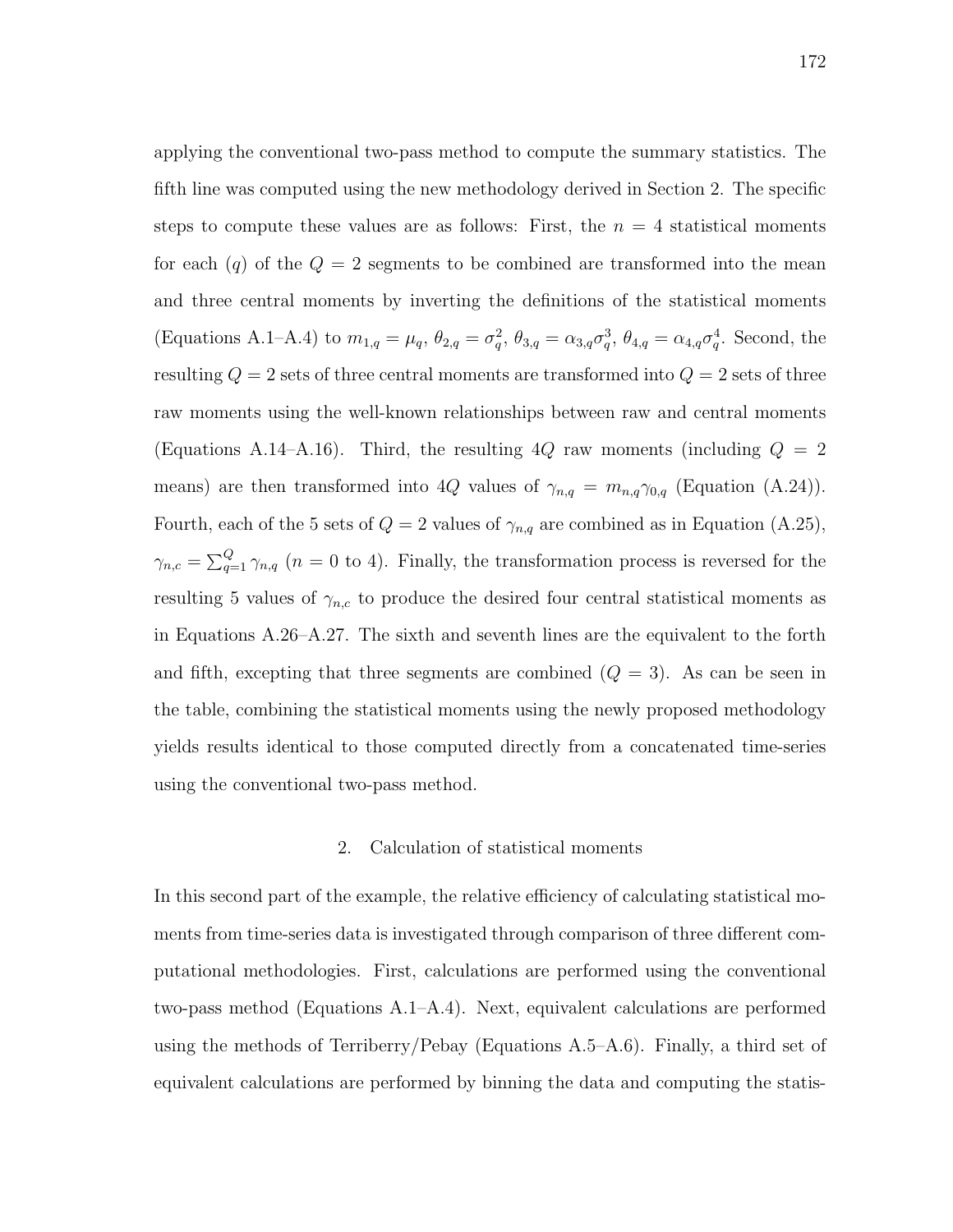applying the conventional two-pass method to compute the summary statistics. The fifth line was computed using the new methodology derived in Section 2. The specific steps to compute these values are as follows: First, the $n = 4$ statistical moments for each ($q$) of the $Q = 2$ segments to be combined are transformed into the mean and three central moments by inverting the definitions of the statistical moments (Equations A.1–A.4) to $m_{1,q} = \mu_q$, $\theta_{2,q} = \sigma_q^2$, $\theta_{3,q} = \alpha_{3,q}\sigma_q^3$, $\theta_{4,q} = \alpha_{4,q}\sigma_q^4$. Second, the resulting $Q = 2$ sets of three central moments are transformed into $Q = 2$ sets of three raw moments using the well-known relationships between raw and central moments (Equations A.14–A.16). Third, the resulting $4Q$ raw moments (including $Q = 2$ means) are then transformed into $4Q$ values of $\gamma_{n,q} = m_{n,q}\gamma_{0,q}$ (Equation (A.24)). Fourth, each of the 5 sets of $Q = 2$ values of $\gamma_{n,q}$ are combined as in Equation (A.25), $\gamma_{n,c} = \sum_{q=1}^{Q} \gamma_{n,q}$ ($n = 0$ to 4). Finally, the transformation process is reversed for the resulting 5 values of $\gamma_{n,c}$ to produce the desired four central statistical moments as in Equations A.26–A.27. The sixth and seventh lines are the equivalent to the forth and fifth, excepting that three segments are combined ($Q = 3$). As can be seen in the table, combining the statistical moments using the newly proposed methodology yields results identical to those computed directly from a concatenated time-series using the conventional two-pass method.

## 2. Calculation of statistical moments

In this second part of the example, the relative efficiency of calculating statistical moments from time-series data is investigated through comparison of three different computational methodologies. First, calculations are performed using the conventional two-pass method (Equations A.1–A.4). Next, equivalent calculations are performed using the methods of Terriberry/Pebay (Equations A.5–A.6). Finally, a third set of equivalent calculations are performed by binning the data and computing the statis-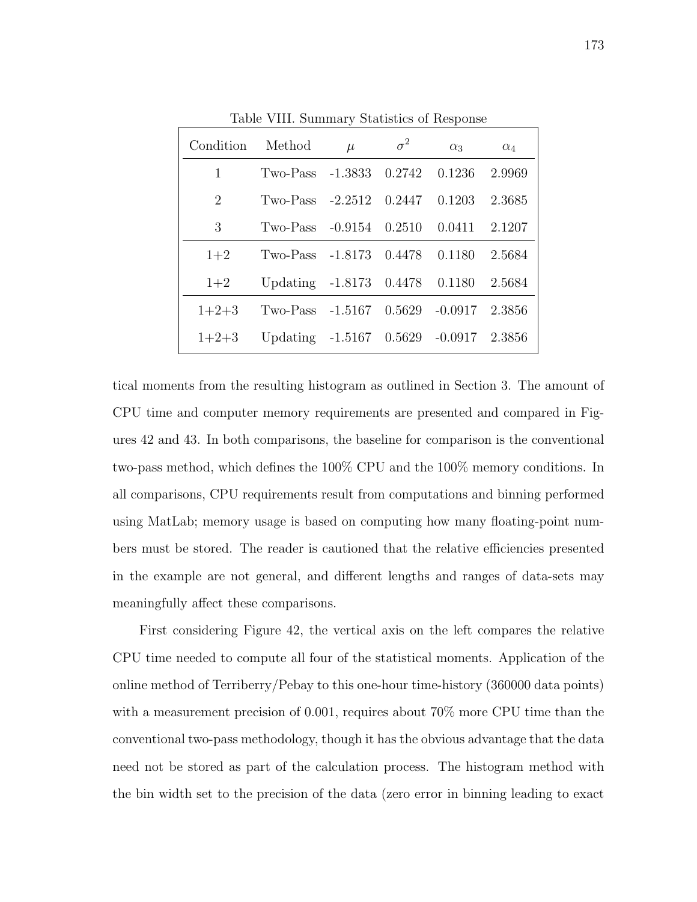Table VIII. Summary Statistics of Response

| Condition | Method | $\mu$ | $\sigma^2$ | $\alpha_3$ | $\alpha_4$ |
|---|---|---|---|---|---|
| 1 | Two-Pass | -1.3833 | 0.2742 | 0.1236 | 2.9969 |
| 2 | Two-Pass | -2.2512 | 0.2447 | 0.1203 | 2.3685 |
| 3 | Two-Pass | -0.9154 | 0.2510 | 0.0411 | 2.1207 |
| 1+2 | Two-Pass | -1.8173 | 0.4478 | 0.1180 | 2.5684 |
| 1+2 | Updating | -1.8173 | 0.4478 | 0.1180 | 2.5684 |
| 1+2+3 | Two-Pass | -1.5167 | 0.5629 | -0.0917 | 2.3856 |
| 1+2+3 | Updating | -1.5167 | 0.5629 | -0.0917 | 2.3856 |

tical moments from the resulting histogram as outlined in Section 3. The amount of CPU time and computer memory requirements are presented and compared in Figures 42 and 43. In both comparisons, the baseline for comparison is the conventional two-pass method, which defines the 100% CPU and the 100% memory conditions. In all comparisons, CPU requirements result from computations and binning performed using MatLab; memory usage is based on computing how many floating-point numbers must be stored. The reader is cautioned that the relative efficiencies presented in the example are not general, and different lengths and ranges of data-sets may meaningfully affect these comparisons.

First considering Figure 42, the vertical axis on the left compares the relative CPU time needed to compute all four of the statistical moments. Application of the online method of Terriberry/Pebay to this one-hour time-history (360000 data points) with a measurement precision of 0.001, requires about 70% more CPU time than the conventional two-pass methodology, though it has the obvious advantage that the data need not be stored as part of the calculation process. The histogram method with the bin width set to the precision of the data (zero error in binning leading to exact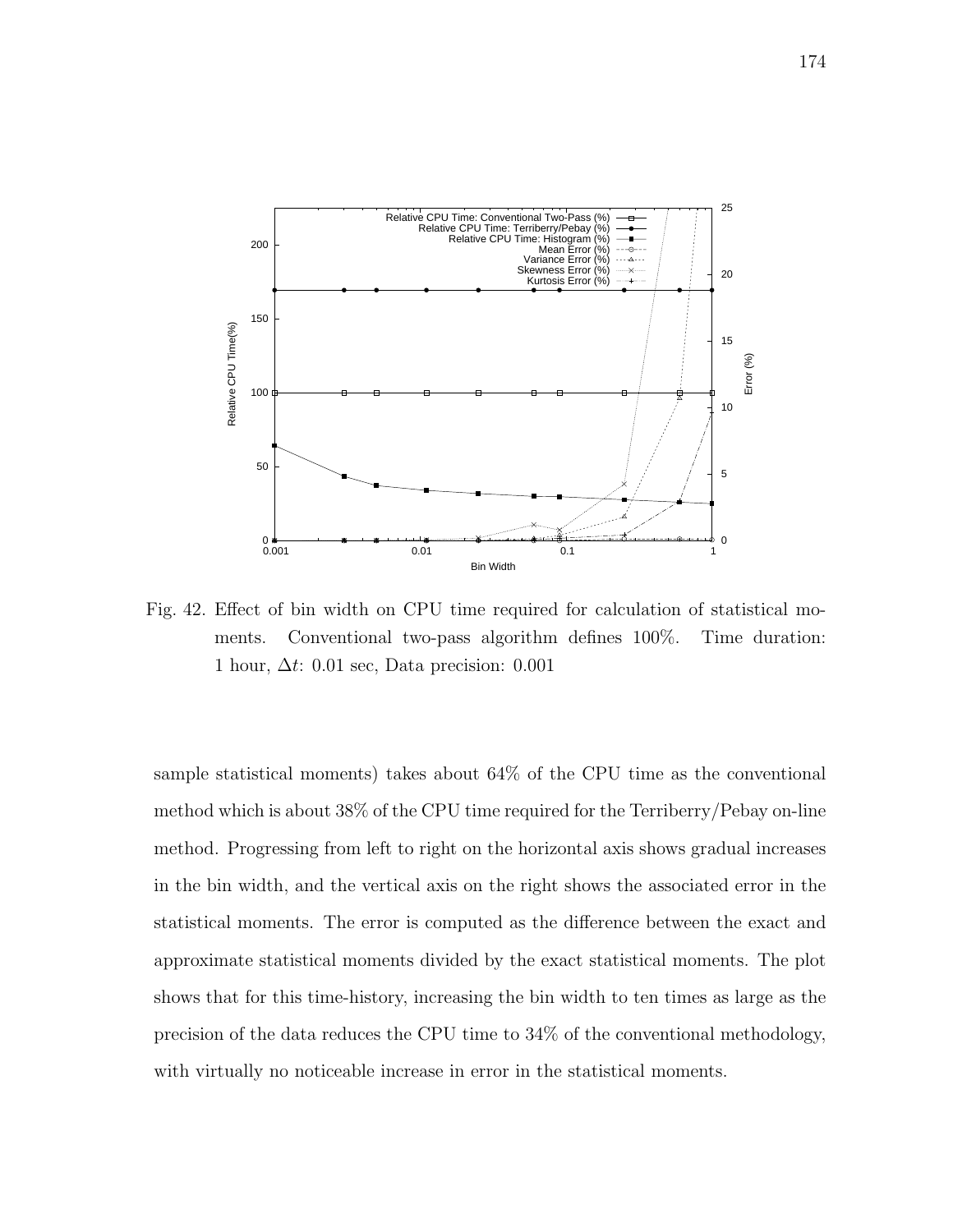Fig. 42. Effect of bin width on CPU time required for calculation of statistical moments. Conventional two-pass algorithm defines 100%. Time duration: 1 hour, $\Delta t$: 0.01 sec, Data precision: 0.001

sample statistical moments) takes about 64% of the CPU time as the conventional method which is about 38% of the CPU time required for the Terriberry/Pebay on-line method. Progressing from left to right on the horizontal axis shows gradual increases in the bin width, and the vertical axis on the right shows the associated error in the statistical moments. The error is computed as the difference between the exact and approximate statistical moments divided by the exact statistical moments. The plot shows that for this time-history, increasing the bin width to ten times as large as the precision of the data reduces the CPU time to 34% of the conventional methodology, with virtually no noticeable increase in error in the statistical moments.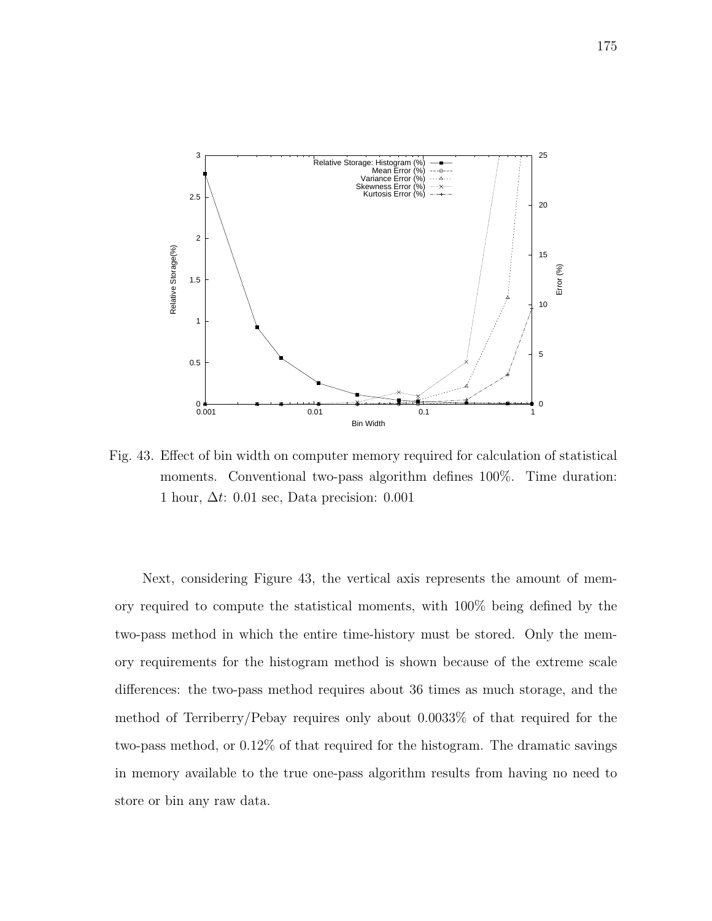Fig. 43. Effect of bin width on computer memory required for calculation of statistical moments. Conventional two-pass algorithm defines 100%. Time duration: 1 hour, $\Delta t$: 0.01 sec, Data precision: 0.001

Next, considering Figure 43, the vertical axis represents the amount of memory required to compute the statistical moments, with 100% being defined by the two-pass method in which the entire time-history must be stored. Only the memory requirements for the histogram method is shown because of the extreme scale differences: the two-pass method requires about 36 times as much storage, and the method of Terriberry/Pebay requires only about 0.0033% of that required for the two-pass method, or 0.12% of that required for the histogram. The dramatic savings in memory available to the true one-pass algorithm results from having no need to store or bin any raw data.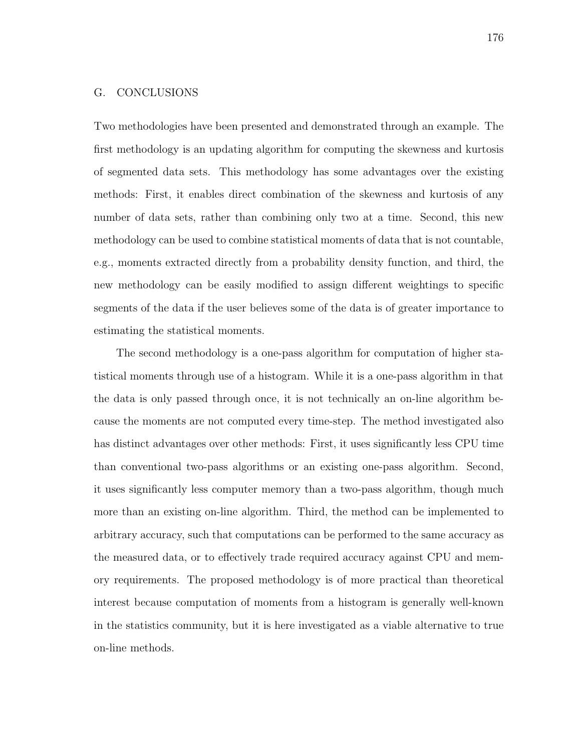## G. CONCLUSIONS

Two methodologies have been presented and demonstrated through an example. The first methodology is an updating algorithm for computing the skewness and kurtosis of segmented data sets. This methodology has some advantages over the existing methods: First, it enables direct combination of the skewness and kurtosis of any number of data sets, rather than combining only two at a time. Second, this new methodology can be used to combine statistical moments of data that is not countable, e.g., moments extracted directly from a probability density function, and third, the new methodology can be easily modified to assign different weightings to specific segments of the data if the user believes some of the data is of greater importance to estimating the statistical moments.

The second methodology is a one-pass algorithm for computation of higher statistical moments through use of a histogram. While it is a one-pass algorithm in that the data is only passed through once, it is not technically an on-line algorithm because the moments are not computed every time-step. The method investigated also has distinct advantages over other methods: First, it uses significantly less CPU time than conventional two-pass algorithms or an existing one-pass algorithm. Second, it uses significantly less computer memory than a two-pass algorithm, though much more than an existing on-line algorithm. Third, the method can be implemented to arbitrary accuracy, such that computations can be performed to the same accuracy as the measured data, or to effectively trade required accuracy against CPU and memory requirements. The proposed methodology is of more practical than theoretical interest because computation of moments from a histogram is generally well-known in the statistics community, but it is here investigated as a viable alternative to true on-line methods.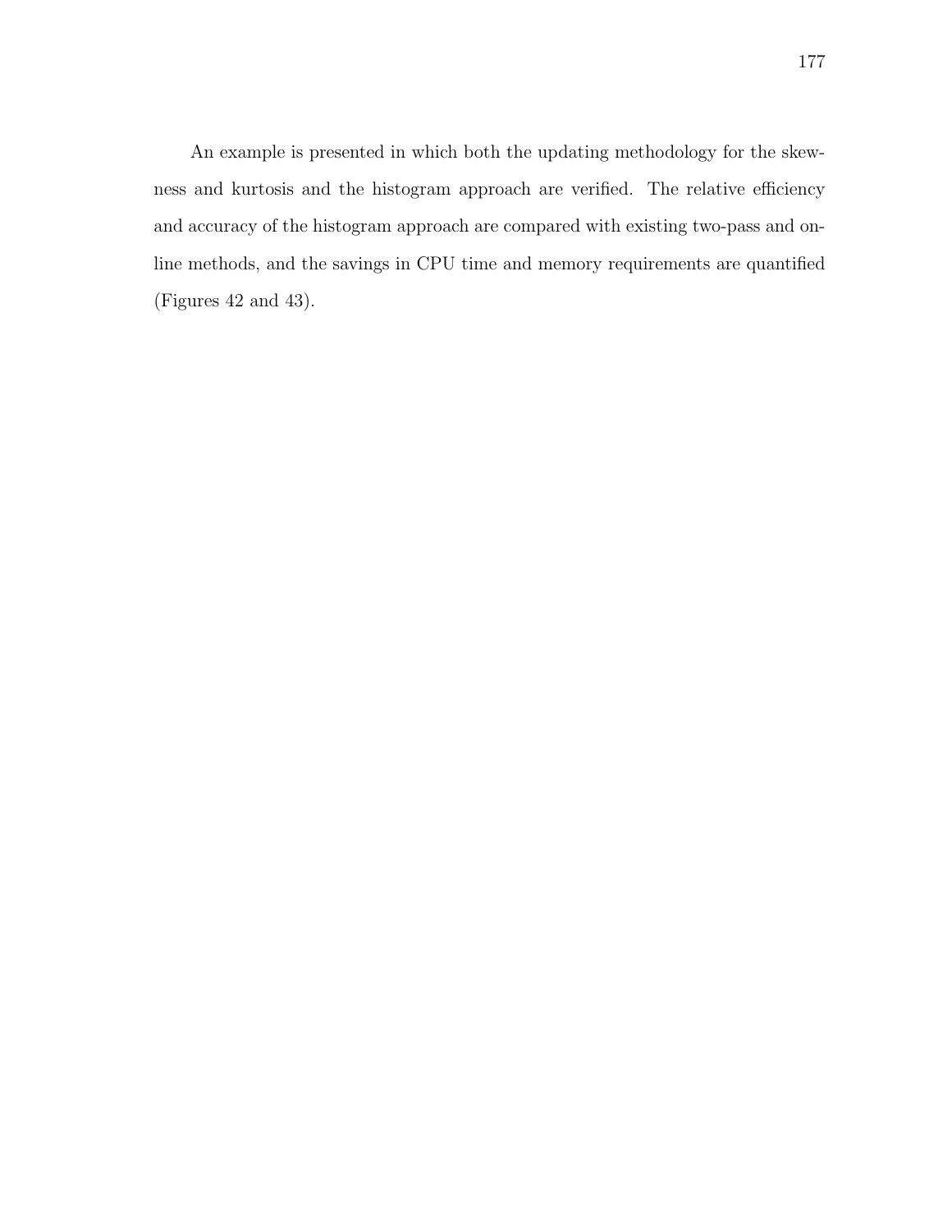An example is presented in which both the updating methodology for the skewness and kurtosis and the histogram approach are verified. The relative efficiency and accuracy of the histogram approach are compared with existing two-pass and online methods, and the savings in CPU time and memory requirements are quantified (Figures 42 and 43).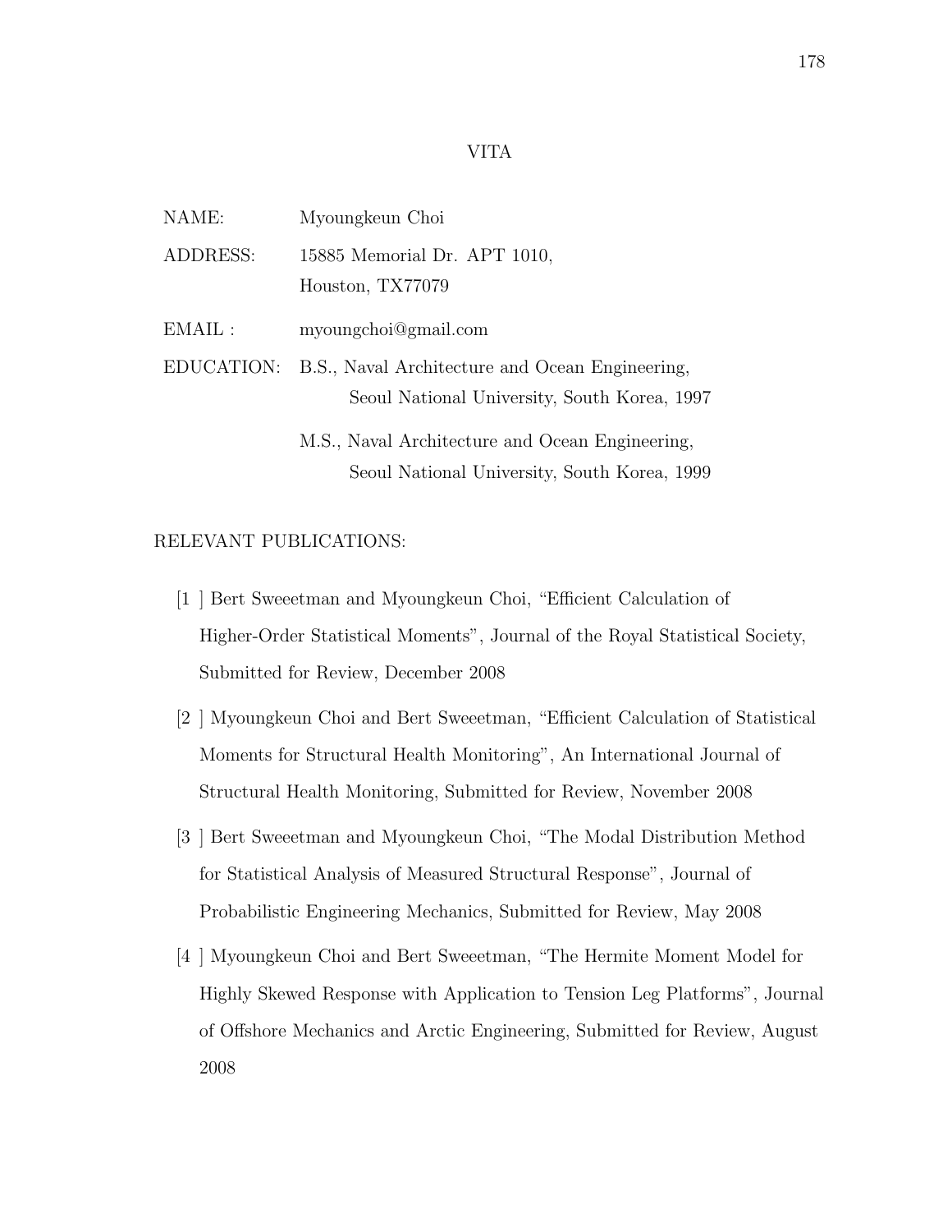# VITA

NAME: Myoungkeun Choi

ADDRESS: 15885 Memorial Dr. APT 1010,
Houston, TX77079

EMAIL : myoungchoi@gmail.com

EDUCATION: B.S., Naval Architecture and Ocean Engineering,
Seoul National University, South Korea, 1997

M.S., Naval Architecture and Ocean Engineering,
Seoul National University, South Korea, 1999

RELEVANT PUBLICATIONS:

[1 ] Bert Sweeetman and Myoungkeun Choi, "Efficient Calculation of Higher-Order Statistical Moments", Journal of the Royal Statistical Society, Submitted for Review, December 2008

[2 ] Myoungkeun Choi and Bert Sweeetman, "Efficient Calculation of Statistical Moments for Structural Health Monitoring", An International Journal of Structural Health Monitoring, Submitted for Review, November 2008

[3 ] Bert Sweeetman and Myoungkeun Choi, "The Modal Distribution Method for Statistical Analysis of Measured Structural Response", Journal of Probabilistic Engineering Mechanics, Submitted for Review, May 2008

[4 ] Myoungkeun Choi and Bert Sweeetman, "The Hermite Moment Model for Highly Skewed Response with Application to Tension Leg Platforms", Journal of Offshore Mechanics and Arctic Engineering, Submitted for Review, August 2008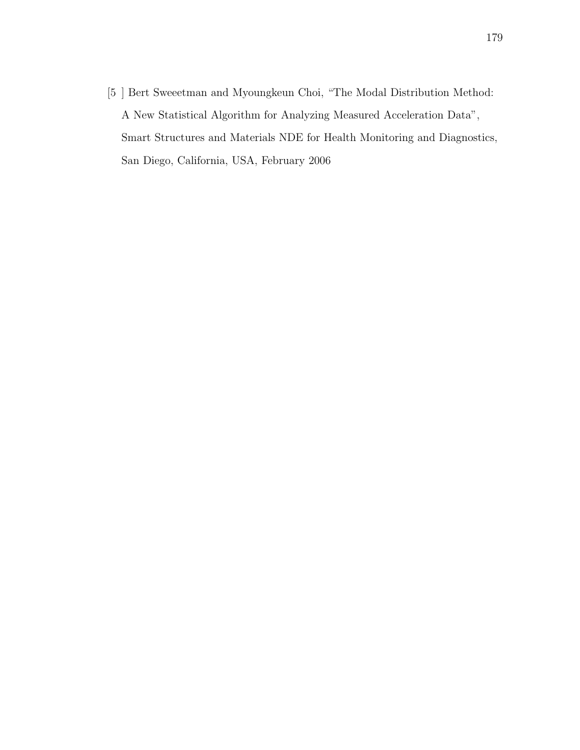[5 ] Bert Sweeetman and Myoungkeun Choi, "The Modal Distribution Method: A New Statistical Algorithm for Analyzing Measured Acceleration Data", Smart Structures and Materials NDE for Health Monitoring and Diagnostics, San Diego, California, USA, February 2006